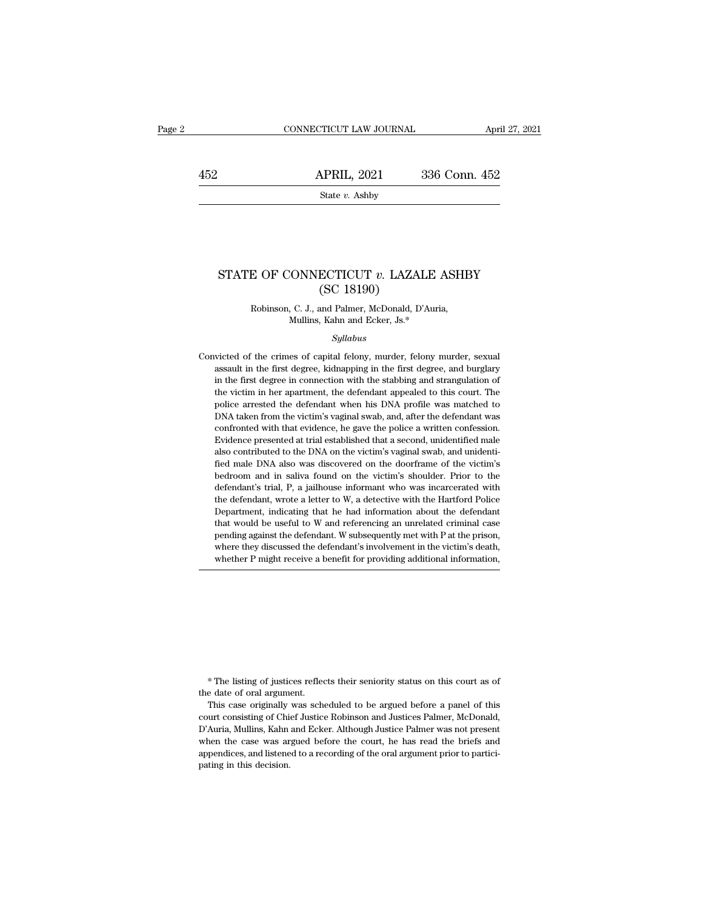# STATE OF CONNECTICUT *v.* LAZALE ASHBY (SC 18190)

Robinson, C. J., and Palmer, McDonald, D'Auria, Mullins, Kahn and Ecker, Js.*

*Syllabus*

Convicted of the crimes of capital felony, murder, felony murder, sexual assault in the first degree, kidnapping in the first degree, and burglary in the first degree in connection with the stabbing and strangulation of the victim in her apartment, the defendant appealed to this court. The police arrested the defendant when his DNA profile was matched to DNA taken from the victim's vaginal swab, and, after the defendant was confronted with that evidence, he gave the police a written confession. Evidence presented at trial established that a second, unidentified male also contributed to the DNA on the victim's vaginal swab, and unidentified male DNA also was discovered on the doorframe of the victim's bedroom and in saliva found on the victim's shoulder. Prior to the defendant's trial, P, a jailhouse informant who was incarcerated with the defendant, wrote a letter to W, a detective with the Hartford Police Department, indicating that he had information about the defendant that would be useful to W and referencing an unrelated criminal case pending against the defendant. W subsequently met with P at the prison, where they discussed the defendant's involvement in the victim's death, whether P might receive a benefit for providing additional information,

\* The listing of justices reflects their seniority status on this court as of the date of oral argument.

This case originally was scheduled to be argued before a panel of this court consisting of Chief Justice Robinson and Justices Palmer, McDonald, D'Auria, Mullins, Kahn and Ecker. Although Justice Palmer was not present when the case was argued before the court, he has read the briefs and appendices, and listened to a recording of the oral argument prior to participating in this decision.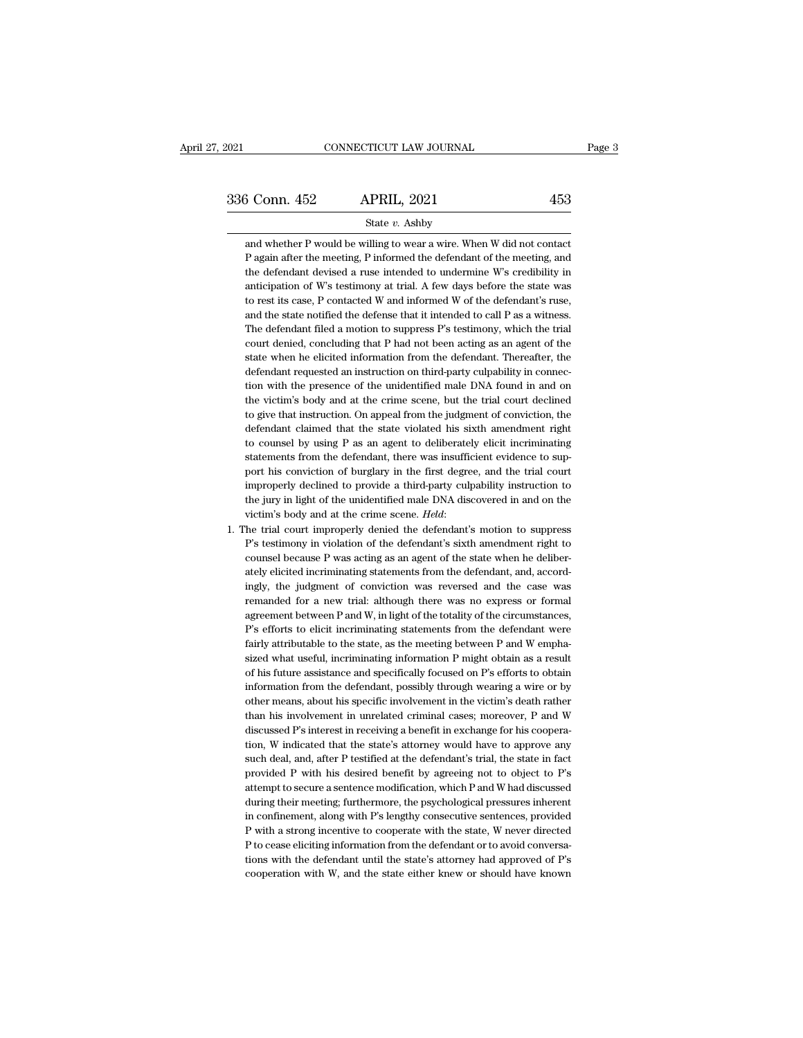and whether P would be willing to wear a wire. When W did not contact P again after the meeting, P informed the defendant of the meeting, and the defendant devised a ruse intended to undermine W's credibility in anticipation of W's testimony at trial. A few days before the state was to rest its case, P contacted W and informed W of the defendant's ruse, and the state notified the defense that it intended to call P as a witness. The defendant filed a motion to suppress P's testimony, which the trial court denied, concluding that P had not been acting as an agent of the state when he elicited information from the defendant. Thereafter, the defendant requested an instruction on third-party culpability in connection with the presence of the unidentified male DNA found in and on the victim's body and at the crime scene, but the trial court declined to give that instruction. On appeal from the judgment of conviction, the defendant claimed that the state violated his sixth amendment right to counsel by using P as an agent to deliberately elicit incriminating statements from the defendant, there was insufficient evidence to support his conviction of burglary in the first degree, and the trial court improperly declined to provide a third-party culpability instruction to the jury in light of the unidentified male DNA discovered in and on the victim's body and at the crime scene. *Held*:

1. The trial court improperly denied the defendant's motion to suppress P's testimony in violation of the defendant's sixth amendment right to counsel because P was acting as an agent of the state when he deliberately elicited incriminating statements from the defendant, and, accordingly, the judgment of conviction was reversed and the case was remanded for a new trial: although there was no express or formal agreement between P and W, in light of the totality of the circumstances, P's efforts to elicit incriminating statements from the defendant were fairly attributable to the state, as the meeting between P and W emphasized what useful, incriminating information P might obtain as a result of his future assistance and specifically focused on P's efforts to obtain information from the defendant, possibly through wearing a wire or by other means, about his specific involvement in the victim's death rather than his involvement in unrelated criminal cases; moreover, P and W discussed P's interest in receiving a benefit in exchange for his cooperation, W indicated that the state's attorney would have to approve any such deal, and, after P testified at the defendant's trial, the state in fact provided P with his desired benefit by agreeing not to object to P's attempt to secure a sentence modification, which P and W had discussed during their meeting; furthermore, the psychological pressures inherent in confinement, along with P's lengthy consecutive sentences, provided P with a strong incentive to cooperate with the state, W never directed P to cease eliciting information from the defendant or to avoid conversations with the defendant until the state's attorney had approved of P's cooperation with W, and the state either knew or should have known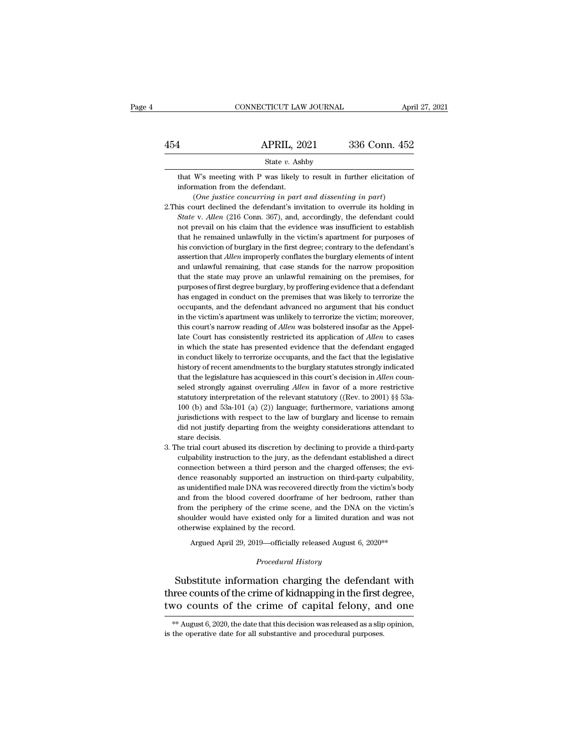that W's meeting with P was likely to result in further elicitation of information from the defendant.

(*One justice concurring in part and dissenting in part*)

2. This court declined the defendant's invitation to overrule its holding in *State* v. *Allen* (216 Conn. 367), and, accordingly, the defendant could not prevail on his claim that the evidence was insufficient to establish that he remained unlawfully in the victim's apartment for purposes of his conviction of burglary in the first degree; contrary to the defendant's assertion that *Allen* improperly conflates the burglary elements of intent and unlawful remaining, that case stands for the narrow proposition that the state may prove an unlawful remaining on the premises, for purposes of first degree burglary, by proffering evidence that a defendant has engaged in conduct on the premises that was likely to terrorize the occupants, and the defendant advanced no argument that his conduct in the victim's apartment was unlikely to terrorize the victim; moreover, this court's narrow reading of *Allen* was bolstered insofar as the Appellate Court has consistently restricted its application of *Allen* to cases in which the state has presented evidence that the defendant engaged in conduct likely to terrorize occupants, and the fact that the legislative history of recent amendments to the burglary statutes strongly indicated that the legislature has acquiesced in this court's decision in *Allen* counseled strongly against overruling *Allen* in favor of a more restrictive statutory interpretation of the relevant statutory ((Rev. to 2001) §§ 53a-100 (b) and 53a-101 (a) (2)) language; furthermore, variations among jurisdictions with respect to the law of burglary and license to remain did not justify departing from the weighty considerations attendant to stare decisis.

3. The trial court abused its discretion by declining to provide a third-party culpability instruction to the jury, as the defendant established a direct connection between a third person and the charged offenses; the evidence reasonably supported an instruction on third-party culpability, as unidentified male DNA was recovered directly from the victim's body and from the blood covered doorframe of her bedroom, rather than from the periphery of the crime scene, and the DNA on the victim's shoulder would have existed only for a limited duration and was not otherwise explained by the record.

Argued April 29, 2019—officially released August 6, 2020**

*Procedural History*

Substitute information charging the defendant with three counts of the crime of kidnapping in the first degree, two counts of the crime of capital felony, and one

** August 6, 2020, the date that this decision was released as a slip opinion, is the operative date for all substantive and procedural purposes.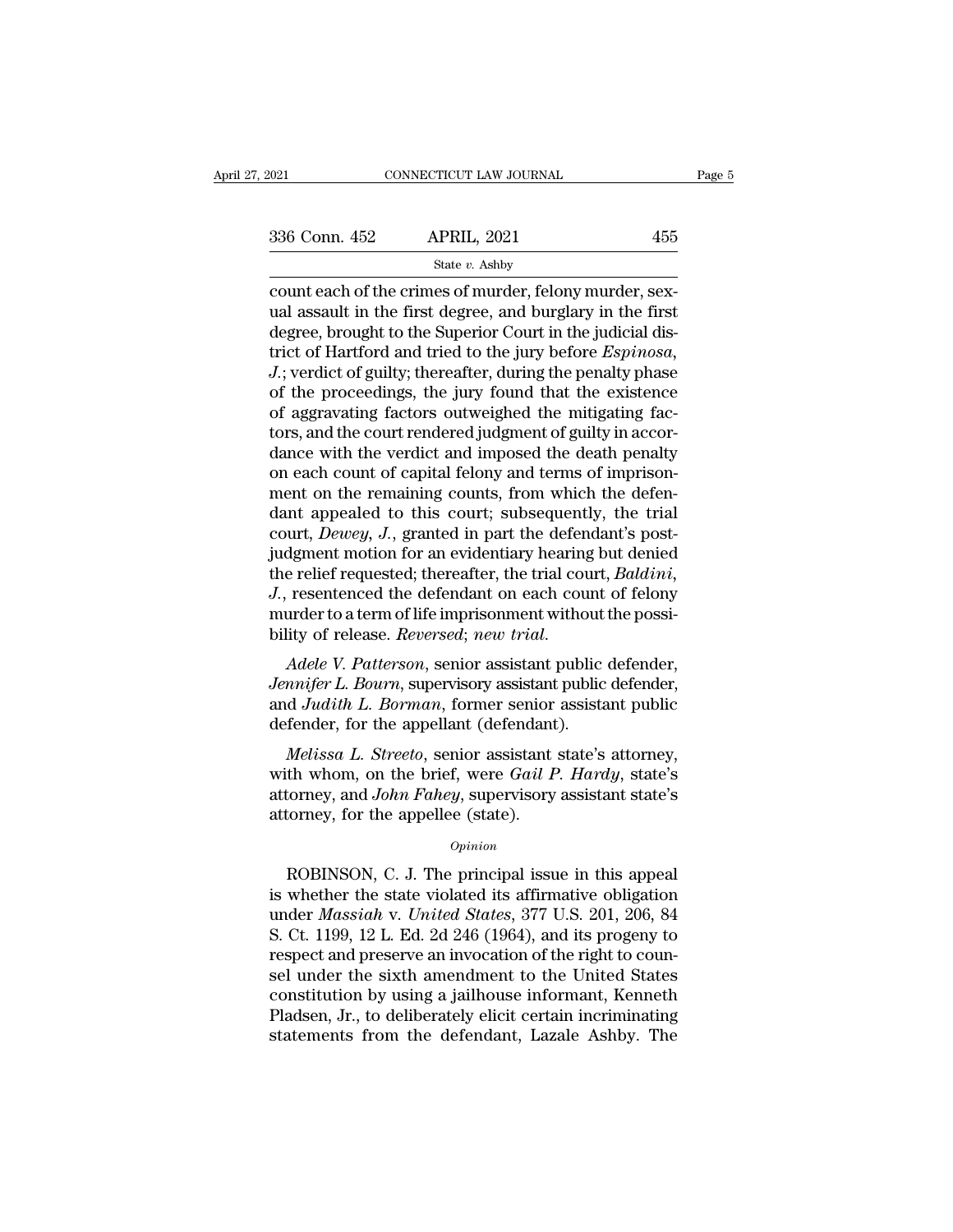count each of the crimes of murder, felony murder, sexual assault in the first degree, and burglary in the first degree, brought to the Superior Court in the judicial district of Hartford and tried to the jury before *Espinosa, J.*; verdict of guilty; thereafter, during the penalty phase of the proceedings, the jury found that the existence of aggravating factors outweighed the mitigating factors, and the court rendered judgment of guilty in accordance with the verdict and imposed the death penalty on each count of capital felony and terms of imprisonment on the remaining counts, from which the defendant appealed to this court; subsequently, the trial court, *Dewey, J.*, granted in part the defendant's post-judgment motion for an evidentiary hearing but denied the relief requested; thereafter, the trial court, *Baldini, J.*, resentenced the defendant on each count of felony murder to a term of life imprisonment without the possibility of release. *Reversed*; *new trial*.

*Adele V. Patterson*, senior assistant public defender, *Jennifer L. Bourn*, supervisory assistant public defender, and *Judith L. Borman*, former senior assistant public defender, for the appellant (defendant).

*Melissa L. Streeto*, senior assistant state's attorney, with whom, on the brief, were *Gail P. Hardy*, state's attorney, and *John Fahey*, supervisory assistant state's attorney, for the appellee (state).

*Opinion*

ROBINSON, C. J. The principal issue in this appeal is whether the state violated its affirmative obligation under *Massiah* v. *United States*, 377 U.S. 201, 206, 84 S. Ct. 1199, 12 L. Ed. 2d 246 (1964), and its progeny to respect and preserve an invocation of the right to counsel under the sixth amendment to the United States constitution by using a jailhouse informant, Kenneth Pladsen, Jr., to deliberately elicit certain incriminating statements from the defendant, Lazale Ashby. The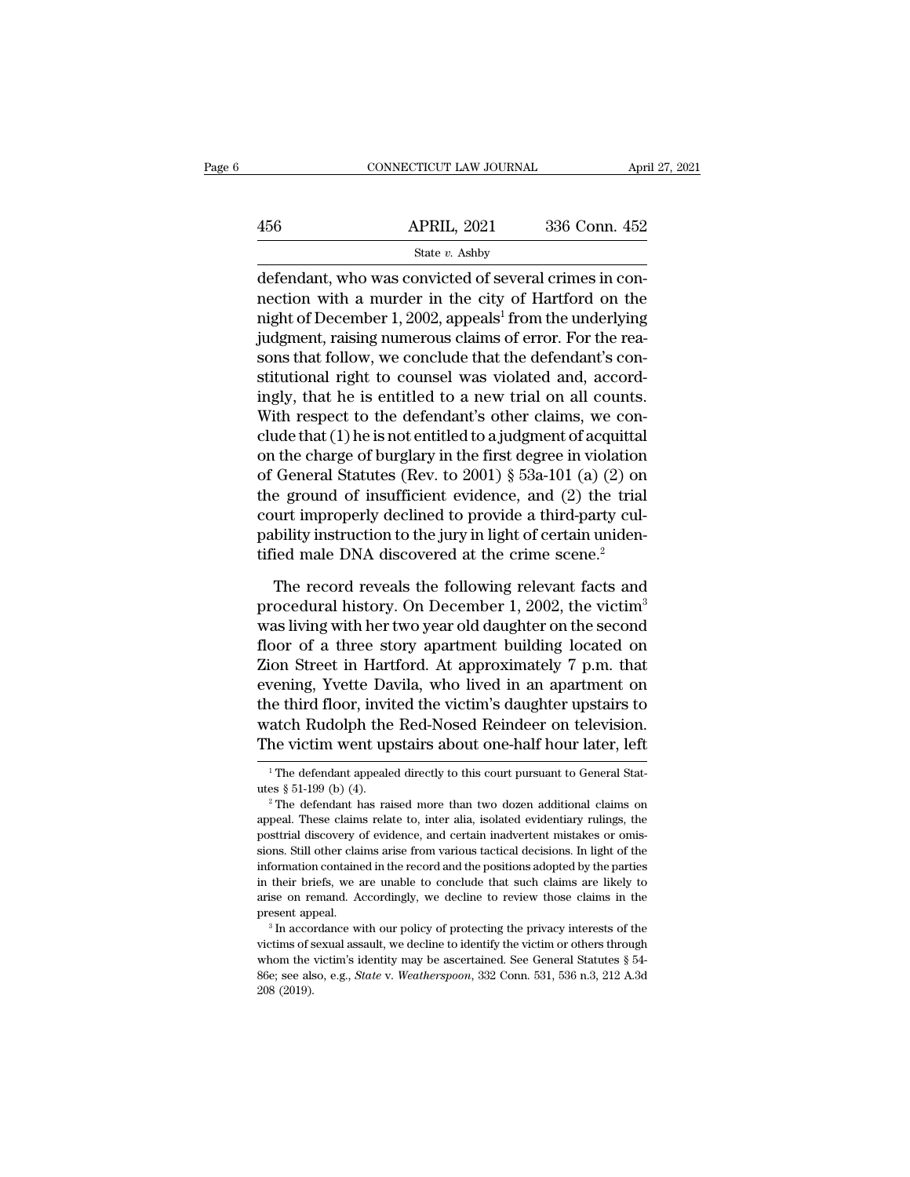defendant, who was convicted of several crimes in connection with a murder in the city of Hartford on the night of December 1, 2002, appeals[1] from the underlying judgment, raising numerous claims of error. For the reasons that follow, we conclude that the defendant's constitutional right to counsel was violated and, accordingly, that he is entitled to a new trial on all counts. With respect to the defendant's other claims, we conclude that (1) he is not entitled to a judgment of acquittal on the charge of burglary in the first degree in violation of General Statutes (Rev. to 2001) § 53a-101 (a) (2) on the ground of insufficient evidence, and (2) the trial court improperly declined to provide a third-party culpability instruction to the jury in light of certain unidentified male DNA discovered at the crime scene.[2]

The record reveals the following relevant facts and procedural history. On December 1, 2002, the victim[3] was living with her two year old daughter on the second floor of a three story apartment building located on Zion Street in Hartford. At approximately 7 p.m. that evening, Yvette Davila, who lived in an apartment on the third floor, invited the victim's daughter upstairs to watch Rudolph the Red-Nosed Reindeer on television. The victim went upstairs about one-half hour later, left

[1] The defendant appealed directly to this court pursuant to General Statutes § 51-199 (b) (4).

[2] The defendant has raised more than two dozen additional claims on appeal. These claims relate to, inter alia, isolated evidentiary rulings, the posttrial discovery of evidence, and certain inadvertent mistakes or omissions. Still other claims arise from various tactical decisions. In light of the information contained in the record and the positions adopted by the parties in their briefs, we are unable to conclude that such claims are likely to arise on remand. Accordingly, we decline to review those claims in the present appeal.

[3] In accordance with our policy of protecting the privacy interests of the victims of sexual assault, we decline to identify the victim or others through whom the victim's identity may be ascertained. See General Statutes § 54-86e; see also, e.g., *State* v. *Weatherspoon*, 332 Conn. 531, 536 n.3, 212 A.3d 208 (2019).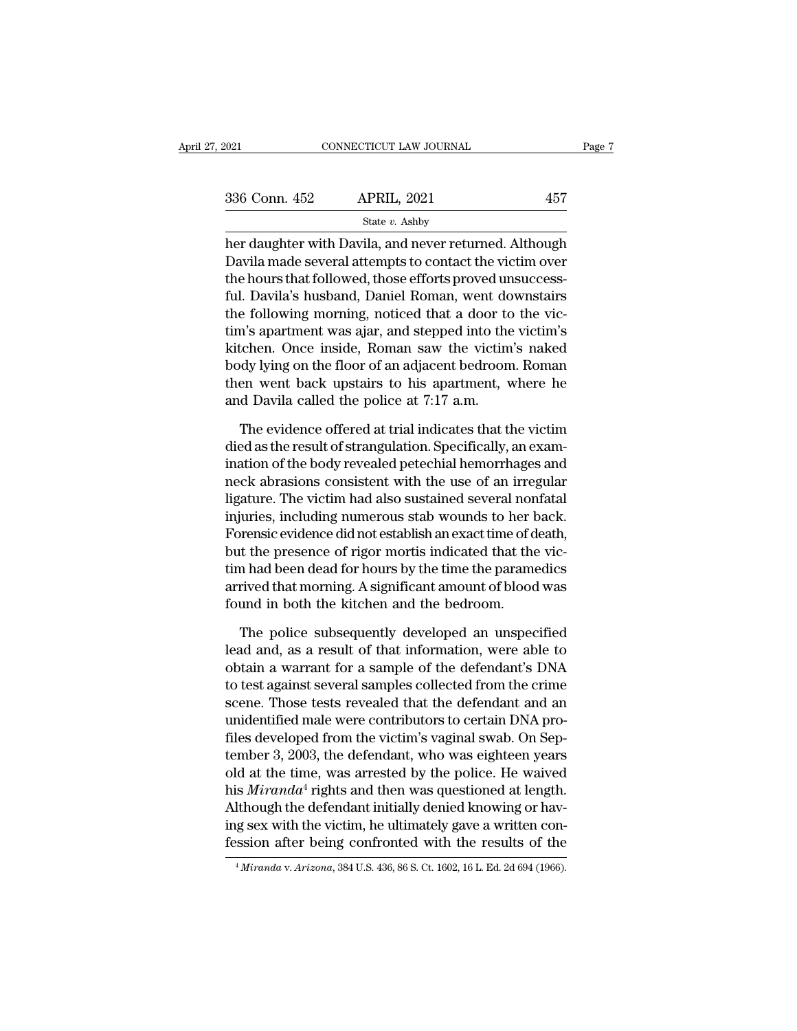her daughter with Davila, and never returned. Although Davila made several attempts to contact the victim over the hours that followed, those efforts proved unsuccessful. Davila's husband, Daniel Roman, went downstairs the following morning, noticed that a door to the victim's apartment was ajar, and stepped into the victim's kitchen. Once inside, Roman saw the victim's naked body lying on the floor of an adjacent bedroom. Roman then went back upstairs to his apartment, where he and Davila called the police at 7:17 a.m.

The evidence offered at trial indicates that the victim died as the result of strangulation. Specifically, an examination of the body revealed petechial hemorrhages and neck abrasions consistent with the use of an irregular ligature. The victim had also sustained several nonfatal injuries, including numerous stab wounds to her back. Forensic evidence did not establish an exact time of death, but the presence of rigor mortis indicated that the victim had been dead for hours by the time the paramedics arrived that morning. A significant amount of blood was found in both the kitchen and the bedroom.

The police subsequently developed an unspecified lead and, as a result of that information, were able to obtain a warrant for a sample of the defendant's DNA to test against several samples collected from the crime scene. Those tests revealed that the defendant and an unidentified male were contributors to certain DNA profiles developed from the victim's vaginal swab. On September 3, 2003, the defendant, who was eighteen years old at the time, was arrested by the police. He waived his *Miranda*[4] rights and then was questioned at length. Although the defendant initially denied knowing or having sex with the victim, he ultimately gave a written confession after being confronted with the results of the

[4] *Miranda* v. *Arizona*, 384 U.S. 436, 86 S. Ct. 1602, 16 L. Ed. 2d 694 (1966).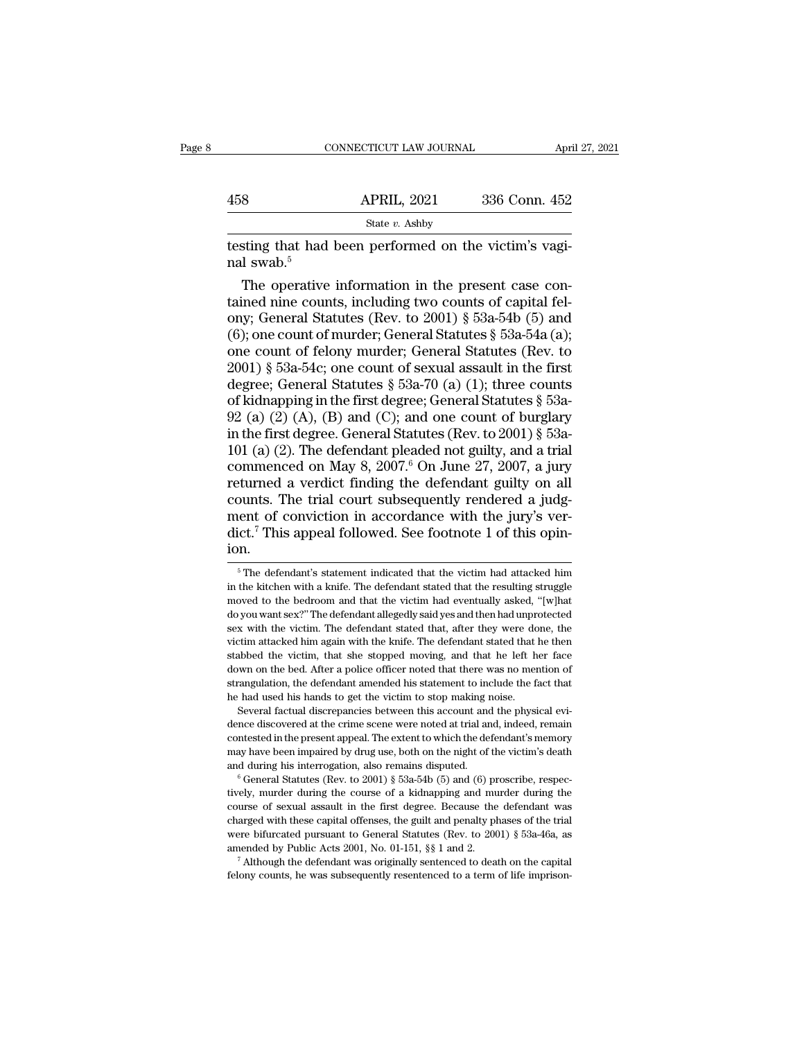testing that had been performed on the victim's vaginal swab.[5]

The operative information in the present case contained nine counts, including two counts of capital felony; General Statutes (Rev. to 2001) § 53a-54b (5) and (6); one count of murder; General Statutes § 53a-54a (a); one count of felony murder; General Statutes (Rev. to 2001) § 53a-54c; one count of sexual assault in the first degree; General Statutes § 53a-70 (a) (1); three counts of kidnapping in the first degree; General Statutes § 53a-92 (a) (2) (A), (B) and (C); and one count of burglary in the first degree. General Statutes (Rev. to 2001) § 53a-101 (a) (2). The defendant pleaded not guilty, and a trial commenced on May 8, 2007.[6] On June 27, 2007, a jury returned a verdict finding the defendant guilty on all counts. The trial court subsequently rendered a judgment of conviction in accordance with the jury's verdict.[7] This appeal followed. See footnote 1 of this opinion.

[5] The defendant's statement indicated that the victim had attacked him in the kitchen with a knife. The defendant stated that the resulting struggle moved to the bedroom and that the victim had eventually asked, "[w]hat do you want sex?" The defendant allegedly said yes and then had unprotected sex with the victim. The defendant stated that, after they were done, the victim attacked him again with the knife. The defendant stated that he then stabbed the victim, that she stopped moving, and that he left her face down on the bed. After a police officer noted that there was no mention of strangulation, the defendant amended his statement to include the fact that he had used his hands to get the victim to stop making noise.

Several factual discrepancies between this account and the physical evidence discovered at the crime scene were noted at trial and, indeed, remain contested in the present appeal. The extent to which the defendant's memory may have been impaired by drug use, both on the night of the victim's death and during his interrogation, also remains disputed.

[6] General Statutes (Rev. to 2001) § 53a-54b (5) and (6) proscribe, respectively, murder during the course of a kidnapping and murder during the course of sexual assault in the first degree. Because the defendant was charged with these capital offenses, the guilt and penalty phases of the trial were bifurcated pursuant to General Statutes (Rev. to 2001) § 53a-46a, as amended by Public Acts 2001, No. 01-151, §§ 1 and 2.

[7] Although the defendant was originally sentenced to death on the capital felony counts, he was subsequently resentenced to a term of life imprison-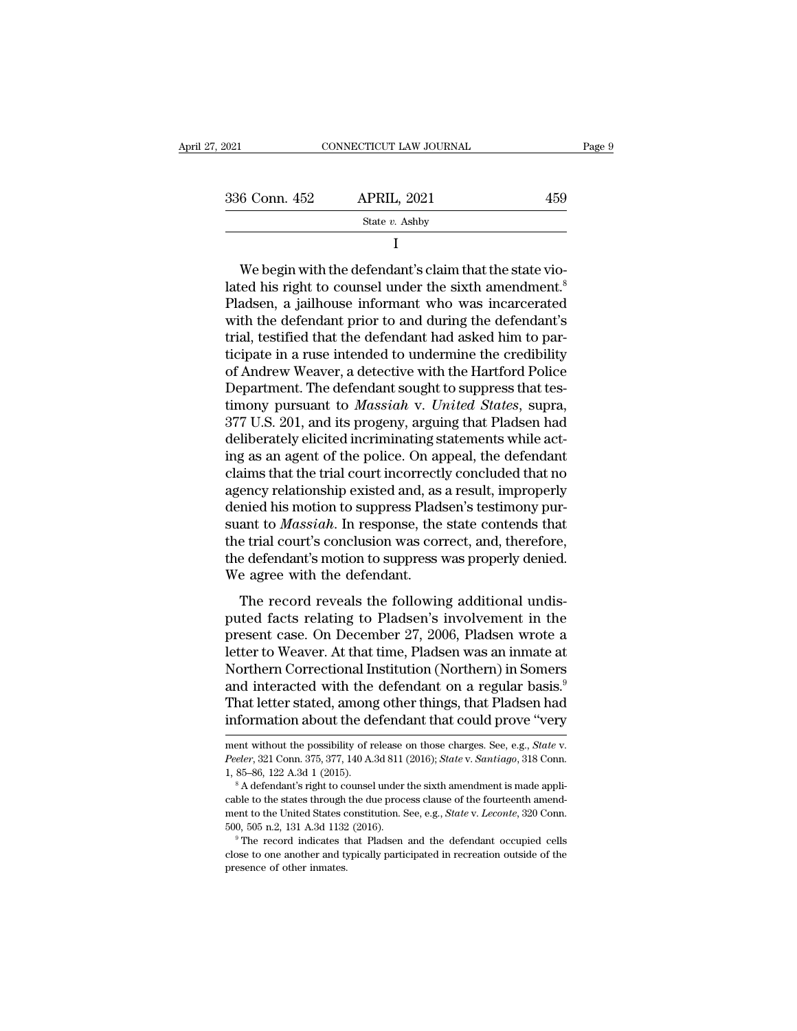I

We begin with the defendant's claim that the state violated his right to counsel under the sixth amendment.[8] Pladsen, a jailhouse informant who was incarcerated with the defendant prior to and during the defendant's trial, testified that the defendant had asked him to participate in a ruse intended to undermine the credibility of Andrew Weaver, a detective with the Hartford Police Department. The defendant sought to suppress that testimony pursuant to *Massiah* v. *United States*, supra, 377 U.S. 201, and its progeny, arguing that Pladsen had deliberately elicited incriminating statements while acting as an agent of the police. On appeal, the defendant claims that the trial court incorrectly concluded that no agency relationship existed and, as a result, improperly denied his motion to suppress Pladsen's testimony pursuant to *Massiah*. In response, the state contends that the trial court's conclusion was correct, and, therefore, the defendant's motion to suppress was properly denied. We agree with the defendant.

The record reveals the following additional undisputed facts relating to Pladsen's involvement in the present case. On December 27, 2006, Pladsen wrote a letter to Weaver. At that time, Pladsen was an inmate at Northern Correctional Institution (Northern) in Somers and interacted with the defendant on a regular basis.[9] That letter stated, among other things, that Pladsen had information about the defendant that could prove "very

ment without the possibility of release on those charges. See, e.g., *State* v. *Peeler*, 321 Conn. 375, 377, 140 A.3d 811 (2016); *State* v. *Santiago*, 318 Conn. 1, 85–86, 122 A.3d 1 (2015).

[8] A defendant's right to counsel under the sixth amendment is made applicable to the states through the due process clause of the fourteenth amendment to the United States constitution. See, e.g., *State* v. *Leconte*, 320 Conn. 500, 505 n.2, 131 A.3d 1132 (2016).

[9] The record indicates that Pladsen and the defendant occupied cells close to one another and typically participated in recreation outside of the presence of other inmates.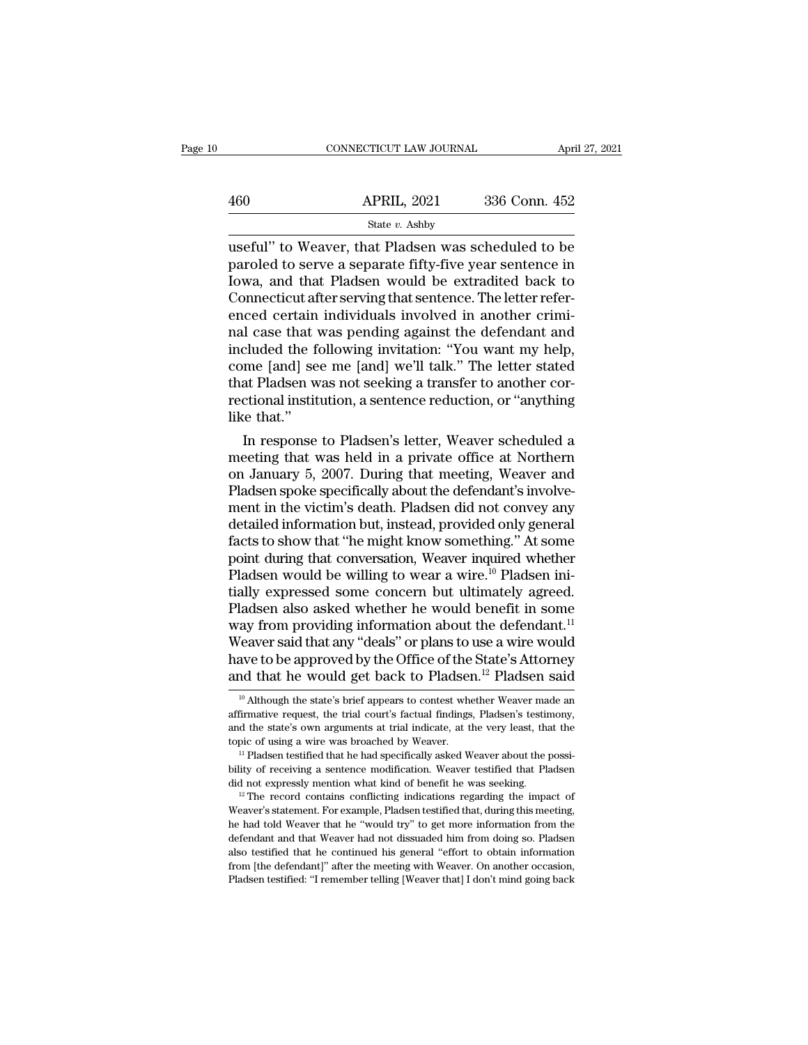useful" to Weaver, that Pladsen was scheduled to be paroled to serve a separate fifty-five year sentence in Iowa, and that Pladsen would be extradited back to Connecticut after serving that sentence. The letter referenced certain individuals involved in another criminal case that was pending against the defendant and included the following invitation: "You want my help, come [and] see me [and] we'll talk." The letter stated that Pladsen was not seeking a transfer to another correctional institution, a sentence reduction, or "anything like that."

In response to Pladsen's letter, Weaver scheduled a meeting that was held in a private office at Northern on January 5, 2007. During that meeting, Weaver and Pladsen spoke specifically about the defendant's involvement in the victim's death. Pladsen did not convey any detailed information but, instead, provided only general facts to show that "he might know something." At some point during that conversation, Weaver inquired whether Pladsen would be willing to wear a wire.[10] Pladsen initially expressed some concern but ultimately agreed. Pladsen also asked whether he would benefit in some way from providing information about the defendant.[11] Weaver said that any "deals" or plans to use a wire would have to be approved by the Office of the State's Attorney and that he would get back to Pladsen.[12] Pladsen said

[10] Although the state's brief appears to contest whether Weaver made an affirmative request, the trial court's factual findings, Pladsen's testimony, and the state's own arguments at trial indicate, at the very least, that the topic of using a wire was broached by Weaver.

[11] Pladsen testified that he had specifically asked Weaver about the possibility of receiving a sentence modification. Weaver testified that Pladsen did not expressly mention what kind of benefit he was seeking.

[12] The record contains conflicting indications regarding the impact of Weaver's statement. For example, Pladsen testified that, during this meeting, he had told Weaver that he "would try" to get more information from the defendant and that Weaver had not dissuaded him from doing so. Pladsen also testified that he continued his general "effort to obtain information from [the defendant]" after the meeting with Weaver. On another occasion, Pladsen testified: "I remember telling [Weaver that] I don't mind going back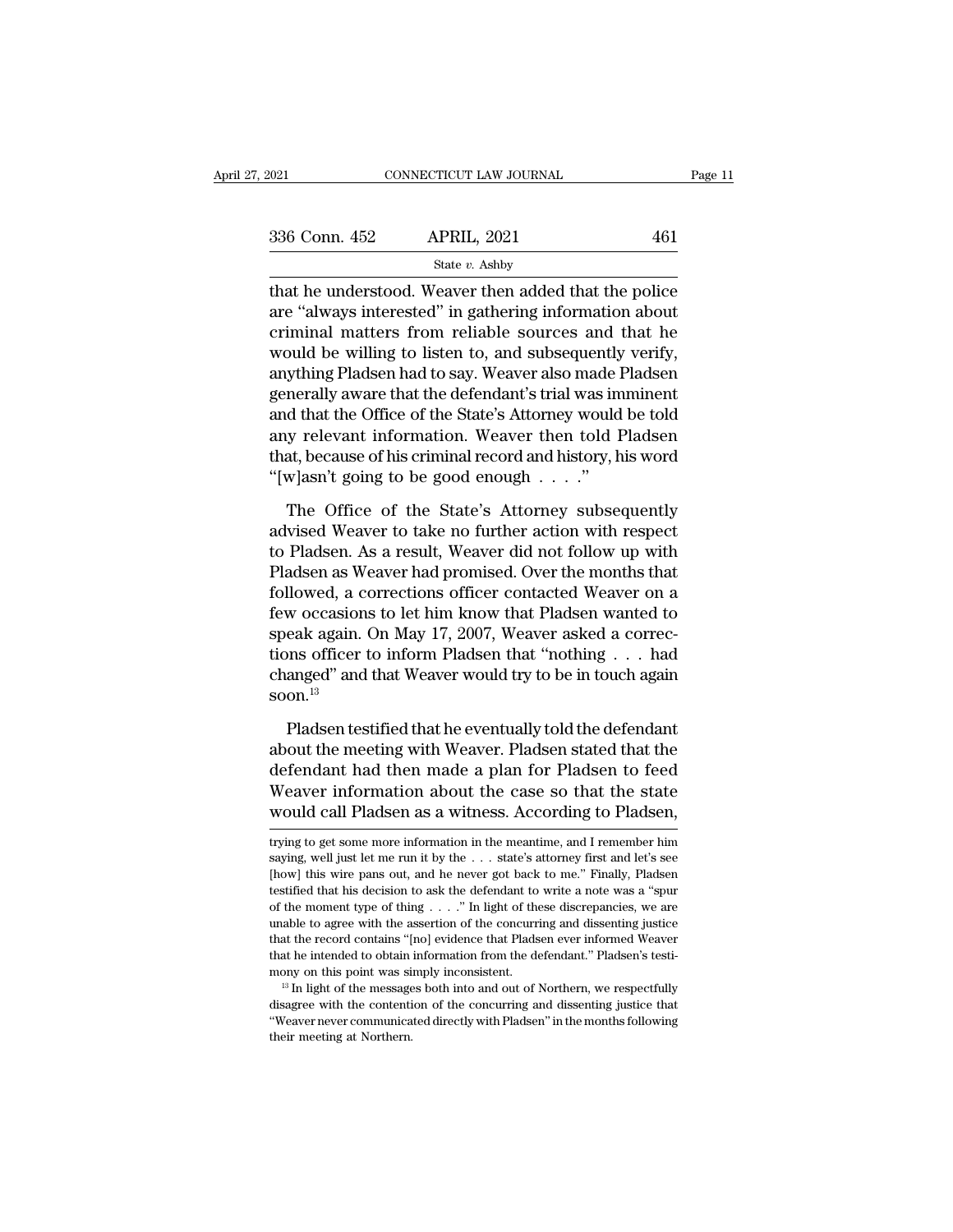that he understood. Weaver then added that the police are "always interested" in gathering information about criminal matters from reliable sources and that he would be willing to listen to, and subsequently verify, anything Pladsen had to say. Weaver also made Pladsen generally aware that the defendant's trial was imminent and that the Office of the State's Attorney would be told any relevant information. Weaver then told Pladsen that, because of his criminal record and history, his word "[w]asn't going to be good enough . . . ."

The Office of the State's Attorney subsequently advised Weaver to take no further action with respect to Pladsen. As a result, Weaver did not follow up with Pladsen as Weaver had promised. Over the months that followed, a corrections officer contacted Weaver on a few occasions to let him know that Pladsen wanted to speak again. On May 17, 2007, Weaver asked a corrections officer to inform Pladsen that "nothing . . . had changed" and that Weaver would try to be in touch again soon.[13]

Pladsen testified that he eventually told the defendant about the meeting with Weaver. Pladsen stated that the defendant had then made a plan for Pladsen to feed Weaver information about the case so that the state would call Pladsen as a witness. According to Pladsen,

trying to get some more information in the meantime, and I remember him saying, well just let me run it by the . . . state's attorney first and let's see [how] this wire pans out, and he never got back to me." Finally, Pladsen testified that his decision to ask the defendant to write a note was a "spur of the moment type of thing . . . ." In light of these discrepancies, we are unable to agree with the assertion of the concurring and dissenting justice that the record contains "[no] evidence that Pladsen ever informed Weaver that he intended to obtain information from the defendant." Pladsen's testimony on this point was simply inconsistent.

[13] In light of the messages both into and out of Northern, we respectfully disagree with the contention of the concurring and dissenting justice that "Weaver never communicated directly with Pladsen" in the months following their meeting at Northern.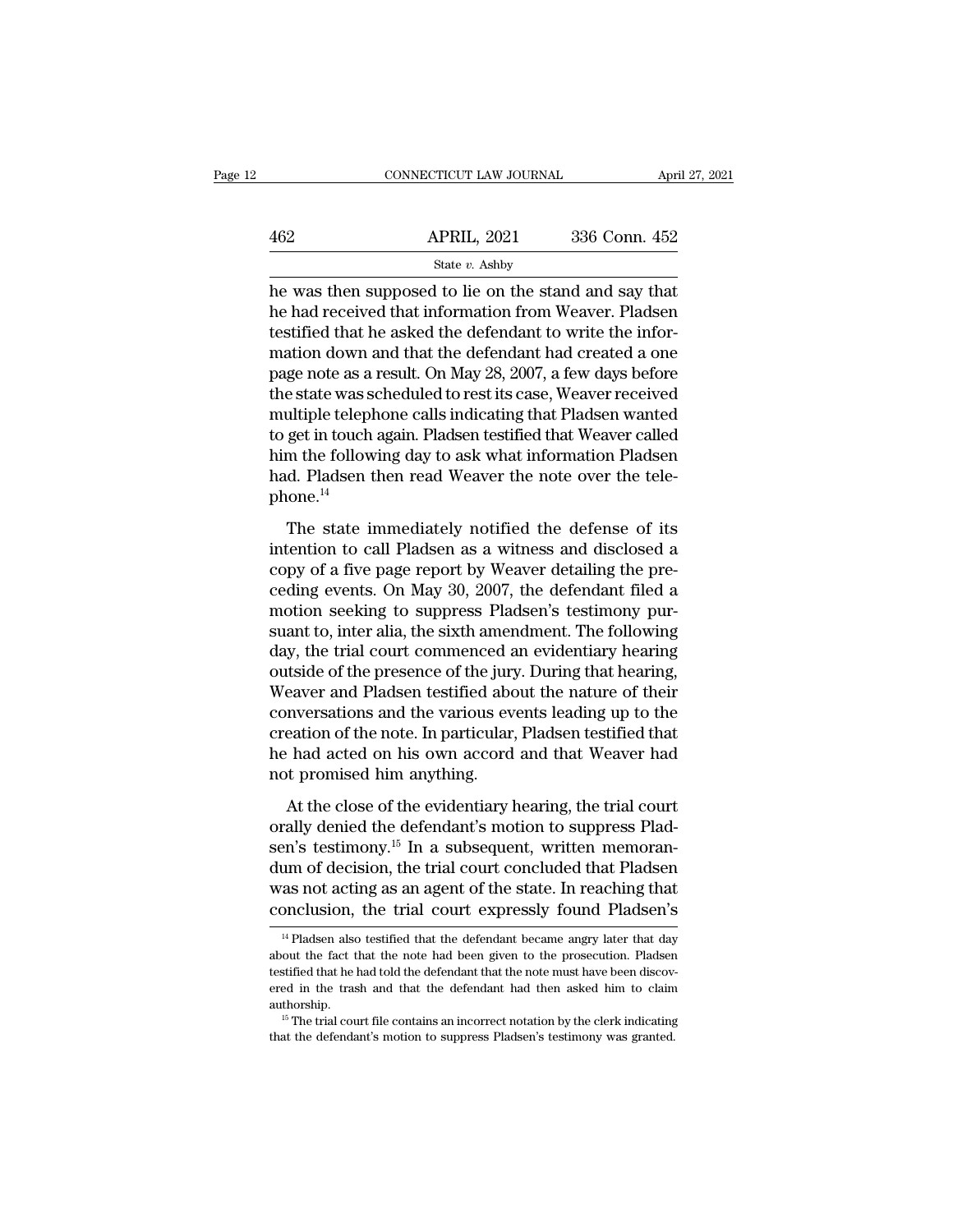he was then supposed to lie on the stand and say that he had received that information from Weaver. Pladsen testified that he asked the defendant to write the information down and that the defendant had created a one page note as a result. On May 28, 2007, a few days before the state was scheduled to rest its case, Weaver received multiple telephone calls indicating that Pladsen wanted to get in touch again. Pladsen testified that Weaver called him the following day to ask what information Pladsen had. Pladsen then read Weaver the note over the telephone.[14]

The state immediately notified the defense of its intention to call Pladsen as a witness and disclosed a copy of a five page report by Weaver detailing the preceding events. On May 30, 2007, the defendant filed a motion seeking to suppress Pladsen's testimony pursuant to, inter alia, the sixth amendment. The following day, the trial court commenced an evidentiary hearing outside of the presence of the jury. During that hearing, Weaver and Pladsen testified about the nature of their conversations and the various events leading up to the creation of the note. In particular, Pladsen testified that he had acted on his own accord and that Weaver had not promised him anything.

At the close of the evidentiary hearing, the trial court orally denied the defendant's motion to suppress Pladsen's testimony.[15] In a subsequent, written memorandum of decision, the trial court concluded that Pladsen was not acting as an agent of the state. In reaching that conclusion, the trial court expressly found Pladsen's

[14] Pladsen also testified that the defendant became angry later that day about the fact that the note had been given to the prosecution. Pladsen testified that he had told the defendant that the note must have been discovered in the trash and that the defendant had then asked him to claim authorship.

[15] The trial court file contains an incorrect notation by the clerk indicating that the defendant's motion to suppress Pladsen's testimony was granted.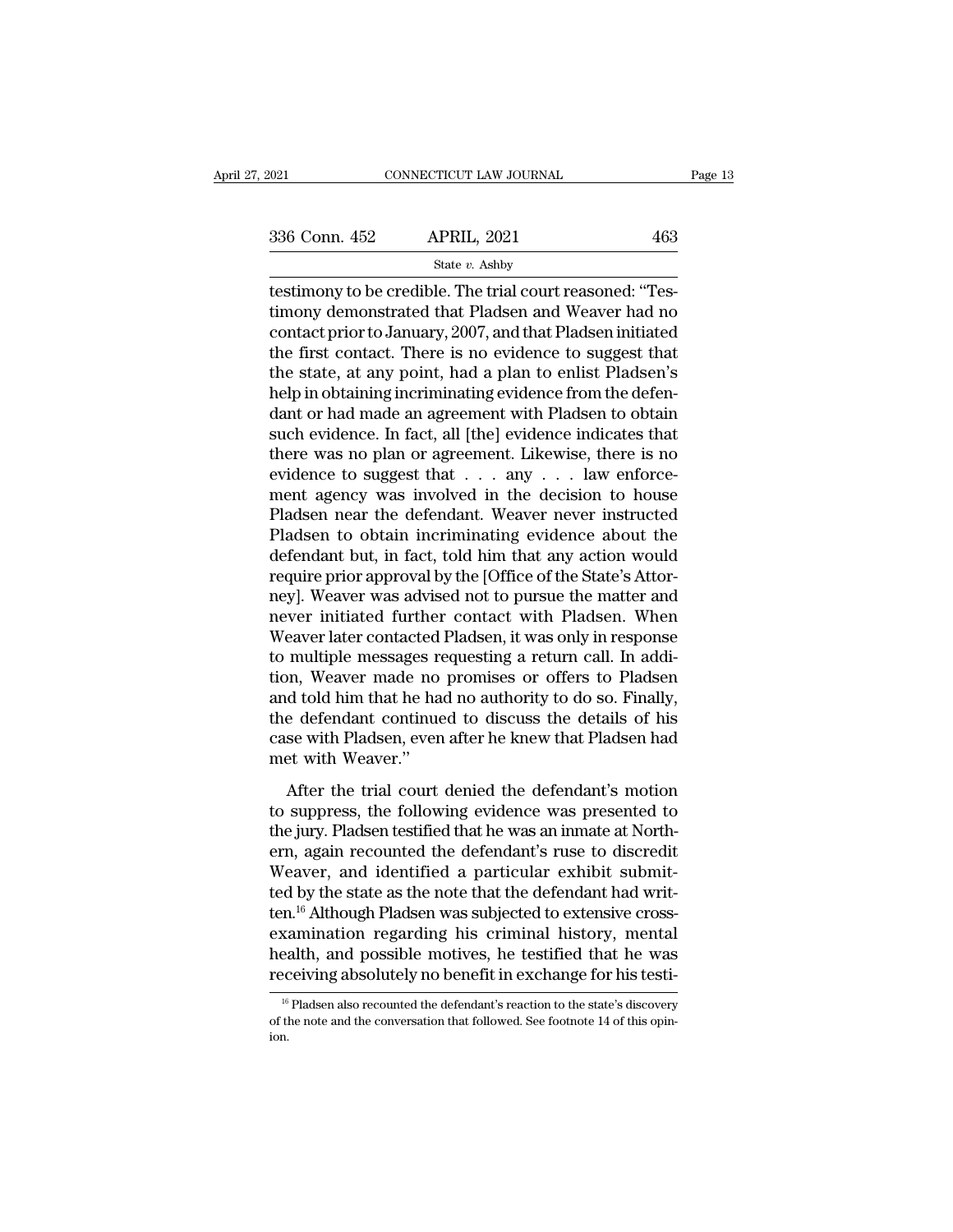testimony to be credible. The trial court reasoned: "Testimony demonstrated that Pladsen and Weaver had no contact prior to January, 2007, and that Pladsen initiated the first contact. There is no evidence to suggest that the state, at any point, had a plan to enlist Pladsen's help in obtaining incriminating evidence from the defendant or had made an agreement with Pladsen to obtain such evidence. In fact, all [the] evidence indicates that there was no plan or agreement. Likewise, there is no evidence to suggest that . . . any . . . law enforcement agency was involved in the decision to house Pladsen near the defendant. Weaver never instructed Pladsen to obtain incriminating evidence about the defendant but, in fact, told him that any action would require prior approval by the [Office of the State's Attorney]. Weaver was advised not to pursue the matter and never initiated further contact with Pladsen. When Weaver later contacted Pladsen, it was only in response to multiple messages requesting a return call. In addition, Weaver made no promises or offers to Pladsen and told him that he had no authority to do so. Finally, the defendant continued to discuss the details of his case with Pladsen, even after he knew that Pladsen had met with Weaver."

After the trial court denied the defendant's motion to suppress, the following evidence was presented to the jury. Pladsen testified that he was an inmate at Northern, again recounted the defendant's ruse to discredit Weaver, and identified a particular exhibit submitted by the state as the note that the defendant had written.[16] Although Pladsen was subjected to extensive cross-examination regarding his criminal history, mental health, and possible motives, he testified that he was receiving absolutely no benefit in exchange for his testi-

[16] Pladsen also recounted the defendant's reaction to the state's discovery of the note and the conversation that followed. See footnote 14 of this opinion.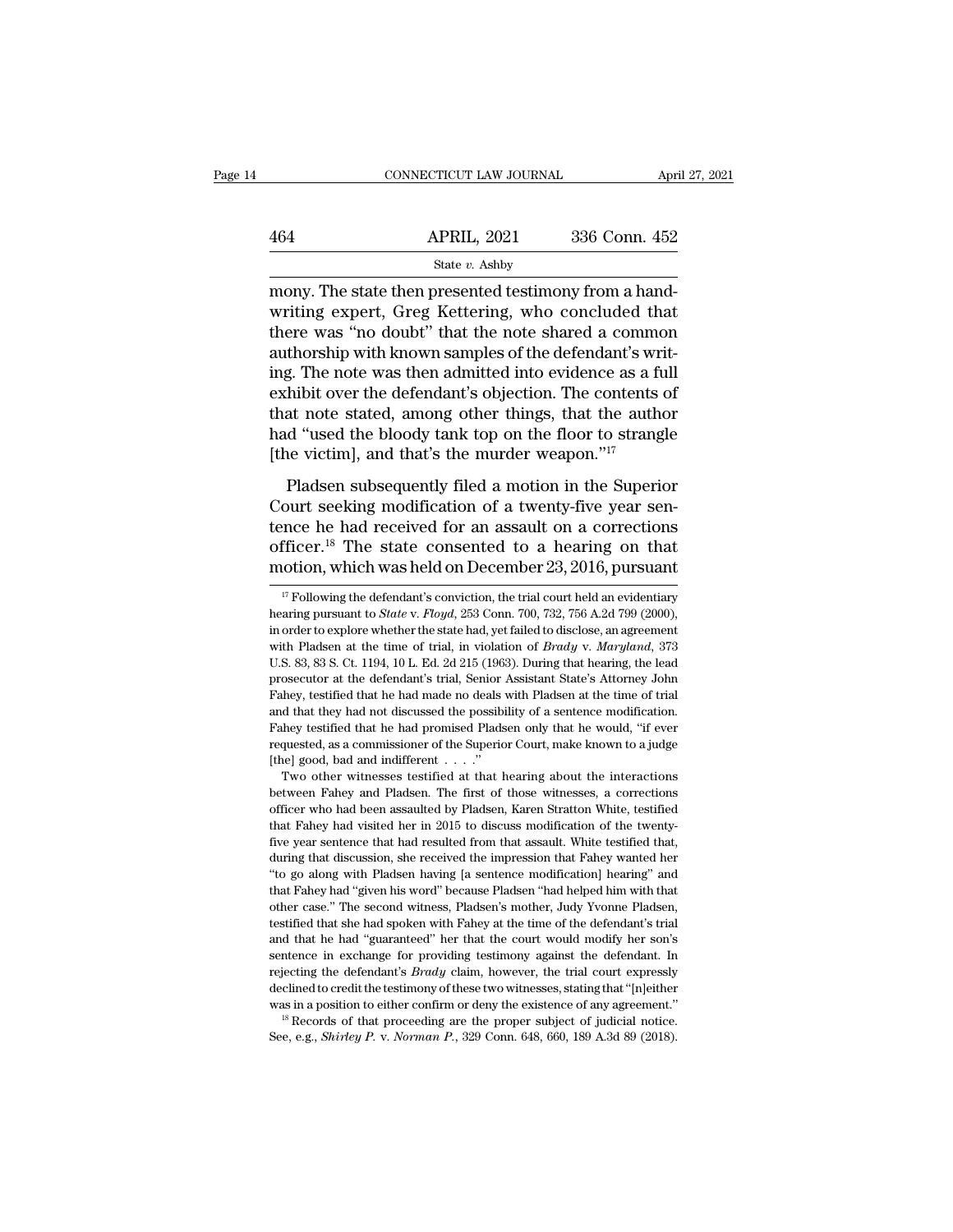mony. The state then presented testimony from a handwriting expert, Greg Kettering, who concluded that there was "no doubt" that the note shared a common authorship with known samples of the defendant's writing. The note was then admitted into evidence as a full exhibit over the defendant's objection. The contents of that note stated, among other things, that the author had "used the bloody tank top on the floor to strangle [the victim], and that's the murder weapon."[17]

Pladsen subsequently filed a motion in the Superior Court seeking modification of a twenty-five year sentence he had received for an assault on a corrections officer.[18] The state consented to a hearing on that motion, which was held on December 23, 2016, pursuant

---

[17] Following the defendant's conviction, the trial court held an evidentiary hearing pursuant to *State* v. *Floyd*, 253 Conn. 700, 732, 756 A.2d 799 (2000), in order to explore whether the state had, yet failed to disclose, an agreement with Pladsen at the time of trial, in violation of *Brady* v. *Maryland*, 373 U.S. 83, 83 S. Ct. 1194, 10 L. Ed. 2d 215 (1963). During that hearing, the lead prosecutor at the defendant's trial, Senior Assistant State's Attorney John Fahey, testified that he had made no deals with Pladsen at the time of trial and that they had not discussed the possibility of a sentence modification. Fahey testified that he had promised Pladsen only that he would, "if ever requested, as a commissioner of the Superior Court, make known to a judge [the] good, bad and indifferent . . . ."

Two other witnesses testified at that hearing about the interactions between Fahey and Pladsen. The first of those witnesses, a corrections officer who had been assaulted by Pladsen, Karen Stratton White, testified that Fahey had visited her in 2015 to discuss modification of the twenty-five year sentence that had resulted from that assault. White testified that, during that discussion, she received the impression that Fahey wanted her "to go along with Pladsen having [a sentence modification] hearing" and that Fahey had "given his word" because Pladsen "had helped him with that other case." The second witness, Pladsen's mother, Judy Yvonne Pladsen, testified that she had spoken with Fahey at the time of the defendant's trial and that he had "guaranteed" her that the court would modify her son's sentence in exchange for providing testimony against the defendant. In rejecting the defendant's *Brady* claim, however, the trial court expressly declined to credit the testimony of these two witnesses, stating that "[n]either was in a position to either confirm or deny the existence of any agreement."

[18] Records of that proceeding are the proper subject of judicial notice. See, e.g., *Shirley P.* v. *Norman P.*, 329 Conn. 648, 660, 189 A.3d 89 (2018).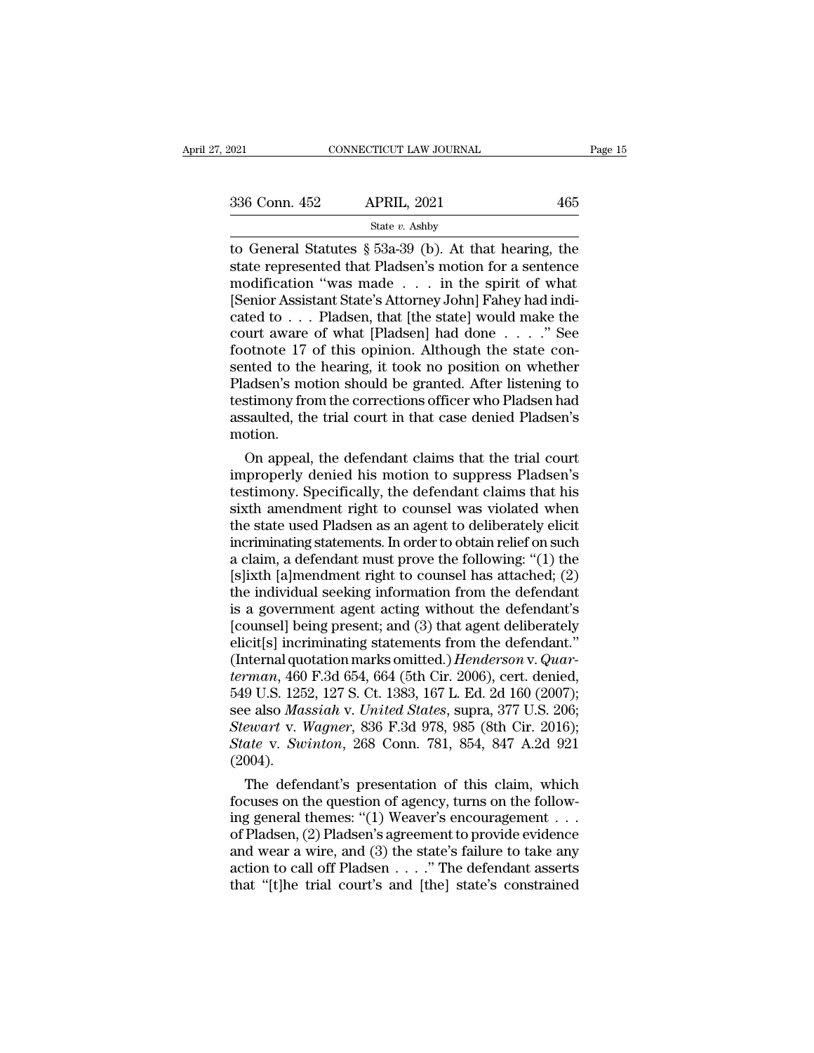to General Statutes § 53a-39 (b). At that hearing, the state represented that Pladsen's motion for a sentence modification "was made . . . in the spirit of what [Senior Assistant State's Attorney John] Fahey had indicated to . . . Pladsen, that [the state] would make the court aware of what [Pladsen] had done . . . ." See footnote 17 of this opinion. Although the state consented to the hearing, it took no position on whether Pladsen's motion should be granted. After listening to testimony from the corrections officer who Pladsen had assaulted, the trial court in that case denied Pladsen's motion.

On appeal, the defendant claims that the trial court improperly denied his motion to suppress Pladsen's testimony. Specifically, the defendant claims that his sixth amendment right to counsel was violated when the state used Pladsen as an agent to deliberately elicit incriminating statements. In order to obtain relief on such a claim, a defendant must prove the following: "(1) the [s]ixth [a]mendment right to counsel has attached; (2) the individual seeking information from the defendant is a government agent acting without the defendant's [counsel] being present; and (3) that agent deliberately elicit[s] incriminating statements from the defendant." (Internal quotation marks omitted.) *Henderson* v. *Quarterman*, 460 F.3d 654, 664 (5th Cir. 2006), cert. denied, 549 U.S. 1252, 127 S. Ct. 1383, 167 L. Ed. 2d 160 (2007); see also *Massiah* v. *United States*, supra, 377 U.S. 206; *Stewart* v. *Wagner*, 836 F.3d 978, 985 (8th Cir. 2016); *State* v. *Swinton*, 268 Conn. 781, 854, 847 A.2d 921 (2004).

The defendant's presentation of this claim, which focuses on the question of agency, turns on the following general themes: "(1) Weaver's encouragement . . . of Pladsen, (2) Pladsen's agreement to provide evidence and wear a wire, and (3) the state's failure to take any action to call off Pladsen . . . ." The defendant asserts that "[t]he trial court's and [the] state's constrained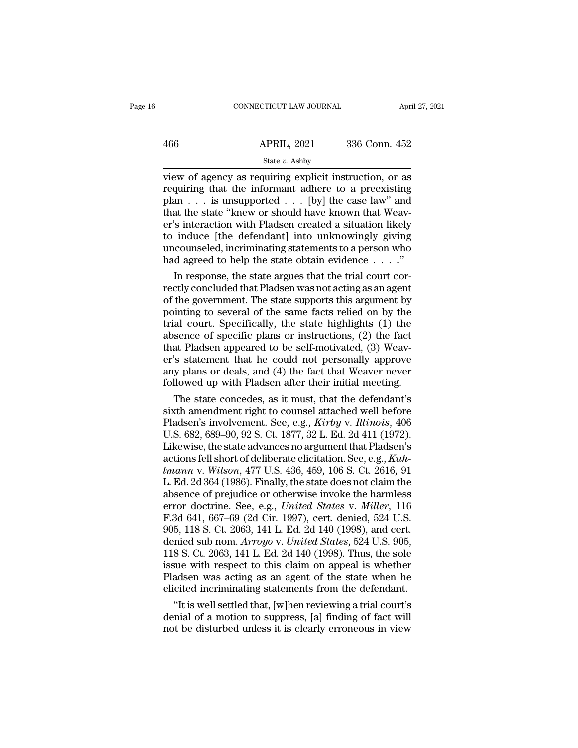view of agency as requiring explicit instruction, or as requiring that the informant adhere to a preexisting plan . . . is unsupported . . . [by] the case law" and that the state "knew or should have known that Weaver's interaction with Pladsen created a situation likely to induce [the defendant] into unknowingly giving uncounseled, incriminating statements to a person who had agreed to help the state obtain evidence . . . ."

In response, the state argues that the trial court correctly concluded that Pladsen was not acting as an agent of the government. The state supports this argument by pointing to several of the same facts relied on by the trial court. Specifically, the state highlights (1) the absence of specific plans or instructions, (2) the fact that Pladsen appeared to be self-motivated, (3) Weaver's statement that he could not personally approve any plans or deals, and (4) the fact that Weaver never followed up with Pladsen after their initial meeting.

The state concedes, as it must, that the defendant's sixth amendment right to counsel attached well before Pladsen's involvement. See, e.g., *Kirby* v. *Illinois*, 406 U.S. 682, 689–90, 92 S. Ct. 1877, 32 L. Ed. 2d 411 (1972). Likewise, the state advances no argument that Pladsen's actions fell short of deliberate elicitation. See, e.g., *Kuhlmann* v. *Wilson*, 477 U.S. 436, 459, 106 S. Ct. 2616, 91 L. Ed. 2d 364 (1986). Finally, the state does not claim the absence of prejudice or otherwise invoke the harmless error doctrine. See, e.g., *United States* v. *Miller*, 116 F.3d 641, 667–69 (2d Cir. 1997), cert. denied, 524 U.S. 905, 118 S. Ct. 2063, 141 L. Ed. 2d 140 (1998), and cert. denied sub nom. *Arroyo* v. *United States*, 524 U.S. 905, 118 S. Ct. 2063, 141 L. Ed. 2d 140 (1998). Thus, the sole issue with respect to this claim on appeal is whether Pladsen was acting as an agent of the state when he elicited incriminating statements from the defendant.

"It is well settled that, [w]hen reviewing a trial court's denial of a motion to suppress, [a] finding of fact will not be disturbed unless it is clearly erroneous in view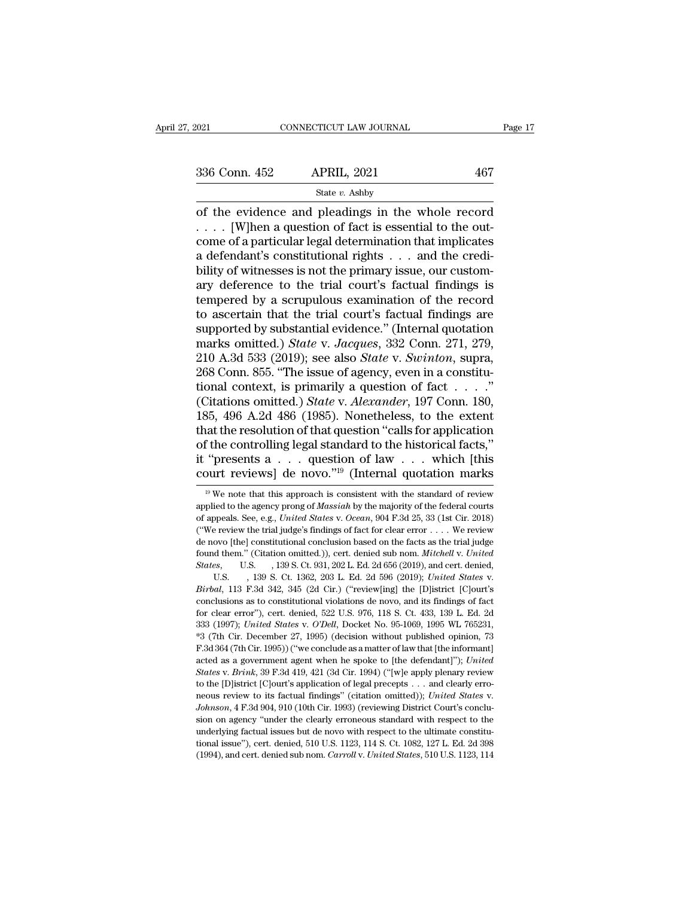of the evidence and pleadings in the whole record . . . . [W]hen a question of fact is essential to the outcome of a particular legal determination that implicates a defendant's constitutional rights . . . and the credibility of witnesses is not the primary issue, our customary deference to the trial court's factual findings is tempered by a scrupulous examination of the record to ascertain that the trial court's factual findings are supported by substantial evidence." (Internal quotation marks omitted.) *State* v. *Jacques*, 332 Conn. 271, 279, 210 A.3d 533 (2019); see also *State* v. *Swinton*, supra, 268 Conn. 855. "The issue of agency, even in a constitutional context, is primarily a question of fact . . . ." (Citations omitted.) *State* v. *Alexander*, 197 Conn. 180, 185, 496 A.2d 486 (1985). Nonetheless, to the extent that the resolution of that question "calls for application of the controlling legal standard to the historical facts," it "presents a . . . question of law . . . which [this court reviews] de novo."[19] (Internal quotation marks

[19] We note that this approach is consistent with the standard of review applied to the agency prong of *Massiah* by the majority of the federal courts of appeals. See, e.g., *United States* v. *Ocean*, 904 F.3d 25, 33 (1st Cir. 2018) ("We review the trial judge's findings of fact for clear error . . . . We review de novo [the] constitutional conclusion based on the facts as the trial judge found them." (Citation omitted.)), cert. denied sub nom. *Mitchell* v. *United States*, U.S. , 139 S. Ct. 931, 202 L. Ed. 2d 656 (2019), and cert. denied, U.S. , 139 S. Ct. 1362, 203 L. Ed. 2d 596 (2019); *United States* v. *Birbal*, 113 F.3d 342, 345 (2d Cir.) ("review[ing] the [D]istrict [C]ourt's conclusions as to constitutional violations de novo, and its findings of fact for clear error"), cert. denied, 522 U.S. 976, 118 S. Ct. 433, 139 L. Ed. 2d 333 (1997); *United States* v. *O'Dell*, Docket No. 95-1069, 1995 WL 765231, *3 (7th Cir. December 27, 1995) (decision without published opinion, 73 F.3d 364 (7th Cir. 1995)) ("we conclude as a matter of law that [the informant] acted as a government agent when he spoke to [the defendant]"); *United States* v. *Brink*, 39 F.3d 419, 421 (3d Cir. 1994) ("[w]e apply plenary review to the [D]istrict [C]ourt's application of legal precepts . . . and clearly erroneous review to its factual findings" (citation omitted)); *United States* v. *Johnson*, 4 F.3d 904, 910 (10th Cir. 1993) (reviewing District Court's conclusion on agency "under the clearly erroneous standard with respect to the underlying factual issues but de novo with respect to the ultimate constitutional issue"), cert. denied, 510 U.S. 1123, 114 S. Ct. 1082, 127 L. Ed. 2d 398 (1994), and cert. denied sub nom. *Carroll* v. *United States*, 510 U.S. 1123, 114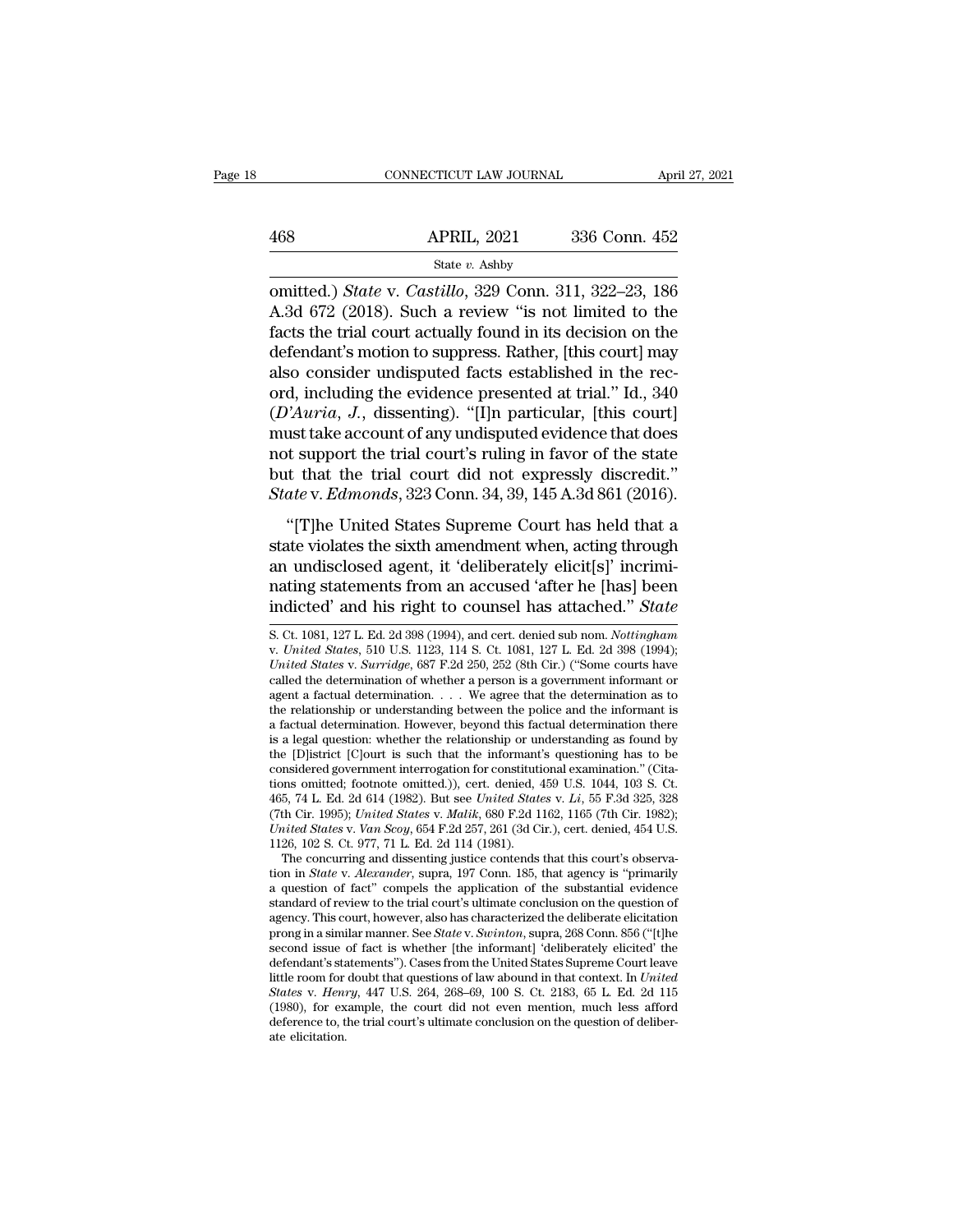omitted.) *State* v. *Castillo*, 329 Conn. 311, 322–23, 186 A.3d 672 (2018). Such a review "is not limited to the facts the trial court actually found in its decision on the defendant's motion to suppress. Rather, [this court] may also consider undisputed facts established in the record, including the evidence presented at trial." Id., 340 (*D'Auria, J.*, dissenting). "[I]n particular, [this court] must take account of any undisputed evidence that does not support the trial court's ruling in favor of the state but that the trial court did not expressly discredit." *State* v. *Edmonds*, 323 Conn. 34, 39, 145 A.3d 861 (2016).

"[T]he United States Supreme Court has held that a state violates the sixth amendment when, acting through an undisclosed agent, it 'deliberately elicit[s]' incriminating statements from an accused 'after he [has] been indicted' and his right to counsel has attached." *State*

---

S. Ct. 1081, 127 L. Ed. 2d 398 (1994), and cert. denied sub nom. *Nottingham* v. *United States*, 510 U.S. 1123, 114 S. Ct. 1081, 127 L. Ed. 2d 398 (1994); *United States* v. *Surridge*, 687 F.2d 250, 252 (8th Cir.) ("Some courts have called the determination of whether a person is a government informant or agent a factual determination. . . . We agree that the determination as to the relationship or understanding between the police and the informant is a factual determination. However, beyond this factual determination there is a legal question: whether the relationship or understanding as found by the [D]istrict [C]ourt is such that the informant's questioning has to be considered government interrogation for constitutional examination." (Citations omitted; footnote omitted.)), cert. denied, 459 U.S. 1044, 103 S. Ct. 465, 74 L. Ed. 2d 614 (1982). But see *United States* v. *Li*, 55 F.3d 325, 328 (7th Cir. 1995); *United States* v. *Malik*, 680 F.2d 1162, 1165 (7th Cir. 1982); *United States* v. *Van Scoy*, 654 F.2d 257, 261 (3d Cir.), cert. denied, 454 U.S. 1126, 102 S. Ct. 977, 71 L. Ed. 2d 114 (1981).

The concurring and dissenting justice contends that this court's observation in *State* v. *Alexander*, supra, 197 Conn. 185, that agency is "primarily a question of fact" compels the application of the substantial evidence standard of review to the trial court's ultimate conclusion on the question of agency. This court, however, also has characterized the deliberate elicitation prong in a similar manner. See *State* v. *Swinton*, supra, 268 Conn. 856 ("[t]he second issue of fact is whether [the informant] 'deliberately elicited' the defendant's statements"). Cases from the United States Supreme Court leave little room for doubt that questions of law abound in that context. In *United States* v. *Henry*, 447 U.S. 264, 268–69, 100 S. Ct. 2183, 65 L. Ed. 2d 115 (1980), for example, the court did not even mention, much less afford deference to, the trial court's ultimate conclusion on the question of deliberate elicitation.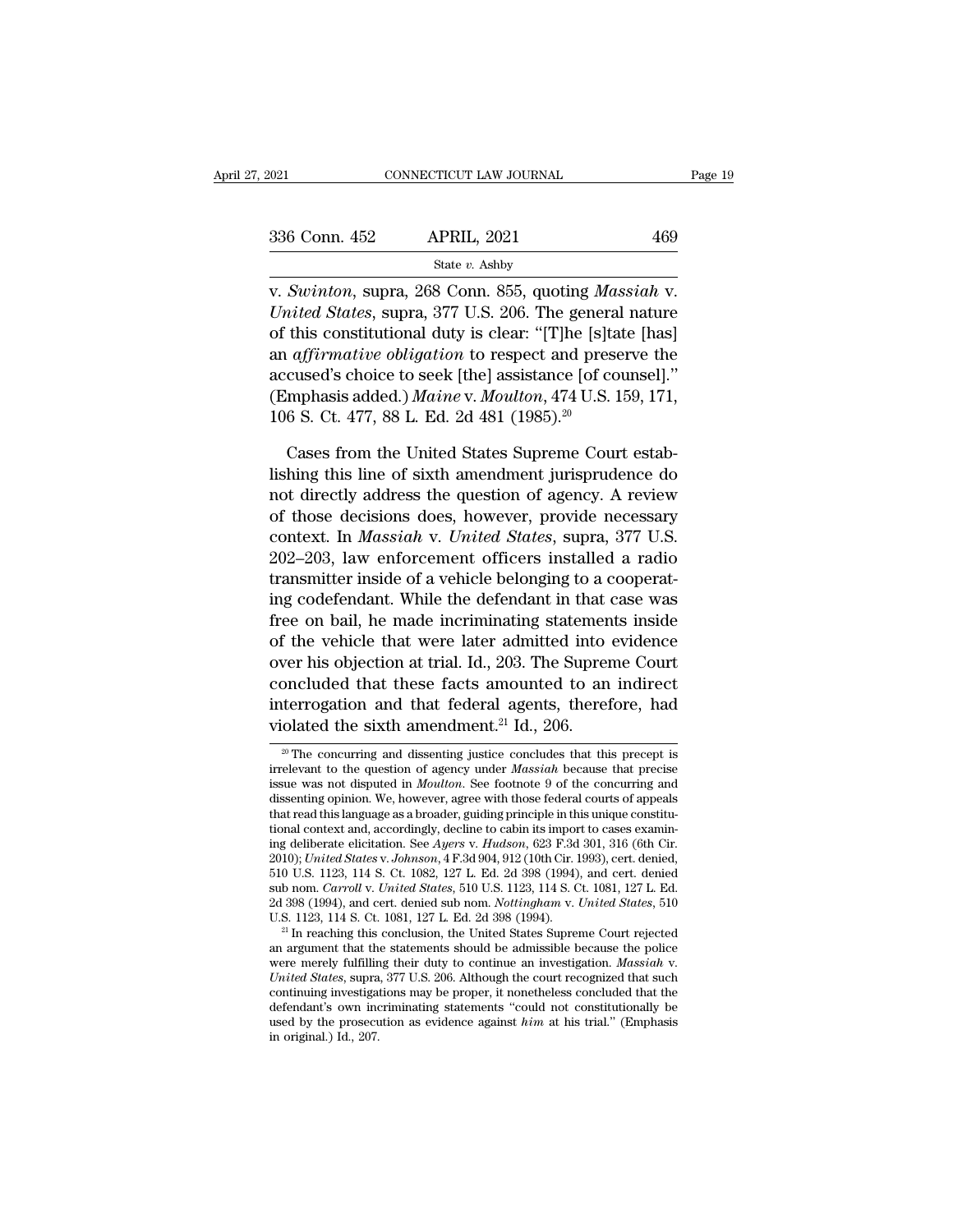v. *Swinton*, supra, 268 Conn. 855, quoting *Massiah* v. *United States*, supra, 377 U.S. 206. The general nature of this constitutional duty is clear: "[T]he [s]tate [has] an *affirmative obligation* to respect and preserve the accused's choice to seek [the] assistance [of counsel]." (Emphasis added.) *Maine* v. *Moulton*, 474 U.S. 159, 171, 106 S. Ct. 477, 88 L. Ed. 2d 481 (1985).[20]

Cases from the United States Supreme Court establishing this line of sixth amendment jurisprudence do not directly address the question of agency. A review of those decisions does, however, provide necessary context. In *Massiah* v. *United States*, supra, 377 U.S. 202–203, law enforcement officers installed a radio transmitter inside of a vehicle belonging to a cooperating codefendant. While the defendant in that case was free on bail, he made incriminating statements inside of the vehicle that were later admitted into evidence over his objection at trial. Id., 203. The Supreme Court concluded that these facts amounted to an indirect interrogation and that federal agents, therefore, had violated the sixth amendment.[21] Id., 206.

[20] The concurring and dissenting justice concludes that this precept is irrelevant to the question of agency under *Massiah* because that precise issue was not disputed in *Moulton*. See footnote 9 of the concurring and dissenting opinion. We, however, agree with those federal courts of appeals that read this language as a broader, guiding principle in this unique constitutional context and, accordingly, decline to cabin its import to cases examining deliberate elicitation. See *Ayers* v. *Hudson*, 623 F.3d 301, 316 (6th Cir. 2010); *United States* v. *Johnson*, 4 F.3d 904, 912 (10th Cir. 1993), cert. denied, 510 U.S. 1123, 114 S. Ct. 1082, 127 L. Ed. 2d 398 (1994), and cert. denied sub nom. *Carroll* v. *United States*, 510 U.S. 1123, 114 S. Ct. 1081, 127 L. Ed. 2d 398 (1994), and cert. denied sub nom. *Nottingham* v. *United States*, 510 U.S. 1123, 114 S. Ct. 1081, 127 L. Ed. 2d 398 (1994).

[21] In reaching this conclusion, the United States Supreme Court rejected an argument that the statements should be admissible because the police were merely fulfilling their duty to continue an investigation. *Massiah* v. *United States*, supra, 377 U.S. 206. Although the court recognized that such continuing investigations may be proper, it nonetheless concluded that the defendant's own incriminating statements "could not constitutionally be used by the prosecution as evidence against *him* at his trial." (Emphasis in original.) Id., 207.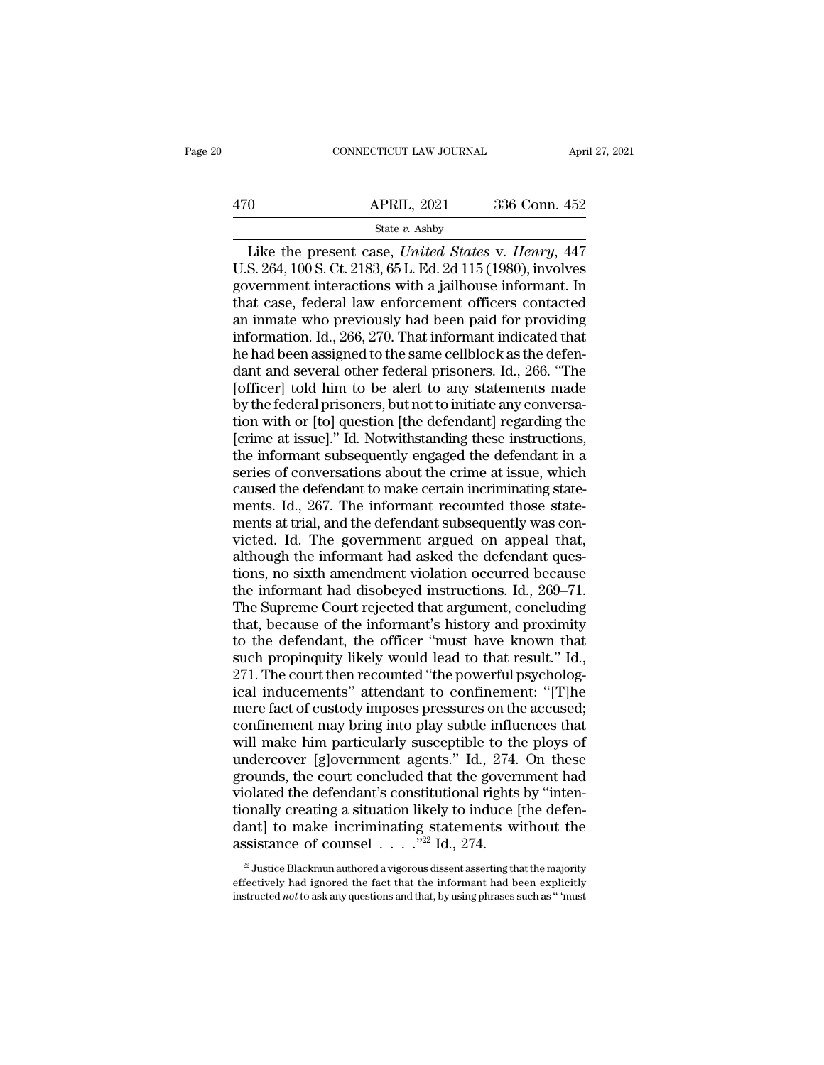Like the present case, *United States* v. *Henry*, 447 U.S. 264, 100 S. Ct. 2183, 65 L. Ed. 2d 115 (1980), involves government interactions with a jailhouse informant. In that case, federal law enforcement officers contacted an inmate who previously had been paid for providing information. Id., 266, 270. That informant indicated that he had been assigned to the same cellblock as the defendant and several other federal prisoners. Id., 266. "The [officer] told him to be alert to any statements made by the federal prisoners, but not to initiate any conversation with or [to] question [the defendant] regarding the [crime at issue]." Id. Notwithstanding these instructions, the informant subsequently engaged the defendant in a series of conversations about the crime at issue, which caused the defendant to make certain incriminating statements. Id., 267. The informant recounted those statements at trial, and the defendant subsequently was convicted. Id. The government argued on appeal that, although the informant had asked the defendant questions, no sixth amendment violation occurred because the informant had disobeyed instructions. Id., 269–71. The Supreme Court rejected that argument, concluding that, because of the informant's history and proximity to the defendant, the officer "must have known that such propinquity likely would lead to that result." Id., 271. The court then recounted "the powerful psychological inducements" attendant to confinement: "[T]he mere fact of custody imposes pressures on the accused; confinement may bring into play subtle influences that will make him particularly susceptible to the ploys of undercover [g]overnment agents." Id., 274. On these grounds, the court concluded that the government had violated the defendant's constitutional rights by "intentionally creating a situation likely to induce [the defendant] to make incriminating statements without the assistance of counsel . . . ."[22] Id., 274.

[22] Justice Blackmun authored a vigorous dissent asserting that the majority effectively had ignored the fact that the informant had been explicitly instructed *not* to ask any questions and that, by using phrases such as " 'must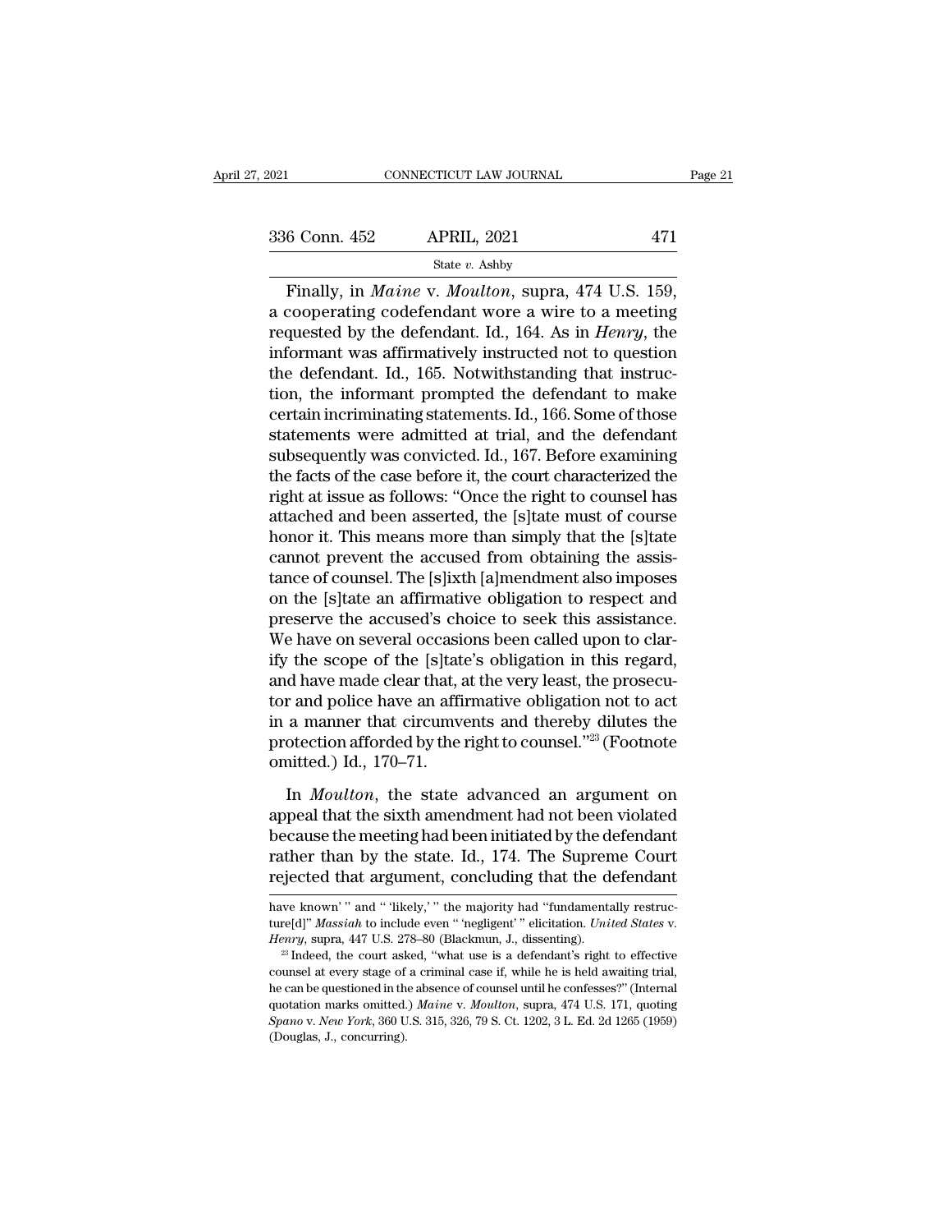Finally, in *Maine* v. *Moulton*, supra, 474 U.S. 159, a cooperating codefendant wore a wire to a meeting requested by the defendant. Id., 164. As in *Henry*, the informant was affirmatively instructed not to question the defendant. Id., 165. Notwithstanding that instruction, the informant prompted the defendant to make certain incriminating statements. Id., 166. Some of those statements were admitted at trial, and the defendant subsequently was convicted. Id., 167. Before examining the facts of the case before it, the court characterized the right at issue as follows: "Once the right to counsel has attached and been asserted, the [s]tate must of course honor it. This means more than simply that the [s]tate cannot prevent the accused from obtaining the assistance of counsel. The [s]ixth [a]mendment also imposes on the [s]tate an affirmative obligation to respect and preserve the accused's choice to seek this assistance. We have on several occasions been called upon to clarify the scope of the [s]tate's obligation in this regard, and have made clear that, at the very least, the prosecutor and police have an affirmative obligation not to act in a manner that circumvents and thereby dilutes the protection afforded by the right to counsel."[23] (Footnote omitted.) Id., 170–71.

In *Moulton*, the state advanced an argument on appeal that the sixth amendment had not been violated because the meeting had been initiated by the defendant rather than by the state. Id., 174. The Supreme Court rejected that argument, concluding that the defendant

---

have known' " and " 'likely,' " the majority had "fundamentally restructure[d]" *Massiah* to include even " 'negligent' " elicitation. *United States* v. *Henry*, supra, 447 U.S. 278–80 (Blackmun, J., dissenting).

[23] Indeed, the court asked, "what use is a defendant's right to effective counsel at every stage of a criminal case if, while he is held awaiting trial, he can be questioned in the absence of counsel until he confesses?" (Internal quotation marks omitted.) *Maine* v. *Moulton*, supra, 474 U.S. 171, quoting *Spano* v. *New York*, 360 U.S. 315, 326, 79 S. Ct. 1202, 3 L. Ed. 2d 1265 (1959) (Douglas, J., concurring).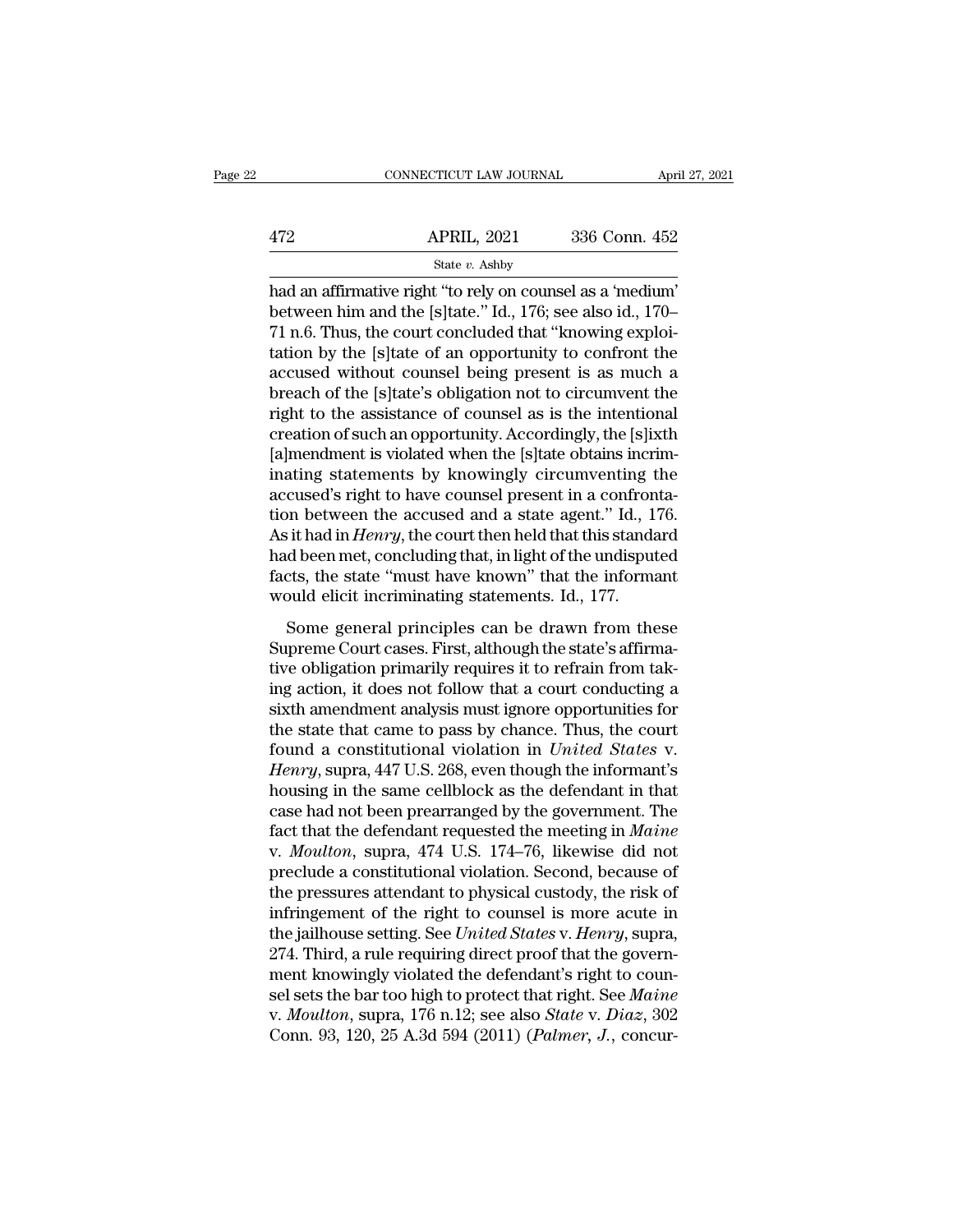had an affirmative right "to rely on counsel as a 'medium' between him and the [s]tate." Id., 176; see also id., 170–71 n.6. Thus, the court concluded that "knowing exploitation by the [s]tate of an opportunity to confront the accused without counsel being present is as much a breach of the [s]tate's obligation not to circumvent the right to the assistance of counsel as is the intentional creation of such an opportunity. Accordingly, the [s]ixth [a]mendment is violated when the [s]tate obtains incriminating statements by knowingly circumventing the accused's right to have counsel present in a confrontation between the accused and a state agent." Id., 176. As it had in *Henry*, the court then held that this standard had been met, concluding that, in light of the undisputed facts, the state "must have known" that the informant would elicit incriminating statements. Id., 177.

Some general principles can be drawn from these Supreme Court cases. First, although the state's affirmative obligation primarily requires it to refrain from taking action, it does not follow that a court conducting a sixth amendment analysis must ignore opportunities for the state that came to pass by chance. Thus, the court found a constitutional violation in *United States* v. *Henry*, supra, 447 U.S. 268, even though the informant's housing in the same cellblock as the defendant in that case had not been prearranged by the government. The fact that the defendant requested the meeting in *Maine* v. *Moulton*, supra, 474 U.S. 174–76, likewise did not preclude a constitutional violation. Second, because of the pressures attendant to physical custody, the risk of infringement of the right to counsel is more acute in the jailhouse setting. See *United States* v. *Henry*, supra, 274. Third, a rule requiring direct proof that the government knowingly violated the defendant's right to counsel sets the bar too high to protect that right. See *Maine* v. *Moulton*, supra, 176 n.12; see also *State* v. *Diaz*, 302 Conn. 93, 120, 25 A.3d 594 (2011) (*Palmer, J.*, concur-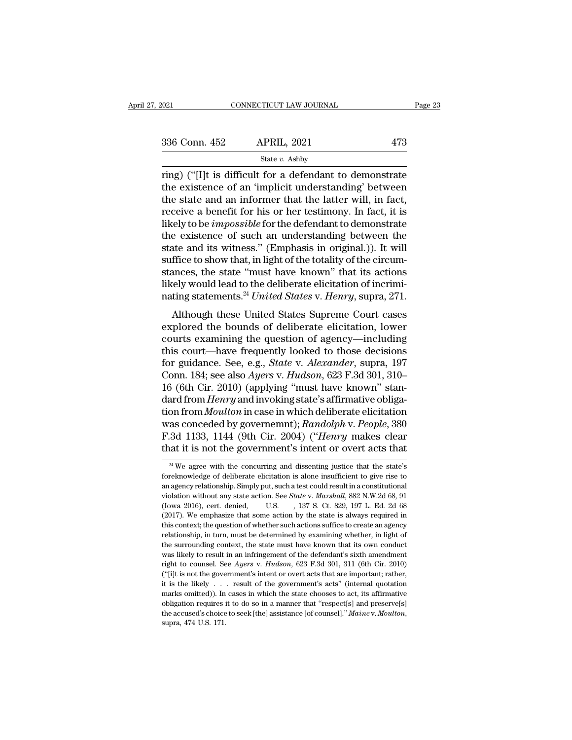ring) ("[I]t is difficult for a defendant to demonstrate the existence of an 'implicit understanding' between the state and an informer that the latter will, in fact, receive a benefit for his or her testimony. In fact, it is likely to be *impossible* for the defendant to demonstrate the existence of such an understanding between the state and its witness." (Emphasis in original.)). It will suffice to show that, in light of the totality of the circumstances, the state "must have known" that its actions likely would lead to the deliberate elicitation of incriminating statements.[24] *United States* v. *Henry*, supra, 271.

Although these United States Supreme Court cases explored the bounds of deliberate elicitation, lower courts examining the question of agency—including this court—have frequently looked to those decisions for guidance. See, e.g., *State* v. *Alexander*, supra, 197 Conn. 184; see also *Ayers* v. *Hudson*, 623 F.3d 301, 310–16 (6th Cir. 2010) (applying "must have known" standard from *Henry* and invoking state's affirmative obligation from *Moulton* in case in which deliberate elicitation was conceded by governemnt); *Randolph* v. *People*, 380 F.3d 1133, 1144 (9th Cir. 2004) ("*Henry* makes clear that it is not the government's intent or overt acts that

[24] We agree with the concurring and dissenting justice that the state's foreknowledge of deliberate elicitation is alone insufficient to give rise to an agency relationship. Simply put, such a test could result in a constitutional violation without any state action. See *State* v. *Marshall*, 882 N.W.2d 68, 91 (Iowa 2016), cert. denied, U.S. , 137 S. Ct. 829, 197 L. Ed. 2d 68 (2017). We emphasize that some action by the state is always required in this context; the question of whether such actions suffice to create an agency relationship, in turn, must be determined by examining whether, in light of the surrounding context, the state must have known that its own conduct was likely to result in an infringement of the defendant's sixth amendment right to counsel. See *Ayers* v. *Hudson*, 623 F.3d 301, 311 (6th Cir. 2010) ("[i]t is not the government's intent or overt acts that are important; rather, it is the likely . . . result of the government's acts" (internal quotation marks omitted)). In cases in which the state chooses to act, its affirmative obligation requires it to do so in a manner that "respect[s] and preserve[s] the accused's choice to seek [the] assistance [of counsel]." *Maine* v. *Moulton*, supra, 474 U.S. 171.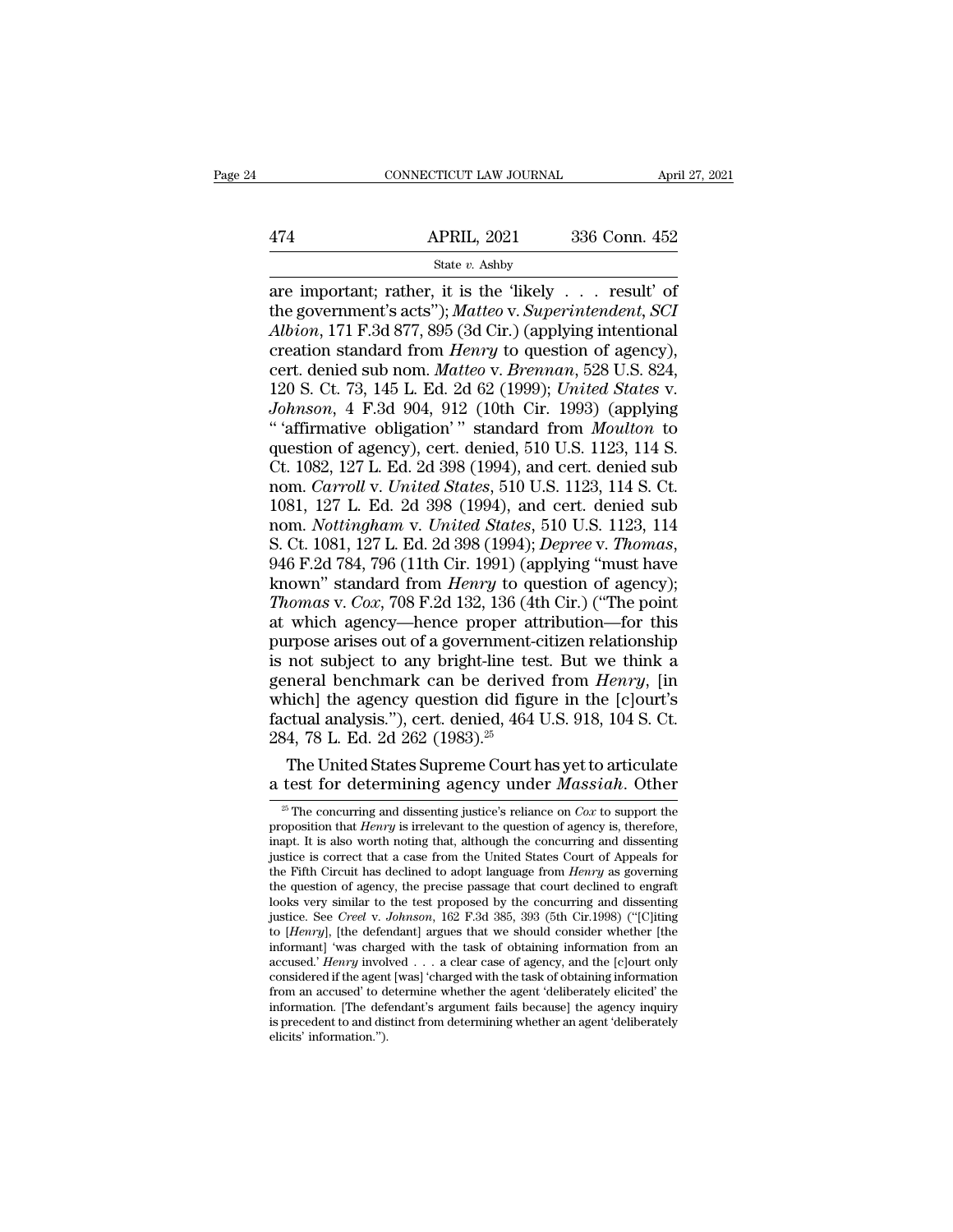are important; rather, it is the 'likely . . . result' of the government's acts"); *Matteo* v. *Superintendent, SCI Albion*, 171 F.3d 877, 895 (3d Cir.) (applying intentional creation standard from *Henry* to question of agency), cert. denied sub nom. *Matteo* v. *Brennan*, 528 U.S. 824, 120 S. Ct. 73, 145 L. Ed. 2d 62 (1999); *United States* v. *Johnson*, 4 F.3d 904, 912 (10th Cir. 1993) (applying " 'affirmative obligation' " standard from *Moulton* to question of agency), cert. denied, 510 U.S. 1123, 114 S. Ct. 1082, 127 L. Ed. 2d 398 (1994), and cert. denied sub nom. *Carroll* v. *United States*, 510 U.S. 1123, 114 S. Ct. 1081, 127 L. Ed. 2d 398 (1994), and cert. denied sub nom. *Nottingham* v. *United States*, 510 U.S. 1123, 114 S. Ct. 1081, 127 L. Ed. 2d 398 (1994); *Depree* v. *Thomas*, 946 F.2d 784, 796 (11th Cir. 1991) (applying "must have known" standard from *Henry* to question of agency); *Thomas* v. *Cox*, 708 F.2d 132, 136 (4th Cir.) ("The point at which agency—hence proper attribution—for this purpose arises out of a government-citizen relationship is not subject to any bright-line test. But we think a general benchmark can be derived from *Henry*, [in which] the agency question did figure in the [c]ourt's factual analysis."), cert. denied, 464 U.S. 918, 104 S. Ct. 284, 78 L. Ed. 2d 262 (1983).[25]

The United States Supreme Court has yet to articulate a test for determining agency under *Massiah*. Other

[25] The concurring and dissenting justice's reliance on *Cox* to support the proposition that *Henry* is irrelevant to the question of agency is, therefore, inapt. It is also worth noting that, although the concurring and dissenting justice is correct that a case from the United States Court of Appeals for the Fifth Circuit has declined to adopt language from *Henry* as governing the question of agency, the precise passage that court declined to engraft looks very similar to the test proposed by the concurring and dissenting justice. See *Creel* v. *Johnson*, 162 F.3d 385, 393 (5th Cir.1998) ("[C]iting to [*Henry*], [the defendant] argues that we should consider whether [the informant] 'was charged with the task of obtaining information from an accused.' *Henry* involved . . . a clear case of agency, and the [c]ourt only considered if the agent [was] 'charged with the task of obtaining information from an accused' to determine whether the agent 'deliberately elicited' the information. [The defendant's argument fails because] the agency inquiry is precedent to and distinct from determining whether an agent 'deliberately elicits' information.").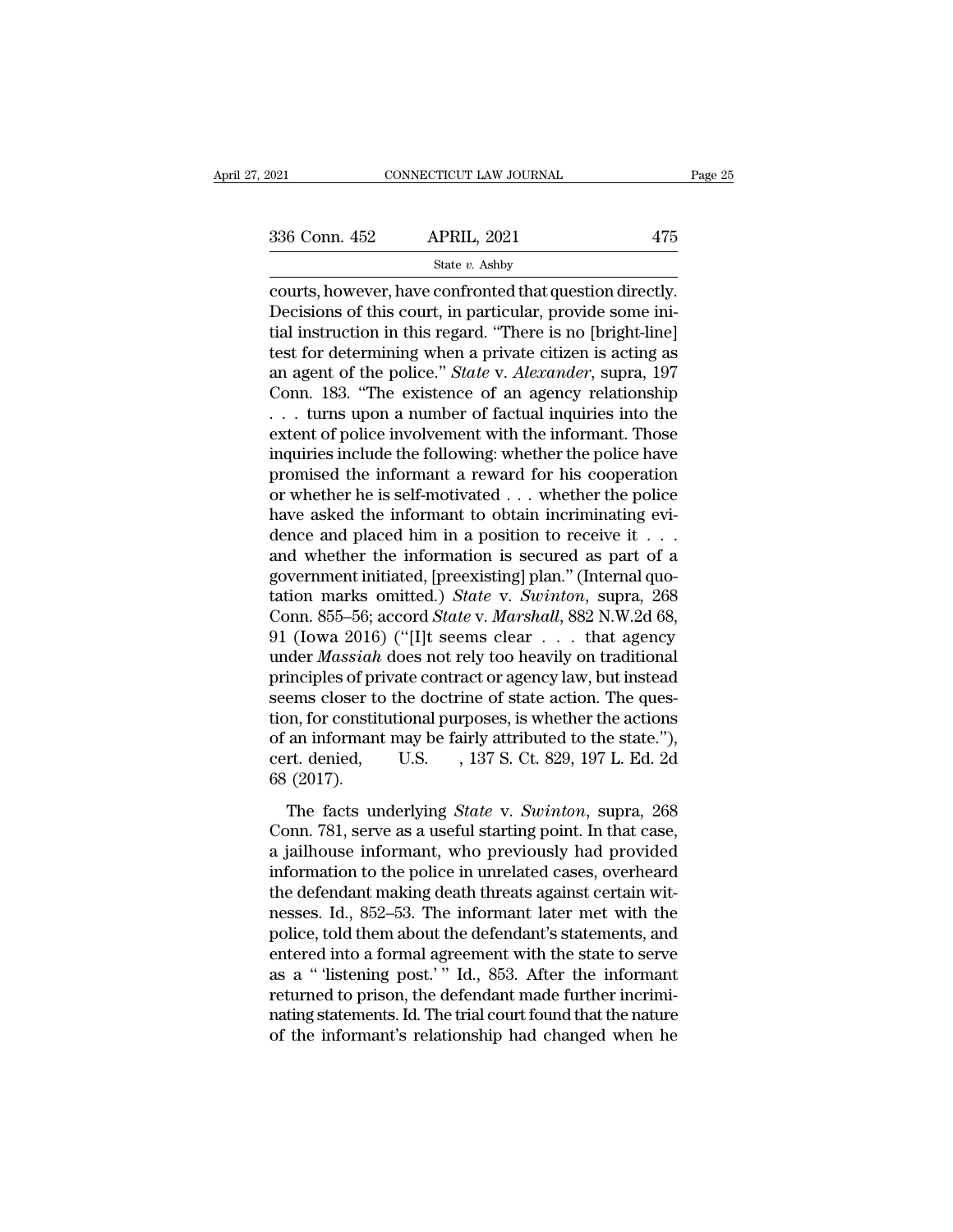courts, however, have confronted that question directly. Decisions of this court, in particular, provide some initial instruction in this regard. "There is no [bright-line] test for determining when a private citizen is acting as an agent of the police." *State* v. *Alexander*, supra, 197 Conn. 183. "The existence of an agency relationship . . . turns upon a number of factual inquiries into the extent of police involvement with the informant. Those inquiries include the following: whether the police have promised the informant a reward for his cooperation or whether he is self-motivated . . . whether the police have asked the informant to obtain incriminating evidence and placed him in a position to receive it . . . and whether the information is secured as part of a government initiated, [preexisting] plan." (Internal quotation marks omitted.) *State* v. *Swinton*, supra, 268 Conn. 855–56; accord *State* v. *Marshall*, 882 N.W.2d 68, 91 (Iowa 2016) ("[I]t seems clear . . . that agency under *Massiah* does not rely too heavily on traditional principles of private contract or agency law, but instead seems closer to the doctrine of state action. The question, for constitutional purposes, is whether the actions of an informant may be fairly attributed to the state."), cert. denied, U.S. , 137 S. Ct. 829, 197 L. Ed. 2d 68 (2017).

The facts underlying *State* v. *Swinton*, supra, 268 Conn. 781, serve as a useful starting point. In that case, a jailhouse informant, who previously had provided information to the police in unrelated cases, overheard the defendant making death threats against certain witnesses. Id., 852–53. The informant later met with the police, told them about the defendant's statements, and entered into a formal agreement with the state to serve as a " 'listening post.' " Id., 853. After the informant returned to prison, the defendant made further incriminating statements. Id. The trial court found that the nature of the informant's relationship had changed when he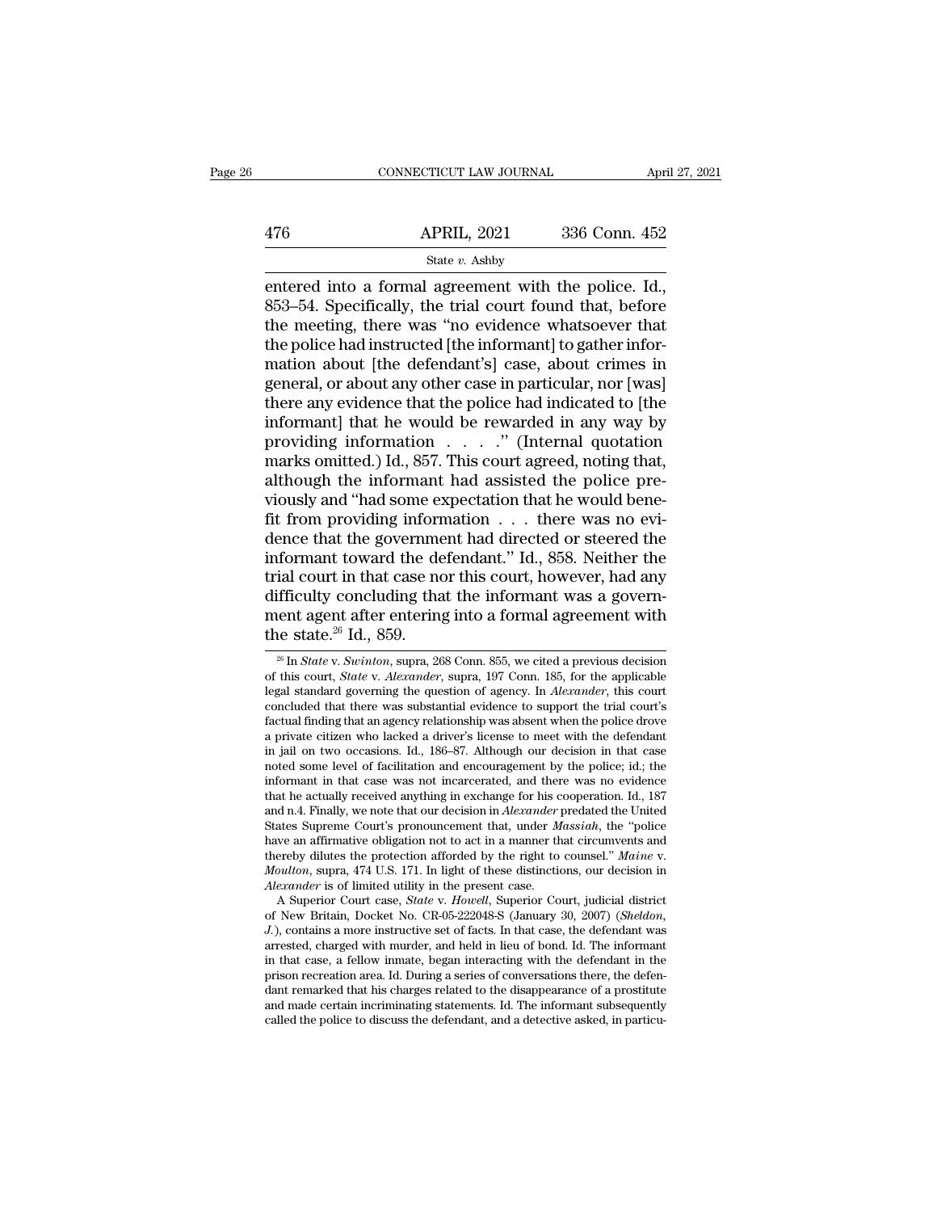entered into a formal agreement with the police. Id., 853–54. Specifically, the trial court found that, before the meeting, there was "no evidence whatsoever that the police had instructed [the informant] to gather information about [the defendant's] case, about crimes in general, or about any other case in particular, nor [was] there any evidence that the police had indicated to [the informant] that he would be rewarded in any way by providing information . . . ." (Internal quotation marks omitted.) Id., 857. This court agreed, noting that, although the informant had assisted the police previously and "had some expectation that he would benefit from providing information . . . there was no evidence that the government had directed or steered the informant toward the defendant." Id., 858. Neither the trial court in that case nor this court, however, had any difficulty concluding that the informant was a government agent after entering into a formal agreement with the state.[26] Id., 859.

[26] In *State* v. *Swinton*, supra, 268 Conn. 855, we cited a previous decision of this court, *State* v. *Alexander*, supra, 197 Conn. 185, for the applicable legal standard governing the question of agency. In *Alexander*, this court concluded that there was substantial evidence to support the trial court's factual finding that an agency relationship was absent when the police drove a private citizen who lacked a driver's license to meet with the defendant in jail on two occasions. Id., 186–87. Although our decision in that case noted some level of facilitation and encouragement by the police; id.; the informant in that case was not incarcerated, and there was no evidence that he actually received anything in exchange for his cooperation. Id., 187 and n.4. Finally, we note that our decision in *Alexander* predated the United States Supreme Court's pronouncement that, under *Massiah*, the "police have an affirmative obligation not to act in a manner that circumvents and thereby dilutes the protection afforded by the right to counsel." *Maine* v. *Moulton*, supra, 474 U.S. 171. In light of these distinctions, our decision in *Alexander* is of limited utility in the present case.

A Superior Court case, *State* v. *Howell*, Superior Court, judicial district of New Britain, Docket No. CR-05-222048-S (January 30, 2007) (*Sheldon, J.*), contains a more instructive set of facts. In that case, the defendant was arrested, charged with murder, and held in lieu of bond. Id. The informant in that case, a fellow inmate, began interacting with the defendant in the prison recreation area. Id. During a series of conversations there, the defendant remarked that his charges related to the disappearance of a prostitute and made certain incriminating statements. Id. The informant subsequently called the police to discuss the defendant, and a detective asked, in particu-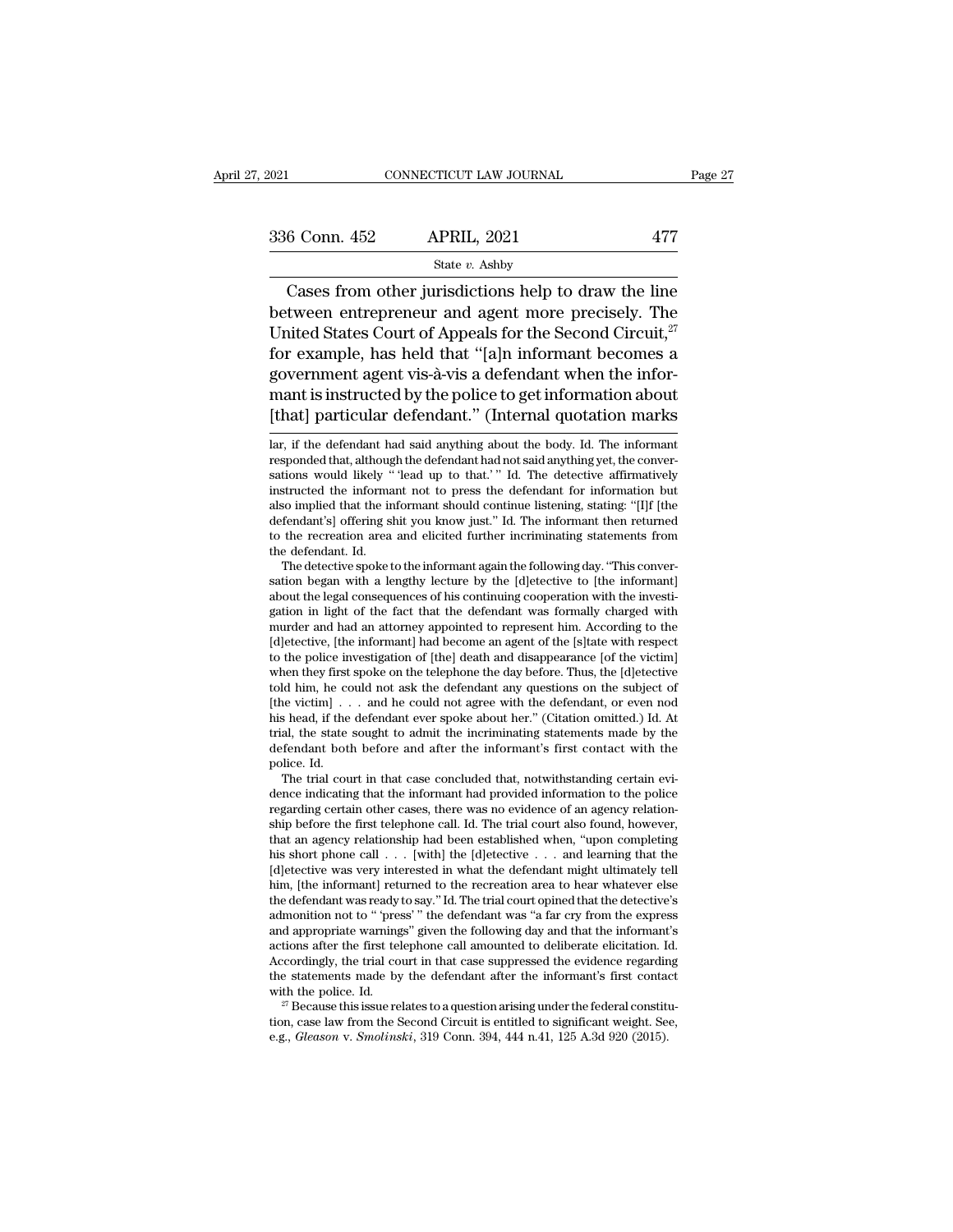Cases from other jurisdictions help to draw the line between entrepreneur and agent more precisely. The United States Court of Appeals for the Second Circuit,[27] for example, has held that "[a]n informant becomes a government agent vis-à-vis a defendant when the informant is instructed by the police to get information about [that] particular defendant." (Internal quotation marks

---

lar, if the defendant had said anything about the body. Id. The informant responded that, although the defendant had not said anything yet, the conversations would likely " 'lead up to that.' " Id. The detective affirmatively instructed the informant not to press the defendant for information but also implied that the informant should continue listening, stating: "[I]f [the defendant's] offering shit you know just." Id. The informant then returned to the recreation area and elicited further incriminating statements from the defendant. Id.

The detective spoke to the informant again the following day. "This conversation began with a lengthy lecture by the [d]etective to [the informant] about the legal consequences of his continuing cooperation with the investigation in light of the fact that the defendant was formally charged with murder and had an attorney appointed to represent him. According to the [d]etective, [the informant] had become an agent of the [s]tate with respect to the police investigation of [the] death and disappearance [of the victim] when they first spoke on the telephone the day before. Thus, the [d]etective told him, he could not ask the defendant any questions on the subject of [the victim] . . . and he could not agree with the defendant, or even nod his head, if the defendant ever spoke about her." (Citation omitted.) Id. At trial, the state sought to admit the incriminating statements made by the defendant both before and after the informant's first contact with the police. Id.

The trial court in that case concluded that, notwithstanding certain evidence indicating that the informant had provided information to the police regarding certain other cases, there was no evidence of an agency relationship before the first telephone call. Id. The trial court also found, however, that an agency relationship had been established when, "upon completing his short phone call . . . [with] the [d]etective . . . and learning that the [d]etective was very interested in what the defendant might ultimately tell him, [the informant] returned to the recreation area to hear whatever else the defendant was ready to say." Id. The trial court opined that the detective's admonition not to " 'press' " the defendant was "a far cry from the express and appropriate warnings" given the following day and that the informant's actions after the first telephone call amounted to deliberate elicitation. Id. Accordingly, the trial court in that case suppressed the evidence regarding the statements made by the defendant after the informant's first contact with the police. Id.

[27] Because this issue relates to a question arising under the federal constitution, case law from the Second Circuit is entitled to significant weight. See, e.g., *Gleason* v. *Smolinski*, 319 Conn. 394, 444 n.41, 125 A.3d 920 (2015).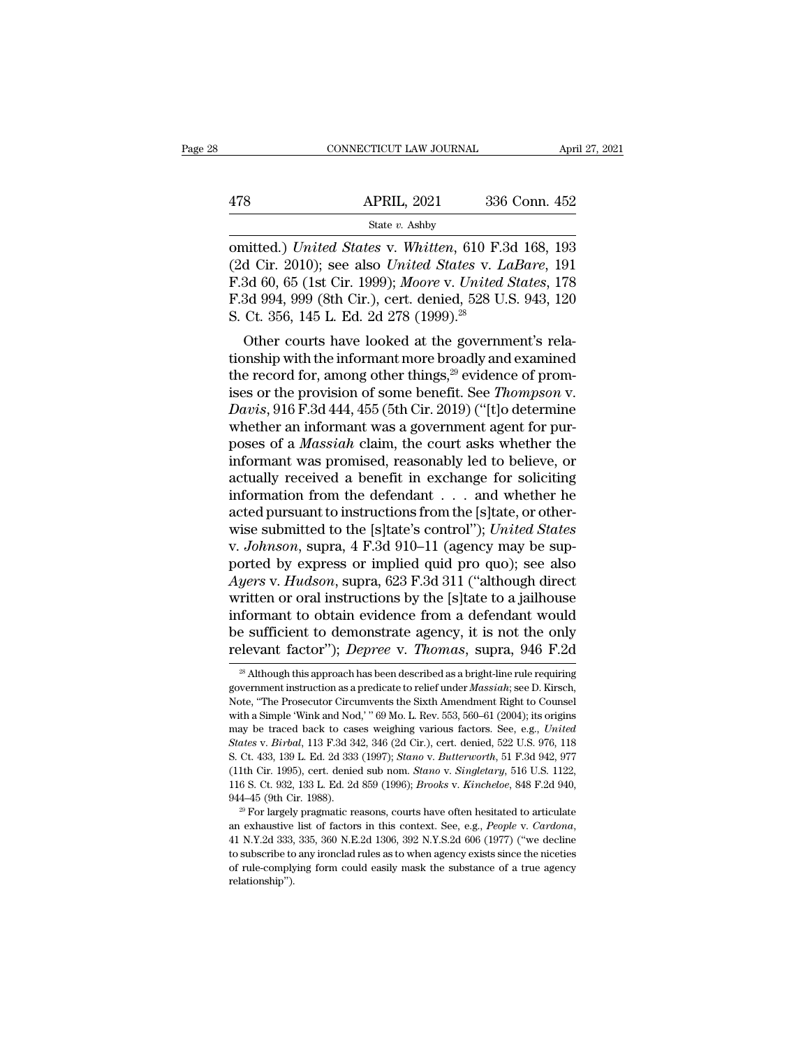omitted.) *United States* v. *Whitten*, 610 F.3d 168, 193 (2d Cir. 2010); see also *United States* v. *LaBare*, 191 F.3d 60, 65 (1st Cir. 1999); *Moore* v. *United States*, 178 F.3d 994, 999 (8th Cir.), cert. denied, 528 U.S. 943, 120 S. Ct. 356, 145 L. Ed. 2d 278 (1999).[28]

Other courts have looked at the government's relationship with the informant more broadly and examined the record for, among other things,[29] evidence of promises or the provision of some benefit. See *Thompson* v. *Davis*, 916 F.3d 444, 455 (5th Cir. 2019) ("[t]o determine whether an informant was a government agent for purposes of a *Massiah* claim, the court asks whether the informant was promised, reasonably led to believe, or actually received a benefit in exchange for soliciting information from the defendant . . . and whether he acted pursuant to instructions from the [s]tate, or otherwise submitted to the [s]tate's control"); *United States* v. *Johnson*, supra, 4 F.3d 910–11 (agency may be supported by express or implied quid pro quo); see also *Ayers* v. *Hudson*, supra, 623 F.3d 311 ("although direct written or oral instructions by the [s]tate to a jailhouse informant to obtain evidence from a defendant would be sufficient to demonstrate agency, it is not the only relevant factor"); *Depree* v. *Thomas*, supra, 946 F.2d

---

[28] Although this approach has been described as a bright-line rule requiring government instruction as a predicate to relief under *Massiah*; see D. Kirsch, Note, "The Prosecutor Circumvents the Sixth Amendment Right to Counsel with a Simple 'Wink and Nod,' " 69 Mo. L. Rev. 553, 560–61 (2004); its origins may be traced back to cases weighing various factors. See, e.g., *United States* v. *Birbal*, 113 F.3d 342, 346 (2d Cir.), cert. denied, 522 U.S. 976, 118 S. Ct. 433, 139 L. Ed. 2d 333 (1997); *Stano* v. *Butterworth*, 51 F.3d 942, 977 (11th Cir. 1995), cert. denied sub nom. *Stano* v. *Singletary*, 516 U.S. 1122, 116 S. Ct. 932, 133 L. Ed. 2d 859 (1996); *Brooks* v. *Kincheloe*, 848 F.2d 940, 944–45 (9th Cir. 1988).

[29] For largely pragmatic reasons, courts have often hesitated to articulate an exhaustive list of factors in this context. See, e.g., *People* v. *Cardona*, 41 N.Y.2d 333, 335, 360 N.E.2d 1306, 392 N.Y.S.2d 606 (1977) ("we decline to subscribe to any ironclad rules as to when agency exists since the niceties of rule-complying form could easily mask the substance of a true agency relationship").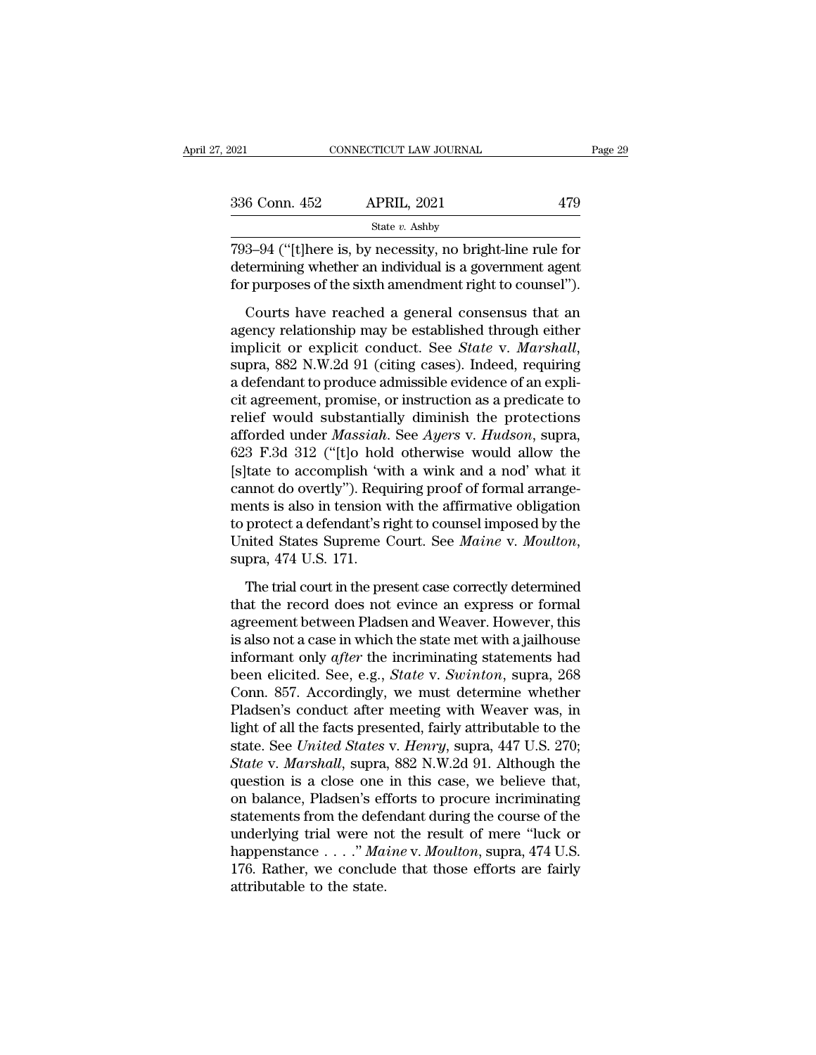793–94 ("[t]here is, by necessity, no bright-line rule for determining whether an individual is a government agent for purposes of the sixth amendment right to counsel").

Courts have reached a general consensus that an agency relationship may be established through either implicit or explicit conduct. See *State* v. *Marshall*, supra, 882 N.W.2d 91 (citing cases). Indeed, requiring a defendant to produce admissible evidence of an explicit agreement, promise, or instruction as a predicate to relief would substantially diminish the protections afforded under *Massiah*. See *Ayers* v. *Hudson*, supra, 623 F.3d 312 ("[t]o hold otherwise would allow the [s]tate to accomplish 'with a wink and a nod' what it cannot do overtly"). Requiring proof of formal arrangements is also in tension with the affirmative obligation to protect a defendant's right to counsel imposed by the United States Supreme Court. See *Maine* v. *Moulton*, supra, 474 U.S. 171.

The trial court in the present case correctly determined that the record does not evince an express or formal agreement between Pladsen and Weaver. However, this is also not a case in which the state met with a jailhouse informant only *after* the incriminating statements had been elicited. See, e.g., *State* v. *Swinton*, supra, 268 Conn. 857. Accordingly, we must determine whether Pladsen's conduct after meeting with Weaver was, in light of all the facts presented, fairly attributable to the state. See *United States* v. *Henry*, supra, 447 U.S. 270; *State* v. *Marshall*, supra, 882 N.W.2d 91. Although the question is a close one in this case, we believe that, on balance, Pladsen's efforts to procure incriminating statements from the defendant during the course of the underlying trial were not the result of mere "luck or happenstance . . . ." *Maine* v. *Moulton*, supra, 474 U.S. 176. Rather, we conclude that those efforts are fairly attributable to the state.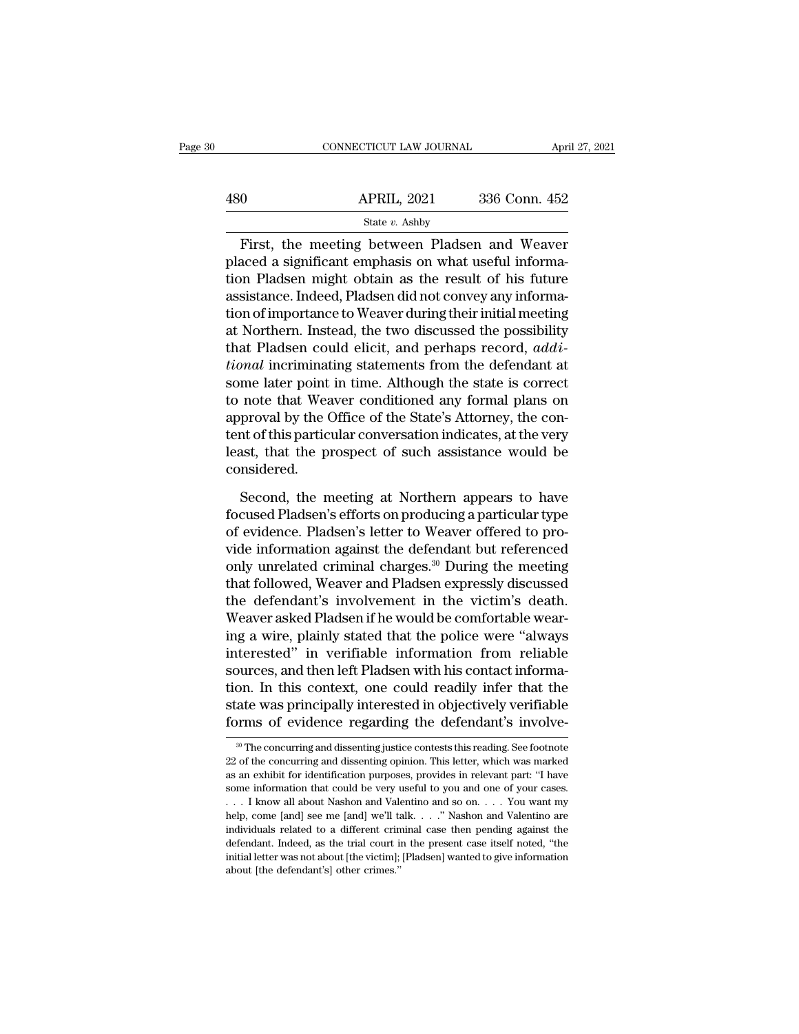First, the meeting between Pladsen and Weaver placed a significant emphasis on what useful information Pladsen might obtain as the result of his future assistance. Indeed, Pladsen did not convey any information of importance to Weaver during their initial meeting at Northern. Instead, the two discussed the possibility that Pladsen could elicit, and perhaps record, *additional* incriminating statements from the defendant at some later point in time. Although the state is correct to note that Weaver conditioned any formal plans on approval by the Office of the State's Attorney, the content of this particular conversation indicates, at the very least, that the prospect of such assistance would be considered.

Second, the meeting at Northern appears to have focused Pladsen's efforts on producing a particular type of evidence. Pladsen's letter to Weaver offered to provide information against the defendant but referenced only unrelated criminal charges.[30] During the meeting that followed, Weaver and Pladsen expressly discussed the defendant's involvement in the victim's death. Weaver asked Pladsen if he would be comfortable wearing a wire, plainly stated that the police were "always interested" in verifiable information from reliable sources, and then left Pladsen with his contact information. In this context, one could readily infer that the state was principally interested in objectively verifiable forms of evidence regarding the defendant's involve-

[30] The concurring and dissenting justice contests this reading. See footnote 22 of the concurring and dissenting opinion. This letter, which was marked as an exhibit for identification purposes, provides in relevant part: "I have some information that could be very useful to you and one of your cases. . . . I know all about Nashon and Valentino and so on. . . . You want my help, come [and] see me [and] we'll talk. . . ." Nashon and Valentino are individuals related to a different criminal case then pending against the defendant. Indeed, as the trial court in the present case itself noted, "the initial letter was not about [the victim]; [Pladsen] wanted to give information about [the defendant's] other crimes."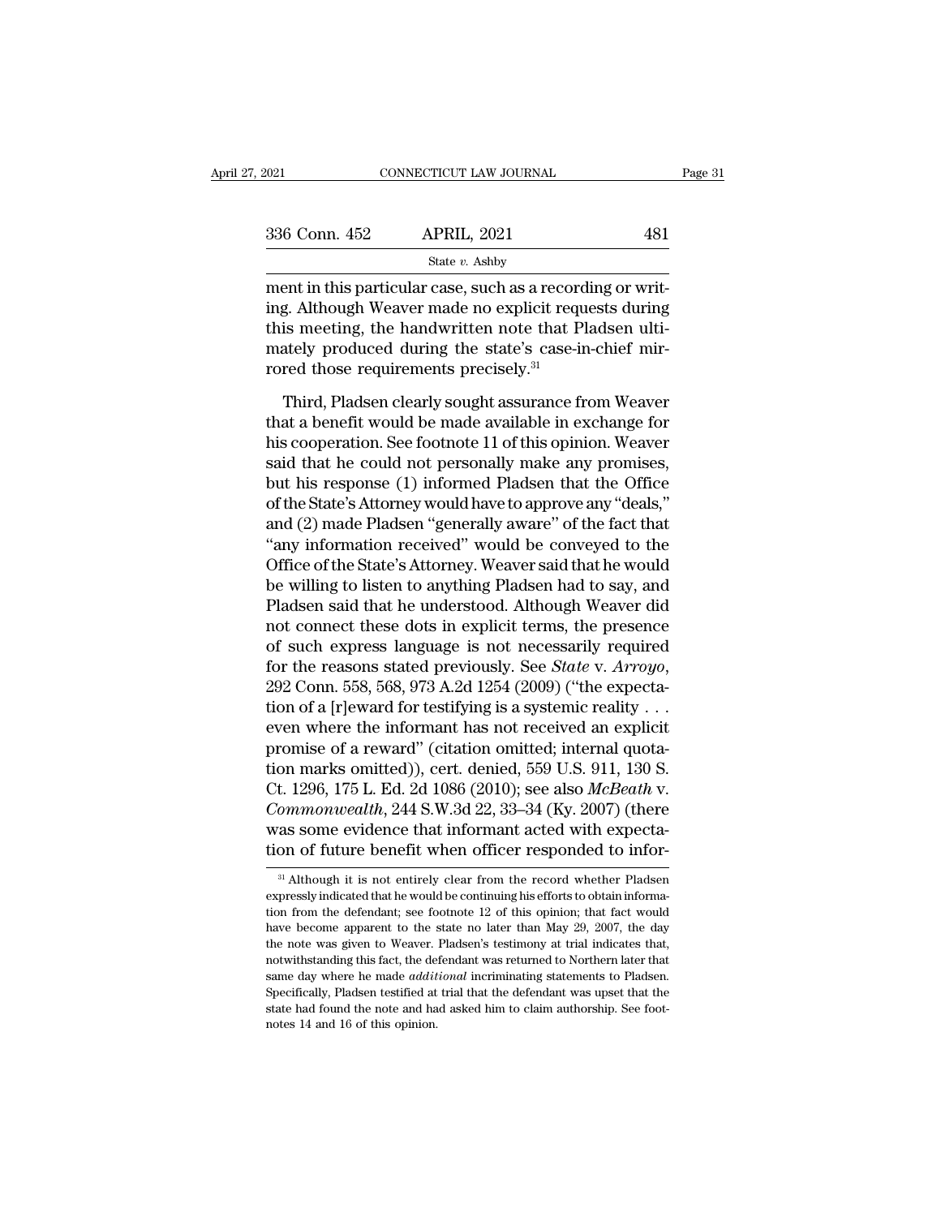ment in this particular case, such as a recording or writing. Although Weaver made no explicit requests during this meeting, the handwritten note that Pladsen ultimately produced during the state's case-in-chief mirrored those requirements precisely.[31]

Third, Pladsen clearly sought assurance from Weaver that a benefit would be made available in exchange for his cooperation. See footnote 11 of this opinion. Weaver said that he could not personally make any promises, but his response (1) informed Pladsen that the Office of the State's Attorney would have to approve any "deals," and (2) made Pladsen "generally aware" of the fact that "any information received" would be conveyed to the Office of the State's Attorney. Weaver said that he would be willing to listen to anything Pladsen had to say, and Pladsen said that he understood. Although Weaver did not connect these dots in explicit terms, the presence of such express language is not necessarily required for the reasons stated previously. See *State* v. *Arroyo*, 292 Conn. 558, 568, 973 A.2d 1254 (2009) ("the expectation of a [r]eward for testifying is a systemic reality . . . even where the informant has not received an explicit promise of a reward" (citation omitted; internal quotation marks omitted)), cert. denied, 559 U.S. 911, 130 S. Ct. 1296, 175 L. Ed. 2d 1086 (2010); see also *McBeath* v. *Commonwealth*, 244 S.W.3d 22, 33–34 (Ky. 2007) (there was some evidence that informant acted with expectation of future benefit when officer responded to infor-

[31] Although it is not entirely clear from the record whether Pladsen expressly indicated that he would be continuing his efforts to obtain information from the defendant; see footnote 12 of this opinion; that fact would have become apparent to the state no later than May 29, 2007, the day the note was given to Weaver. Pladsen's testimony at trial indicates that, notwithstanding this fact, the defendant was returned to Northern later that same day where he made *additional* incriminating statements to Pladsen. Specifically, Pladsen testified at trial that the defendant was upset that the state had found the note and had asked him to claim authorship. See footnotes 14 and 16 of this opinion.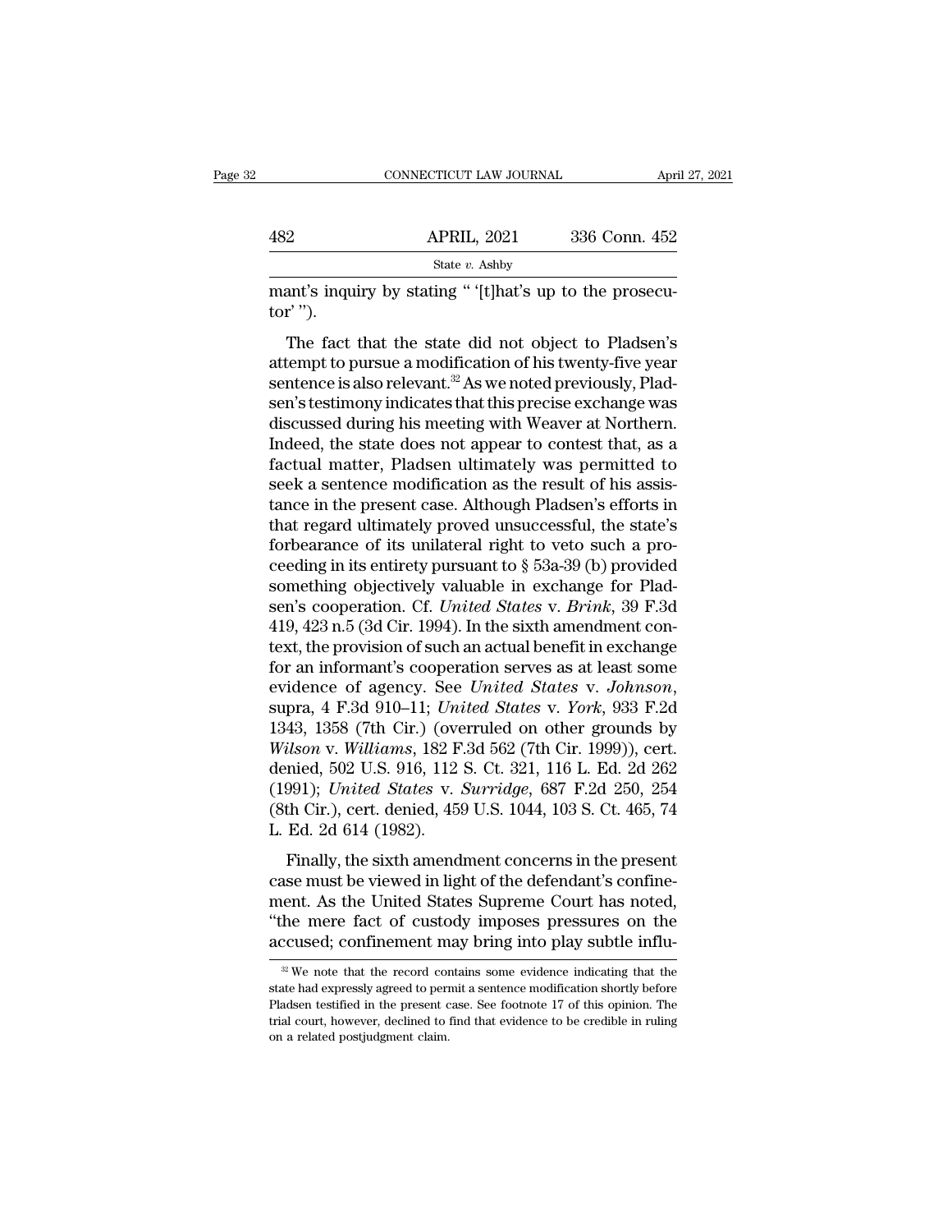mant's inquiry by stating " '[t]hat's up to the prosecutor' ").

The fact that the state did not object to Pladsen's attempt to pursue a modification of his twenty-five year sentence is also relevant.[32] As we noted previously, Pladsen's testimony indicates that this precise exchange was discussed during his meeting with Weaver at Northern. Indeed, the state does not appear to contest that, as a factual matter, Pladsen ultimately was permitted to seek a sentence modification as the result of his assistance in the present case. Although Pladsen's efforts in that regard ultimately proved unsuccessful, the state's forbearance of its unilateral right to veto such a proceeding in its entirety pursuant to § 53a-39 (b) provided something objectively valuable in exchange for Pladsen's cooperation. Cf. *United States* v. *Brink*, 39 F.3d 419, 423 n.5 (3d Cir. 1994). In the sixth amendment context, the provision of such an actual benefit in exchange for an informant's cooperation serves as at least some evidence of agency. See *United States* v. *Johnson*, supra, 4 F.3d 910–11; *United States* v. *York*, 933 F.2d 1343, 1358 (7th Cir.) (overruled on other grounds by *Wilson* v. *Williams*, 182 F.3d 562 (7th Cir. 1999)), cert. denied, 502 U.S. 916, 112 S. Ct. 321, 116 L. Ed. 2d 262 (1991); *United States* v. *Surridge*, 687 F.2d 250, 254 (8th Cir.), cert. denied, 459 U.S. 1044, 103 S. Ct. 465, 74 L. Ed. 2d 614 (1982).

Finally, the sixth amendment concerns in the present case must be viewed in light of the defendant's confinement. As the United States Supreme Court has noted, "the mere fact of custody imposes pressures on the accused; confinement may bring into play subtle influ-

[32] We note that the record contains some evidence indicating that the state had expressly agreed to permit a sentence modification shortly before Pladsen testified in the present case. See footnote 17 of this opinion. The trial court, however, declined to find that evidence to be credible in ruling on a related postjudgment claim.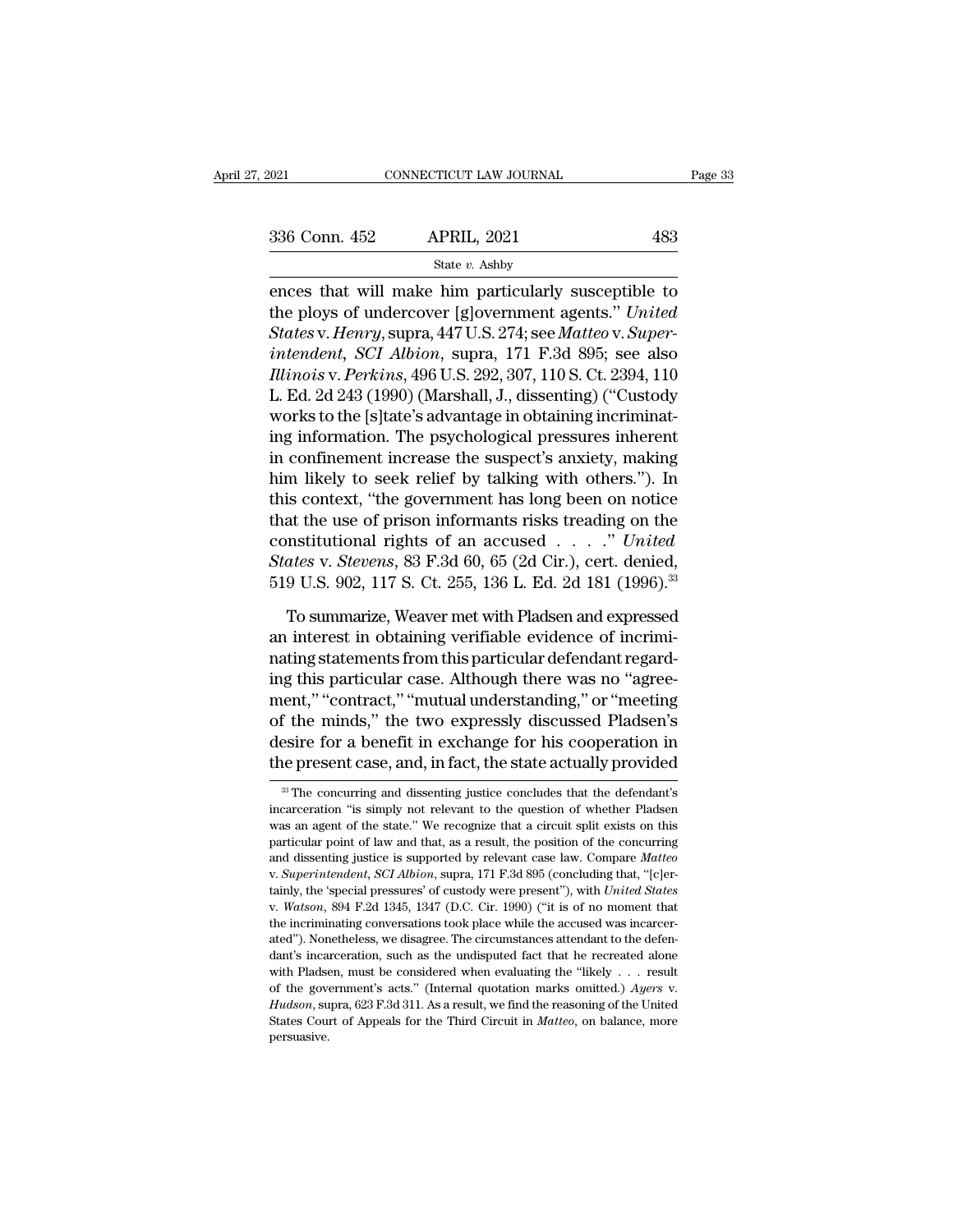ences that will make him particularly susceptible to the ploys of undercover [g]overnment agents." *United States* v. *Henry*, supra, 447 U.S. 274; see *Matteo* v. *Superintendent, SCI Albion*, supra, 171 F.3d 895; see also *Illinois* v. *Perkins*, 496 U.S. 292, 307, 110 S. Ct. 2394, 110 L. Ed. 2d 243 (1990) (Marshall, J., dissenting) ("Custody works to the [s]tate's advantage in obtaining incriminating information. The psychological pressures inherent in confinement increase the suspect's anxiety, making him likely to seek relief by talking with others."). In this context, "the government has long been on notice that the use of prison informants risks treading on the constitutional rights of an accused . . . ." *United States* v. *Stevens*, 83 F.3d 60, 65 (2d Cir.), cert. denied, 519 U.S. 902, 117 S. Ct. 255, 136 L. Ed. 2d 181 (1996).[33]

To summarize, Weaver met with Pladsen and expressed an interest in obtaining verifiable evidence of incriminating statements from this particular defendant regarding this particular case. Although there was no "agreement," "contract," "mutual understanding," or "meeting of the minds," the two expressly discussed Pladsen's desire for a benefit in exchange for his cooperation in the present case, and, in fact, the state actually provided

---

[33] The concurring and dissenting justice concludes that the defendant's incarceration "is simply not relevant to the question of whether Pladsen was an agent of the state." We recognize that a circuit split exists on this particular point of law and that, as a result, the position of the concurring and dissenting justice is supported by relevant case law. Compare *Matteo* v. *Superintendent, SCI Albion*, supra, 171 F.3d 895 (concluding that, "[c]ertainly, the 'special pressures' of custody were present"), with *United States* v. *Watson*, 894 F.2d 1345, 1347 (D.C. Cir. 1990) ("it is of no moment that the incriminating conversations took place while the accused was incarcerated"). Nonetheless, we disagree. The circumstances attendant to the defendant's incarceration, such as the undisputed fact that he recreated alone with Pladsen, must be considered when evaluating the "likely . . . result of the government's acts." (Internal quotation marks omitted.) *Ayers* v. *Hudson*, supra, 623 F.3d 311. As a result, we find the reasoning of the United States Court of Appeals for the Third Circuit in *Matteo*, on balance, more persuasive.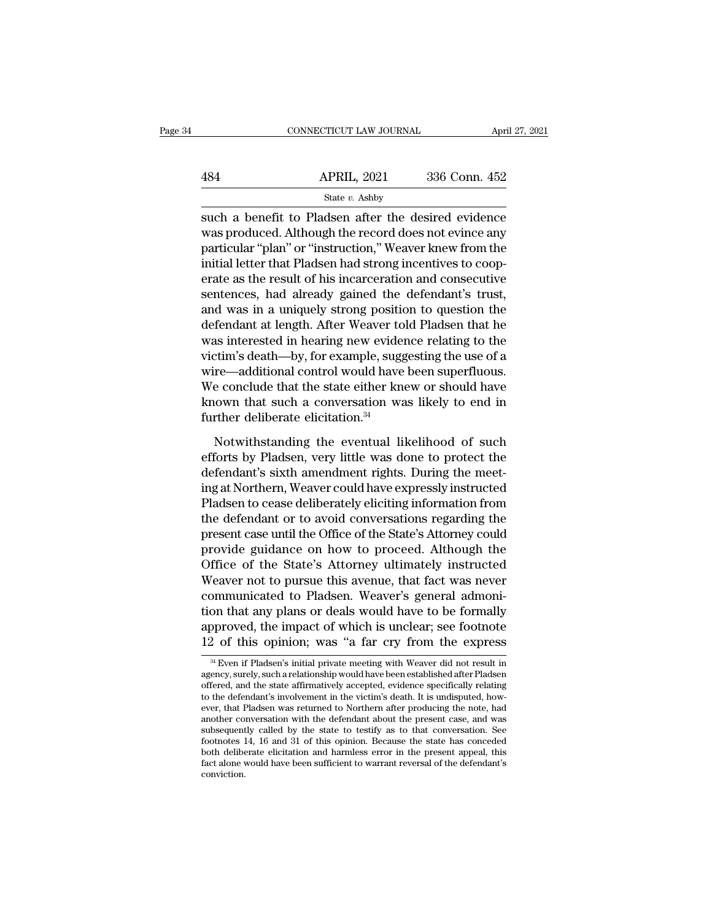such a benefit to Pladsen after the desired evidence was produced. Although the record does not evince any particular "plan" or "instruction," Weaver knew from the initial letter that Pladsen had strong incentives to cooperate as the result of his incarceration and consecutive sentences, had already gained the defendant's trust, and was in a uniquely strong position to question the defendant at length. After Weaver told Pladsen that he was interested in hearing new evidence relating to the victim's death—by, for example, suggesting the use of a wire—additional control would have been superfluous. We conclude that the state either knew or should have known that such a conversation was likely to end in further deliberate elicitation.[34]

Notwithstanding the eventual likelihood of such efforts by Pladsen, very little was done to protect the defendant's sixth amendment rights. During the meeting at Northern, Weaver could have expressly instructed Pladsen to cease deliberately eliciting information from the defendant or to avoid conversations regarding the present case until the Office of the State's Attorney could provide guidance on how to proceed. Although the Office of the State's Attorney ultimately instructed Weaver not to pursue this avenue, that fact was never communicated to Pladsen. Weaver's general admonition that any plans or deals would have to be formally approved, the impact of which is unclear; see footnote 12 of this opinion; was "a far cry from the express

[34] Even if Pladsen's initial private meeting with Weaver did not result in agency, surely, such a relationship would have been established after Pladsen offered, and the state affirmatively accepted, evidence specifically relating to the defendant's involvement in the victim's death. It is undisputed, however, that Pladsen was returned to Northern after producing the note, had another conversation with the defendant about the present case, and was subsequently called by the state to testify as to that conversation. See footnotes 14, 16 and 31 of this opinion. Because the state has conceded both deliberate elicitation and harmless error in the present appeal, this fact alone would have been sufficient to warrant reversal of the defendant's conviction.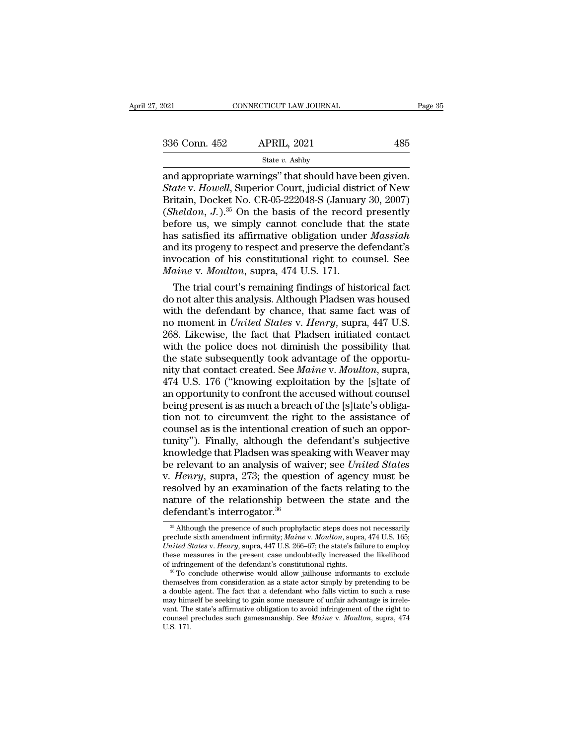and appropriate warnings" that should have been given. *State* v. *Howell*, Superior Court, judicial district of New Britain, Docket No. CR-05-222048-S (January 30, 2007) (*Sheldon*, *J.*).[35] On the basis of the record presently before us, we simply cannot conclude that the state has satisfied its affirmative obligation under *Massiah* and its progeny to respect and preserve the defendant's invocation of his constitutional right to counsel. See *Maine* v. *Moulton*, supra, 474 U.S. 171.

The trial court's remaining findings of historical fact do not alter this analysis. Although Pladsen was housed with the defendant by chance, that same fact was of no moment in *United States* v. *Henry*, supra, 447 U.S. 268. Likewise, the fact that Pladsen initiated contact with the police does not diminish the possibility that the state subsequently took advantage of the opportunity that contact created. See *Maine* v. *Moulton*, supra, 474 U.S. 176 ("knowing exploitation by the [s]tate of an opportunity to confront the accused without counsel being present is as much a breach of the [s]tate's obligation not to circumvent the right to the assistance of counsel as is the intentional creation of such an opportunity"). Finally, although the defendant's subjective knowledge that Pladsen was speaking with Weaver may be relevant to an analysis of waiver; see *United States* v. *Henry*, supra, 273; the question of agency must be resolved by an examination of the facts relating to the nature of the relationship between the state and the defendant's interrogator.[36]

---

[35] Although the presence of such prophylactic steps does not necessarily preclude sixth amendment infirmity; *Maine* v. *Moulton*, supra, 474 U.S. 165; *United States* v. *Henry*, supra, 447 U.S. 266–67; the state's failure to employ these measures in the present case undoubtedly increased the likelihood of infringement of the defendant's constitutional rights.

[36] To conclude otherwise would allow jailhouse informants to exclude themselves from consideration as a state actor simply by pretending to be a double agent. The fact that a defendant who falls victim to such a ruse may himself be seeking to gain some measure of unfair advantage is irrelevant. The state's affirmative obligation to avoid infringement of the right to counsel precludes such gamesmanship. See *Maine* v. *Moulton*, supra, 474 U.S. 171.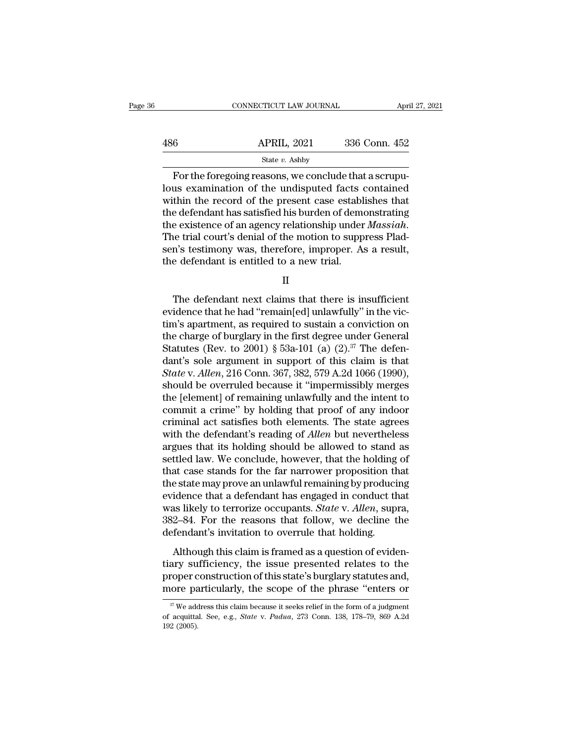For the foregoing reasons, we conclude that a scrupulous examination of the undisputed facts contained within the record of the present case establishes that the defendant has satisfied his burden of demonstrating the existence of an agency relationship under *Massiah*. The trial court's denial of the motion to suppress Pladsen's testimony was, therefore, improper. As a result, the defendant is entitled to a new trial.

II

The defendant next claims that there is insufficient evidence that he had "remain[ed] unlawfully" in the victim's apartment, as required to sustain a conviction on the charge of burglary in the first degree under General Statutes (Rev. to 2001) § 53a-101 (a) (2).[37] The defendant's sole argument in support of this claim is that *State* v. *Allen*, 216 Conn. 367, 382, 579 A.2d 1066 (1990), should be overruled because it "impermissibly merges the [element] of remaining unlawfully and the intent to commit a crime" by holding that proof of any indoor criminal act satisfies both elements. The state agrees with the defendant's reading of *Allen* but nevertheless argues that its holding should be allowed to stand as settled law. We conclude, however, that the holding of that case stands for the far narrower proposition that the state may prove an unlawful remaining by producing evidence that a defendant has engaged in conduct that was likely to terrorize occupants. *State* v. *Allen*, supra, 382–84. For the reasons that follow, we decline the defendant's invitation to overrule that holding.

Although this claim is framed as a question of evidentiary sufficiency, the issue presented relates to the proper construction of this state's burglary statutes and, more particularly, the scope of the phrase "enters or

[37] We address this claim because it seeks relief in the form of a judgment of acquittal. See, e.g., *State* v. *Padua*, 273 Conn. 138, 178–79, 869 A.2d 192 (2005).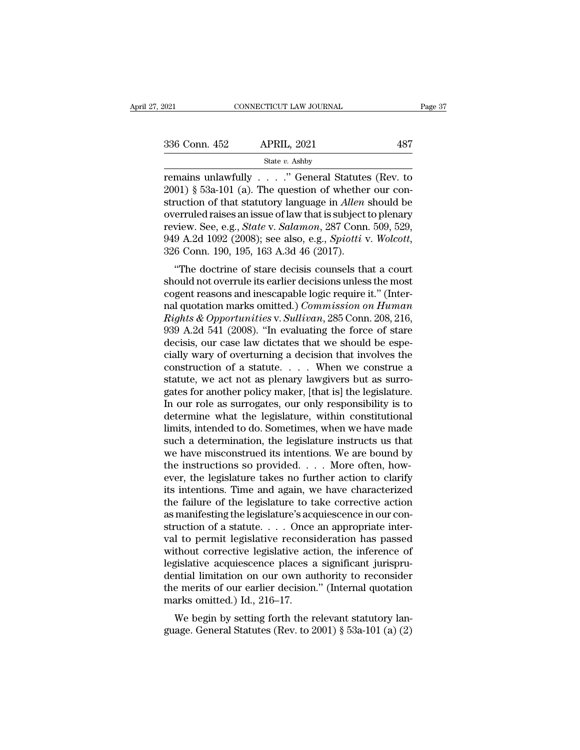remains unlawfully . . . ." General Statutes (Rev. to 2001) § 53a-101 (a). The question of whether our construction of that statutory language in *Allen* should be overruled raises an issue of law that is subject to plenary review. See, e.g., *State* v. *Salamon*, 287 Conn. 509, 529, 949 A.2d 1092 (2008); see also, e.g., *Spiotti* v. *Wolcott*, 326 Conn. 190, 195, 163 A.3d 46 (2017).

"The doctrine of stare decisis counsels that a court should not overrule its earlier decisions unless the most cogent reasons and inescapable logic require it." (Internal quotation marks omitted.) *Commission on Human Rights & Opportunities* v. *Sullivan*, 285 Conn. 208, 216, 939 A.2d 541 (2008). "In evaluating the force of stare decisis, our case law dictates that we should be especially wary of overturning a decision that involves the construction of a statute. . . . When we construe a statute, we act not as plenary lawgivers but as surrogates for another policy maker, [that is] the legislature. In our role as surrogates, our only responsibility is to determine what the legislature, within constitutional limits, intended to do. Sometimes, when we have made such a determination, the legislature instructs us that we have misconstrued its intentions. We are bound by the instructions so provided. . . . More often, however, the legislature takes no further action to clarify its intentions. Time and again, we have characterized the failure of the legislature to take corrective action as manifesting the legislature's acquiescence in our construction of a statute. . . . Once an appropriate interval to permit legislative reconsideration has passed without corrective legislative action, the inference of legislative acquiescence places a significant jurisprudential limitation on our own authority to reconsider the merits of our earlier decision." (Internal quotation marks omitted.) Id., 216–17.

We begin by setting forth the relevant statutory language. General Statutes (Rev. to 2001) § 53a-101 (a) (2)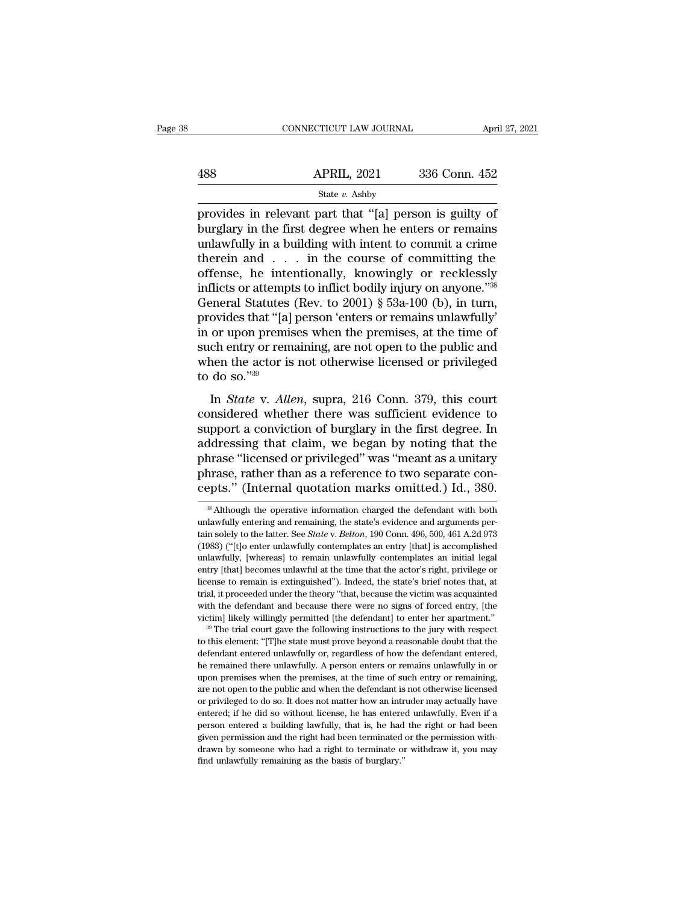provides in relevant part that "[a] person is guilty of burglary in the first degree when he enters or remains unlawfully in a building with intent to commit a crime therein and . . . in the course of committing the offense, he intentionally, knowingly or recklessly inflicts or attempts to inflict bodily injury on anyone."[38] General Statutes (Rev. to 2001) § 53a-100 (b), in turn, provides that "[a] person 'enters or remains unlawfully' in or upon premises when the premises, at the time of such entry or remaining, are not open to the public and when the actor is not otherwise licensed or privileged to do so."[39]

In *State* v. *Allen*, supra, 216 Conn. 379, this court considered whether there was sufficient evidence to support a conviction of burglary in the first degree. In addressing that claim, we began by noting that the phrase "licensed or privileged" was "meant as a unitary phrase, rather than as a reference to two separate concepts." (Internal quotation marks omitted.) Id., 380.

---

[38] Although the operative information charged the defendant with both unlawfully entering and remaining, the state's evidence and arguments pertain solely to the latter. See *State* v. *Belton*, 190 Conn. 496, 500, 461 A.2d 973 (1983) ("[t]o enter unlawfully contemplates an entry [that] is accomplished unlawfully, [whereas] to remain unlawfully contemplates an initial legal entry [that] becomes unlawful at the time that the actor's right, privilege or license to remain is extinguished"). Indeed, the state's brief notes that, at trial, it proceeded under the theory "that, because the victim was acquainted with the defendant and because there were no signs of forced entry, [the victim] likely willingly permitted [the defendant] to enter her apartment."

[39] The trial court gave the following instructions to the jury with respect to this element: "[T]he state must prove beyond a reasonable doubt that the defendant entered unlawfully or, regardless of how the defendant entered, he remained there unlawfully. A person enters or remains unlawfully in or upon premises when the premises, at the time of such entry or remaining, are not open to the public and when the defendant is not otherwise licensed or privileged to do so. It does not matter how an intruder may actually have entered; if he did so without license, he has entered unlawfully. Even if a person entered a building lawfully, that is, he had the right or had been given permission and the right had been terminated or the permission withdrawn by someone who had a right to terminate or withdraw it, you may find unlawfully remaining as the basis of burglary."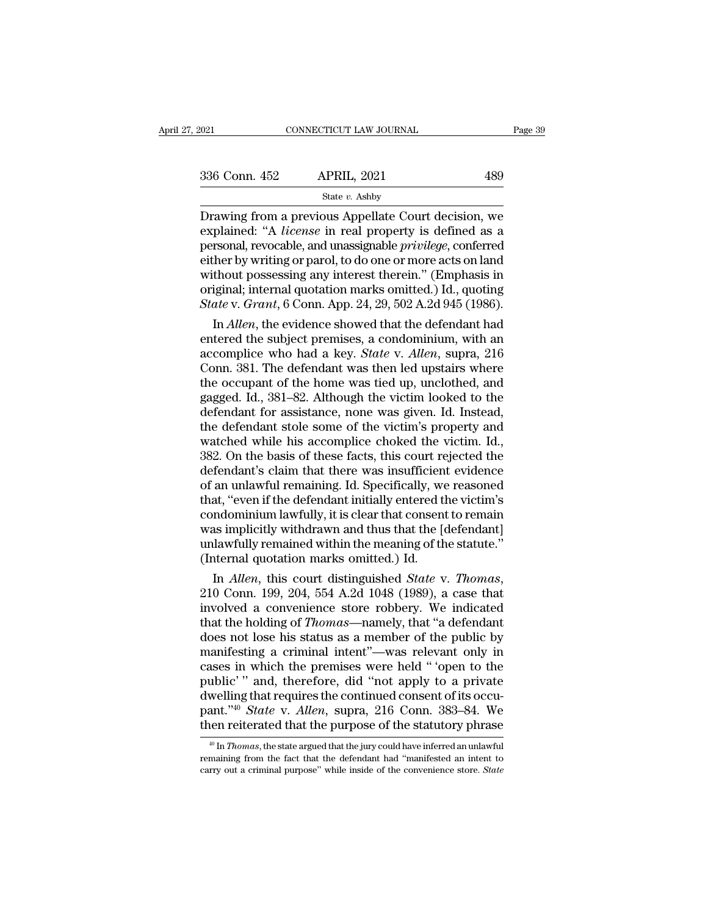Drawing from a previous Appellate Court decision, we explained: "A *license* in real property is defined as a personal, revocable, and unassignable *privilege*, conferred either by writing or parol, to do one or more acts on land without possessing any interest therein." (Emphasis in original; internal quotation marks omitted.) Id., quoting *State* v. *Grant*, 6 Conn. App. 24, 29, 502 A.2d 945 (1986).

In *Allen*, the evidence showed that the defendant had entered the subject premises, a condominium, with an accomplice who had a key. *State* v. *Allen*, supra, 216 Conn. 381. The defendant was then led upstairs where the occupant of the home was tied up, unclothed, and gagged. Id., 381–82. Although the victim looked to the defendant for assistance, none was given. Id. Instead, the defendant stole some of the victim's property and watched while his accomplice choked the victim. Id., 382. On the basis of these facts, this court rejected the defendant's claim that there was insufficient evidence of an unlawful remaining. Id. Specifically, we reasoned that, "even if the defendant initially entered the victim's condominium lawfully, it is clear that consent to remain was implicitly withdrawn and thus that the [defendant] unlawfully remained within the meaning of the statute." (Internal quotation marks omitted.) Id.

In *Allen*, this court distinguished *State* v. *Thomas*, 210 Conn. 199, 204, 554 A.2d 1048 (1989), a case that involved a convenience store robbery. We indicated that the holding of *Thomas*—namely, that "a defendant does not lose his status as a member of the public by manifesting a criminal intent"—was relevant only in cases in which the premises were held " 'open to the public' " and, therefore, did "not apply to a private dwelling that requires the continued consent of its occupant."[40] *State* v. *Allen*, supra, 216 Conn. 383–84. We then reiterated that the purpose of the statutory phrase

[40] In *Thomas*, the state argued that the jury could have inferred an unlawful remaining from the fact that the defendant had "manifested an intent to carry out a criminal purpose" while inside of the convenience store. *State*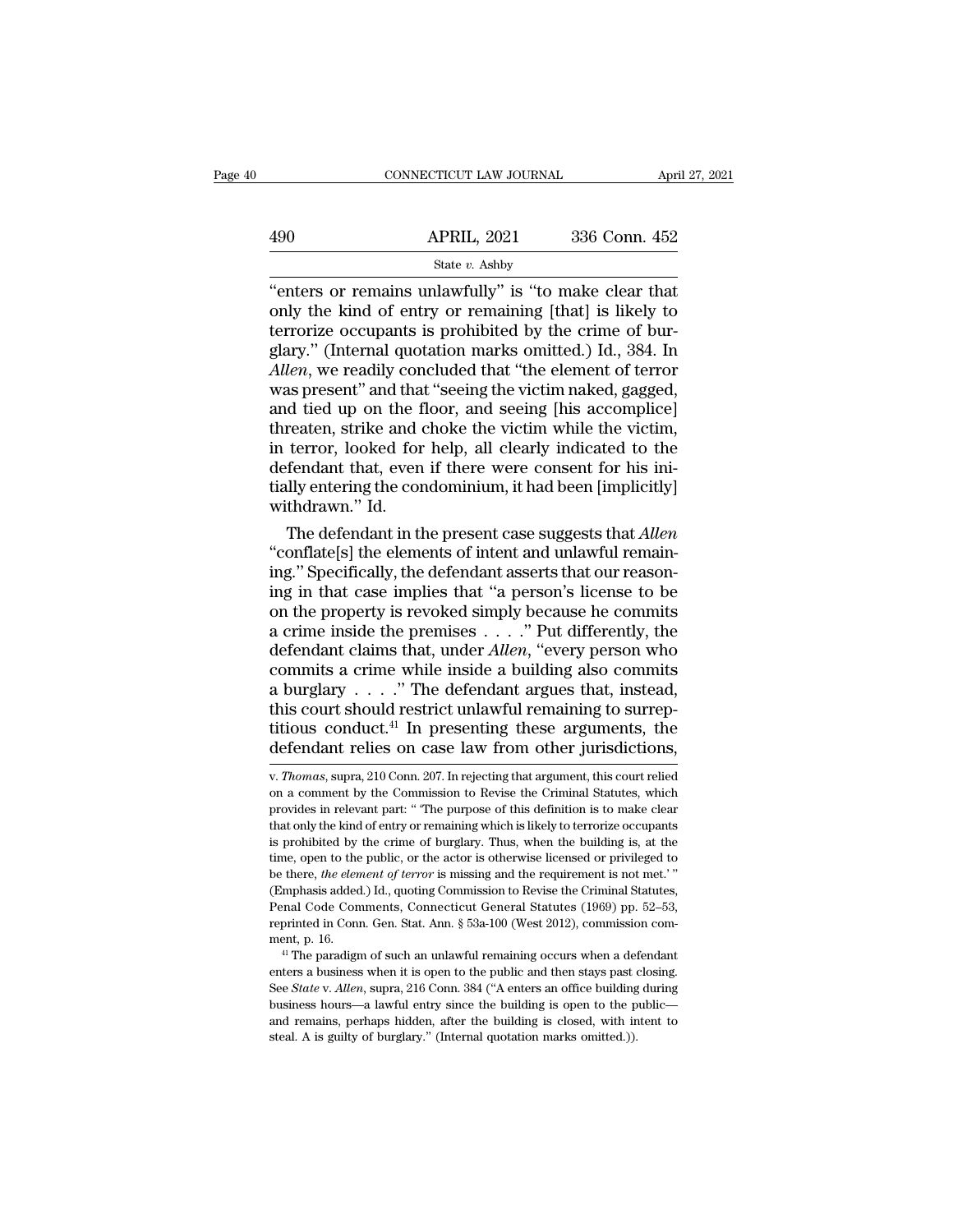"enters or remains unlawfully" is "to make clear that only the kind of entry or remaining [that] is likely to terrorize occupants is prohibited by the crime of burglary." (Internal quotation marks omitted.) Id., 384. In *Allen*, we readily concluded that "the element of terror was present" and that "seeing the victim naked, gagged, and tied up on the floor, and seeing [his accomplice] threaten, strike and choke the victim while the victim, in terror, looked for help, all clearly indicated to the defendant that, even if there were consent for his initially entering the condominium, it had been [implicitly] withdrawn." Id.

The defendant in the present case suggests that *Allen* "conflate[s] the elements of intent and unlawful remaining." Specifically, the defendant asserts that our reasoning in that case implies that "a person's license to be on the property is revoked simply because he commits a crime inside the premises . . . ." Put differently, the defendant claims that, under *Allen*, "every person who commits a crime while inside a building also commits a burglary . . . ." The defendant argues that, instead, this court should restrict unlawful remaining to surreptitious conduct.[41] In presenting these arguments, the defendant relies on case law from other jurisdictions,

---

v. *Thomas*, supra, 210 Conn. 207. In rejecting that argument, this court relied on a comment by the Commission to Revise the Criminal Statutes, which provides in relevant part: " 'The purpose of this definition is to make clear that only the kind of entry or remaining which is likely to terrorize occupants is prohibited by the crime of burglary. Thus, when the building is, at the time, open to the public, or the actor is otherwise licensed or privileged to be there, *the element of terror* is missing and the requirement is not met.' " (Emphasis added.) Id., quoting Commission to Revise the Criminal Statutes, Penal Code Comments, Connecticut General Statutes (1969) pp. 52–53, reprinted in Conn. Gen. Stat. Ann. § 53a-100 (West 2012), commission comment, p. 16.

[41] The paradigm of such an unlawful remaining occurs when a defendant enters a business when it is open to the public and then stays past closing. See *State* v. *Allen*, supra, 216 Conn. 384 ("A enters an office building during business hours—a lawful entry since the building is open to the public—and remains, perhaps hidden, after the building is closed, with intent to steal. A is guilty of burglary." (Internal quotation marks omitted.)).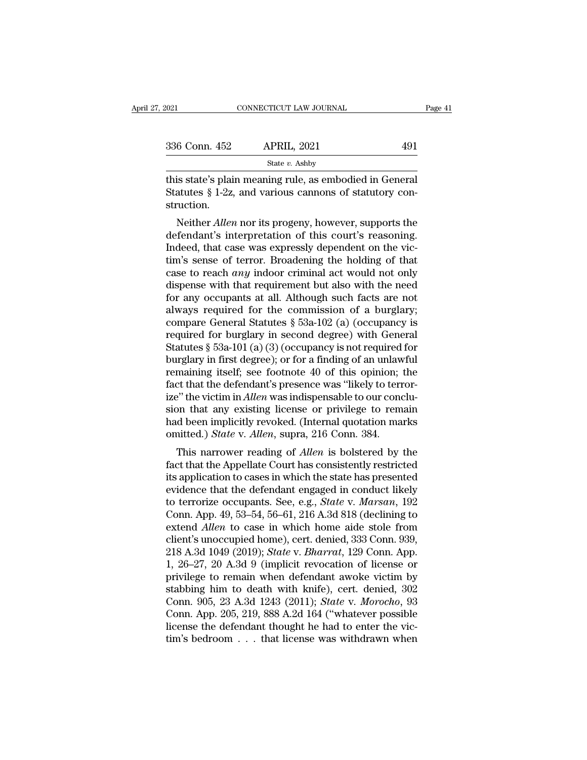this state's plain meaning rule, as embodied in General Statutes § 1-2z, and various cannons of statutory construction.

Neither *Allen* nor its progeny, however, supports the defendant's interpretation of this court's reasoning. Indeed, that case was expressly dependent on the victim's sense of terror. Broadening the holding of that case to reach *any* indoor criminal act would not only dispense with that requirement but also with the need for any occupants at all. Although such facts are not always required for the commission of a burglary; compare General Statutes § 53a-102 (a) (occupancy is required for burglary in second degree) with General Statutes § 53a-101 (a) (3) (occupancy is not required for burglary in first degree); or for a finding of an unlawful remaining itself; see footnote 40 of this opinion; the fact that the defendant's presence was "likely to terrorize" the victim in *Allen* was indispensable to our conclusion that any existing license or privilege to remain had been implicitly revoked. (Internal quotation marks omitted.) *State* v. *Allen*, supra, 216 Conn. 384.

This narrower reading of *Allen* is bolstered by the fact that the Appellate Court has consistently restricted its application to cases in which the state has presented evidence that the defendant engaged in conduct likely to terrorize occupants. See, e.g., *State* v. *Marsan*, 192 Conn. App. 49, 53–54, 56–61, 216 A.3d 818 (declining to extend *Allen* to case in which home aide stole from client's unoccupied home), cert. denied, 333 Conn. 939, 218 A.3d 1049 (2019); *State* v. *Bharrat*, 129 Conn. App. 1, 26–27, 20 A.3d 9 (implicit revocation of license or privilege to remain when defendant awoke victim by stabbing him to death with knife), cert. denied, 302 Conn. 905, 23 A.3d 1243 (2011); *State* v. *Morocho*, 93 Conn. App. 205, 219, 888 A.2d 164 ("whatever possible license the defendant thought he had to enter the victim's bedroom . . . that license was withdrawn when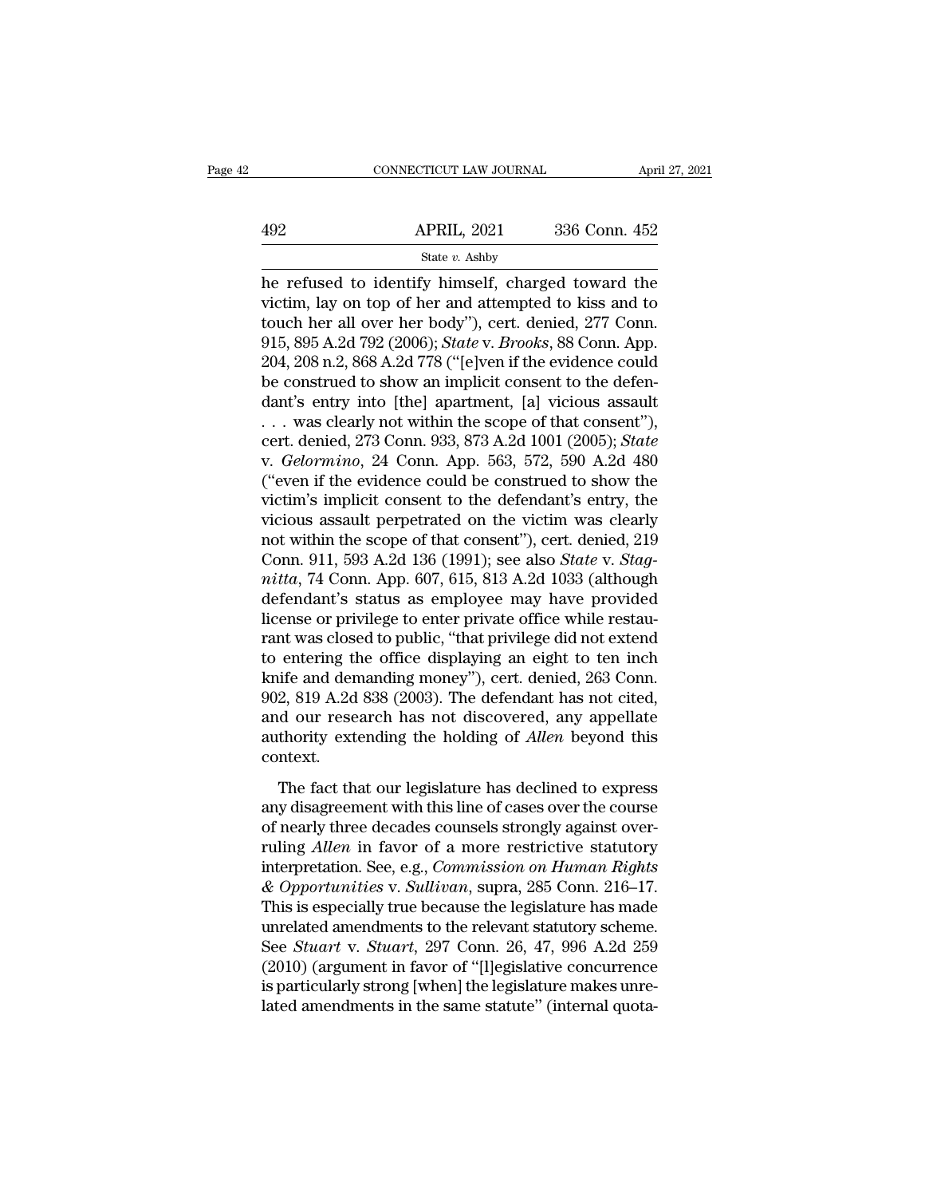he refused to identify himself, charged toward the victim, lay on top of her and attempted to kiss and to touch her all over her body"), cert. denied, 277 Conn. 915, 895 A.2d 792 (2006); *State* v. *Brooks*, 88 Conn. App. 204, 208 n.2, 868 A.2d 778 ("[e]ven if the evidence could be construed to show an implicit consent to the defendant's entry into [the] apartment, [a] vicious assault . . . was clearly not within the scope of that consent"), cert. denied, 273 Conn. 933, 873 A.2d 1001 (2005); *State* v. *Gelormino*, 24 Conn. App. 563, 572, 590 A.2d 480 ("even if the evidence could be construed to show the victim's implicit consent to the defendant's entry, the vicious assault perpetrated on the victim was clearly not within the scope of that consent"), cert. denied, 219 Conn. 911, 593 A.2d 136 (1991); see also *State* v. *Stagnitta*, 74 Conn. App. 607, 615, 813 A.2d 1033 (although defendant's status as employee may have provided license or privilege to enter private office while restaurant was closed to public, "that privilege did not extend to entering the office displaying an eight to ten inch knife and demanding money"), cert. denied, 263 Conn. 902, 819 A.2d 838 (2003). The defendant has not cited, and our research has not discovered, any appellate authority extending the holding of *Allen* beyond this context.

The fact that our legislature has declined to express any disagreement with this line of cases over the course of nearly three decades counsels strongly against overruling *Allen* in favor of a more restrictive statutory interpretation. See, e.g., *Commission on Human Rights & Opportunities* v. *Sullivan*, supra, 285 Conn. 216–17. This is especially true because the legislature has made unrelated amendments to the relevant statutory scheme. See *Stuart* v. *Stuart*, 297 Conn. 26, 47, 996 A.2d 259 (2010) (argument in favor of "[l]egislative concurrence is particularly strong [when] the legislature makes unrelated amendments in the same statute" (internal quota-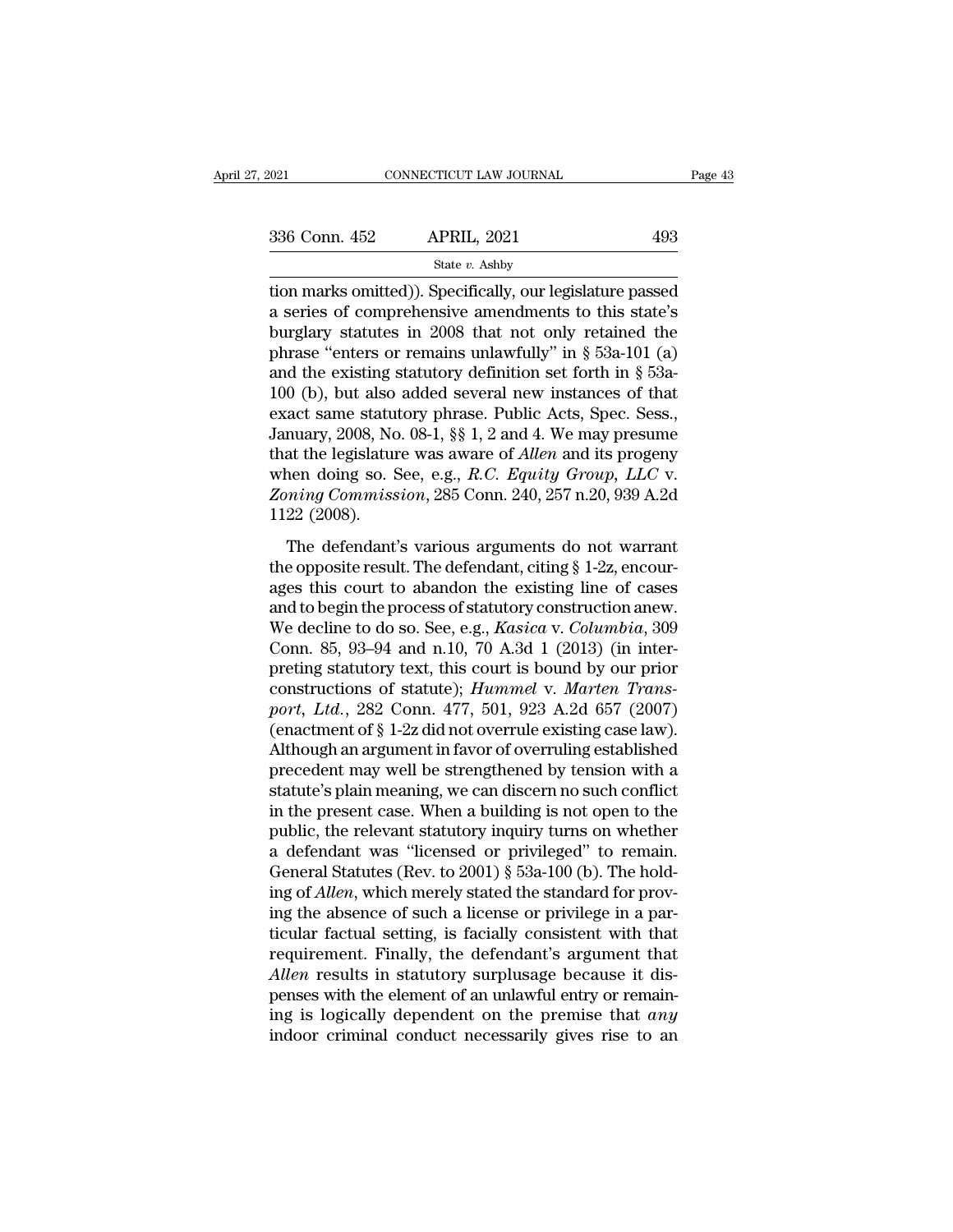tion marks omitted)). Specifically, our legislature passed a series of comprehensive amendments to this state's burglary statutes in 2008 that not only retained the phrase "enters or remains unlawfully" in § 53a-101 (a) and the existing statutory definition set forth in § 53a-100 (b), but also added several new instances of that exact same statutory phrase. Public Acts, Spec. Sess., January, 2008, No. 08-1, §§ 1, 2 and 4. We may presume that the legislature was aware of *Allen* and its progeny when doing so. See, e.g., *R.C. Equity Group, LLC* v. *Zoning Commission*, 285 Conn. 240, 257 n.20, 939 A.2d 1122 (2008).

The defendant's various arguments do not warrant the opposite result. The defendant, citing § 1-2z, encourages this court to abandon the existing line of cases and to begin the process of statutory construction anew. We decline to do so. See, e.g., *Kasica* v. *Columbia*, 309 Conn. 85, 93–94 and n.10, 70 A.3d 1 (2013) (in interpreting statutory text, this court is bound by our prior constructions of statute); *Hummel* v. *Marten Transport, Ltd.*, 282 Conn. 477, 501, 923 A.2d 657 (2007) (enactment of § 1-2z did not overrule existing case law). Although an argument in favor of overruling established precedent may well be strengthened by tension with a statute's plain meaning, we can discern no such conflict in the present case. When a building is not open to the public, the relevant statutory inquiry turns on whether a defendant was "licensed or privileged" to remain. General Statutes (Rev. to 2001) § 53a-100 (b). The holding of *Allen*, which merely stated the standard for proving the absence of such a license or privilege in a particular factual setting, is facially consistent with that requirement. Finally, the defendant's argument that *Allen* results in statutory surplusage because it dispenses with the element of an unlawful entry or remaining is logically dependent on the premise that *any* indoor criminal conduct necessarily gives rise to an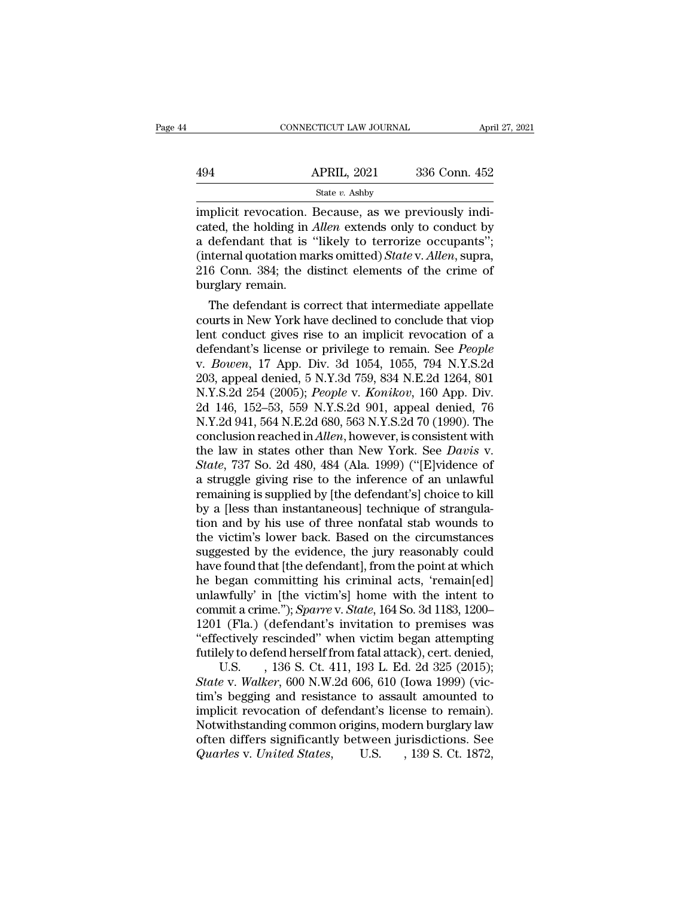implicit revocation. Because, as we previously indicated, the holding in *Allen* extends only to conduct by a defendant that is "likely to terrorize occupants"; (internal quotation marks omitted) *State* v. *Allen*, supra, 216 Conn. 384; the distinct elements of the crime of burglary remain.

The defendant is correct that intermediate appellate courts in New York have declined to conclude that viop lent conduct gives rise to an implicit revocation of a defendant's license or privilege to remain. See *People* v. *Bowen*, 17 App. Div. 3d 1054, 1055, 794 N.Y.S.2d 203, appeal denied, 5 N.Y.3d 759, 834 N.E.2d 1264, 801 N.Y.S.2d 254 (2005); *People* v. *Konikov*, 160 App. Div. 2d 146, 152–53, 559 N.Y.S.2d 901, appeal denied, 76 N.Y.2d 941, 564 N.E.2d 680, 563 N.Y.S.2d 70 (1990). The conclusion reached in *Allen*, however, is consistent with the law in states other than New York. See *Davis* v. *State*, 737 So. 2d 480, 484 (Ala. 1999) ("[E]vidence of a struggle giving rise to the inference of an unlawful remaining is supplied by [the defendant's] choice to kill by a [less than instantaneous] technique of strangulation and by his use of three nonfatal stab wounds to the victim's lower back. Based on the circumstances suggested by the evidence, the jury reasonably could have found that [the defendant], from the point at which he began committing his criminal acts, 'remain[ed] unlawfully' in [the victim's] home with the intent to commit a crime."); *Sparre* v. *State*, 164 So. 3d 1183, 1200–1201 (Fla.) (defendant's invitation to premises was "effectively rescinded" when victim began attempting futilely to defend herself from fatal attack), cert. denied, U.S. , 136 S. Ct. 411, 193 L. Ed. 2d 325 (2015); *State* v. *Walker*, 600 N.W.2d 606, 610 (Iowa 1999) (victim's begging and resistance to assault amounted to implicit revocation of defendant's license to remain). Notwithstanding common origins, modern burglary law often differs significantly between jurisdictions. See *Quarles* v. *United States*, U.S. , 139 S. Ct. 1872,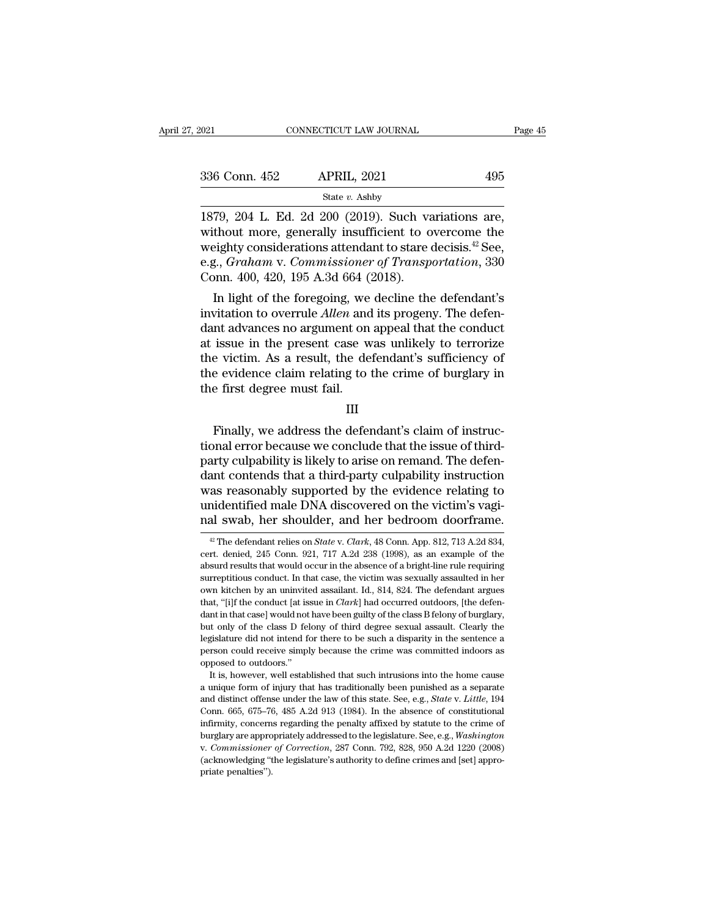1879, 204 L. Ed. 2d 200 (2019). Such variations are, without more, generally insufficient to overcome the weighty considerations attendant to stare decisis.[42] See, e.g., *Graham* v. *Commissioner of Transportation*, 330 Conn. 400, 420, 195 A.3d 664 (2018).

In light of the foregoing, we decline the defendant's invitation to overrule *Allen* and its progeny. The defendant advances no argument on appeal that the conduct at issue in the present case was unlikely to terrorize the victim. As a result, the defendant's sufficiency of the evidence claim relating to the crime of burglary in the first degree must fail.

III

Finally, we address the defendant's claim of instructional error because we conclude that the issue of third-party culpability is likely to arise on remand. The defendant contends that a third-party culpability instruction was reasonably supported by the evidence relating to unidentified male DNA discovered on the victim's vaginal swab, her shoulder, and her bedroom doorframe.

[42] The defendant relies on *State* v. *Clark*, 48 Conn. App. 812, 713 A.2d 834, cert. denied, 245 Conn. 921, 717 A.2d 238 (1998), as an example of the absurd results that would occur in the absence of a bright-line rule requiring surreptitious conduct. In that case, the victim was sexually assaulted in her own kitchen by an uninvited assailant. Id., 814, 824. The defendant argues that, "[i]f the conduct [at issue in *Clark*] had occurred outdoors, [the defendant in that case] would not have been guilty of the class B felony of burglary, but only of the class D felony of third degree sexual assault. Clearly the legislature did not intend for there to be such a disparity in the sentence a person could receive simply because the crime was committed indoors as opposed to outdoors."

It is, however, well established that such intrusions into the home cause a unique form of injury that has traditionally been punished as a separate and distinct offense under the law of this state. See, e.g., *State* v. *Little*, 194 Conn. 665, 675–76, 485 A.2d 913 (1984). In the absence of constitutional infirmity, concerns regarding the penalty affixed by statute to the crime of burglary are appropriately addressed to the legislature. See, e.g., *Washington* v. *Commissioner of Correction*, 287 Conn. 792, 828, 950 A.2d 1220 (2008) (acknowledging "the legislature's authority to define crimes and [set] appropriate penalties").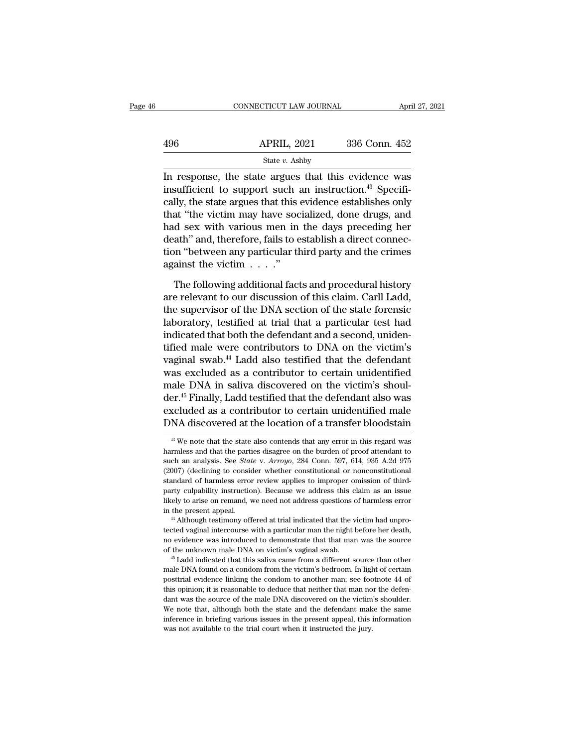In response, the state argues that this evidence was insufficient to support such an instruction.[43] Specifically, the state argues that this evidence establishes only that "the victim may have socialized, done drugs, and had sex with various men in the days preceding her death" and, therefore, fails to establish a direct connection "between any particular third party and the crimes against the victim . . . ."

The following additional facts and procedural history are relevant to our discussion of this claim. Carll Ladd, the supervisor of the DNA section of the state forensic laboratory, testified at trial that a particular test had indicated that both the defendant and a second, unidentified male were contributors to DNA on the victim's vaginal swab.[44] Ladd also testified that the defendant was excluded as a contributor to certain unidentified male DNA in saliva discovered on the victim's shoulder.[45] Finally, Ladd testified that the defendant also was excluded as a contributor to certain unidentified male DNA discovered at the location of a transfer bloodstain

[43] We note that the state also contends that any error in this regard was harmless and that the parties disagree on the burden of proof attendant to such an analysis. See *State* v. *Arroyo*, 284 Conn. 597, 614, 935 A.2d 975 (2007) (declining to consider whether constitutional or nonconstitutional standard of harmless error review applies to improper omission of third-party culpability instruction). Because we address this claim as an issue likely to arise on remand, we need not address questions of harmless error in the present appeal.

[44] Although testimony offered at trial indicated that the victim had unprotected vaginal intercourse with a particular man the night before her death, no evidence was introduced to demonstrate that that man was the source of the unknown male DNA on victim's vaginal swab.

[45] Ladd indicated that this saliva came from a different source than other male DNA found on a condom from the victim's bedroom. In light of certain posttrial evidence linking the condom to another man; see footnote 44 of this opinion; it is reasonable to deduce that neither that man nor the defendant was the source of the male DNA discovered on the victim's shoulder. We note that, although both the state and the defendant make the same inference in briefing various issues in the present appeal, this information was not available to the trial court when it instructed the jury.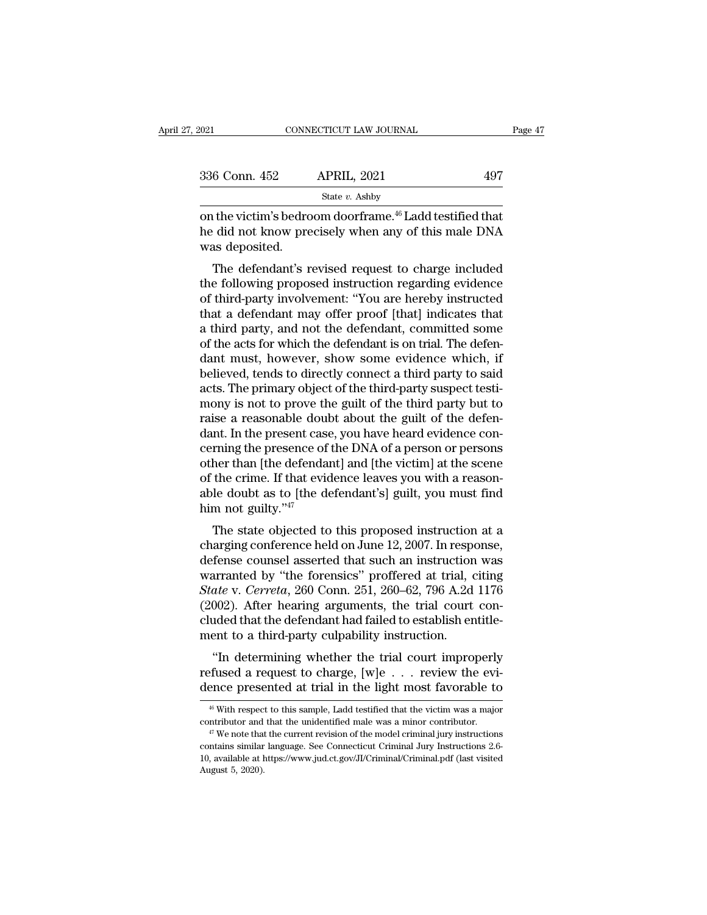on the victim's bedroom doorframe.[46] Ladd testified that he did not know precisely when any of this male DNA was deposited.

The defendant's revised request to charge included the following proposed instruction regarding evidence of third-party involvement: "You are hereby instructed that a defendant may offer proof [that] indicates that a third party, and not the defendant, committed some of the acts for which the defendant is on trial. The defendant must, however, show some evidence which, if believed, tends to directly connect a third party to said acts. The primary object of the third-party suspect testimony is not to prove the guilt of the third party but to raise a reasonable doubt about the guilt of the defendant. In the present case, you have heard evidence concerning the presence of the DNA of a person or persons other than [the defendant] and [the victim] at the scene of the crime. If that evidence leaves you with a reasonable doubt as to [the defendant's] guilt, you must find him not guilty."[47]

The state objected to this proposed instruction at a charging conference held on June 12, 2007. In response, defense counsel asserted that such an instruction was warranted by "the forensics" proffered at trial, citing *State* v. *Cerreta*, 260 Conn. 251, 260–62, 796 A.2d 1176 (2002). After hearing arguments, the trial court concluded that the defendant had failed to establish entitlement to a third-party culpability instruction.

"In determining whether the trial court improperly refused a request to charge, [w]e . . . review the evidence presented at trial in the light most favorable to

[46] With respect to this sample, Ladd testified that the victim was a major contributor and that the unidentified male was a minor contributor.

[47] We note that the current revision of the model criminal jury instructions contains similar language. See Connecticut Criminal Jury Instructions 2.6-10, available at https://www.jud.ct.gov/JI/Criminal/Criminal.pdf (last visited August 5, 2020).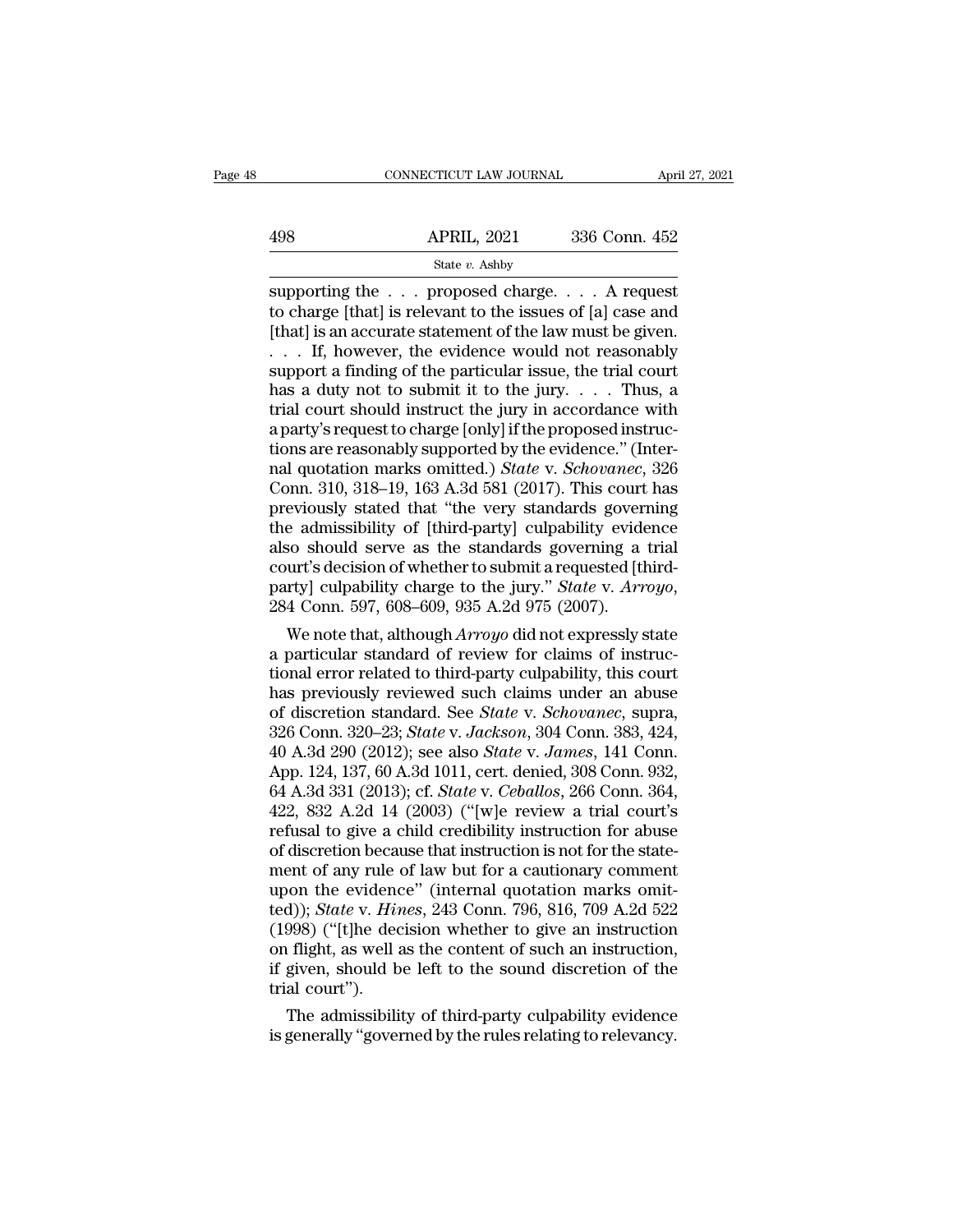supporting the . . . proposed charge. . . . A request to charge [that] is relevant to the issues of [a] case and [that] is an accurate statement of the law must be given. . . . If, however, the evidence would not reasonably support a finding of the particular issue, the trial court has a duty not to submit it to the jury. . . . Thus, a trial court should instruct the jury in accordance with a party's request to charge [only] if the proposed instructions are reasonably supported by the evidence." (Internal quotation marks omitted.) *State* v. *Schovanec*, 326 Conn. 310, 318–19, 163 A.3d 581 (2017). This court has previously stated that "the very standards governing the admissibility of [third-party] culpability evidence also should serve as the standards governing a trial court's decision of whether to submit a requested [third-party] culpability charge to the jury." *State* v. *Arroyo*, 284 Conn. 597, 608–609, 935 A.2d 975 (2007).

We note that, although *Arroyo* did not expressly state a particular standard of review for claims of instructional error related to third-party culpability, this court has previously reviewed such claims under an abuse of discretion standard. See *State* v. *Schovanec*, supra, 326 Conn. 320–23; *State* v. *Jackson*, 304 Conn. 383, 424, 40 A.3d 290 (2012); see also *State* v. *James*, 141 Conn. App. 124, 137, 60 A.3d 1011, cert. denied, 308 Conn. 932, 64 A.3d 331 (2013); cf. *State* v. *Ceballos*, 266 Conn. 364, 422, 832 A.2d 14 (2003) ("[w]e review a trial court's refusal to give a child credibility instruction for abuse of discretion because that instruction is not for the statement of any rule of law but for a cautionary comment upon the evidence" (internal quotation marks omitted)); *State* v. *Hines*, 243 Conn. 796, 816, 709 A.2d 522 (1998) ("[t]he decision whether to give an instruction on flight, as well as the content of such an instruction, if given, should be left to the sound discretion of the trial court").

The admissibility of third-party culpability evidence is generally "governed by the rules relating to relevancy.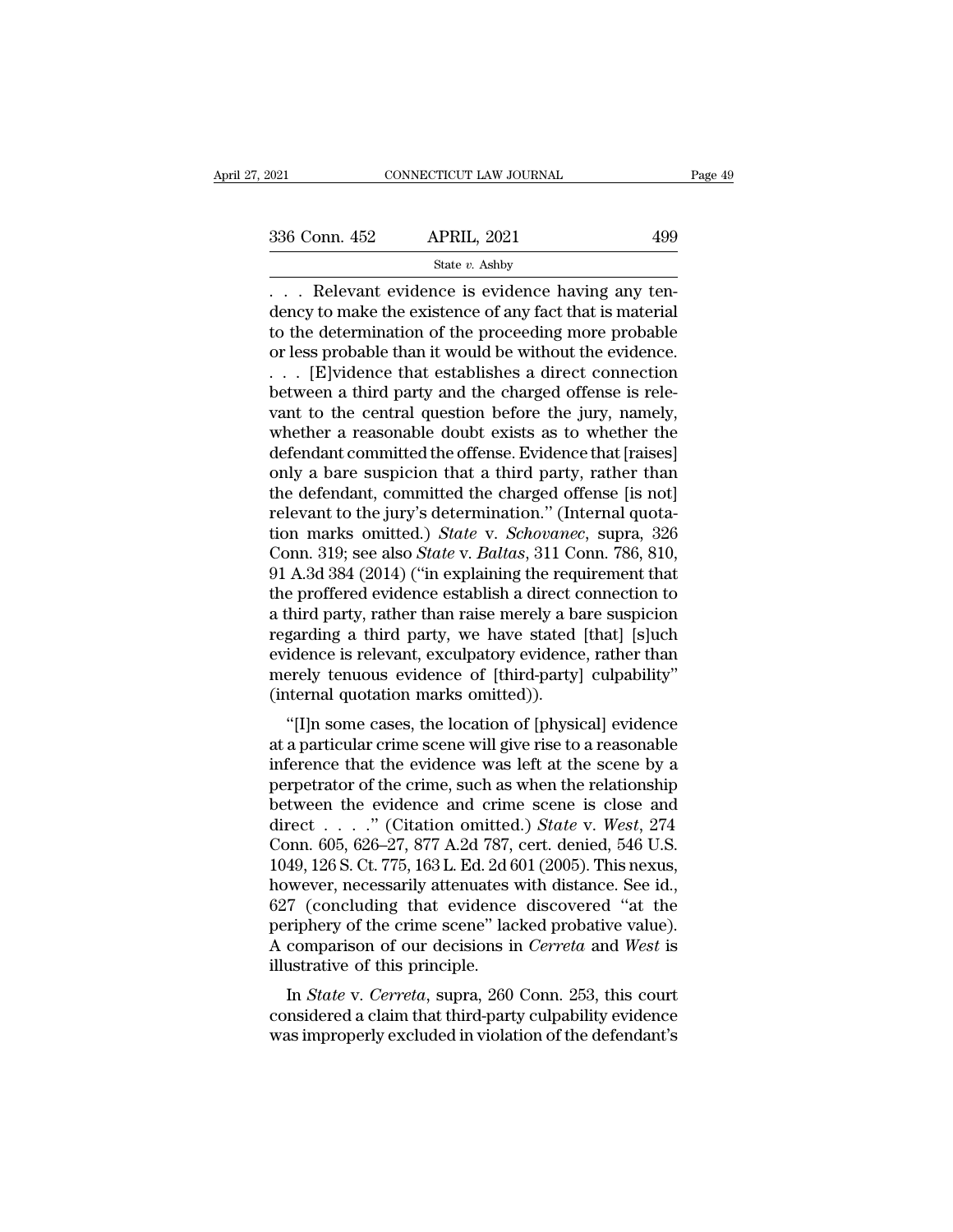. . . Relevant evidence is evidence having any tendency to make the existence of any fact that is material to the determination of the proceeding more probable or less probable than it would be without the evidence. . . . [E]vidence that establishes a direct connection between a third party and the charged offense is relevant to the central question before the jury, namely, whether a reasonable doubt exists as to whether the defendant committed the offense. Evidence that [raises] only a bare suspicion that a third party, rather than the defendant, committed the charged offense [is not] relevant to the jury's determination.'' (Internal quotation marks omitted.) *State* v. *Schovanec*, supra, 326 Conn. 319; see also *State* v. *Baltas*, 311 Conn. 786, 810, 91 A.3d 384 (2014) (''in explaining the requirement that the proffered evidence establish a direct connection to a third party, rather than raise merely a bare suspicion regarding a third party, we have stated [that] [s]uch evidence is relevant, exculpatory evidence, rather than merely tenuous evidence of [third-party] culpability'' (internal quotation marks omitted)).

''[I]n some cases, the location of [physical] evidence at a particular crime scene will give rise to a reasonable inference that the evidence was left at the scene by a perpetrator of the crime, such as when the relationship between the evidence and crime scene is close and direct . . . .'' (Citation omitted.) *State* v. *West*, 274 Conn. 605, 626–27, 877 A.2d 787, cert. denied, 546 U.S. 1049, 126 S. Ct. 775, 163 L. Ed. 2d 601 (2005). This nexus, however, necessarily attenuates with distance. See id., 627 (concluding that evidence discovered ''at the periphery of the crime scene'' lacked probative value). A comparison of our decisions in *Cerreta* and *West* is illustrative of this principle.

In *State* v. *Cerreta*, supra, 260 Conn. 253, this court considered a claim that third-party culpability evidence was improperly excluded in violation of the defendant's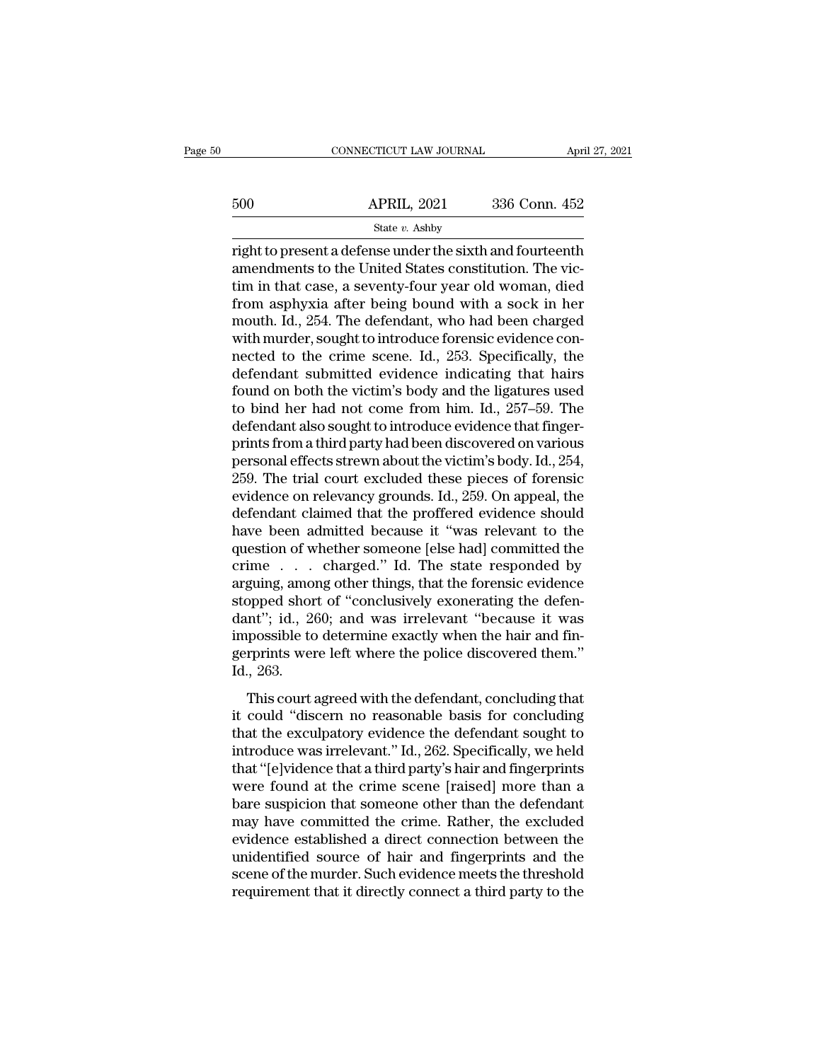right to present a defense under the sixth and fourteenth amendments to the United States constitution. The victim in that case, a seventy-four year old woman, died from asphyxia after being bound with a sock in her mouth. Id., 254. The defendant, who had been charged with murder, sought to introduce forensic evidence connected to the crime scene. Id., 253. Specifically, the defendant submitted evidence indicating that hairs found on both the victim's body and the ligatures used to bind her had not come from him. Id., 257–59. The defendant also sought to introduce evidence that fingerprints from a third party had been discovered on various personal effects strewn about the victim's body. Id., 254, 259. The trial court excluded these pieces of forensic evidence on relevancy grounds. Id., 259. On appeal, the defendant claimed that the proffered evidence should have been admitted because it "was relevant to the question of whether someone [else had] committed the crime . . . charged." Id. The state responded by arguing, among other things, that the forensic evidence stopped short of "conclusively exonerating the defendant"; id., 260; and was irrelevant "because it was impossible to determine exactly when the hair and fingerprints were left where the police discovered them." Id., 263.

This court agreed with the defendant, concluding that it could "discern no reasonable basis for concluding that the exculpatory evidence the defendant sought to introduce was irrelevant." Id., 262. Specifically, we held that "[e]vidence that a third party's hair and fingerprints were found at the crime scene [raised] more than a bare suspicion that someone other than the defendant may have committed the crime. Rather, the excluded evidence established a direct connection between the unidentified source of hair and fingerprints and the scene of the murder. Such evidence meets the threshold requirement that it directly connect a third party to the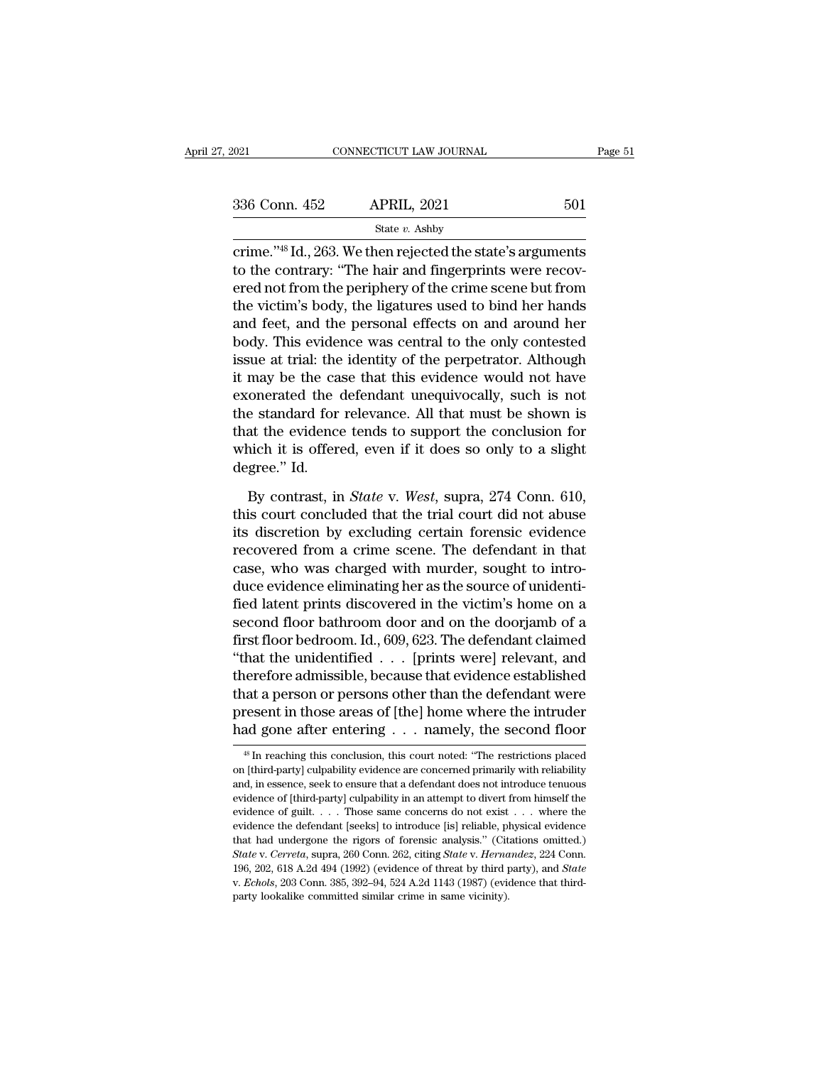crime."[48] Id., 263. We then rejected the state's arguments to the contrary: "The hair and fingerprints were recovered not from the periphery of the crime scene but from the victim's body, the ligatures used to bind her hands and feet, and the personal effects on and around her body. This evidence was central to the only contested issue at trial: the identity of the perpetrator. Although it may be the case that this evidence would not have exonerated the defendant unequivocally, such is not the standard for relevance. All that must be shown is that the evidence tends to support the conclusion for which it is offered, even if it does so only to a slight degree." Id.

By contrast, in *State* v. *West*, supra, 274 Conn. 610, this court concluded that the trial court did not abuse its discretion by excluding certain forensic evidence recovered from a crime scene. The defendant in that case, who was charged with murder, sought to introduce evidence eliminating her as the source of unidentified latent prints discovered in the victim's home on a second floor bathroom door and on the doorjamb of a first floor bedroom. Id., 609, 623. The defendant claimed "that the unidentified . . . [prints were] relevant, and therefore admissible, because that evidence established that a person or persons other than the defendant were present in those areas of [the] home where the intruder had gone after entering . . . namely, the second floor

---

[48] In reaching this conclusion, this court noted: "The restrictions placed on [third-party] culpability evidence are concerned primarily with reliability and, in essence, seek to ensure that a defendant does not introduce tenuous evidence of [third-party] culpability in an attempt to divert from himself the evidence of guilt. . . . Those same concerns do not exist . . . where the evidence the defendant [seeks] to introduce [is] reliable, physical evidence that had undergone the rigors of forensic analysis." (Citations omitted.) *State* v. *Cerreta*, supra, 260 Conn. 262, citing *State* v. *Hernandez*, 224 Conn. 196, 202, 618 A.2d 494 (1992) (evidence of threat by third party), and *State* v. *Echols*, 203 Conn. 385, 392–94, 524 A.2d 1143 (1987) (evidence that third-party lookalike committed similar crime in same vicinity).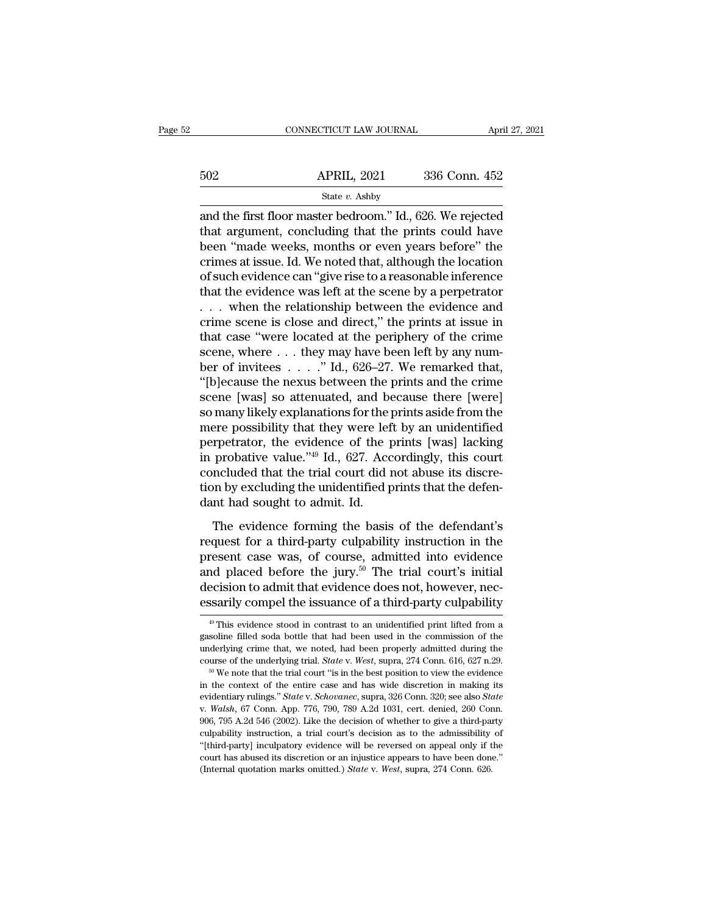and the first floor master bedroom." Id., 626. We rejected that argument, concluding that the prints could have been "made weeks, months or even years before" the crimes at issue. Id. We noted that, although the location of such evidence can "give rise to a reasonable inference that the evidence was left at the scene by a perpetrator . . . when the relationship between the evidence and crime scene is close and direct," the prints at issue in that case "were located at the periphery of the crime scene, where . . . they may have been left by any number of invitees . . . ." Id., 626–27. We remarked that, "[b]ecause the nexus between the prints and the crime scene [was] so attenuated, and because there [were] so many likely explanations for the prints aside from the mere possibility that they were left by an unidentified perpetrator, the evidence of the prints [was] lacking in probative value."[49] Id., 627. Accordingly, this court concluded that the trial court did not abuse its discretion by excluding the unidentified prints that the defendant had sought to admit. Id.

The evidence forming the basis of the defendant's request for a third-party culpability instruction in the present case was, of course, admitted into evidence and placed before the jury.[50] The trial court's initial decision to admit that evidence does not, however, necessarily compel the issuance of a third-party culpability

[49] This evidence stood in contrast to an unidentified print lifted from a gasoline filled soda bottle that had been used in the commission of the underlying crime that, we noted, had been properly admitted during the course of the underlying trial. *State* v. *West*, supra, 274 Conn. 616, 627 n.29.

[50] We note that the trial court "is in the best position to view the evidence in the context of the entire case and has wide discretion in making its evidentiary rulings." *State* v. *Schovanec*, supra, 326 Conn. 320; see also *State* v. *Walsh*, 67 Conn. App. 776, 790, 789 A.2d 1031, cert. denied, 260 Conn. 906, 795 A.2d 546 (2002). Like the decision of whether to give a third-party culpability instruction, a trial court's decision as to the admissibility of "[third-party] inculpatory evidence will be reversed on appeal only if the court has abused its discretion or an injustice appears to have been done." (Internal quotation marks omitted.) *State* v. *West*, supra, 274 Conn. 626.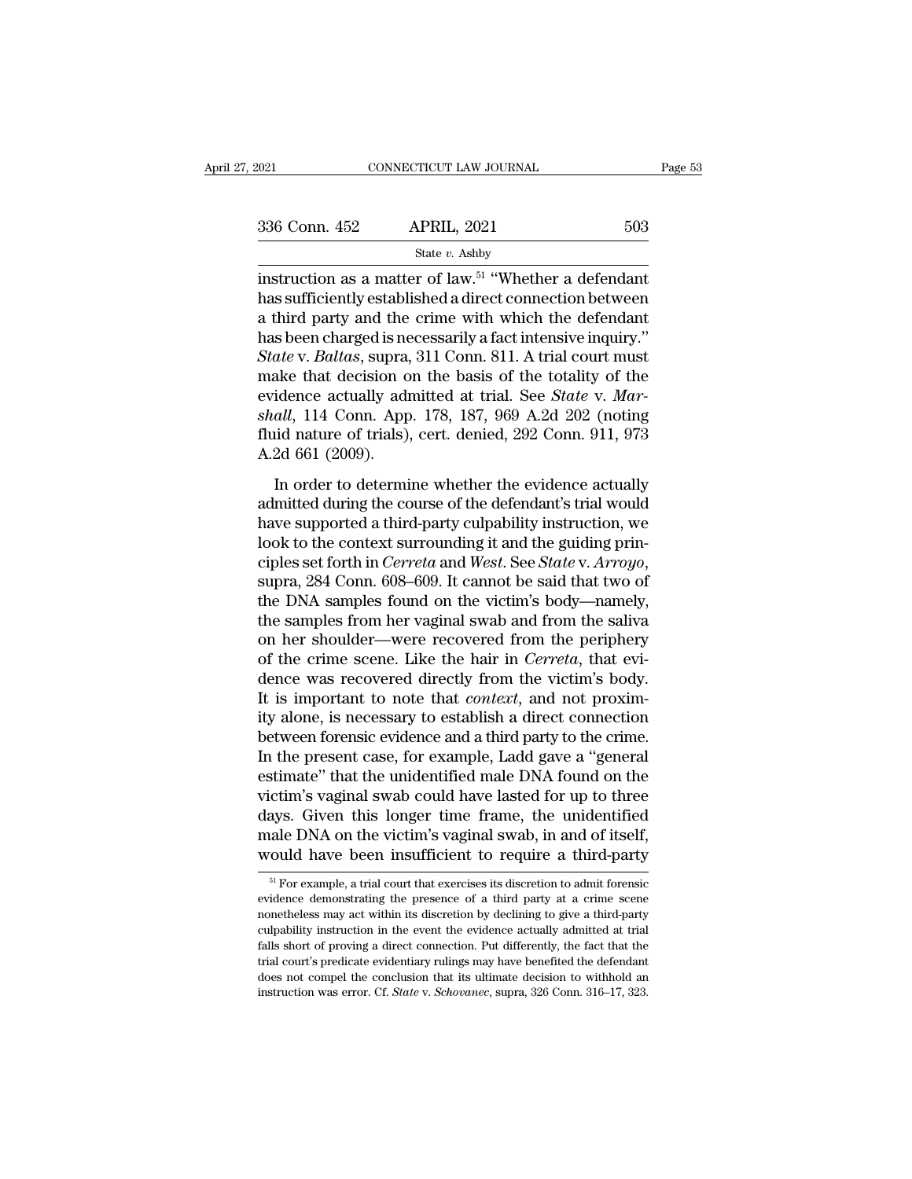instruction as a matter of law.[51] "Whether a defendant has sufficiently established a direct connection between a third party and the crime with which the defendant has been charged is necessarily a fact intensive inquiry." *State* v. *Baltas*, supra, 311 Conn. 811. A trial court must make that decision on the basis of the totality of the evidence actually admitted at trial. See *State* v. *Marshall*, 114 Conn. App. 178, 187, 969 A.2d 202 (noting fluid nature of trials), cert. denied, 292 Conn. 911, 973 A.2d 661 (2009).

In order to determine whether the evidence actually admitted during the course of the defendant's trial would have supported a third-party culpability instruction, we look to the context surrounding it and the guiding principles set forth in *Cerreta* and *West*. See *State* v. *Arroyo*, supra, 284 Conn. 608–609. It cannot be said that two of the DNA samples found on the victim's body—namely, the samples from her vaginal swab and from the saliva on her shoulder—were recovered from the periphery of the crime scene. Like the hair in *Cerreta*, that evidence was recovered directly from the victim's body. It is important to note that *context*, and not proximity alone, is necessary to establish a direct connection between forensic evidence and a third party to the crime. In the present case, for example, Ladd gave a "general estimate" that the unidentified male DNA found on the victim's vaginal swab could have lasted for up to three days. Given this longer time frame, the unidentified male DNA on the victim's vaginal swab, in and of itself, would have been insufficient to require a third-party

---

[51] For example, a trial court that exercises its discretion to admit forensic evidence demonstrating the presence of a third party at a crime scene nonetheless may act within its discretion by declining to give a third-party culpability instruction in the event the evidence actually admitted at trial falls short of proving a direct connection. Put differently, the fact that the trial court's predicate evidentiary rulings may have benefited the defendant does not compel the conclusion that its ultimate decision to withhold an instruction was error. Cf. *State* v. *Schovanec*, supra, 326 Conn. 316–17, 323.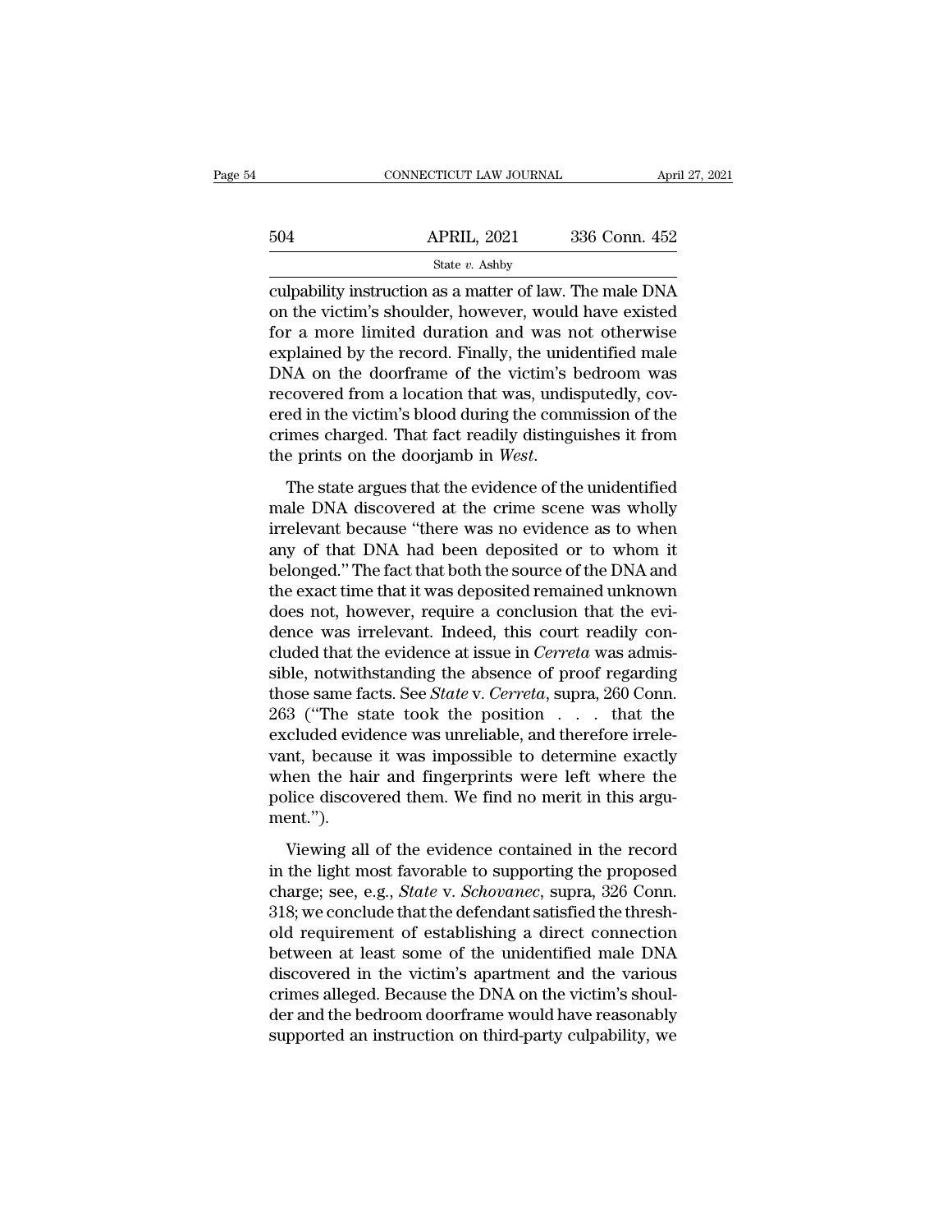culpability instruction as a matter of law. The male DNA on the victim's shoulder, however, would have existed for a more limited duration and was not otherwise explained by the record. Finally, the unidentified male DNA on the doorframe of the victim's bedroom was recovered from a location that was, undisputedly, covered in the victim's blood during the commission of the crimes charged. That fact readily distinguishes it from the prints on the doorjamb in *West*.

The state argues that the evidence of the unidentified male DNA discovered at the crime scene was wholly irrelevant because "there was no evidence as to when any of that DNA had been deposited or to whom it belonged." The fact that both the source of the DNA and the exact time that it was deposited remained unknown does not, however, require a conclusion that the evidence was irrelevant. Indeed, this court readily concluded that the evidence at issue in *Cerreta* was admissible, notwithstanding the absence of proof regarding those same facts. See *State* v. *Cerreta*, supra, 260 Conn. 263 ("The state took the position . . . that the excluded evidence was unreliable, and therefore irrelevant, because it was impossible to determine exactly when the hair and fingerprints were left where the police discovered them. We find no merit in this argument.").

Viewing all of the evidence contained in the record in the light most favorable to supporting the proposed charge; see, e.g., *State* v. *Schovanec*, supra, 326 Conn. 318; we conclude that the defendant satisfied the threshold requirement of establishing a direct connection between at least some of the unidentified male DNA discovered in the victim's apartment and the various crimes alleged. Because the DNA on the victim's shoulder and the bedroom doorframe would have reasonably supported an instruction on third-party culpability, we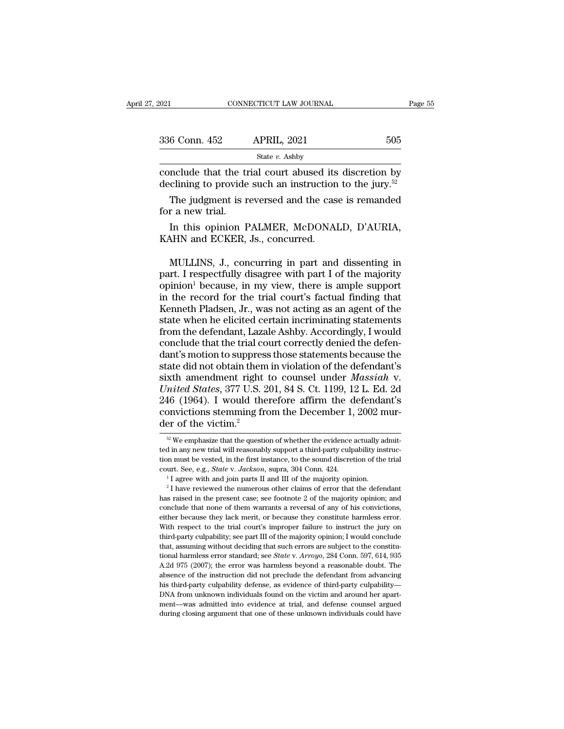conclude that the trial court abused its discretion by declining to provide such an instruction to the jury.[52]

The judgment is reversed and the case is remanded for a new trial.

In this opinion PALMER, McDONALD, D'AURIA, KAHN and ECKER, Js., concurred.

MULLINS, J., concurring in part and dissenting in part. I respectfully disagree with part I of the majority opinion[1] because, in my view, there is ample support in the record for the trial court's factual finding that Kenneth Pladsen, Jr., was not acting as an agent of the state when he elicited certain incriminating statements from the defendant, Lazale Ashby. Accordingly, I would conclude that the trial court correctly denied the defendant's motion to suppress those statements because the state did not obtain them in violation of the defendant's sixth amendment right to counsel under *Massiah* v. *United States*, 377 U.S. 201, 84 S. Ct. 1199, 12 L. Ed. 2d 246 (1964). I would therefore affirm the defendant's convictions stemming from the December 1, 2002 murder of the victim.[2]

[52] We emphasize that the question of whether the evidence actually admitted in any new trial will reasonably support a third-party culpability instruction must be vested, in the first instance, to the sound discretion of the trial court. See, e.g., *State* v. *Jackson*, supra, 304 Conn. 424.

[1] I agree with and join parts II and III of the majority opinion.

[2] I have reviewed the numerous other claims of error that the defendant has raised in the present case; see footnote 2 of the majority opinion; and conclude that none of them warrants a reversal of any of his convictions, either because they lack merit, or because they constitute harmless error. With respect to the trial court's improper failure to instruct the jury on third-party culpability; see part III of the majority opinion; I would conclude that, assuming without deciding that such errors are subject to the constitutional harmless error standard; see *State* v. *Arroyo*, 284 Conn. 597, 614, 935 A.2d 975 (2007); the error was harmless beyond a reasonable doubt. The absence of the instruction did not preclude the defendant from advancing his third-party culpability defense, as evidence of third-party culpability—DNA from unknown individuals found on the victim and around her apartment—was admitted into evidence at trial, and defense counsel argued during closing argument that one of these unknown individuals could have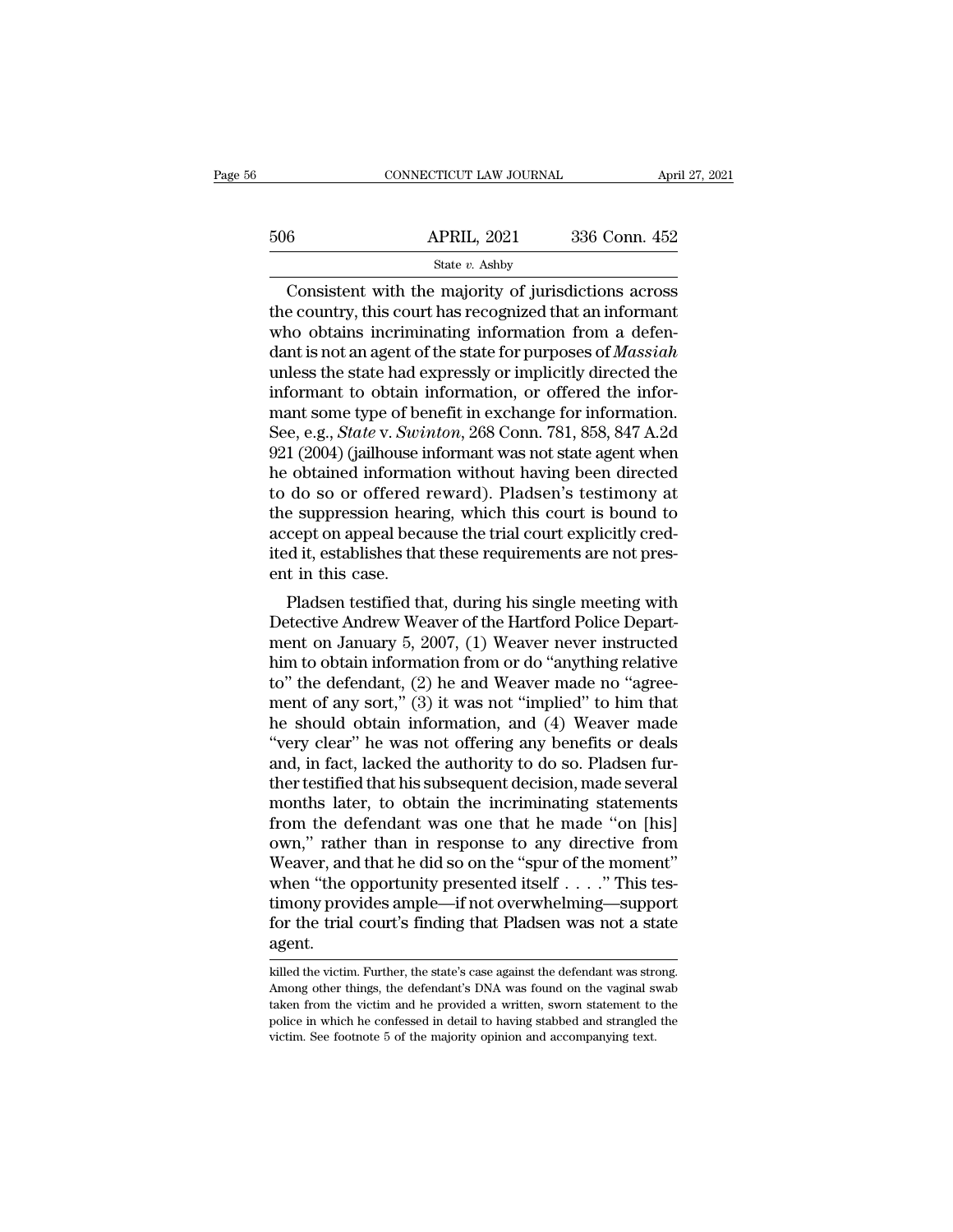Consistent with the majority of jurisdictions across the country, this court has recognized that an informant who obtains incriminating information from a defendant is not an agent of the state for purposes of *Massiah* unless the state had expressly or implicitly directed the informant to obtain information, or offered the informant some type of benefit in exchange for information. See, e.g., *State* v. *Swinton*, 268 Conn. 781, 858, 847 A.2d 921 (2004) (jailhouse informant was not state agent when he obtained information without having been directed to do so or offered reward). Pladsen's testimony at the suppression hearing, which this court is bound to accept on appeal because the trial court explicitly credited it, establishes that these requirements are not present in this case.

Pladsen testified that, during his single meeting with Detective Andrew Weaver of the Hartford Police Department on January 5, 2007, (1) Weaver never instructed him to obtain information from or do "anything relative to" the defendant, (2) he and Weaver made no "agreement of any sort," (3) it was not "implied" to him that he should obtain information, and (4) Weaver made "very clear" he was not offering any benefits or deals and, in fact, lacked the authority to do so. Pladsen further testified that his subsequent decision, made several months later, to obtain the incriminating statements from the defendant was one that he made "on [his] own," rather than in response to any directive from Weaver, and that he did so on the "spur of the moment" when "the opportunity presented itself . . . ." This testimony provides ample—if not overwhelming—support for the trial court's finding that Pladsen was not a state agent.

killed the victim. Further, the state's case against the defendant was strong. Among other things, the defendant's DNA was found on the vaginal swab taken from the victim and he provided a written, sworn statement to the police in which he confessed in detail to having stabbed and strangled the victim. See footnote 5 of the majority opinion and accompanying text.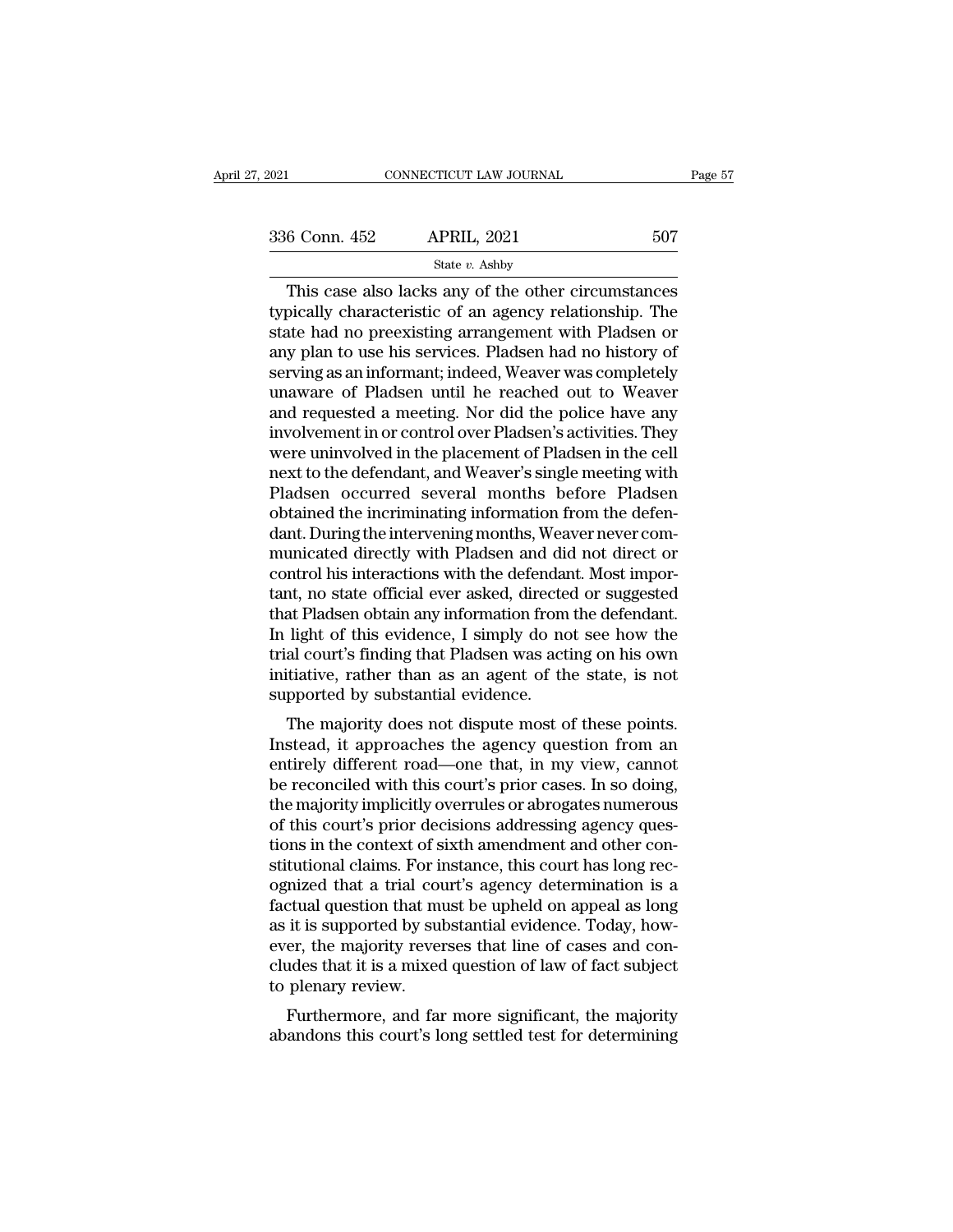This case also lacks any of the other circumstances typically characteristic of an agency relationship. The state had no preexisting arrangement with Pladsen or any plan to use his services. Pladsen had no history of serving as an informant; indeed, Weaver was completely unaware of Pladsen until he reached out to Weaver and requested a meeting. Nor did the police have any involvement in or control over Pladsen's activities. They were uninvolved in the placement of Pladsen in the cell next to the defendant, and Weaver's single meeting with Pladsen occurred several months before Pladsen obtained the incriminating information from the defendant. During the intervening months, Weaver never communicated directly with Pladsen and did not direct or control his interactions with the defendant. Most important, no state official ever asked, directed or suggested that Pladsen obtain any information from the defendant. In light of this evidence, I simply do not see how the trial court's finding that Pladsen was acting on his own initiative, rather than as an agent of the state, is not supported by substantial evidence.

The majority does not dispute most of these points. Instead, it approaches the agency question from an entirely different road—one that, in my view, cannot be reconciled with this court's prior cases. In so doing, the majority implicitly overrules or abrogates numerous of this court's prior decisions addressing agency questions in the context of sixth amendment and other constitutional claims. For instance, this court has long recognized that a trial court's agency determination is a factual question that must be upheld on appeal as long as it is supported by substantial evidence. Today, however, the majority reverses that line of cases and concludes that it is a mixed question of law of fact subject to plenary review.

Furthermore, and far more significant, the majority abandons this court's long settled test for determining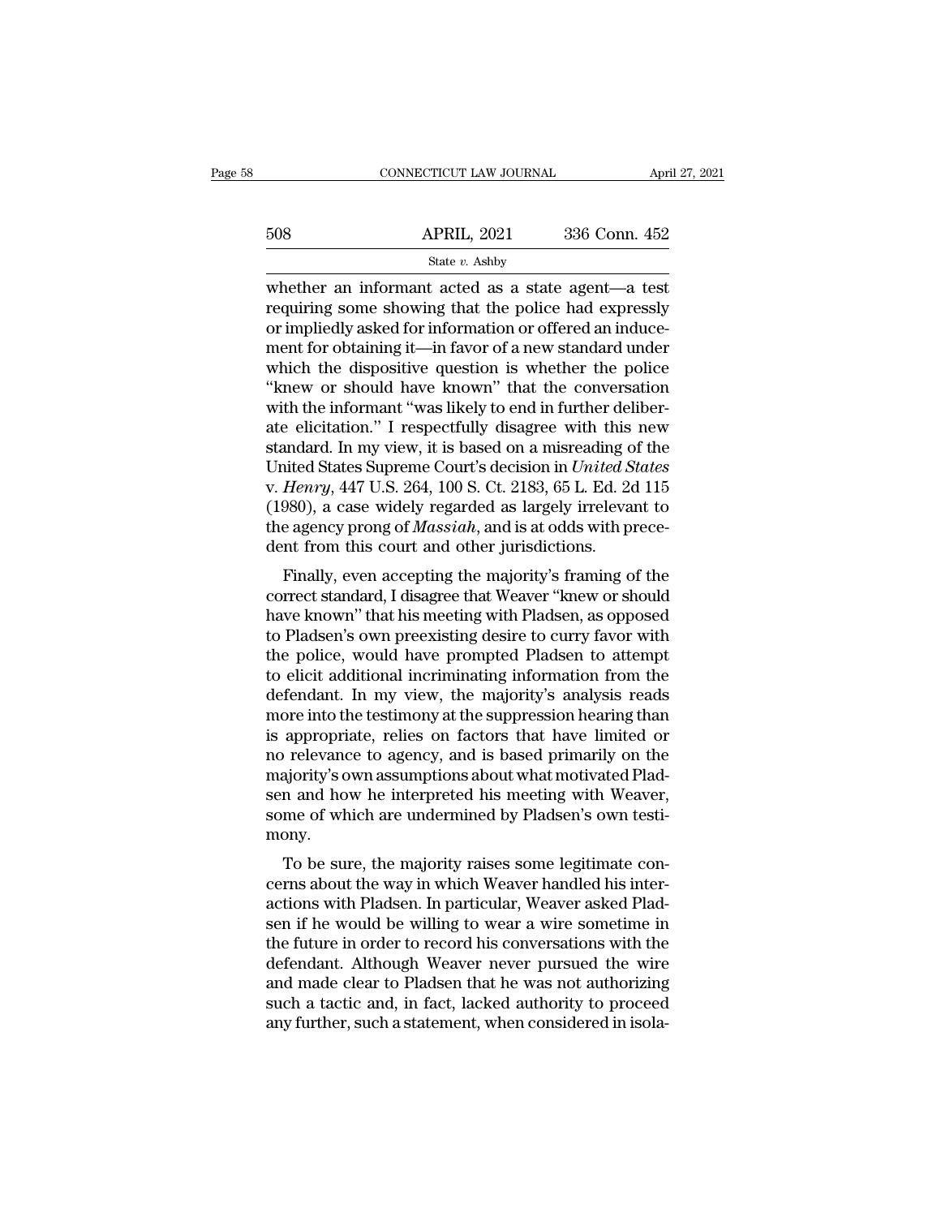whether an informant acted as a state agent—a test requiring some showing that the police had expressly or impliedly asked for information or offered an inducement for obtaining it—in favor of a new standard under which the dispositive question is whether the police "knew or should have known" that the conversation with the informant "was likely to end in further deliberate elicitation." I respectfully disagree with this new standard. In my view, it is based on a misreading of the United States Supreme Court's decision in *United States* v. *Henry*, 447 U.S. 264, 100 S. Ct. 2183, 65 L. Ed. 2d 115 (1980), a case widely regarded as largely irrelevant to the agency prong of *Massiah*, and is at odds with precedent from this court and other jurisdictions.

Finally, even accepting the majority's framing of the correct standard, I disagree that Weaver "knew or should have known" that his meeting with Pladsen, as opposed to Pladsen's own preexisting desire to curry favor with the police, would have prompted Pladsen to attempt to elicit additional incriminating information from the defendant. In my view, the majority's analysis reads more into the testimony at the suppression hearing than is appropriate, relies on factors that have limited or no relevance to agency, and is based primarily on the majority's own assumptions about what motivated Pladsen and how he interpreted his meeting with Weaver, some of which are undermined by Pladsen's own testimony.

To be sure, the majority raises some legitimate concerns about the way in which Weaver handled his interactions with Pladsen. In particular, Weaver asked Pladsen if he would be willing to wear a wire sometime in the future in order to record his conversations with the defendant. Although Weaver never pursued the wire and made clear to Pladsen that he was not authorizing such a tactic and, in fact, lacked authority to proceed any further, such a statement, when considered in isola-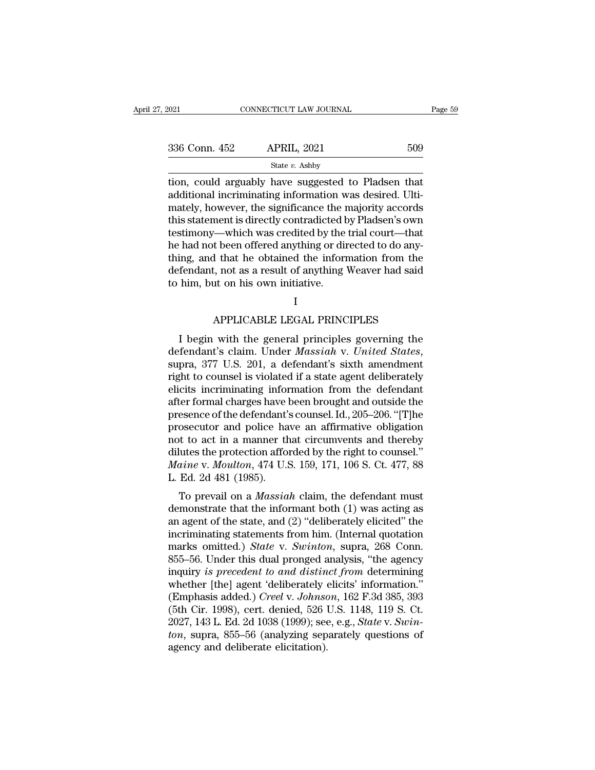tion, could arguably have suggested to Pladsen that additional incriminating information was desired. Ultimately, however, the significance the majority accords this statement is directly contradicted by Pladsen's own testimony—which was credited by the trial court—that he had not been offered anything or directed to do anything, and that he obtained the information from the defendant, not as a result of anything Weaver had said to him, but on his own initiative.

## I

## APPLICABLE LEGAL PRINCIPLES

I begin with the general principles governing the defendant's claim. Under *Massiah* v. *United States*, supra, 377 U.S. 201, a defendant's sixth amendment right to counsel is violated if a state agent deliberately elicits incriminating information from the defendant after formal charges have been brought and outside the presence of the defendant's counsel. Id., 205–206. "[T]he prosecutor and police have an affirmative obligation not to act in a manner that circumvents and thereby dilutes the protection afforded by the right to counsel." *Maine* v. *Moulton*, 474 U.S. 159, 171, 106 S. Ct. 477, 88 L. Ed. 2d 481 (1985).

To prevail on a *Massiah* claim, the defendant must demonstrate that the informant both (1) was acting as an agent of the state, and (2) "deliberately elicited" the incriminating statements from him. (Internal quotation marks omitted.) *State* v. *Swinton*, supra, 268 Conn. 855–56. Under this dual pronged analysis, "the agency inquiry *is precedent to and distinct from* determining whether [the] agent 'deliberately elicits' information." (Emphasis added.) *Creel* v. *Johnson*, 162 F.3d 385, 393 (5th Cir. 1998), cert. denied, 526 U.S. 1148, 119 S. Ct. 2027, 143 L. Ed. 2d 1038 (1999); see, e.g., *State* v. *Swinton*, supra, 855–56 (analyzing separately questions of agency and deliberate elicitation).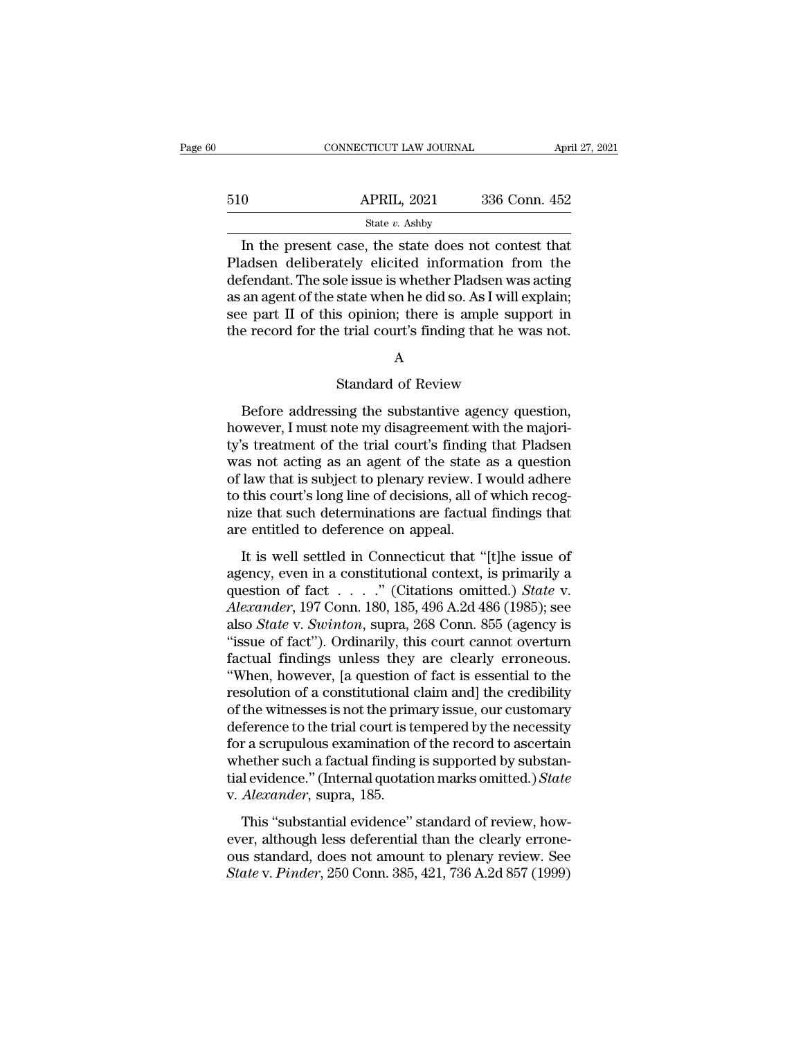In the present case, the state does not contest that Pladsen deliberately elicited information from the defendant. The sole issue is whether Pladsen was acting as an agent of the state when he did so. As I will explain; see part II of this opinion; there is ample support in the record for the trial court's finding that he was not.

## A

### Standard of Review

Before addressing the substantive agency question, however, I must note my disagreement with the majority's treatment of the trial court's finding that Pladsen was not acting as an agent of the state as a question of law that is subject to plenary review. I would adhere to this court's long line of decisions, all of which recognize that such determinations are factual findings that are entitled to deference on appeal.

It is well settled in Connecticut that "[t]he issue of agency, even in a constitutional context, is primarily a question of fact . . . ." (Citations omitted.) *State* v. *Alexander*, 197 Conn. 180, 185, 496 A.2d 486 (1985); see also *State* v. *Swinton*, supra, 268 Conn. 855 (agency is "issue of fact"). Ordinarily, this court cannot overturn factual findings unless they are clearly erroneous. "When, however, [a question of fact is essential to the resolution of a constitutional claim and] the credibility of the witnesses is not the primary issue, our customary deference to the trial court is tempered by the necessity for a scrupulous examination of the record to ascertain whether such a factual finding is supported by substantial evidence." (Internal quotation marks omitted.) *State* v. *Alexander*, supra, 185.

This "substantial evidence" standard of review, however, although less deferential than the clearly erroneous standard, does not amount to plenary review. See *State* v. *Pinder*, 250 Conn. 385, 421, 736 A.2d 857 (1999)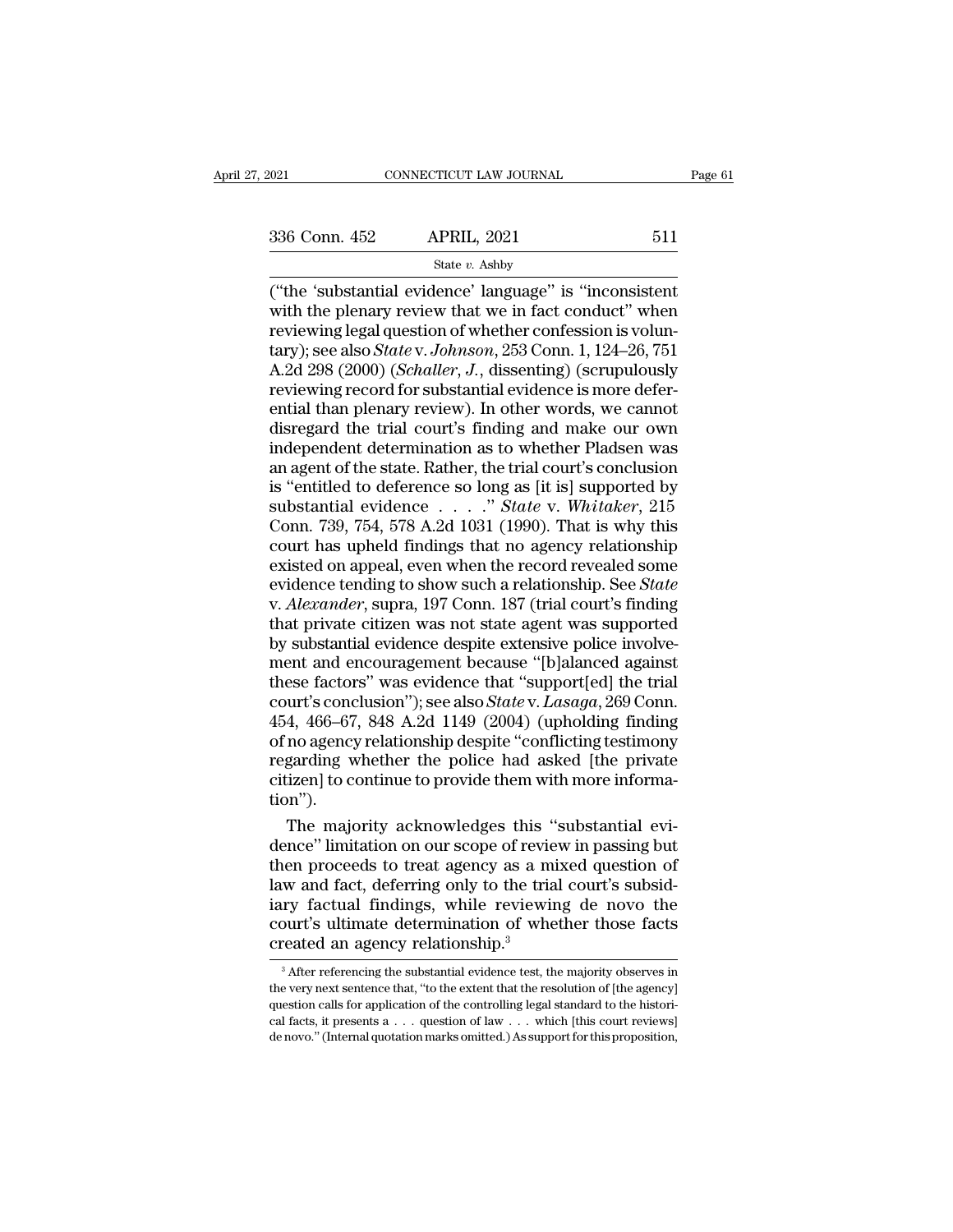("the 'substantial evidence' language" is "inconsistent with the plenary review that we in fact conduct" when reviewing legal question of whether confession is voluntary); see also *State* v. *Johnson*, 253 Conn. 1, 124–26, 751 A.2d 298 (2000) (*Schaller, J.*, dissenting) (scrupulously reviewing record for substantial evidence is more deferential than plenary review). In other words, we cannot disregard the trial court's finding and make our own independent determination as to whether Pladsen was an agent of the state. Rather, the trial court's conclusion is "entitled to deference so long as [it is] supported by substantial evidence . . . ." *State* v. *Whitaker*, 215 Conn. 739, 754, 578 A.2d 1031 (1990). That is why this court has upheld findings that no agency relationship existed on appeal, even when the record revealed some evidence tending to show such a relationship. See *State* v. *Alexander*, supra, 197 Conn. 187 (trial court's finding that private citizen was not state agent was supported by substantial evidence despite extensive police involvement and encouragement because "[b]alanced against these factors" was evidence that "support[ed] the trial court's conclusion"); see also *State* v. *Lasaga*, 269 Conn. 454, 466–67, 848 A.2d 1149 (2004) (upholding finding of no agency relationship despite "conflicting testimony regarding whether the police had asked [the private citizen] to continue to provide them with more information").

The majority acknowledges this "substantial evidence" limitation on our scope of review in passing but then proceeds to treat agency as a mixed question of law and fact, deferring only to the trial court's subsidiary factual findings, while reviewing de novo the court's ultimate determination of whether those facts created an agency relationship.[3]

[3] After referencing the substantial evidence test, the majority observes in the very next sentence that, "to the extent that the resolution of [the agency] question calls for application of the controlling legal standard to the historical facts, it presents a . . . question of law . . . which [this court reviews] de novo." (Internal quotation marks omitted.) As support for this proposition,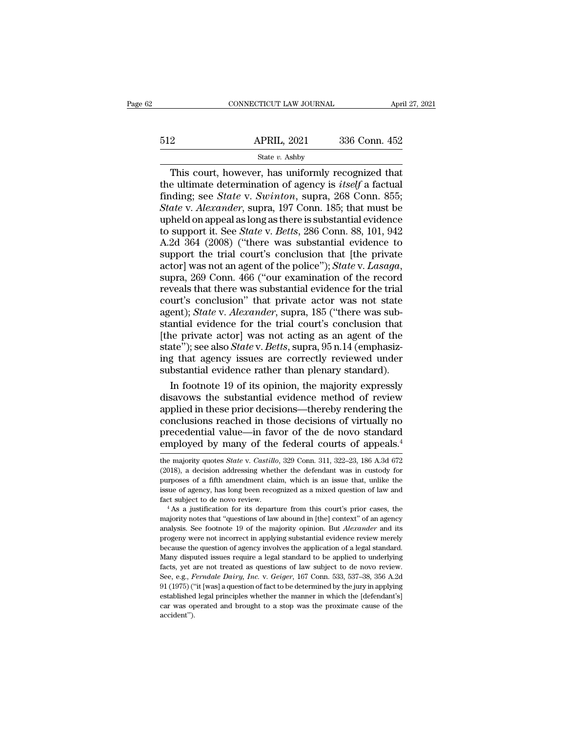This court, however, has uniformly recognized that the ultimate determination of agency is *itself* a factual finding; see *State* v. *Swinton*, supra, 268 Conn. 855; *State* v. *Alexander*, supra, 197 Conn. 185; that must be upheld on appeal as long as there is substantial evidence to support it. See *State* v. *Betts*, 286 Conn. 88, 101, 942 A.2d 364 (2008) ("there was substantial evidence to support the trial court's conclusion that [the private actor] was not an agent of the police"); *State* v. *Lasaga*, supra, 269 Conn. 466 ("our examination of the record reveals that there was substantial evidence for the trial court's conclusion" that private actor was not state agent); *State* v. *Alexander*, supra, 185 ("there was substantial evidence for the trial court's conclusion that [the private actor] was not acting as an agent of the state"); see also *State* v. *Betts*, supra, 95 n.14 (emphasizing that agency issues are correctly reviewed under substantial evidence rather than plenary standard).

In footnote 19 of its opinion, the majority expressly disavows the substantial evidence method of review applied in these prior decisions—thereby rendering the conclusions reached in those decisions of virtually no precedential value—in favor of the de novo standard employed by many of the federal courts of appeals.[4]

---

the majority quotes *State* v. *Castillo*, 329 Conn. 311, 322–23, 186 A.3d 672 (2018), a decision addressing whether the defendant was in custody for purposes of a fifth amendment claim, which is an issue that, unlike the issue of agency, has long been recognized as a mixed question of law and fact subject to de novo review.

[4] As a justification for its departure from this court's prior cases, the majority notes that "questions of law abound in [the] context" of an agency analysis. See footnote 19 of the majority opinion. But *Alexander* and its progeny were not incorrect in applying substantial evidence review merely because the question of agency involves the application of a legal standard. Many disputed issues require a legal standard to be applied to underlying facts, yet are not treated as questions of law subject to de novo review. See, e.g., *Ferndale Dairy, Inc.* v. *Geiger*, 167 Conn. 533, 537–38, 356 A.2d 91 (1975) ("it [was] a question of fact to be determined by the jury in applying established legal principles whether the manner in which the [defendant's] car was operated and brought to a stop was the proximate cause of the accident").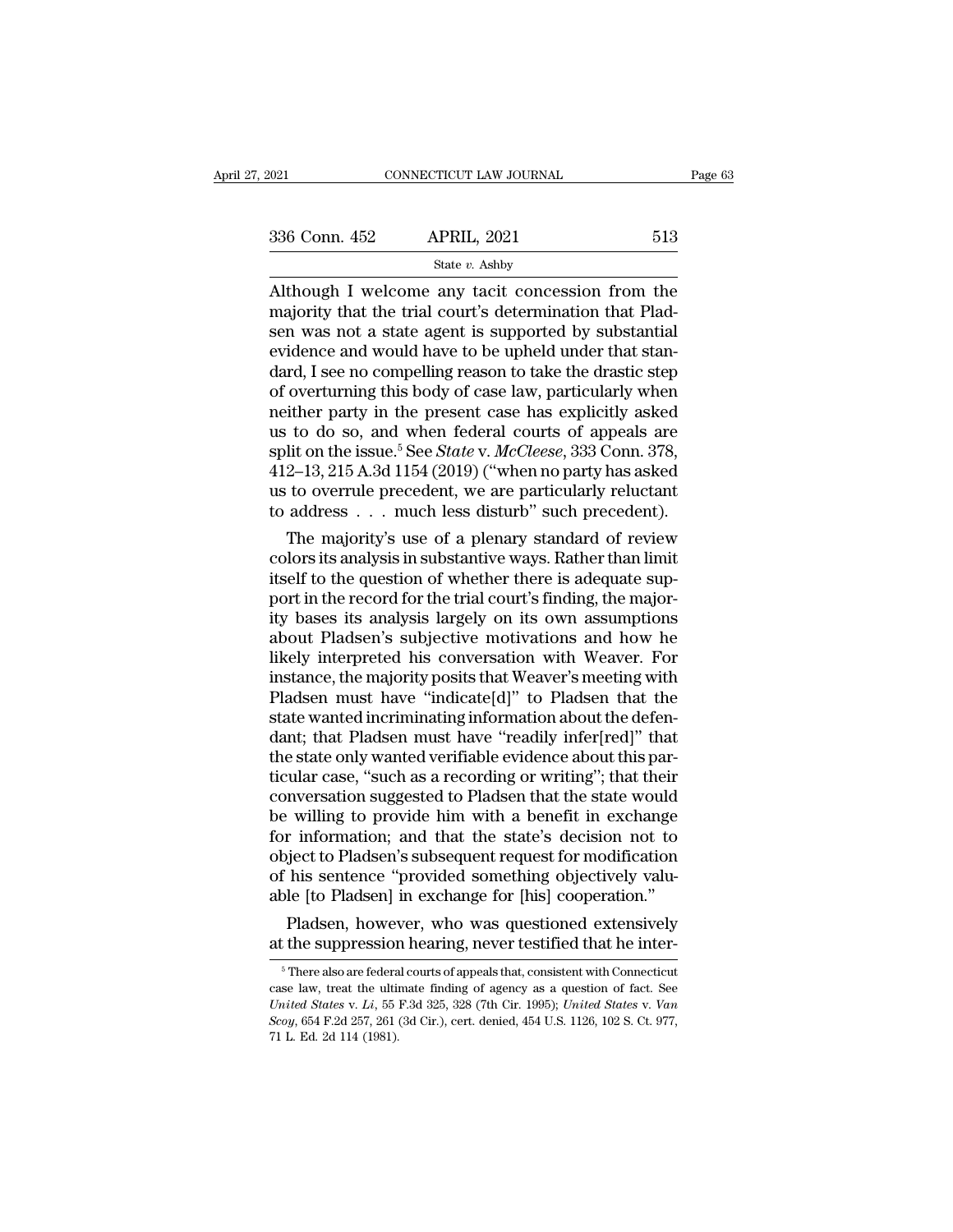Although I welcome any tacit concession from the majority that the trial court's determination that Pladsen was not a state agent is supported by substantial evidence and would have to be upheld under that standard, I see no compelling reason to take the drastic step of overturning this body of case law, particularly when neither party in the present case has explicitly asked us to do so, and when federal courts of appeals are split on the issue.[5] See *State* v. *McCleese*, 333 Conn. 378, 412–13, 215 A.3d 1154 (2019) ("when no party has asked us to overrule precedent, we are particularly reluctant to address . . . much less disturb" such precedent).

The majority's use of a plenary standard of review colors its analysis in substantive ways. Rather than limit itself to the question of whether there is adequate support in the record for the trial court's finding, the majority bases its analysis largely on its own assumptions about Pladsen's subjective motivations and how he likely interpreted his conversation with Weaver. For instance, the majority posits that Weaver's meeting with Pladsen must have "indicate[d]" to Pladsen that the state wanted incriminating information about the defendant; that Pladsen must have "readily infer[red]" that the state only wanted verifiable evidence about this particular case, "such as a recording or writing"; that their conversation suggested to Pladsen that the state would be willing to provide him with a benefit in exchange for information; and that the state's decision not to object to Pladsen's subsequent request for modification of his sentence "provided something objectively valuable [to Pladsen] in exchange for [his] cooperation."

Pladsen, however, who was questioned extensively at the suppression hearing, never testified that he inter-

[5] There also are federal courts of appeals that, consistent with Connecticut case law, treat the ultimate finding of agency as a question of fact. See *United States* v. *Li*, 55 F.3d 325, 328 (7th Cir. 1995); *United States* v. *Van Scoy*, 654 F.2d 257, 261 (3d Cir.), cert. denied, 454 U.S. 1126, 102 S. Ct. 977, 71 L. Ed. 2d 114 (1981).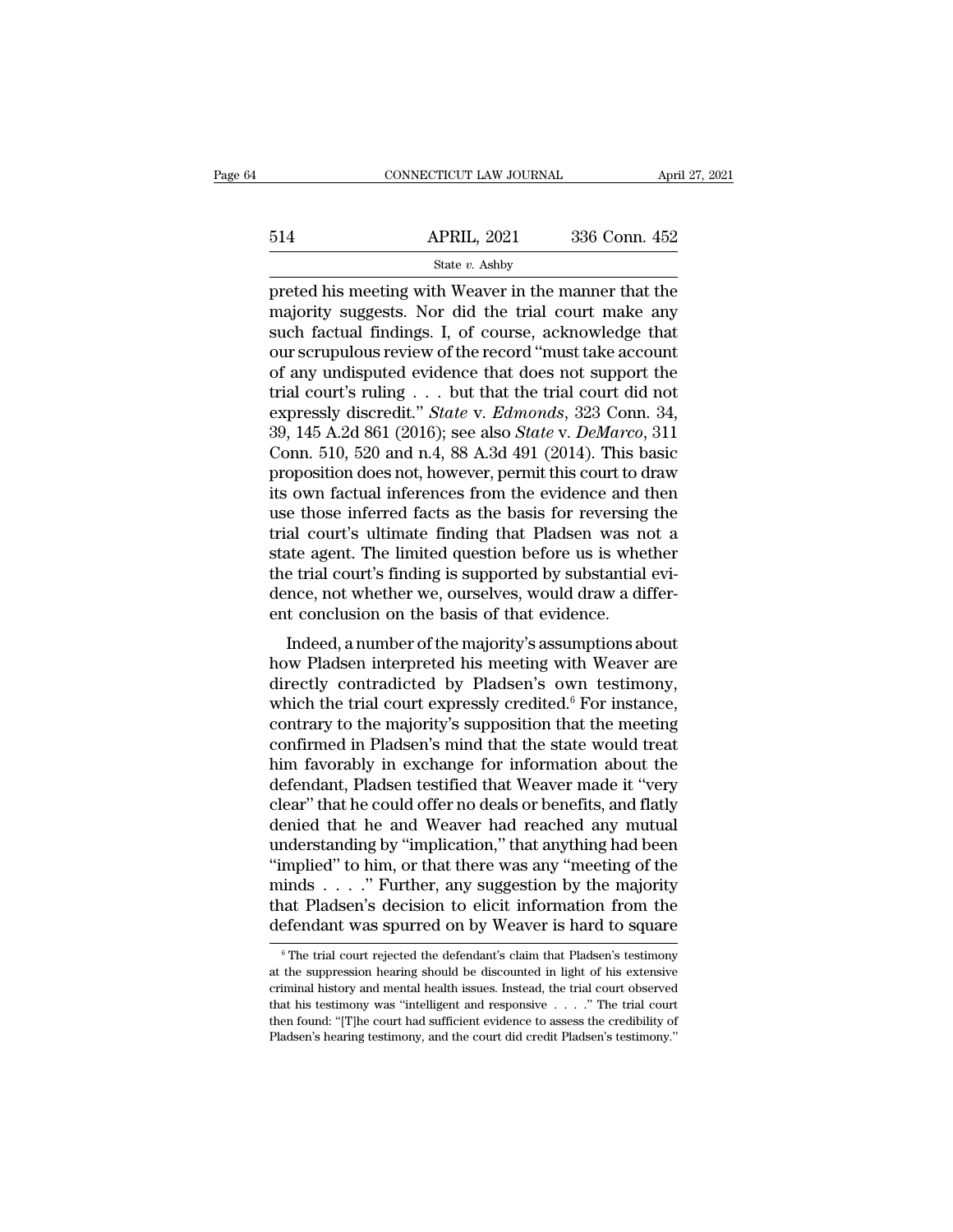preted his meeting with Weaver in the manner that the majority suggests. Nor did the trial court make any such factual findings. I, of course, acknowledge that our scrupulous review of the record "must take account of any undisputed evidence that does not support the trial court's ruling . . . but that the trial court did not expressly discredit." *State* v. *Edmonds*, 323 Conn. 34, 39, 145 A.2d 861 (2016); see also *State* v. *DeMarco*, 311 Conn. 510, 520 and n.4, 88 A.3d 491 (2014). This basic proposition does not, however, permit this court to draw its own factual inferences from the evidence and then use those inferred facts as the basis for reversing the trial court's ultimate finding that Pladsen was not a state agent. The limited question before us is whether the trial court's finding is supported by substantial evidence, not whether we, ourselves, would draw a different conclusion on the basis of that evidence.

Indeed, a number of the majority's assumptions about how Pladsen interpreted his meeting with Weaver are directly contradicted by Pladsen's own testimony, which the trial court expressly credited.[6] For instance, contrary to the majority's supposition that the meeting confirmed in Pladsen's mind that the state would treat him favorably in exchange for information about the defendant, Pladsen testified that Weaver made it "very clear" that he could offer no deals or benefits, and flatly denied that he and Weaver had reached any mutual understanding by "implication," that anything had been "implied" to him, or that there was any "meeting of the minds . . . ." Further, any suggestion by the majority that Pladsen's decision to elicit information from the defendant was spurred on by Weaver is hard to square

[6] The trial court rejected the defendant's claim that Pladsen's testimony at the suppression hearing should be discounted in light of his extensive criminal history and mental health issues. Instead, the trial court observed that his testimony was "intelligent and responsive . . . ." The trial court then found: "[T]he court had sufficient evidence to assess the credibility of Pladsen's hearing testimony, and the court did credit Pladsen's testimony."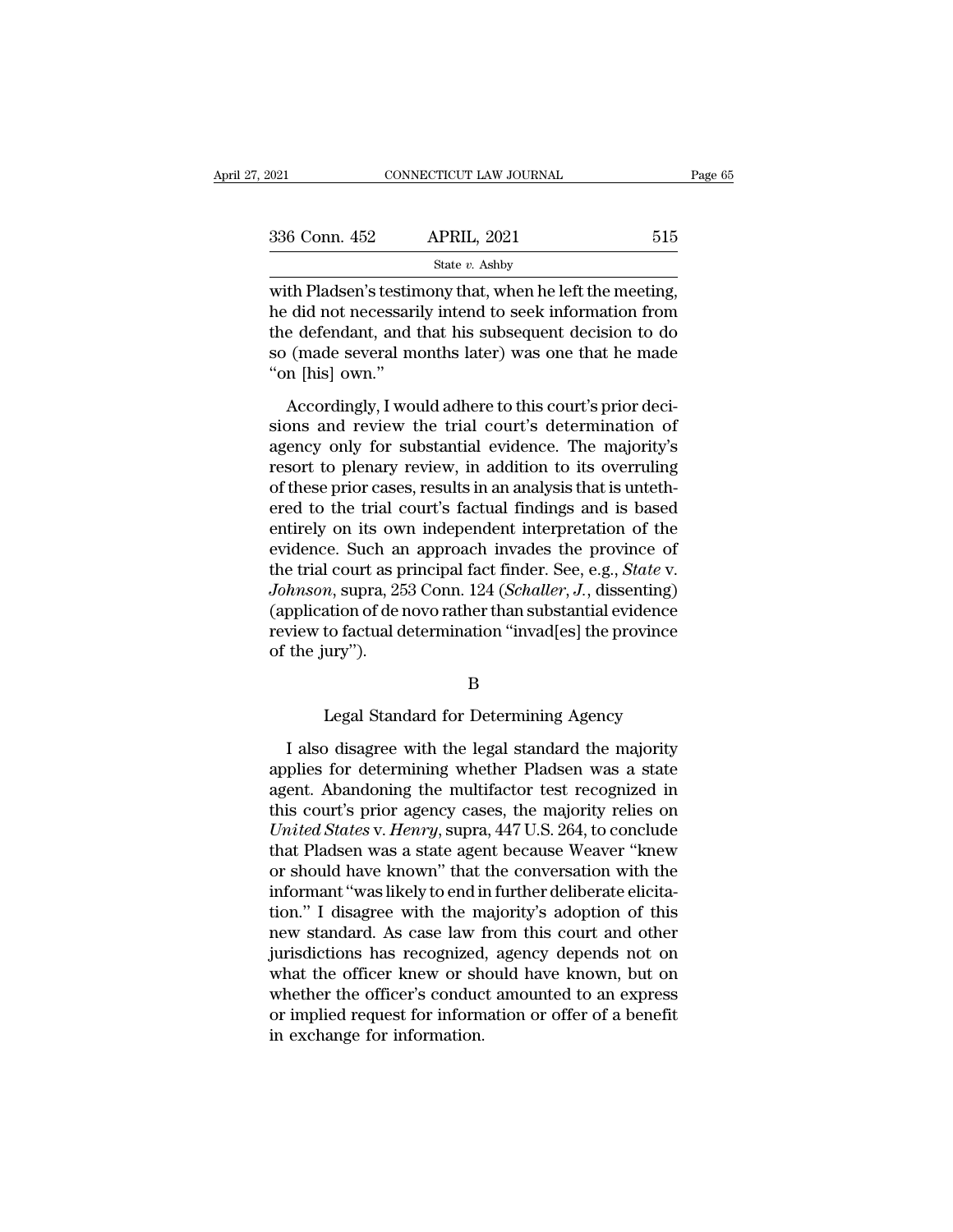with Pladsen's testimony that, when he left the meeting, he did not necessarily intend to seek information from the defendant, and that his subsequent decision to do so (made several months later) was one that he made "on [his] own."

Accordingly, I would adhere to this court's prior decisions and review the trial court's determination of agency only for substantial evidence. The majority's resort to plenary review, in addition to its overruling of these prior cases, results in an analysis that is untethered to the trial court's factual findings and is based entirely on its own independent interpretation of the evidence. Such an approach invades the province of the trial court as principal fact finder. See, e.g., *State* v. *Johnson*, supra, 253 Conn. 124 (*Schaller, J.*, dissenting) (application of de novo rather than substantial evidence review to factual determination "invad[es] the province of the jury").

B

Legal Standard for Determining Agency

I also disagree with the legal standard the majority applies for determining whether Pladsen was a state agent. Abandoning the multifactor test recognized in this court's prior agency cases, the majority relies on *United States* v. *Henry*, supra, 447 U.S. 264, to conclude that Pladsen was a state agent because Weaver "knew or should have known" that the conversation with the informant "was likely to end in further deliberate elicitation." I disagree with the majority's adoption of this new standard. As case law from this court and other jurisdictions has recognized, agency depends not on what the officer knew or should have known, but on whether the officer's conduct amounted to an express or implied request for information or offer of a benefit in exchange for information.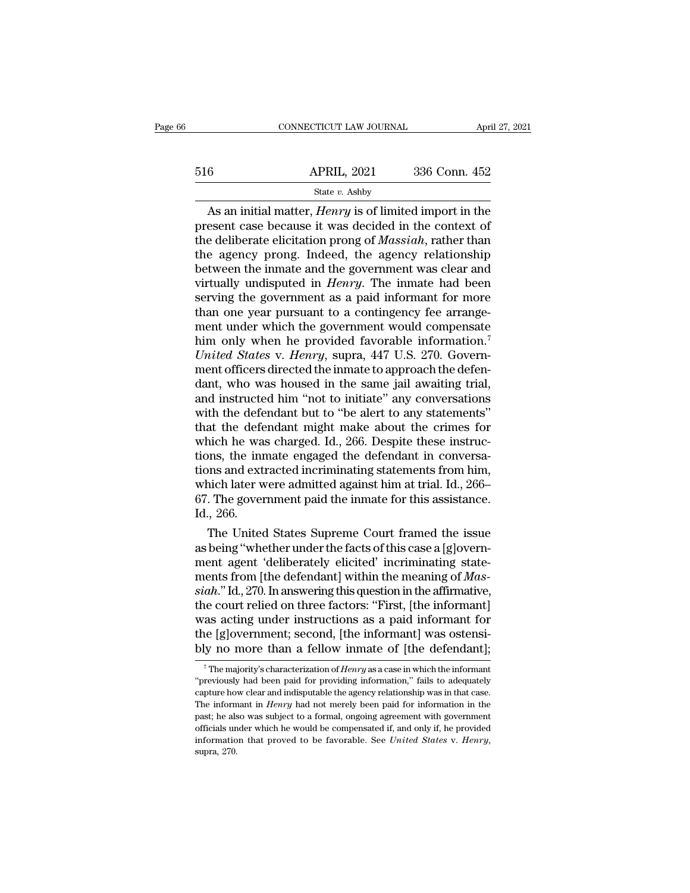As an initial matter, *Henry* is of limited import in the present case because it was decided in the context of the deliberate elicitation prong of *Massiah*, rather than the agency prong. Indeed, the agency relationship between the inmate and the government was clear and virtually undisputed in *Henry*. The inmate had been serving the government as a paid informant for more than one year pursuant to a contingency fee arrangement under which the government would compensate him only when he provided favorable information.[7] *United States* v. *Henry*, supra, 447 U.S. 270. Government officers directed the inmate to approach the defendant, who was housed in the same jail awaiting trial, and instructed him "not to initiate" any conversations with the defendant but to "be alert to any statements" that the defendant might make about the crimes for which he was charged. Id., 266. Despite these instructions, the inmate engaged the defendant in conversations and extracted incriminating statements from him, which later were admitted against him at trial. Id., 266–67. The government paid the inmate for this assistance. Id., 266.

The United States Supreme Court framed the issue as being "whether under the facts of this case a [g]overnment agent 'deliberately elicited' incriminating statements from [the defendant] within the meaning of *Massiah*." Id., 270. In answering this question in the affirmative, the court relied on three factors: "First, [the informant] was acting under instructions as a paid informant for the [g]overnment; second, [the informant] was ostensibly no more than a fellow inmate of [the defendant];

[7] The majority's characterization of *Henry* as a case in which the informant "previously had been paid for providing information," fails to adequately capture how clear and indisputable the agency relationship was in that case. The informant in *Henry* had not merely been paid for information in the past; he also was subject to a formal, ongoing agreement with government officials under which he would be compensated if, and only if, he provided information that proved to be favorable. See *United States* v. *Henry*, supra, 270.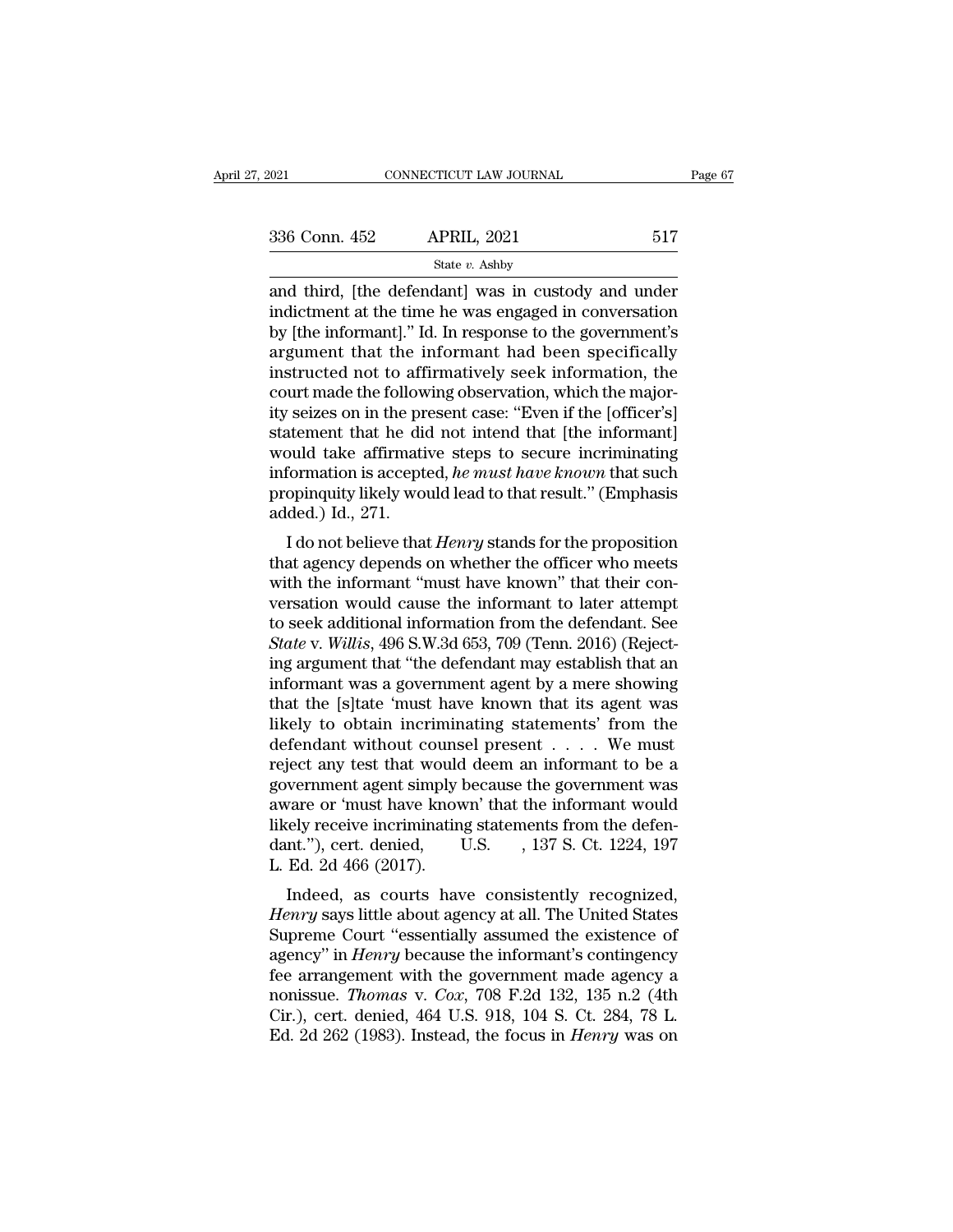and third, [the defendant] was in custody and under indictment at the time he was engaged in conversation by [the informant]." Id. In response to the government's argument that the informant had been specifically instructed not to affirmatively seek information, the court made the following observation, which the majority seizes on in the present case: "Even if the [officer's] statement that he did not intend that [the informant] would take affirmative steps to secure incriminating information is accepted, *he must have known* that such propinquity likely would lead to that result." (Emphasis added.) Id., 271.

I do not believe that *Henry* stands for the proposition that agency depends on whether the officer who meets with the informant "must have known" that their conversation would cause the informant to later attempt to seek additional information from the defendant. See *State* v. *Willis*, 496 S.W.3d 653, 709 (Tenn. 2016) (Rejecting argument that "the defendant may establish that an informant was a government agent by a mere showing that the [s]tate 'must have known that its agent was likely to obtain incriminating statements' from the defendant without counsel present . . . . We must reject any test that would deem an informant to be a government agent simply because the government was aware or 'must have known' that the informant would likely receive incriminating statements from the defendant."), cert. denied, U.S. , 137 S. Ct. 1224, 197 L. Ed. 2d 466 (2017).

Indeed, as courts have consistently recognized, *Henry* says little about agency at all. The United States Supreme Court "essentially assumed the existence of agency" in *Henry* because the informant's contingency fee arrangement with the government made agency a nonissue. *Thomas* v. *Cox*, 708 F.2d 132, 135 n.2 (4th Cir.), cert. denied, 464 U.S. 918, 104 S. Ct. 284, 78 L. Ed. 2d 262 (1983). Instead, the focus in *Henry* was on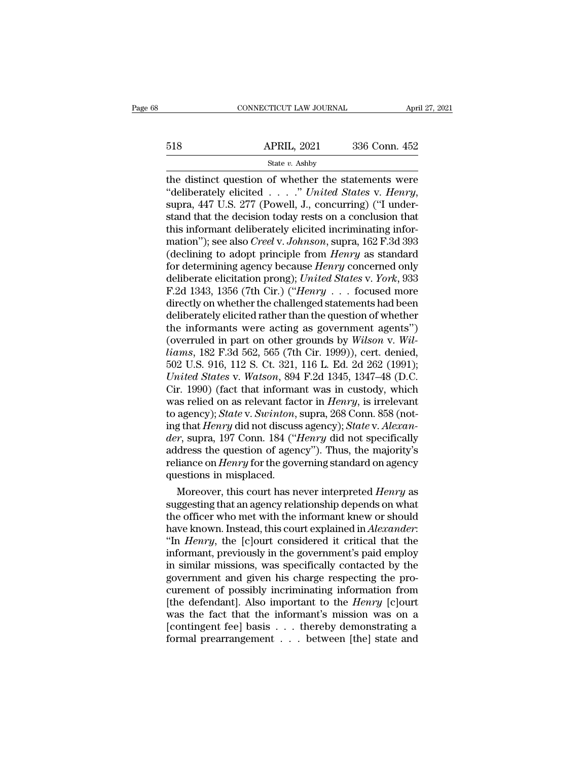the distinct question of whether the statements were "deliberately elicited . . . ." *United States* v. *Henry*, supra, 447 U.S. 277 (Powell, J., concurring) ("I understand that the decision today rests on a conclusion that this informant deliberately elicited incriminating information"); see also *Creel* v. *Johnson*, supra, 162 F.3d 393 (declining to adopt principle from *Henry* as standard for determining agency because *Henry* concerned only deliberate elicitation prong); *United States* v. *York*, 933 F.2d 1343, 1356 (7th Cir.) ("*Henry* . . . focused more directly on whether the challenged statements had been deliberately elicited rather than the question of whether the informants were acting as government agents") (overruled in part on other grounds by *Wilson* v. *Williams*, 182 F.3d 562, 565 (7th Cir. 1999)), cert. denied, 502 U.S. 916, 112 S. Ct. 321, 116 L. Ed. 2d 262 (1991); *United States* v. *Watson*, 894 F.2d 1345, 1347–48 (D.C. Cir. 1990) (fact that informant was in custody, which was relied on as relevant factor in *Henry*, is irrelevant to agency); *State* v. *Swinton*, supra, 268 Conn. 858 (noting that *Henry* did not discuss agency); *State* v. *Alexander*, supra, 197 Conn. 184 ("*Henry* did not specifically address the question of agency"). Thus, the majority's reliance on *Henry* for the governing standard on agency questions in misplaced.

Moreover, this court has never interpreted *Henry* as suggesting that an agency relationship depends on what the officer who met with the informant knew or should have known. Instead, this court explained in *Alexander*: "In *Henry*, the [c]ourt considered it critical that the informant, previously in the government's paid employ in similar missions, was specifically contacted by the government and given his charge respecting the procurement of possibly incriminating information from [the defendant]. Also important to the *Henry* [c]ourt was the fact that the informant's mission was on a [contingent fee] basis . . . thereby demonstrating a formal prearrangement . . . between [the] state and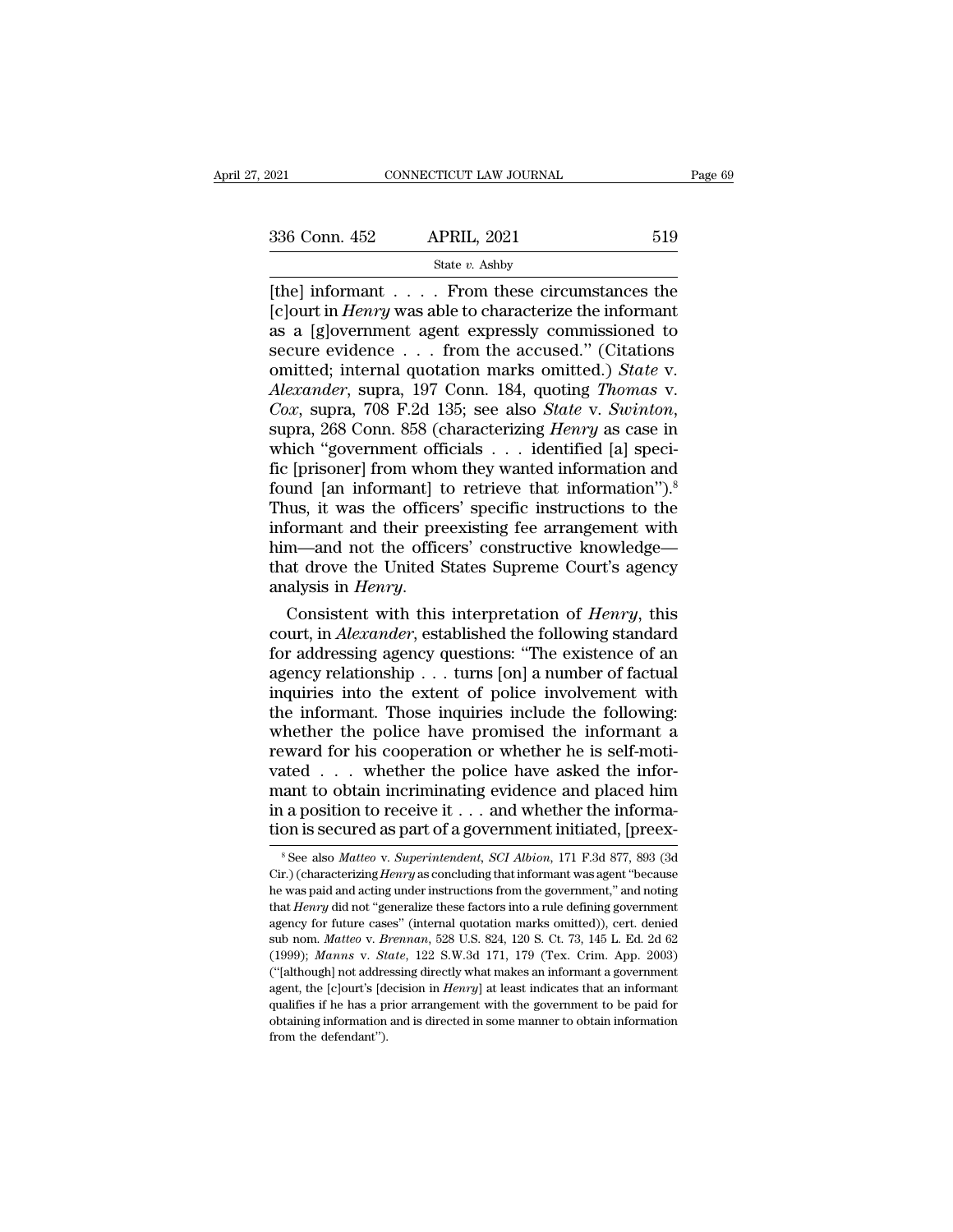[the] informant . . . . From these circumstances the [c]ourt in *Henry* was able to characterize the informant as a [g]overnment agent expressly commissioned to secure evidence . . . from the accused." (Citations omitted; internal quotation marks omitted.) *State* v. *Alexander*, supra, 197 Conn. 184, quoting *Thomas* v. *Cox*, supra, 708 F.2d 135; see also *State* v. *Swinton*, supra, 268 Conn. 858 (characterizing *Henry* as case in which "government officials . . . identified [a] specific [prisoner] from whom they wanted information and found [an informant] to retrieve that information").[8] Thus, it was the officers' specific instructions to the informant and their preexisting fee arrangement with him—and not the officers' constructive knowledge—that drove the United States Supreme Court's agency analysis in *Henry*.

Consistent with this interpretation of *Henry*, this court, in *Alexander*, established the following standard for addressing agency questions: "The existence of an agency relationship . . . turns [on] a number of factual inquiries into the extent of police involvement with the informant. Those inquiries include the following: whether the police have promised the informant a reward for his cooperation or whether he is self-motivated . . . whether the police have asked the informant to obtain incriminating evidence and placed him in a position to receive it . . . and whether the information is secured as part of a government initiated, [preex-

---

[8] See also *Matteo* v. *Superintendent, SCI Albion*, 171 F.3d 877, 893 (3d Cir.) (characterizing *Henry* as concluding that informant was agent "because he was paid and acting under instructions from the government," and noting that *Henry* did not "generalize these factors into a rule defining government agency for future cases" (internal quotation marks omitted)), cert. denied sub nom. *Matteo* v. *Brennan*, 528 U.S. 824, 120 S. Ct. 73, 145 L. Ed. 2d 62 (1999); *Manns* v. *State*, 122 S.W.3d 171, 179 (Tex. Crim. App. 2003) ("[although] not addressing directly what makes an informant a government agent, the [c]ourt's [decision in *Henry*] at least indicates that an informant qualifies if he has a prior arrangement with the government to be paid for obtaining information and is directed in some manner to obtain information from the defendant").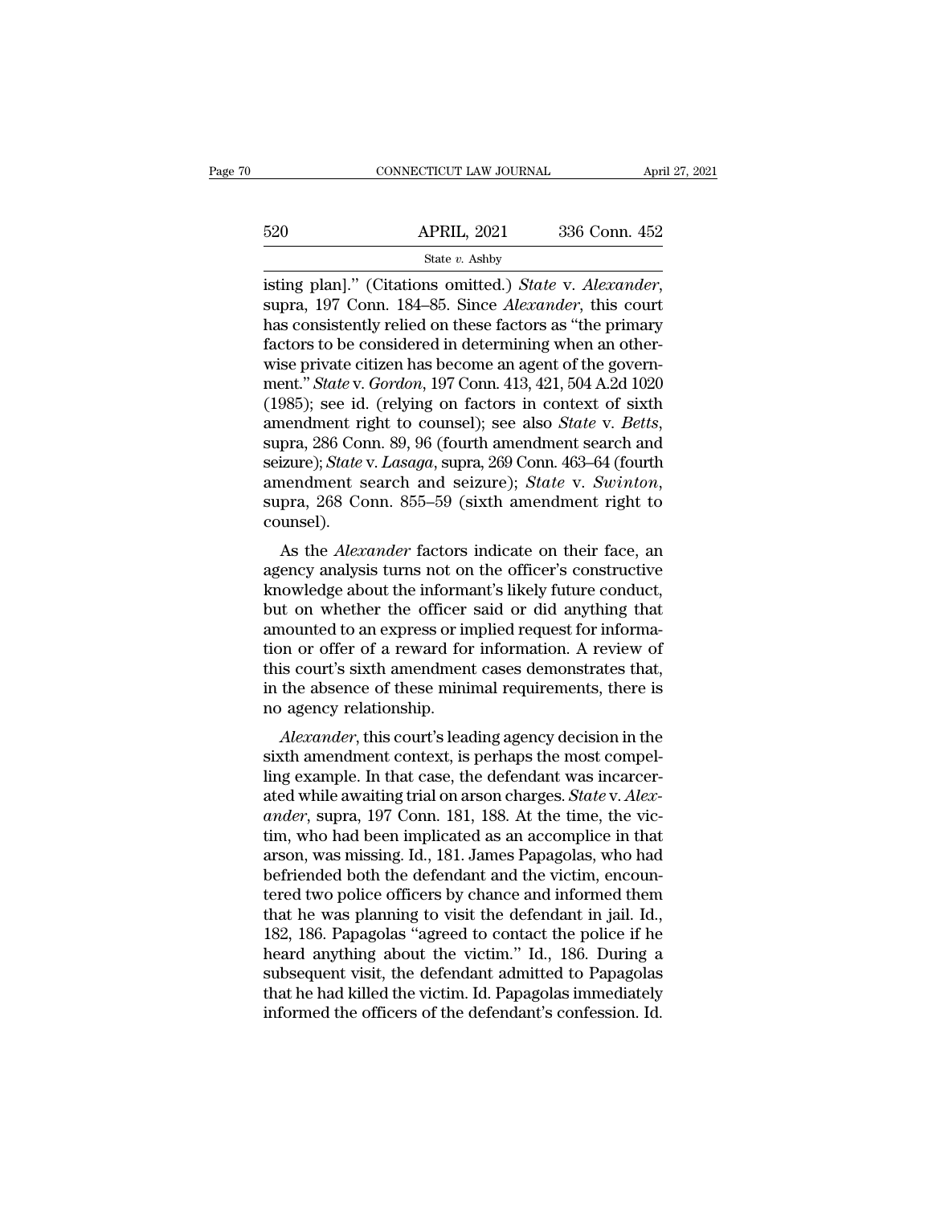isting plan]." (Citations omitted.) *State* v. *Alexander*, supra, 197 Conn. 184–85. Since *Alexander*, this court has consistently relied on these factors as "the primary factors to be considered in determining when an otherwise private citizen has become an agent of the government." *State* v. *Gordon*, 197 Conn. 413, 421, 504 A.2d 1020 (1985); see id. (relying on factors in context of sixth amendment right to counsel); see also *State* v. *Betts*, supra, 286 Conn. 89, 96 (fourth amendment search and seizure); *State* v. *Lasaga*, supra, 269 Conn. 463–64 (fourth amendment search and seizure); *State* v. *Swinton*, supra, 268 Conn. 855–59 (sixth amendment right to counsel).

As the *Alexander* factors indicate on their face, an agency analysis turns not on the officer's constructive knowledge about the informant's likely future conduct, but on whether the officer said or did anything that amounted to an express or implied request for information or offer of a reward for information. A review of this court's sixth amendment cases demonstrates that, in the absence of these minimal requirements, there is no agency relationship.

*Alexander*, this court's leading agency decision in the sixth amendment context, is perhaps the most compelling example. In that case, the defendant was incarcerated while awaiting trial on arson charges. *State* v. *Alexander*, supra, 197 Conn. 181, 188. At the time, the victim, who had been implicated as an accomplice in that arson, was missing. Id., 181. James Papagolas, who had befriended both the defendant and the victim, encountered two police officers by chance and informed them that he was planning to visit the defendant in jail. Id., 182, 186. Papagolas "agreed to contact the police if he heard anything about the victim." Id., 186. During a subsequent visit, the defendant admitted to Papagolas that he had killed the victim. Id. Papagolas immediately informed the officers of the defendant's confession. Id.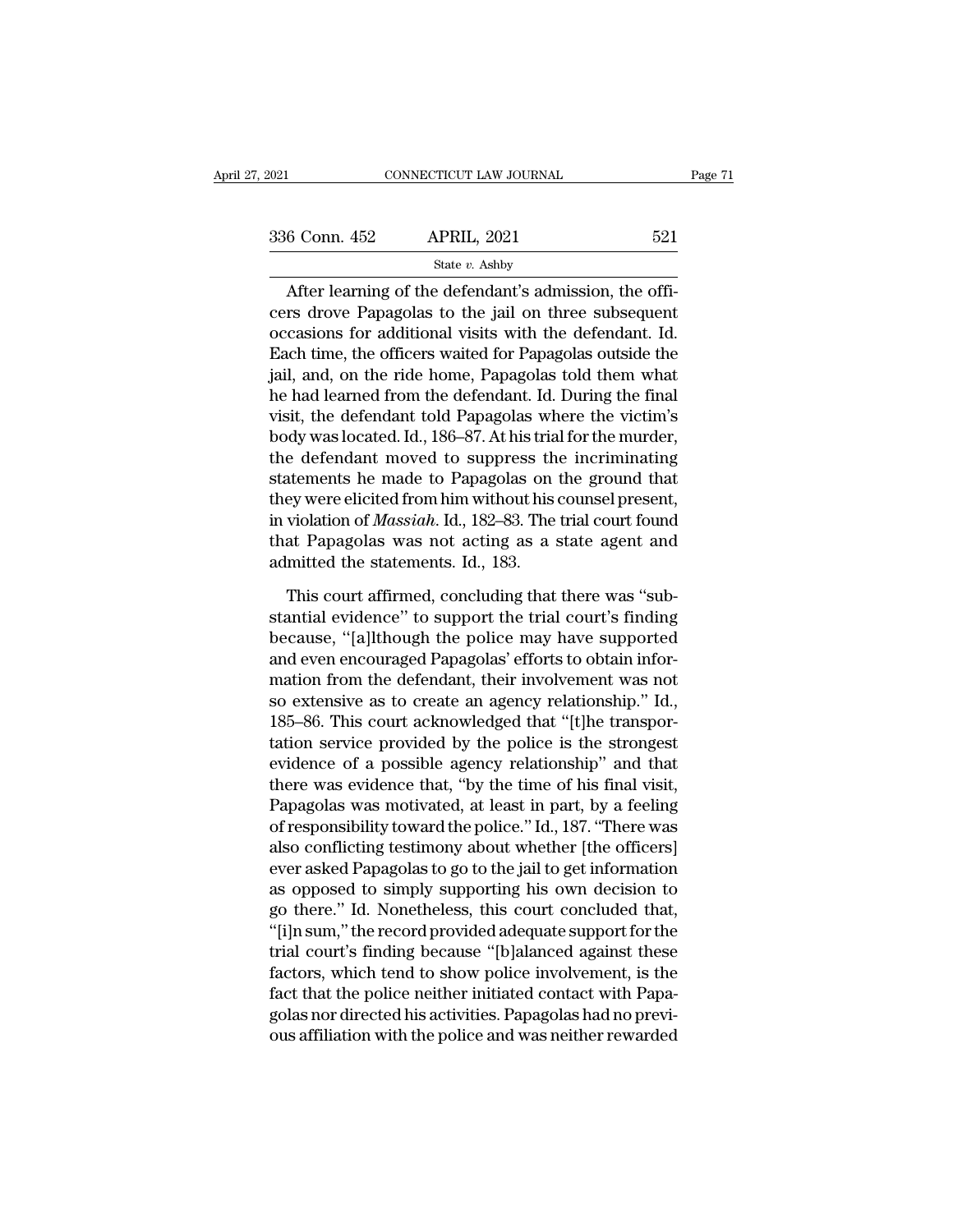After learning of the defendant's admission, the officers drove Papagolas to the jail on three subsequent occasions for additional visits with the defendant. Id. Each time, the officers waited for Papagolas outside the jail, and, on the ride home, Papagolas told them what he had learned from the defendant. Id. During the final visit, the defendant told Papagolas where the victim's body was located. Id., 186–87. At his trial for the murder, the defendant moved to suppress the incriminating statements he made to Papagolas on the ground that they were elicited from him without his counsel present, in violation of *Massiah*. Id., 182–83. The trial court found that Papagolas was not acting as a state agent and admitted the statements. Id., 183.

This court affirmed, concluding that there was "substantial evidence" to support the trial court's finding because, "[a]lthough the police may have supported and even encouraged Papagolas' efforts to obtain information from the defendant, their involvement was not so extensive as to create an agency relationship." Id., 185–86. This court acknowledged that "[t]he transportation service provided by the police is the strongest evidence of a possible agency relationship" and that there was evidence that, "by the time of his final visit, Papagolas was motivated, at least in part, by a feeling of responsibility toward the police." Id., 187. "There was also conflicting testimony about whether [the officers] ever asked Papagolas to go to the jail to get information as opposed to simply supporting his own decision to go there." Id. Nonetheless, this court concluded that, "[i]n sum," the record provided adequate support for the trial court's finding because "[b]alanced against these factors, which tend to show police involvement, is the fact that the police neither initiated contact with Papagolas nor directed his activities. Papagolas had no previous affiliation with the police and was neither rewarded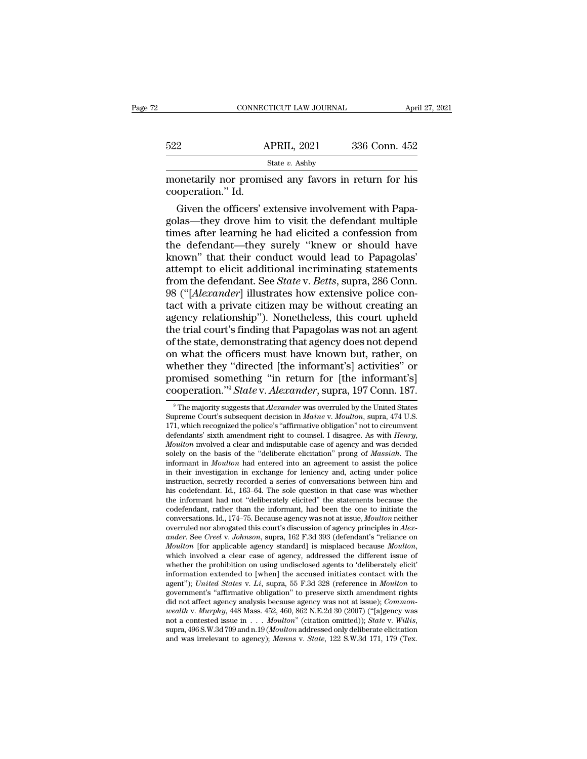monetarily nor promised any favors in return for his cooperation." Id.

Given the officers' extensive involvement with Papagolas—they drove him to visit the defendant multiple times after learning he had elicited a confession from the defendant—they surely "knew or should have known" that their conduct would lead to Papagolas' attempt to elicit additional incriminating statements from the defendant. See *State* v. *Betts*, supra, 286 Conn. 98 ("[*Alexander*] illustrates how extensive police contact with a private citizen may be without creating an agency relationship"). Nonetheless, this court upheld the trial court's finding that Papagolas was not an agent of the state, demonstrating that agency does not depend on what the officers must have known but, rather, on whether they "directed [the informant's] activities" or promised something "in return for [the informant's] cooperation."[9] *State* v. *Alexander*, supra, 197 Conn. 187.

[9] The majority suggests that *Alexander* was overruled by the United States Supreme Court's subsequent decision in *Maine* v. *Moulton*, supra, 474 U.S. 171, which recognized the police's "affirmative obligation" not to circumvent defendants' sixth amendment right to counsel. I disagree. As with *Henry*, *Moulton* involved a clear and indisputable case of agency and was decided solely on the basis of the "deliberate elicitation" prong of *Massiah*. The informant in *Moulton* had entered into an agreement to assist the police in their investigation in exchange for leniency and, acting under police instruction, secretly recorded a series of conversations between him and his codefendant. Id., 163–64. The sole question in that case was whether the informant had not "deliberately elicited" the statements because the codefendant, rather than the informant, had been the one to initiate the conversations. Id., 174–75. Because agency was not at issue, *Moulton* neither overruled nor abrogated this court's discussion of agency principles in *Alexander*. See *Creel* v. *Johnson*, supra, 162 F.3d 393 (defendant's "reliance on *Moulton* [for applicable agency standard] is misplaced because *Moulton*, which involved a clear case of agency, addressed the different issue of whether the prohibition on using undisclosed agents to 'deliberately elicit' information extended to [when] the accused initiates contact with the agent"); *United States* v. *Li*, supra, 55 F.3d 328 (reference in *Moulton* to government's "affirmative obligation" to preserve sixth amendment rights did not affect agency analysis because agency was not at issue); *Commonwealth* v. *Murphy*, 448 Mass. 452, 460, 862 N.E.2d 30 (2007) ("[a]gency was not a contested issue in . . . *Moulton*" (citation omitted)); *State* v. *Willis*, supra, 496 S.W.3d 709 and n.19 (*Moulton* addressed only deliberate elicitation and was irrelevant to agency); *Manns* v. *State*, 122 S.W.3d 171, 179 (Tex.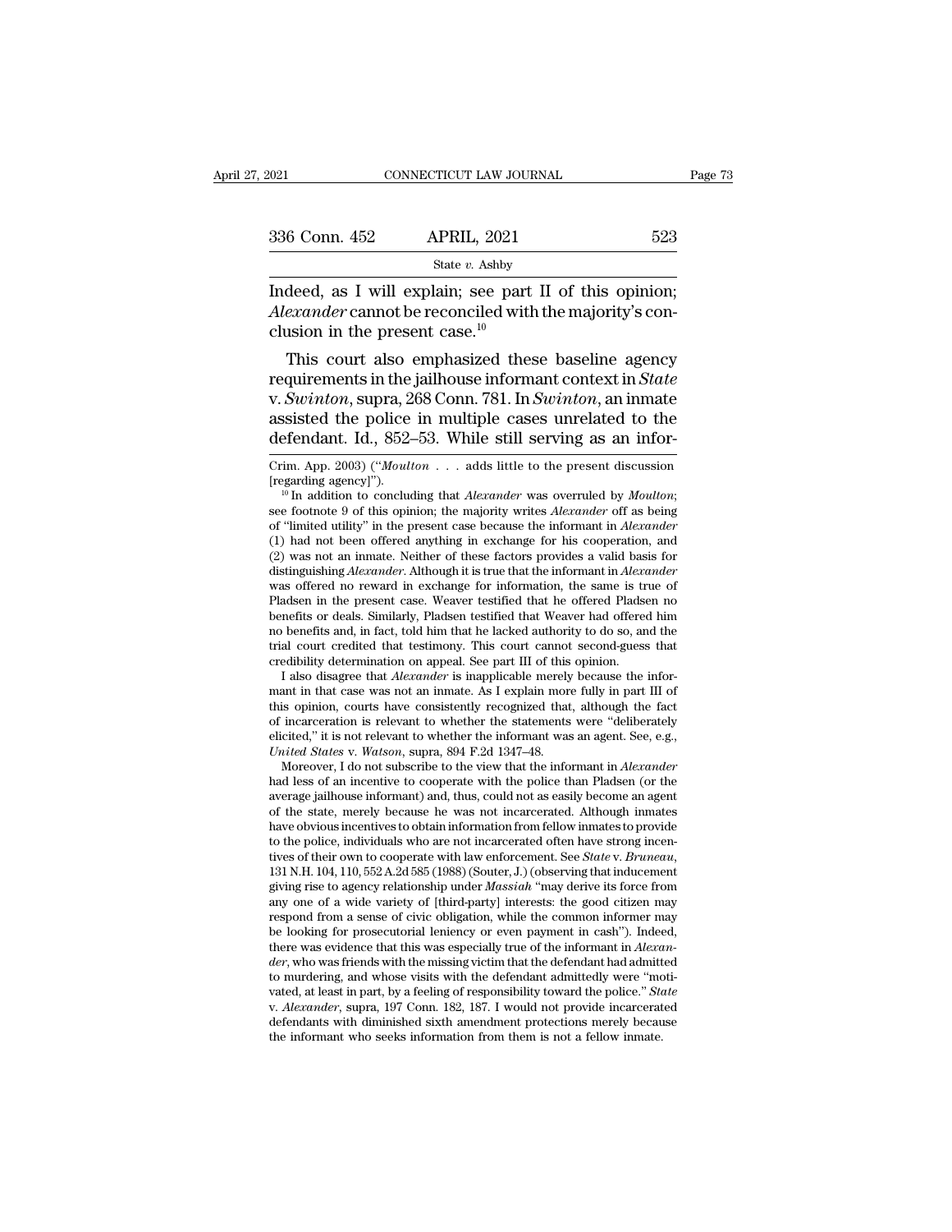Indeed, as I will explain; see part II of this opinion; *Alexander* cannot be reconciled with the majority's conclusion in the present case.[10]

This court also emphasized these baseline agency requirements in the jailhouse informant context in *State* v. *Swinton*, supra, 268 Conn. 781. In *Swinton*, an inmate assisted the police in multiple cases unrelated to the defendant. Id., 852–53. While still serving as an infor-

---

Crim. App. 2003) ("*Moulton* . . . adds little to the present discussion [regarding agency]").

[10] In addition to concluding that *Alexander* was overruled by *Moulton*; see footnote 9 of this opinion; the majority writes *Alexander* off as being of "limited utility" in the present case because the informant in *Alexander* (1) had not been offered anything in exchange for his cooperation, and (2) was not an inmate. Neither of these factors provides a valid basis for distinguishing *Alexander*. Although it is true that the informant in *Alexander* was offered no reward in exchange for information, the same is true of Pladsen in the present case. Weaver testified that he offered Pladsen no benefits or deals. Similarly, Pladsen testified that Weaver had offered him no benefits and, in fact, told him that he lacked authority to do so, and the trial court credited that testimony. This court cannot second-guess that credibility determination on appeal. See part III of this opinion.

I also disagree that *Alexander* is inapplicable merely because the informant in that case was not an inmate. As I explain more fully in part III of this opinion, courts have consistently recognized that, although the fact of incarceration is relevant to whether the statements were "deliberately elicited," it is not relevant to whether the informant was an agent. See, e.g., *United States* v. *Watson*, supra, 894 F.2d 1347–48.

Moreover, I do not subscribe to the view that the informant in *Alexander* had less of an incentive to cooperate with the police than Pladsen (or the average jailhouse informant) and, thus, could not as easily become an agent of the state, merely because he was not incarcerated. Although inmates have obvious incentives to obtain information from fellow inmates to provide to the police, individuals who are not incarcerated often have strong incentives of their own to cooperate with law enforcement. See *State* v. *Bruneau*, 131 N.H. 104, 110, 552 A.2d 585 (1988) (Souter, J.) (observing that inducement giving rise to agency relationship under *Massiah* "may derive its force from any one of a wide variety of [third-party] interests: the good citizen may respond from a sense of civic obligation, while the common informer may be looking for prosecutorial leniency or even payment in cash"). Indeed, there was evidence that this was especially true of the informant in *Alexander*, who was friends with the missing victim that the defendant had admitted to murdering, and whose visits with the defendant admittedly were "motivated, at least in part, by a feeling of responsibility toward the police." *State* v. *Alexander*, supra, 197 Conn. 182, 187. I would not provide incarcerated defendants with diminished sixth amendment protections merely because the informant who seeks information from them is not a fellow inmate.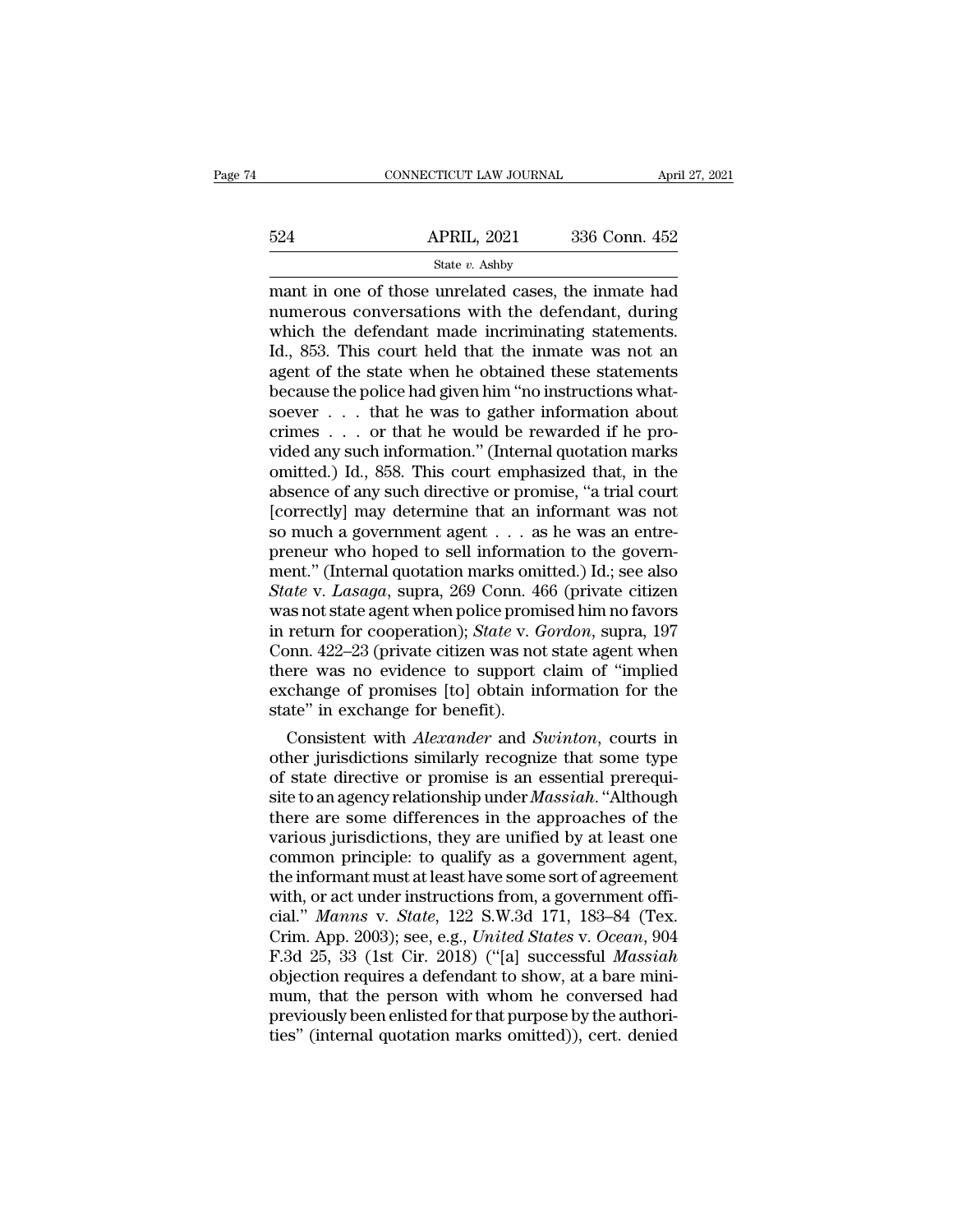mant in one of those unrelated cases, the inmate had numerous conversations with the defendant, during which the defendant made incriminating statements. Id., 853. This court held that the inmate was not an agent of the state when he obtained these statements because the police had given him "no instructions whatsoever . . . that he was to gather information about crimes . . . or that he would be rewarded if he provided any such information." (Internal quotation marks omitted.) Id., 858. This court emphasized that, in the absence of any such directive or promise, "a trial court [correctly] may determine that an informant was not so much a government agent . . . as he was an entrepreneur who hoped to sell information to the government." (Internal quotation marks omitted.) Id.; see also *State* v. *Lasaga*, supra, 269 Conn. 466 (private citizen was not state agent when police promised him no favors in return for cooperation); *State* v. *Gordon*, supra, 197 Conn. 422–23 (private citizen was not state agent when there was no evidence to support claim of "implied exchange of promises [to] obtain information for the state" in exchange for benefit).

Consistent with *Alexander* and *Swinton*, courts in other jurisdictions similarly recognize that some type of state directive or promise is an essential prerequisite to an agency relationship under *Massiah*. "Although there are some differences in the approaches of the various jurisdictions, they are unified by at least one common principle: to qualify as a government agent, the informant must at least have some sort of agreement with, or act under instructions from, a government official." *Manns* v. *State*, 122 S.W.3d 171, 183–84 (Tex. Crim. App. 2003); see, e.g., *United States* v. *Ocean*, 904 F.3d 25, 33 (1st Cir. 2018) ("[a] successful *Massiah* objection requires a defendant to show, at a bare minimum, that the person with whom he conversed had previously been enlisted for that purpose by the authorities" (internal quotation marks omitted)), cert. denied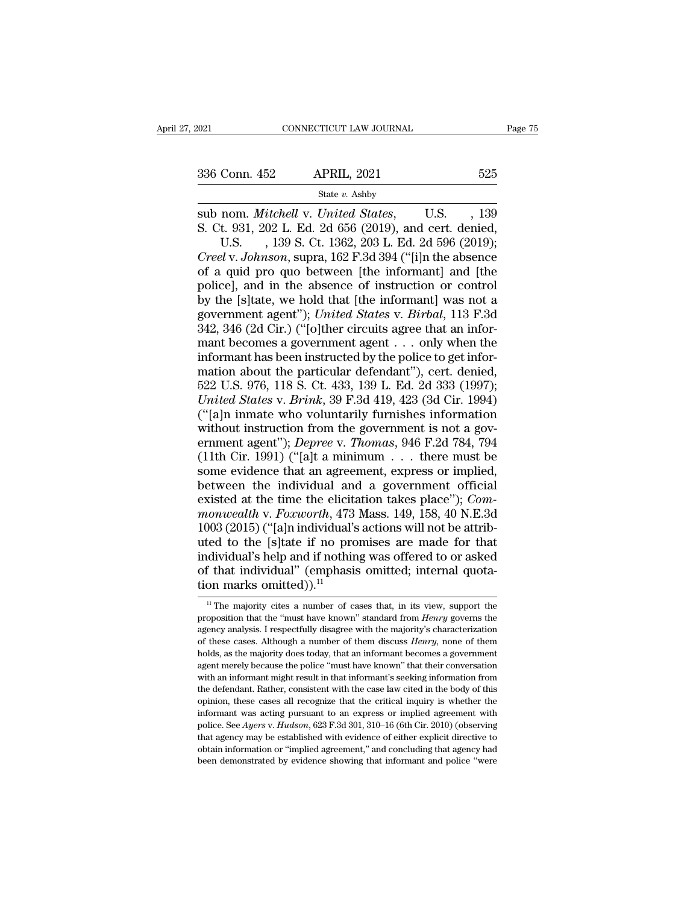sub nom. *Mitchell* v. *United States*, U.S. , 139 S. Ct. 931, 202 L. Ed. 2d 656 (2019), and cert. denied, U.S. , 139 S. Ct. 1362, 203 L. Ed. 2d 596 (2019); *Creel* v. *Johnson*, supra, 162 F.3d 394 ("[i]n the absence of a quid pro quo between [the informant] and [the police], and in the absence of instruction or control by the [s]tate, we hold that [the informant] was not a government agent"); *United States* v. *Birbal*, 113 F.3d 342, 346 (2d Cir.) ("[o]ther circuits agree that an informant becomes a government agent . . . only when the informant has been instructed by the police to get information about the particular defendant"), cert. denied, 522 U.S. 976, 118 S. Ct. 433, 139 L. Ed. 2d 333 (1997); *United States* v. *Brink*, 39 F.3d 419, 423 (3d Cir. 1994) ("[a]n inmate who voluntarily furnishes information without instruction from the government is not a government agent"); *Depree* v. *Thomas*, 946 F.2d 784, 794 (11th Cir. 1991) ("[a]t a minimum . . . there must be some evidence that an agreement, express or implied, between the individual and a government official existed at the time the elicitation takes place"); *Commonwealth* v. *Foxworth*, 473 Mass. 149, 158, 40 N.E.3d 1003 (2015) ("[a]n individual's actions will not be attributed to the [s]tate if no promises are made for that individual's help and if nothing was offered to or asked of that individual" (emphasis omitted; internal quotation marks omitted)).[11]

---

[11] The majority cites a number of cases that, in its view, support the proposition that the "must have known" standard from *Henry* governs the agency analysis. I respectfully disagree with the majority's characterization of these cases. Although a number of them discuss *Henry*, none of them holds, as the majority does today, that an informant becomes a government agent merely because the police "must have known" that their conversation with an informant might result in that informant's seeking information from the defendant. Rather, consistent with the case law cited in the body of this opinion, these cases all recognize that the critical inquiry is whether the informant was acting pursuant to an express or implied agreement with police. See *Ayers* v. *Hudson*, 623 F.3d 301, 310–16 (6th Cir. 2010) (observing that agency may be established with evidence of either explicit directive to obtain information or "implied agreement," and concluding that agency had been demonstrated by evidence showing that informant and police "were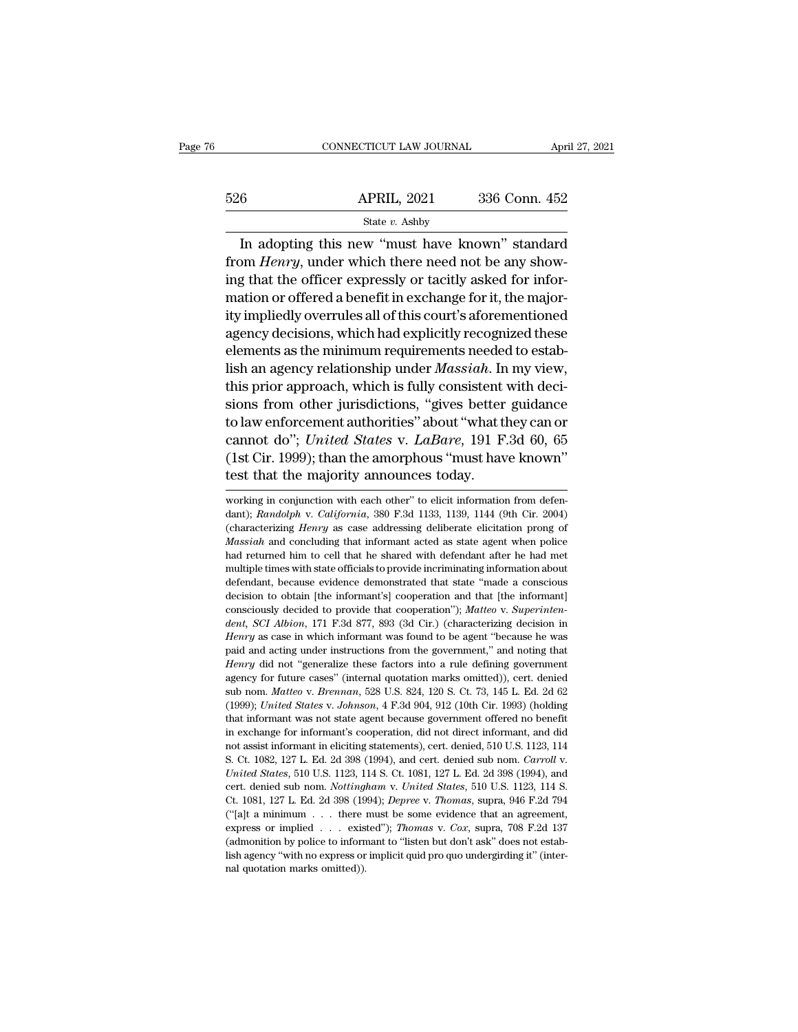In adopting this new "must have known" standard from *Henry*, under which there need not be any showing that the officer expressly or tacitly asked for information or offered a benefit in exchange for it, the majority impliedly overrules all of this court's aforementioned agency decisions, which had explicitly recognized these elements as the minimum requirements needed to establish an agency relationship under *Massiah*. In my view, this prior approach, which is fully consistent with decisions from other jurisdictions, "gives better guidance to law enforcement authorities" about "what they can or cannot do"; *United States* v. *LaBare*, 191 F.3d 60, 65 (1st Cir. 1999); than the amorphous "must have known" test that the majority announces today.

---

working in conjunction with each other" to elicit information from defendant); *Randolph* v. *California*, 380 F.3d 1133, 1139, 1144 (9th Cir. 2004) (characterizing *Henry* as case addressing deliberate elicitation prong of *Massiah* and concluding that informant acted as state agent when police had returned him to cell that he shared with defendant after he had met multiple times with state officials to provide incriminating information about defendant, because evidence demonstrated that state "made a conscious decision to obtain [the informant's] cooperation and that [the informant] consciously decided to provide that cooperation"); *Matteo* v. *Superintendent, SCI Albion*, 171 F.3d 877, 893 (3d Cir.) (characterizing decision in *Henry* as case in which informant was found to be agent "because he was paid and acting under instructions from the government," and noting that *Henry* did not "generalize these factors into a rule defining government agency for future cases" (internal quotation marks omitted)), cert. denied sub nom. *Matteo* v. *Brennan*, 528 U.S. 824, 120 S. Ct. 73, 145 L. Ed. 2d 62 (1999); *United States* v. *Johnson*, 4 F.3d 904, 912 (10th Cir. 1993) (holding that informant was not state agent because government offered no benefit in exchange for informant's cooperation, did not direct informant, and did not assist informant in eliciting statements), cert. denied, 510 U.S. 1123, 114 S. Ct. 1082, 127 L. Ed. 2d 398 (1994), and cert. denied sub nom. *Carroll* v. *United States*, 510 U.S. 1123, 114 S. Ct. 1081, 127 L. Ed. 2d 398 (1994), and cert. denied sub nom. *Nottingham* v. *United States*, 510 U.S. 1123, 114 S. Ct. 1081, 127 L. Ed. 2d 398 (1994); *Depree* v. *Thomas*, supra, 946 F.2d 794 ("[a]t a minimum . . . there must be some evidence that an agreement, express or implied . . . existed"); *Thomas* v. *Cox*, supra, 708 F.2d 137 (admonition by police to informant to "listen but don't ask" does not establish agency "with no express or implicit quid pro quo undergirding it" (internal quotation marks omitted)).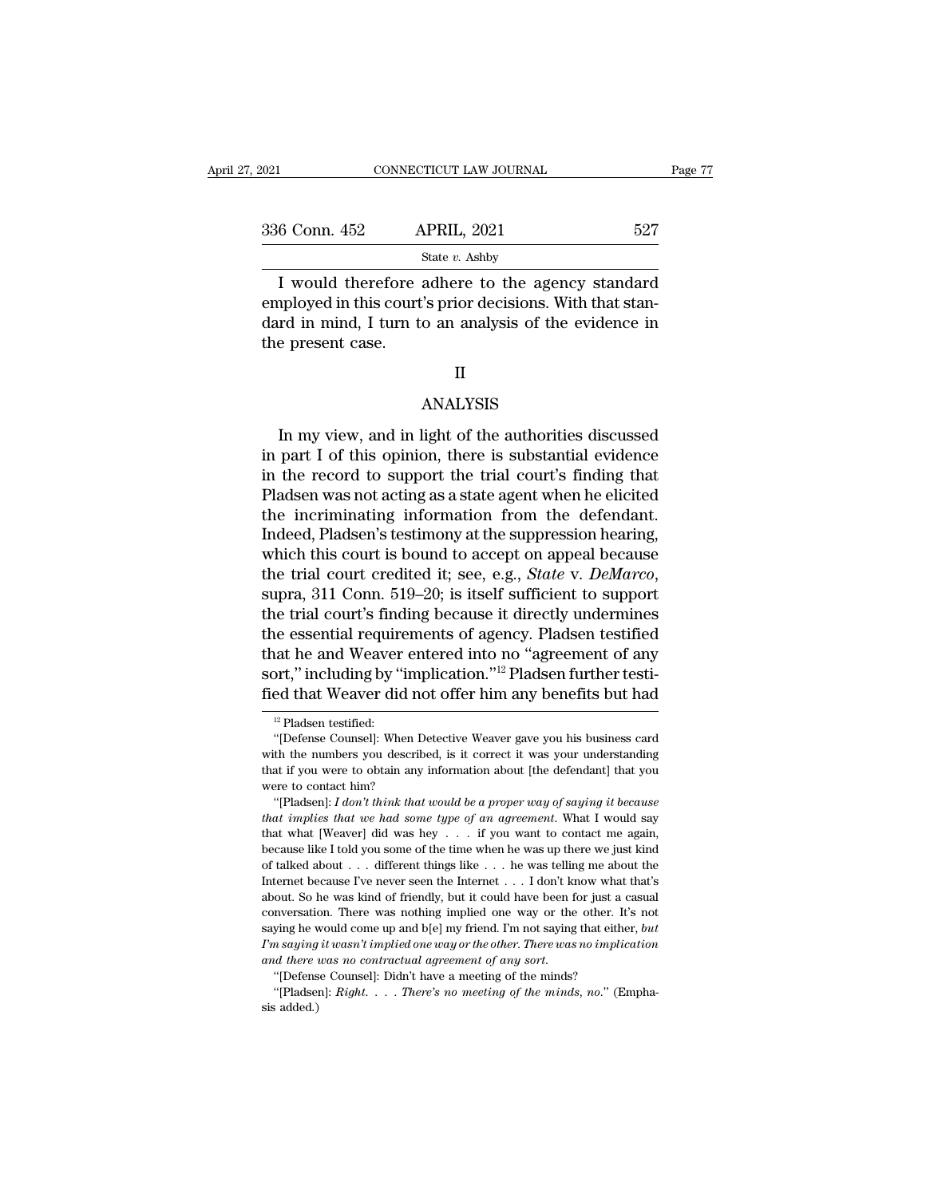I would therefore adhere to the agency standard employed in this court's prior decisions. With that standard in mind, I turn to an analysis of the evidence in the present case.

## II

## ANALYSIS

In my view, and in light of the authorities discussed in part I of this opinion, there is substantial evidence in the record to support the trial court's finding that Pladsen was not acting as a state agent when he elicited the incriminating information from the defendant. Indeed, Pladsen's testimony at the suppression hearing, which this court is bound to accept on appeal because the trial court credited it; see, e.g., *State* v. *DeMarco*, supra, 311 Conn. 519–20; is itself sufficient to support the trial court's finding because it directly undermines the essential requirements of agency. Pladsen testified that he and Weaver entered into no "agreement of any sort," including by "implication."[12] Pladsen further testified that Weaver did not offer him any benefits but had

---

[12] Pladsen testified:

"[Defense Counsel]: When Detective Weaver gave you his business card with the numbers you described, is it correct it was your understanding that if you were to obtain any information about [the defendant] that you were to contact him?

"[Pladsen]: *I don't think that would be a proper way of saying it because that implies that we had some type of an agreement*. What I would say that what [Weaver] did was hey . . . if you want to contact me again, because like I told you some of the time when he was up there we just kind of talked about . . . different things like . . . he was telling me about the Internet because I've never seen the Internet . . . I don't know what that's about. So he was kind of friendly, but it could have been for just a casual conversation. There was nothing implied one way or the other. It's not saying he would come up and b[e] my friend. I'm not saying that either, *but I'm saying it wasn't implied one way or the other. There was no implication and there was no contractual agreement of any sort*.

"[Defense Counsel]: Didn't have a meeting of the minds?

"[Pladsen]: *Right. . . . There's no meeting of the minds, no*." (Emphasis added.)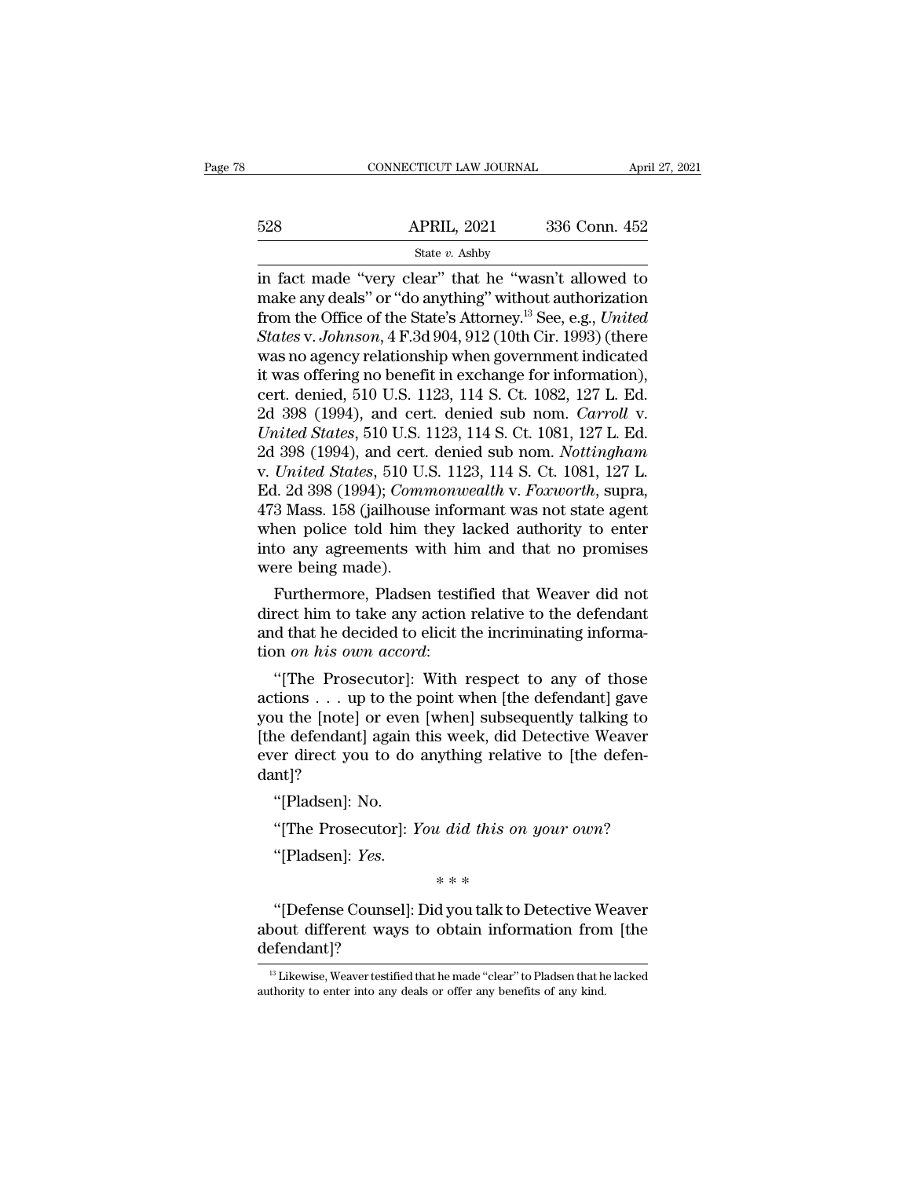in fact made "very clear" that he "wasn't allowed to make any deals" or "do anything" without authorization from the Office of the State's Attorney.[13] See, e.g., *United States* v. *Johnson*, 4 F.3d 904, 912 (10th Cir. 1993) (there was no agency relationship when government indicated it was offering no benefit in exchange for information), cert. denied, 510 U.S. 1123, 114 S. Ct. 1082, 127 L. Ed. 2d 398 (1994), and cert. denied sub nom. *Carroll* v. *United States*, 510 U.S. 1123, 114 S. Ct. 1081, 127 L. Ed. 2d 398 (1994), and cert. denied sub nom. *Nottingham* v. *United States*, 510 U.S. 1123, 114 S. Ct. 1081, 127 L. Ed. 2d 398 (1994); *Commonwealth* v. *Foxworth*, supra, 473 Mass. 158 (jailhouse informant was not state agent when police told him they lacked authority to enter into any agreements with him and that no promises were being made).

Furthermore, Pladsen testified that Weaver did not direct him to take any action relative to the defendant and that he decided to elicit the incriminating information *on his own accord*:

"[The Prosecutor]: With respect to any of those actions . . . up to the point when [the defendant] gave you the [note] or even [when] subsequently talking to [the defendant] again this week, did Detective Weaver ever direct you to do anything relative to [the defendant]?

"[Pladsen]: No.

"[The Prosecutor]: *You did this on your own*?

"[Pladsen]: *Yes*.

\* \* \*

"[Defense Counsel]: Did you talk to Detective Weaver about different ways to obtain information from [the defendant]?

[13] Likewise, Weaver testified that he made "clear" to Pladsen that he lacked authority to enter into any deals or offer any benefits of any kind.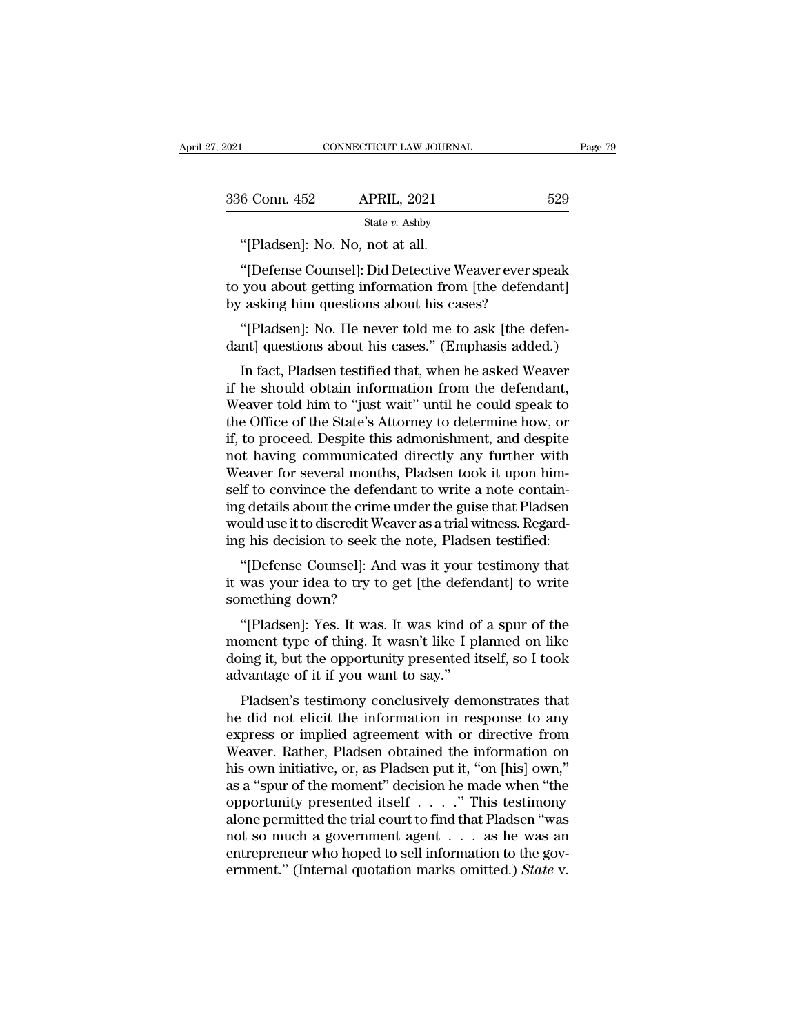"[Pladsen]: No. No, not at all.

"[Defense Counsel]: Did Detective Weaver ever speak to you about getting information from [the defendant] by asking him questions about his cases?

"[Pladsen]: No. He never told me to ask [the defendant] questions about his cases." (Emphasis added.)

In fact, Pladsen testified that, when he asked Weaver if he should obtain information from the defendant, Weaver told him to "just wait" until he could speak to the Office of the State's Attorney to determine how, or if, to proceed. Despite this admonishment, and despite not having communicated directly any further with Weaver for several months, Pladsen took it upon himself to convince the defendant to write a note containing details about the crime under the guise that Pladsen would use it to discredit Weaver as a trial witness. Regarding his decision to seek the note, Pladsen testified:

"[Defense Counsel]: And was it your testimony that it was your idea to try to get [the defendant] to write something down?

"[Pladsen]: Yes. It was. It was kind of a spur of the moment type of thing. It wasn't like I planned on like doing it, but the opportunity presented itself, so I took advantage of it if you want to say."

Pladsen's testimony conclusively demonstrates that he did not elicit the information in response to any express or implied agreement with or directive from Weaver. Rather, Pladsen obtained the information on his own initiative, or, as Pladsen put it, "on [his] own," as a "spur of the moment" decision he made when "the opportunity presented itself . . . ." This testimony alone permitted the trial court to find that Pladsen "was not so much a government agent . . . as he was an entrepreneur who hoped to sell information to the government." (Internal quotation marks omitted.) *State* v.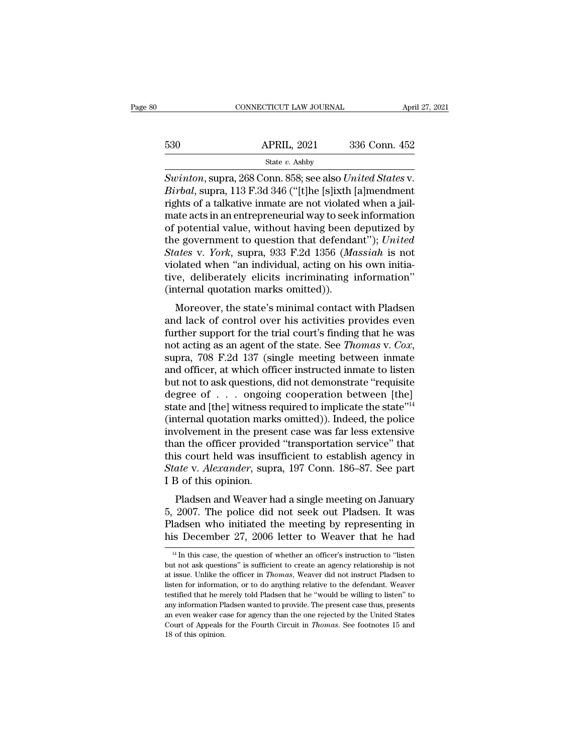*Swinton*, supra, 268 Conn. 858; see also *United States* v. *Birbal*, supra, 113 F.3d 346 ("[t]he [s]ixth [a]mendment rights of a talkative inmate are not violated when a jailmate acts in an entrepreneurial way to seek information of potential value, without having been deputized by the government to question that defendant"); *United States* v. *York*, supra, 933 F.2d 1356 (*Massiah* is not violated when "an individual, acting on his own initiative, deliberately elicits incriminating information" (internal quotation marks omitted)).

Moreover, the state's minimal contact with Pladsen and lack of control over his activities provides even further support for the trial court's finding that he was not acting as an agent of the state. See *Thomas* v. *Cox*, supra, 708 F.2d 137 (single meeting between inmate and officer, at which officer instructed inmate to listen but not to ask questions, did not demonstrate "requisite degree of . . . ongoing cooperation between [the] state and [the] witness required to implicate the state"[14] (internal quotation marks omitted)). Indeed, the police involvement in the present case was far less extensive than the officer provided "transportation service" that this court held was insufficient to establish agency in *State* v. *Alexander*, supra, 197 Conn. 186–87. See part I B of this opinion.

Pladsen and Weaver had a single meeting on January 5, 2007. The police did not seek out Pladsen. It was Pladsen who initiated the meeting by representing in his December 27, 2006 letter to Weaver that he had

[14] In this case, the question of whether an officer's instruction to "listen but not ask questions" is sufficient to create an agency relationship is not at issue. Unlike the officer in *Thomas*, Weaver did not instruct Pladsen to listen for information, or to do anything relative to the defendant. Weaver testified that he merely told Pladsen that he "would be willing to listen" to any information Pladsen wanted to provide. The present case thus, presents an even weaker case for agency than the one rejected by the United States Court of Appeals for the Fourth Circuit in *Thomas*. See footnotes 15 and 18 of this opinion.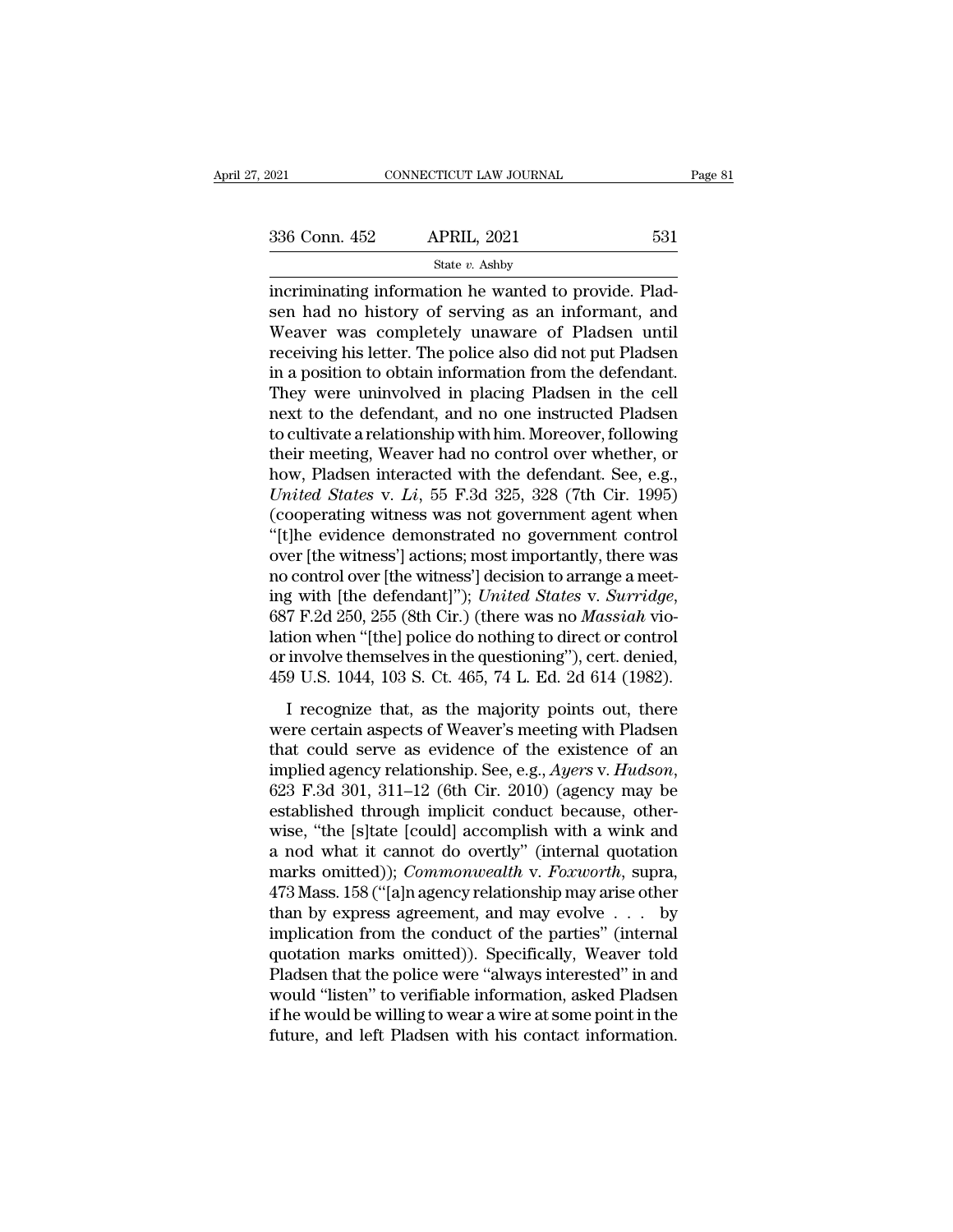incriminating information he wanted to provide. Pladsen had no history of serving as an informant, and Weaver was completely unaware of Pladsen until receiving his letter. The police also did not put Pladsen in a position to obtain information from the defendant. They were uninvolved in placing Pladsen in the cell next to the defendant, and no one instructed Pladsen to cultivate a relationship with him. Moreover, following their meeting, Weaver had no control over whether, or how, Pladsen interacted with the defendant. See, e.g., *United States* v. *Li*, 55 F.3d 325, 328 (7th Cir. 1995) (cooperating witness was not government agent when "[t]he evidence demonstrated no government control over [the witness'] actions; most importantly, there was no control over [the witness'] decision to arrange a meeting with [the defendant]"); *United States* v. *Surridge*, 687 F.2d 250, 255 (8th Cir.) (there was no *Massiah* violation when "[the] police do nothing to direct or control or involve themselves in the questioning"), cert. denied, 459 U.S. 1044, 103 S. Ct. 465, 74 L. Ed. 2d 614 (1982).

I recognize that, as the majority points out, there were certain aspects of Weaver's meeting with Pladsen that could serve as evidence of the existence of an implied agency relationship. See, e.g., *Ayers* v. *Hudson*, 623 F.3d 301, 311–12 (6th Cir. 2010) (agency may be established through implicit conduct because, otherwise, "the [s]tate [could] accomplish with a wink and a nod what it cannot do overtly" (internal quotation marks omitted)); *Commonwealth* v. *Foxworth*, supra, 473 Mass. 158 ("[a]n agency relationship may arise other than by express agreement, and may evolve . . . by implication from the conduct of the parties" (internal quotation marks omitted)). Specifically, Weaver told Pladsen that the police were "always interested" in and would "listen" to verifiable information, asked Pladsen if he would be willing to wear a wire at some point in the future, and left Pladsen with his contact information.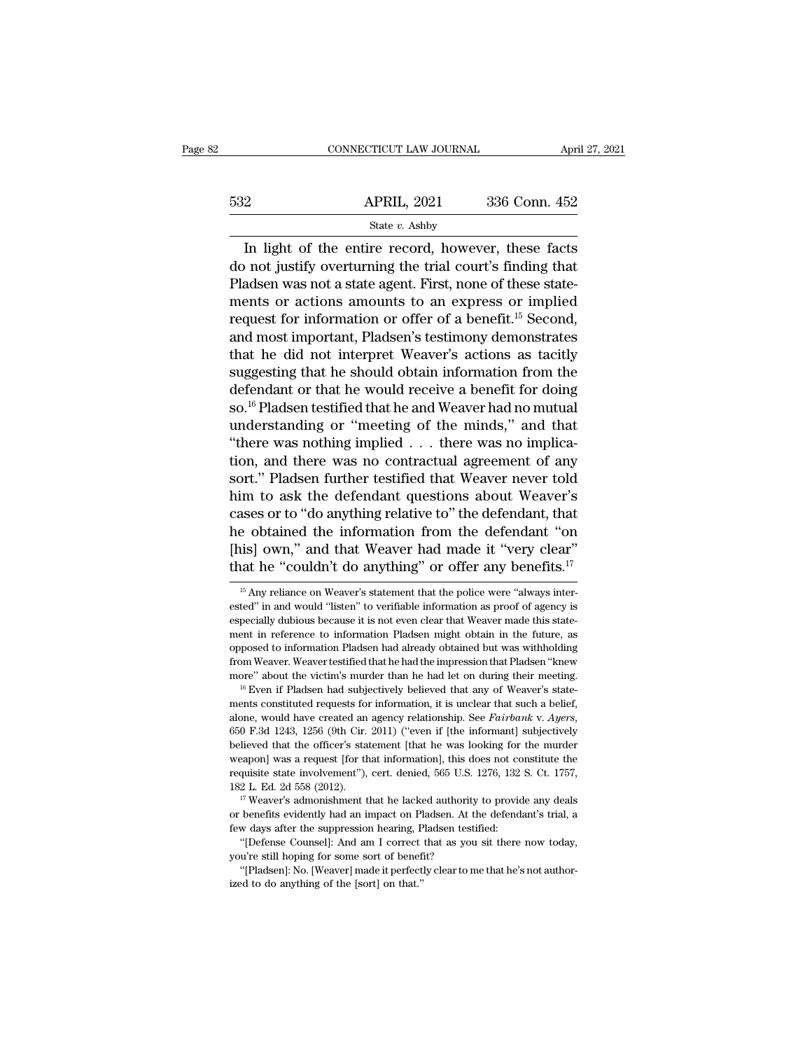In light of the entire record, however, these facts do not justify overturning the trial court's finding that Pladsen was not a state agent. First, none of these statements or actions amounts to an express or implied request for information or offer of a benefit.[15] Second, and most important, Pladsen's testimony demonstrates that he did not interpret Weaver's actions as tacitly suggesting that he should obtain information from the defendant or that he would receive a benefit for doing so.[16] Pladsen testified that he and Weaver had no mutual understanding or "meeting of the minds," and that "there was nothing implied . . . there was no implication, and there was no contractual agreement of any sort." Pladsen further testified that Weaver never told him to ask the defendant questions about Weaver's cases or to "do anything relative to" the defendant, that he obtained the information from the defendant "on [his] own," and that Weaver had made it "very clear" that he "couldn't do anything" or offer any benefits.[17]

---

[15] Any reliance on Weaver's statement that the police were "always interested" in and would "listen" to verifiable information as proof of agency is especially dubious because it is not even clear that Weaver made this statement in reference to information Pladsen might obtain in the future, as opposed to information Pladsen had already obtained but was withholding from Weaver. Weaver testified that he had the impression that Pladsen "knew more" about the victim's murder than he had let on during their meeting.

[16] Even if Pladsen had subjectively believed that any of Weaver's statements constituted requests for information, it is unclear that such a belief, alone, would have created an agency relationship. See *Fairbank* v. *Ayers*, 650 F.3d 1243, 1256 (9th Cir. 2011) ("even if [the informant] subjectively believed that the officer's statement [that he was looking for the murder weapon] was a request [for that information], this does not constitute the requisite state involvement"), cert. denied, 565 U.S. 1276, 132 S. Ct. 1757, 182 L. Ed. 2d 558 (2012).

[17] Weaver's admonishment that he lacked authority to provide any deals or benefits evidently had an impact on Pladsen. At the defendant's trial, a few days after the suppression hearing, Pladsen testified:

"[Defense Counsel]: And am I correct that as you sit there now today, you're still hoping for some sort of benefit?

"[Pladsen]: No. [Weaver] made it perfectly clear to me that he's not authorized to do anything of the [sort] on that."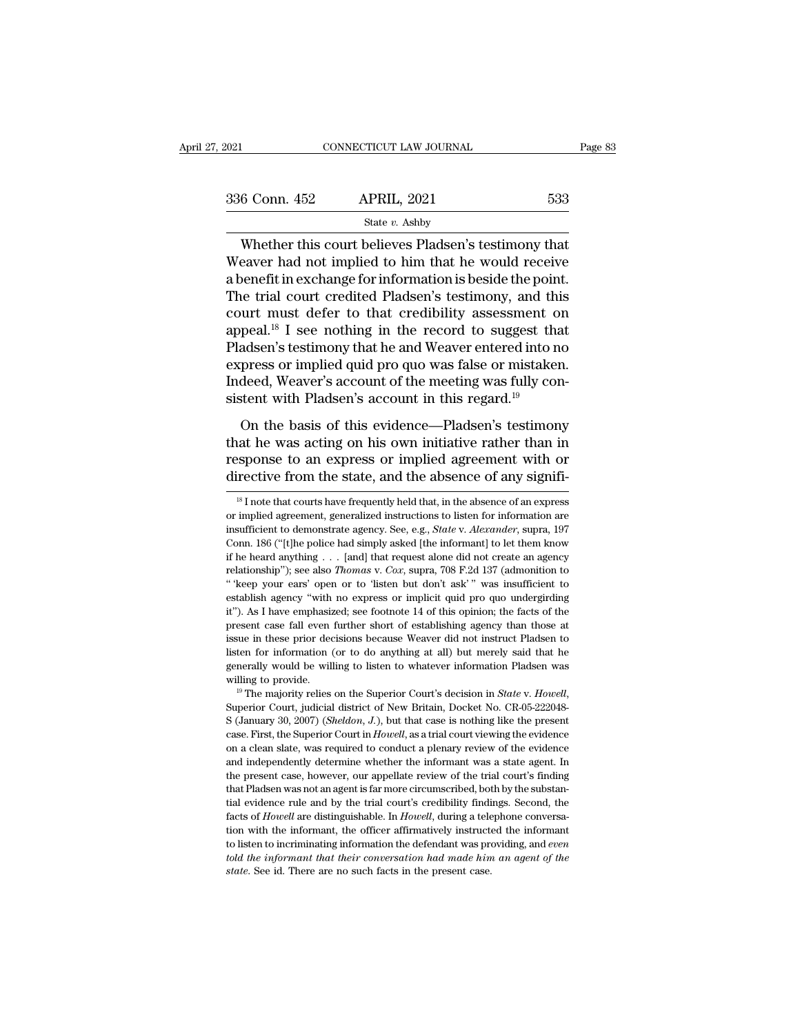Whether this court believes Pladsen's testimony that Weaver had not implied to him that he would receive a benefit in exchange for information is beside the point. The trial court credited Pladsen's testimony, and this court must defer to that credibility assessment on appeal.[18] I see nothing in the record to suggest that Pladsen's testimony that he and Weaver entered into no express or implied quid pro quo was false or mistaken. Indeed, Weaver's account of the meeting was fully consistent with Pladsen's account in this regard.[19]

On the basis of this evidence—Pladsen's testimony that he was acting on his own initiative rather than in response to an express or implied agreement with or directive from the state, and the absence of any signifi-

[18] I note that courts have frequently held that, in the absence of an express or implied agreement, generalized instructions to listen for information are insufficient to demonstrate agency. See, e.g., *State* v. *Alexander*, supra, 197 Conn. 186 ("[t]he police had simply asked [the informant] to let them know if he heard anything . . . [and] that request alone did not create an agency relationship"); see also *Thomas* v. *Cox*, supra, 708 F.2d 137 (admonition to " 'keep your ears' open or to 'listen but don't ask' " was insufficient to establish agency "with no express or implicit quid pro quo undergirding it"). As I have emphasized; see footnote 14 of this opinion; the facts of the present case fall even further short of establishing agency than those at issue in these prior decisions because Weaver did not instruct Pladsen to listen for information (or to do anything at all) but merely said that he generally would be willing to listen to whatever information Pladsen was willing to provide.

[19] The majority relies on the Superior Court's decision in *State* v. *Howell*, Superior Court, judicial district of New Britain, Docket No. CR-05-222048-S (January 30, 2007) (*Sheldon, J.*), but that case is nothing like the present case. First, the Superior Court in *Howell*, as a trial court viewing the evidence on a clean slate, was required to conduct a plenary review of the evidence and independently determine whether the informant was a state agent. In the present case, however, our appellate review of the trial court's finding that Pladsen was not an agent is far more circumscribed, both by the substantial evidence rule and by the trial court's credibility findings. Second, the facts of *Howell* are distinguishable. In *Howell*, during a telephone conversation with the informant, the officer affirmatively instructed the informant to listen to incriminating information the defendant was providing, and *even told the informant that their conversation had made him an agent of the state*. See id. There are no such facts in the present case.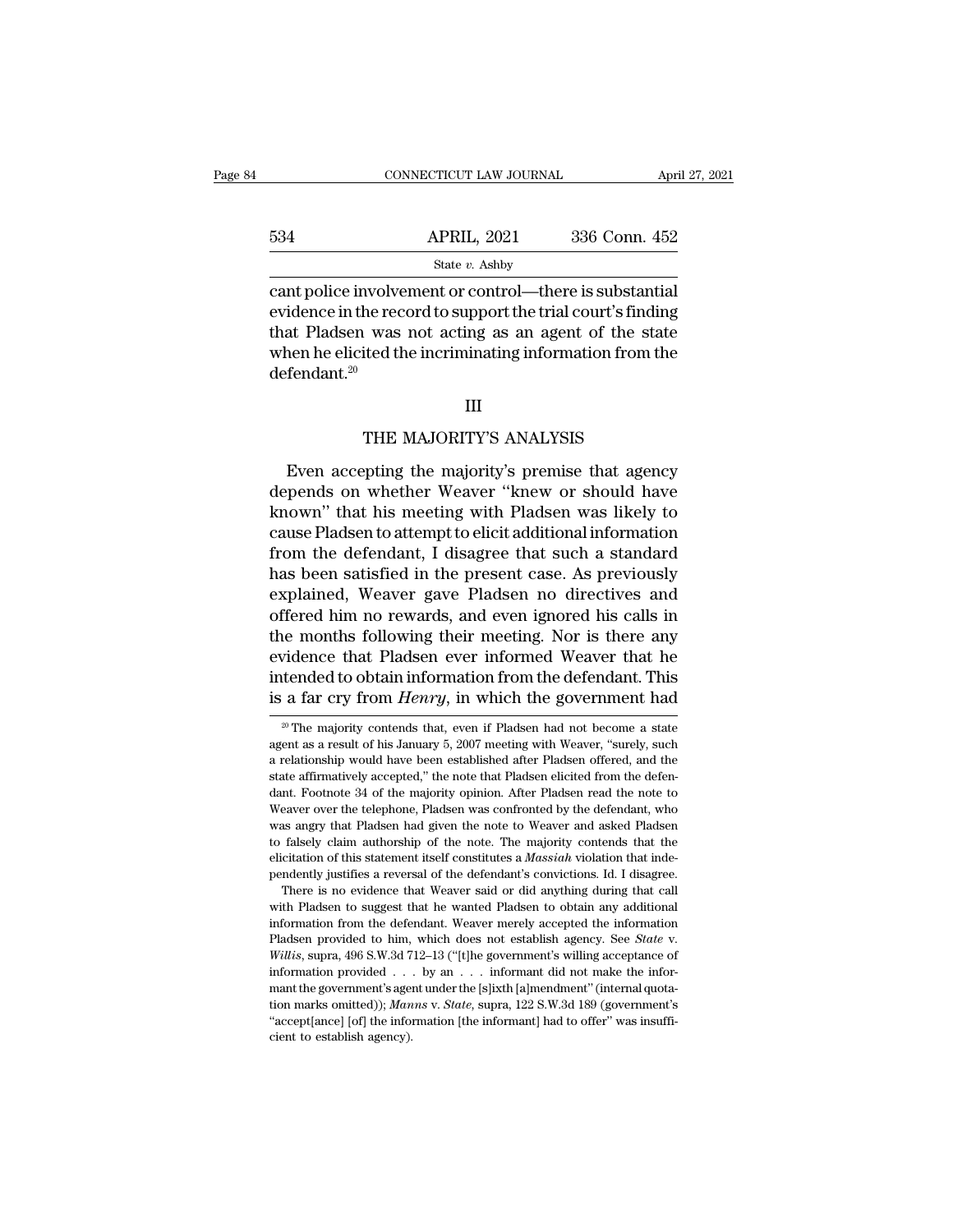cant police involvement or control—there is substantial evidence in the record to support the trial court's finding that Pladsen was not acting as an agent of the state when he elicited the incriminating information from the defendant.[20]

## III

## THE MAJORITY'S ANALYSIS

Even accepting the majority's premise that agency depends on whether Weaver "knew or should have known" that his meeting with Pladsen was likely to cause Pladsen to attempt to elicit additional information from the defendant, I disagree that such a standard has been satisfied in the present case. As previously explained, Weaver gave Pladsen no directives and offered him no rewards, and even ignored his calls in the months following their meeting. Nor is there any evidence that Pladsen ever informed Weaver that he intended to obtain information from the defendant. This is a far cry from *Henry*, in which the government had

[20] The majority contends that, even if Pladsen had not become a state agent as a result of his January 5, 2007 meeting with Weaver, "surely, such a relationship would have been established after Pladsen offered, and the state affirmatively accepted," the note that Pladsen elicited from the defendant. Footnote 34 of the majority opinion. After Pladsen read the note to Weaver over the telephone, Pladsen was confronted by the defendant, who was angry that Pladsen had given the note to Weaver and asked Pladsen to falsely claim authorship of the note. The majority contends that the elicitation of this statement itself constitutes a *Massiah* violation that independently justifies a reversal of the defendant's convictions. Id. I disagree.

There is no evidence that Weaver said or did anything during that call with Pladsen to suggest that he wanted Pladsen to obtain any additional information from the defendant. Weaver merely accepted the information Pladsen provided to him, which does not establish agency. See *State* v. *Willis*, supra, 496 S.W.3d 712–13 ("[t]he government's willing acceptance of information provided . . . by an . . . informant did not make the informant the government's agent under the [s]ixth [a]mendment" (internal quotation marks omitted)); *Manns* v. *State*, supra, 122 S.W.3d 189 (government's "accept[ance] [of] the information [the informant] had to offer" was insufficient to establish agency).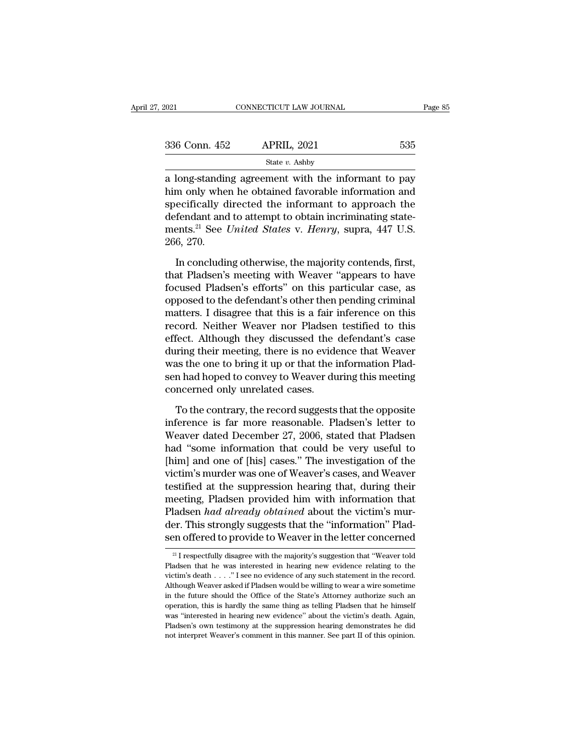a long-standing agreement with the informant to pay him only when he obtained favorable information and specifically directed the informant to approach the defendant and to attempt to obtain incriminating statements.[21] See *United States* v. *Henry*, supra, 447 U.S. 266, 270.

In concluding otherwise, the majority contends, first, that Pladsen's meeting with Weaver "appears to have focused Pladsen's efforts" on this particular case, as opposed to the defendant's other then pending criminal matters. I disagree that this is a fair inference on this record. Neither Weaver nor Pladsen testified to this effect. Although they discussed the defendant's case during their meeting, there is no evidence that Weaver was the one to bring it up or that the information Pladsen had hoped to convey to Weaver during this meeting concerned only unrelated cases.

To the contrary, the record suggests that the opposite inference is far more reasonable. Pladsen's letter to Weaver dated December 27, 2006, stated that Pladsen had "some information that could be very useful to [him] and one of [his] cases." The investigation of the victim's murder was one of Weaver's cases, and Weaver testified at the suppression hearing that, during their meeting, Pladsen provided him with information that Pladsen *had already obtained* about the victim's murder. This strongly suggests that the "information" Pladsen offered to provide to Weaver in the letter concerned

[21] I respectfully disagree with the majority's suggestion that "Weaver told Pladsen that he was interested in hearing new evidence relating to the victim's death . . . ." I see no evidence of any such statement in the record. Although Weaver asked if Pladsen would be willing to wear a wire sometime in the future should the Office of the State's Attorney authorize such an operation, this is hardly the same thing as telling Pladsen that he himself was "interested in hearing new evidence" about the victim's death. Again, Pladsen's own testimony at the suppression hearing demonstrates he did not interpret Weaver's comment in this manner. See part II of this opinion.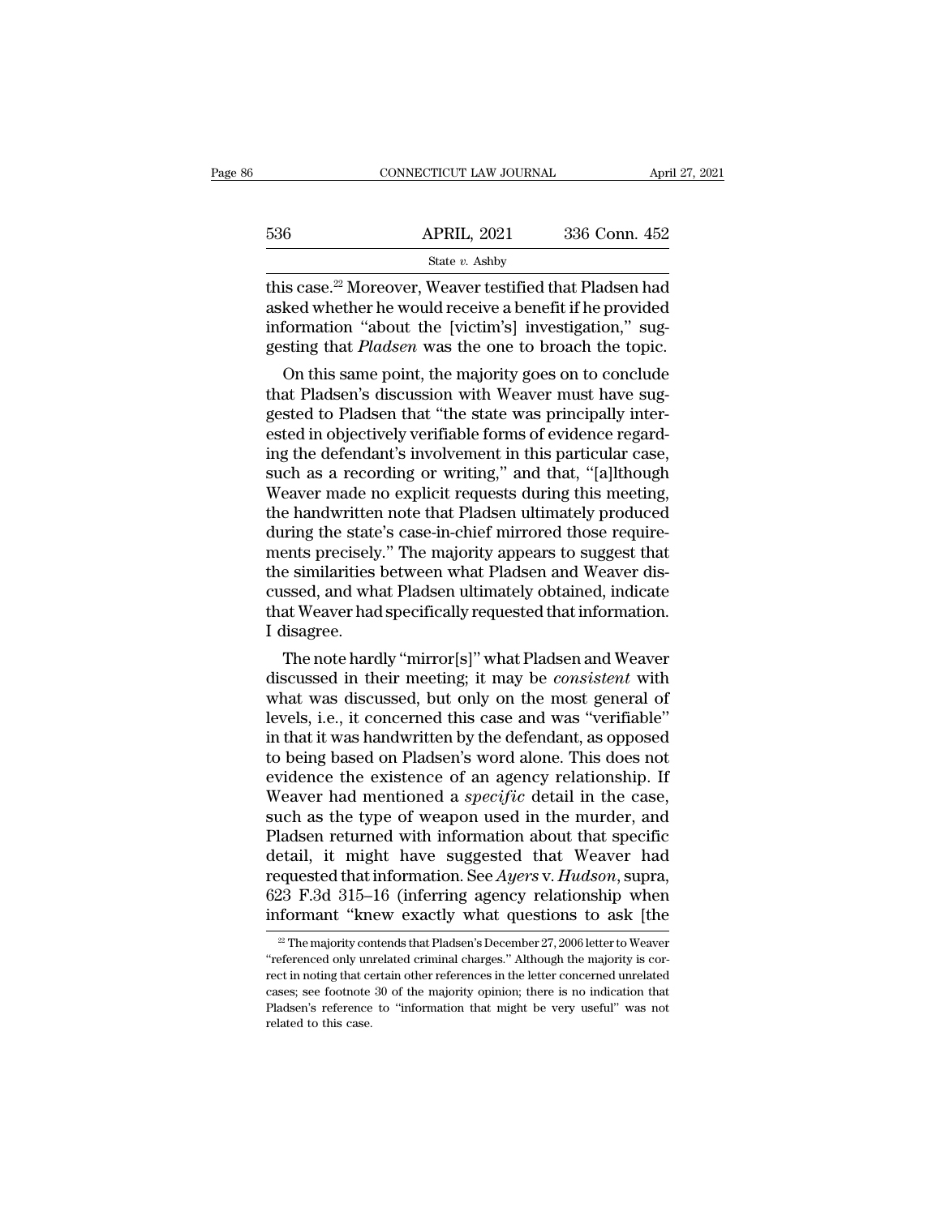this case.[22] Moreover, Weaver testified that Pladsen had asked whether he would receive a benefit if he provided information "about the [victim's] investigation," suggesting that *Pladsen* was the one to broach the topic.

On this same point, the majority goes on to conclude that Pladsen's discussion with Weaver must have suggested to Pladsen that "the state was principally interested in objectively verifiable forms of evidence regarding the defendant's involvement in this particular case, such as a recording or writing," and that, "[a]lthough Weaver made no explicit requests during this meeting, the handwritten note that Pladsen ultimately produced during the state's case-in-chief mirrored those requirements precisely." The majority appears to suggest that the similarities between what Pladsen and Weaver discussed, and what Pladsen ultimately obtained, indicate that Weaver had specifically requested that information. I disagree.

The note hardly "mirror[s]" what Pladsen and Weaver discussed in their meeting; it may be *consistent* with what was discussed, but only on the most general of levels, i.e., it concerned this case and was "verifiable" in that it was handwritten by the defendant, as opposed to being based on Pladsen's word alone. This does not evidence the existence of an agency relationship. If Weaver had mentioned a *specific* detail in the case, such as the type of weapon used in the murder, and Pladsen returned with information about that specific detail, it might have suggested that Weaver had requested that information. See *Ayers* v. *Hudson*, supra, 623 F.3d 315–16 (inferring agency relationship when informant "knew exactly what questions to ask [the

---

[22] The majority contends that Pladsen's December 27, 2006 letter to Weaver "referenced only unrelated criminal charges." Although the majority is correct in noting that certain other references in the letter concerned unrelated cases; see footnote 30 of the majority opinion; there is no indication that Pladsen's reference to "information that might be very useful" was not related to this case.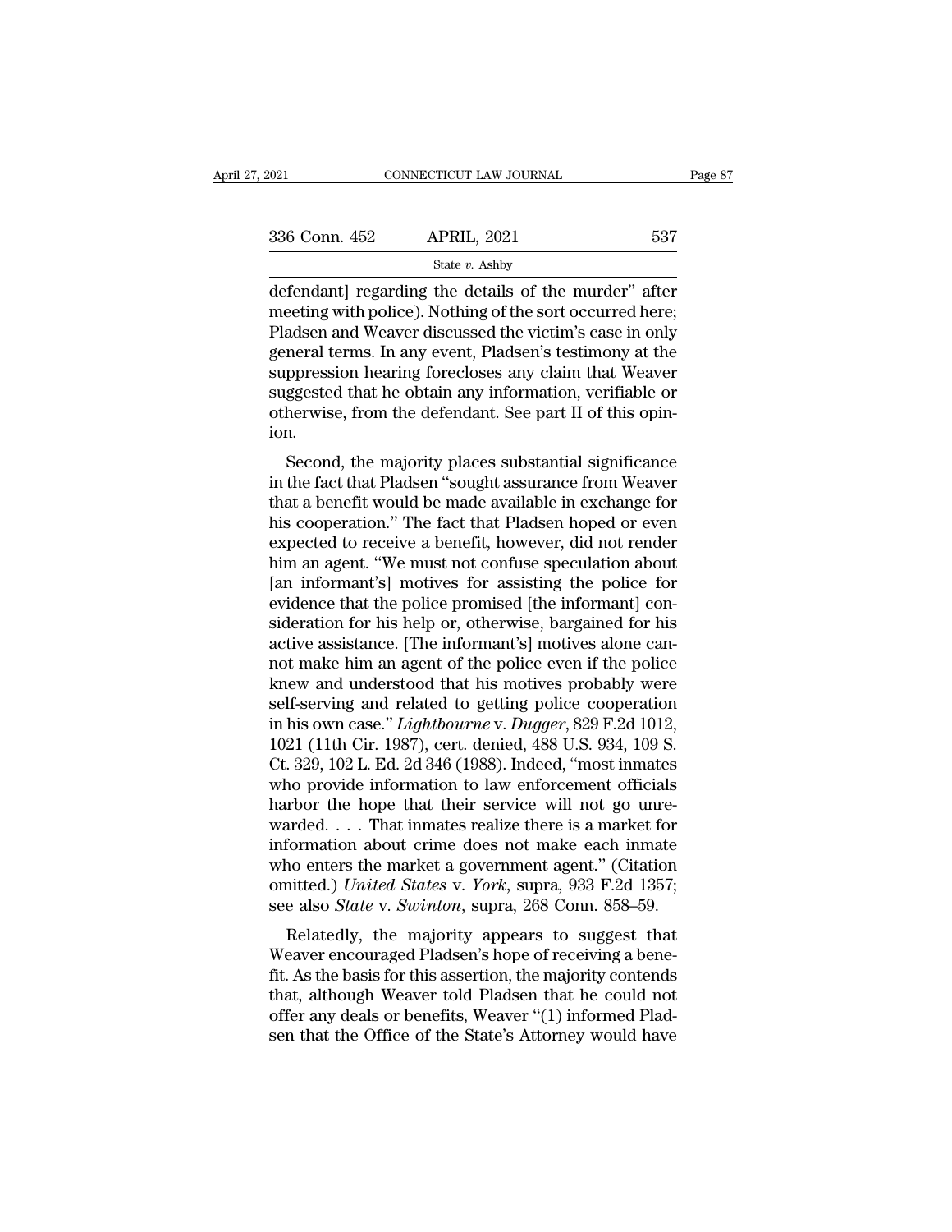defendant] regarding the details of the murder" after meeting with police). Nothing of the sort occurred here; Pladsen and Weaver discussed the victim's case in only general terms. In any event, Pladsen's testimony at the suppression hearing forecloses any claim that Weaver suggested that he obtain any information, verifiable or otherwise, from the defendant. See part II of this opinion.

Second, the majority places substantial significance in the fact that Pladsen "sought assurance from Weaver that a benefit would be made available in exchange for his cooperation." The fact that Pladsen hoped or even expected to receive a benefit, however, did not render him an agent. "We must not confuse speculation about [an informant's] motives for assisting the police for evidence that the police promised [the informant] consideration for his help or, otherwise, bargained for his active assistance. [The informant's] motives alone cannot make him an agent of the police even if the police knew and understood that his motives probably were self-serving and related to getting police cooperation in his own case." *Lightbourne* v. *Dugger*, 829 F.2d 1012, 1021 (11th Cir. 1987), cert. denied, 488 U.S. 934, 109 S. Ct. 329, 102 L. Ed. 2d 346 (1988). Indeed, "most inmates who provide information to law enforcement officials harbor the hope that their service will not go unrewarded. . . . That inmates realize there is a market for information about crime does not make each inmate who enters the market a government agent." (Citation omitted.) *United States* v. *York*, supra, 933 F.2d 1357; see also *State* v. *Swinton*, supra, 268 Conn. 858–59.

Relatedly, the majority appears to suggest that Weaver encouraged Pladsen's hope of receiving a benefit. As the basis for this assertion, the majority contends that, although Weaver told Pladsen that he could not offer any deals or benefits, Weaver "(1) informed Pladsen that the Office of the State's Attorney would have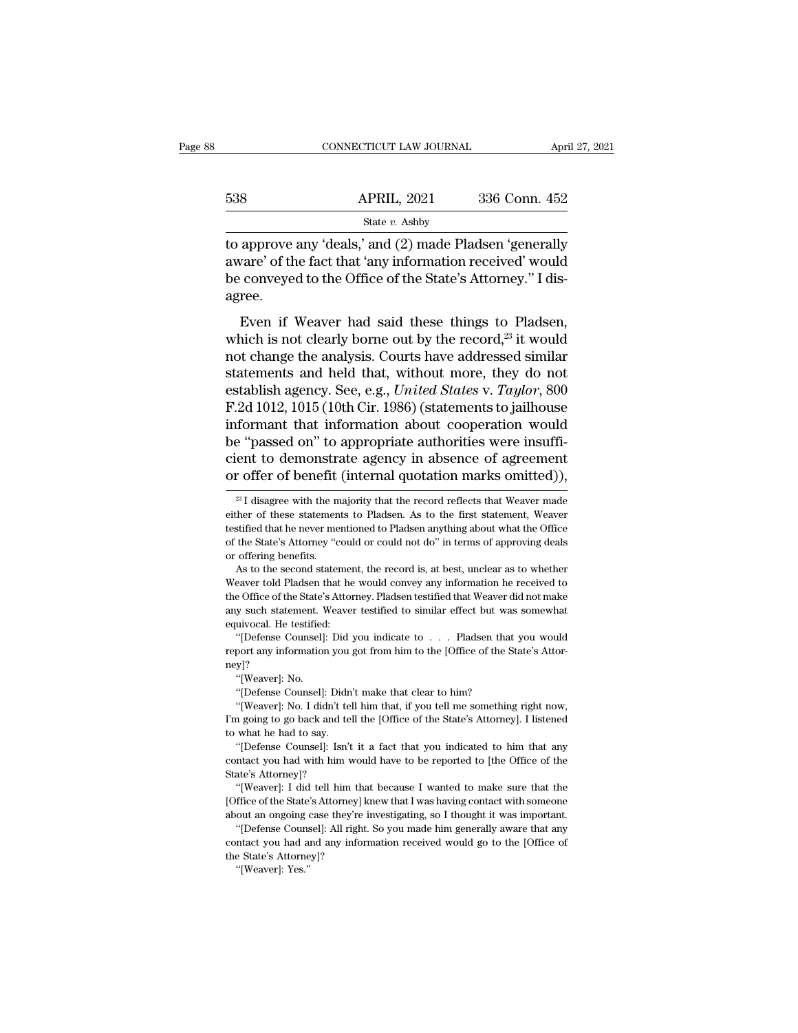to approve any 'deals,' and (2) made Pladsen 'generally aware' of the fact that 'any information received' would be conveyed to the Office of the State's Attorney." I disagree.

Even if Weaver had said these things to Pladsen, which is not clearly borne out by the record,[23] it would not change the analysis. Courts have addressed similar statements and held that, without more, they do not establish agency. See, e.g., *United States* v. *Taylor*, 800 F.2d 1012, 1015 (10th Cir. 1986) (statements to jailhouse informant that information about cooperation would be "passed on" to appropriate authorities were insufficient to demonstrate agency in absence of agreement or offer of benefit (internal quotation marks omitted)),

---

[23] I disagree with the majority that the record reflects that Weaver made either of these statements to Pladsen. As to the first statement, Weaver testified that he never mentioned to Pladsen anything about what the Office of the State's Attorney "could or could not do" in terms of approving deals or offering benefits.

As to the second statement, the record is, at best, unclear as to whether Weaver told Pladsen that he would convey any information he received to the Office of the State's Attorney. Pladsen testified that Weaver did not make any such statement. Weaver testified to similar effect but was somewhat equivocal. He testified:

"[Defense Counsel]: Did you indicate to . . . Pladsen that you would report any information you got from him to the [Office of the State's Attorney]?

"[Weaver]: No.

"[Defense Counsel]: Didn't make that clear to him?

"[Weaver]: No. I didn't tell him that, if you tell me something right now, I'm going to go back and tell the [Office of the State's Attorney]. I listened to what he had to say.

"[Defense Counsel]: Isn't it a fact that you indicated to him that any contact you had with him would have to be reported to [the Office of the State's Attorney]?

"[Weaver]: I did tell him that because I wanted to make sure that the [Office of the State's Attorney] knew that I was having contact with someone about an ongoing case they're investigating, so I thought it was important.

"[Defense Counsel]: All right. So you made him generally aware that any contact you had and any information received would go to the [Office of the State's Attorney]?

"[Weaver]: Yes."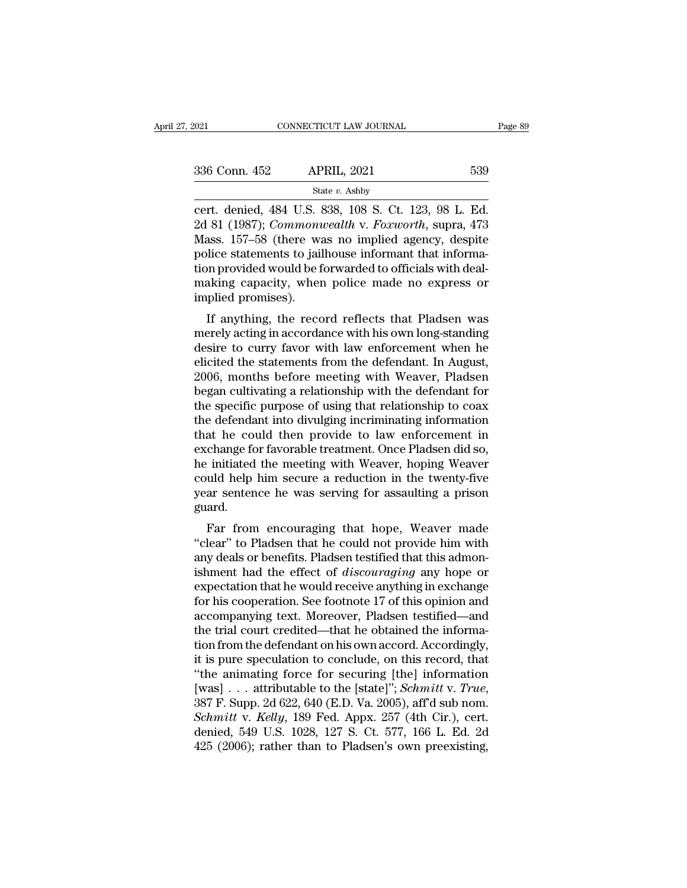cert. denied, 484 U.S. 838, 108 S. Ct. 123, 98 L. Ed. 2d 81 (1987); *Commonwealth* v. *Foxworth*, supra, 473 Mass. 157–58 (there was no implied agency, despite police statements to jailhouse informant that information provided would be forwarded to officials with dealmaking capacity, when police made no express or implied promises).

If anything, the record reflects that Pladsen was merely acting in accordance with his own long-standing desire to curry favor with law enforcement when he elicited the statements from the defendant. In August, 2006, months before meeting with Weaver, Pladsen began cultivating a relationship with the defendant for the specific purpose of using that relationship to coax the defendant into divulging incriminating information that he could then provide to law enforcement in exchange for favorable treatment. Once Pladsen did so, he initiated the meeting with Weaver, hoping Weaver could help him secure a reduction in the twenty-five year sentence he was serving for assaulting a prison guard.

Far from encouraging that hope, Weaver made "clear" to Pladsen that he could not provide him with any deals or benefits. Pladsen testified that this admonishment had the effect of *discouraging* any hope or expectation that he would receive anything in exchange for his cooperation. See footnote 17 of this opinion and accompanying text. Moreover, Pladsen testified—and the trial court credited—that he obtained the information from the defendant on his own accord. Accordingly, it is pure speculation to conclude, on this record, that "the animating force for securing [the] information [was] . . . attributable to the [state]"; *Schmitt* v. *True*, 387 F. Supp. 2d 622, 640 (E.D. Va. 2005), aff'd sub nom. *Schmitt* v. *Kelly*, 189 Fed. Appx. 257 (4th Cir.), cert. denied, 549 U.S. 1028, 127 S. Ct. 577, 166 L. Ed. 2d 425 (2006); rather than to Pladsen's own preexisting,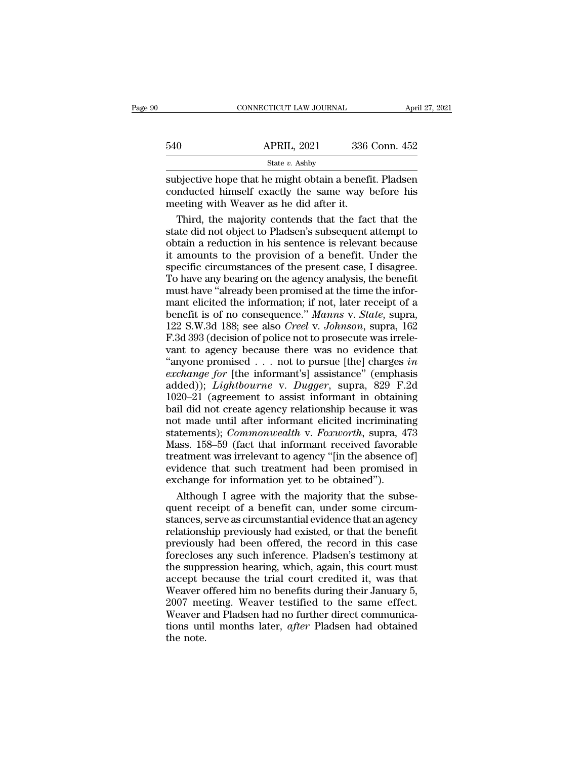subjective hope that he might obtain a benefit. Pladsen conducted himself exactly the same way before his meeting with Weaver as he did after it.

Third, the majority contends that the fact that the state did not object to Pladsen's subsequent attempt to obtain a reduction in his sentence is relevant because it amounts to the provision of a benefit. Under the specific circumstances of the present case, I disagree. To have any bearing on the agency analysis, the benefit must have "already been promised at the time the informant elicited the information; if not, later receipt of a benefit is of no consequence." *Manns* v. *State*, supra, 122 S.W.3d 188; see also *Creel* v. *Johnson*, supra, 162 F.3d 393 (decision of police not to prosecute was irrelevant to agency because there was no evidence that "anyone promised . . . not to pursue [the] charges *in exchange for* [the informant's] assistance" (emphasis added)); *Lightbourne* v. *Dugger*, supra, 829 F.2d 1020–21 (agreement to assist informant in obtaining bail did not create agency relationship because it was not made until after informant elicited incriminating statements); *Commonwealth* v. *Foxworth*, supra, 473 Mass. 158–59 (fact that informant received favorable treatment was irrelevant to agency "[in the absence of] evidence that such treatment had been promised in exchange for information yet to be obtained").

Although I agree with the majority that the subsequent receipt of a benefit can, under some circumstances, serve as circumstantial evidence that an agency relationship previously had existed, or that the benefit previously had been offered, the record in this case forecloses any such inference. Pladsen's testimony at the suppression hearing, which, again, this court must accept because the trial court credited it, was that Weaver offered him no benefits during their January 5, 2007 meeting. Weaver testified to the same effect. Weaver and Pladsen had no further direct communications until months later, *after* Pladsen had obtained the note.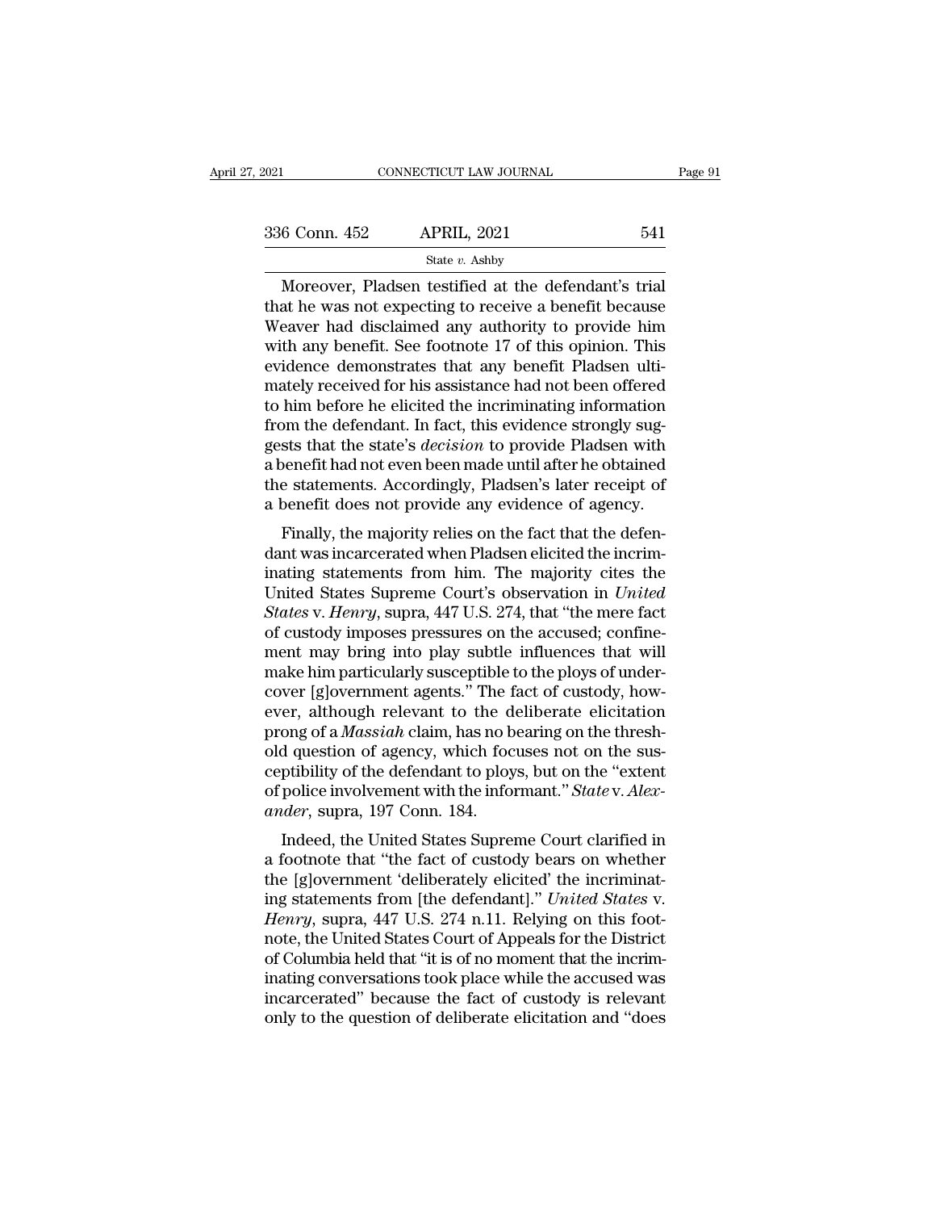Moreover, Pladsen testified at the defendant's trial that he was not expecting to receive a benefit because Weaver had disclaimed any authority to provide him with any benefit. See footnote 17 of this opinion. This evidence demonstrates that any benefit Pladsen ultimately received for his assistance had not been offered to him before he elicited the incriminating information from the defendant. In fact, this evidence strongly suggests that the state's *decision* to provide Pladsen with a benefit had not even been made until after he obtained the statements. Accordingly, Pladsen's later receipt of a benefit does not provide any evidence of agency.

Finally, the majority relies on the fact that the defendant was incarcerated when Pladsen elicited the incriminating statements from him. The majority cites the United States Supreme Court's observation in *United States* v. *Henry*, supra, 447 U.S. 274, that "the mere fact of custody imposes pressures on the accused; confinement may bring into play subtle influences that will make him particularly susceptible to the ploys of undercover [g]overnment agents." The fact of custody, however, although relevant to the deliberate elicitation prong of a *Massiah* claim, has no bearing on the threshold question of agency, which focuses not on the susceptibility of the defendant to ploys, but on the "extent of police involvement with the informant." *State* v. *Alexander*, supra, 197 Conn. 184.

Indeed, the United States Supreme Court clarified in a footnote that "the fact of custody bears on whether the [g]overnment 'deliberately elicited' the incriminating statements from [the defendant]." *United States* v. *Henry*, supra, 447 U.S. 274 n.11. Relying on this footnote, the United States Court of Appeals for the District of Columbia held that "it is of no moment that the incriminating conversations took place while the accused was incarcerated" because the fact of custody is relevant only to the question of deliberate elicitation and "does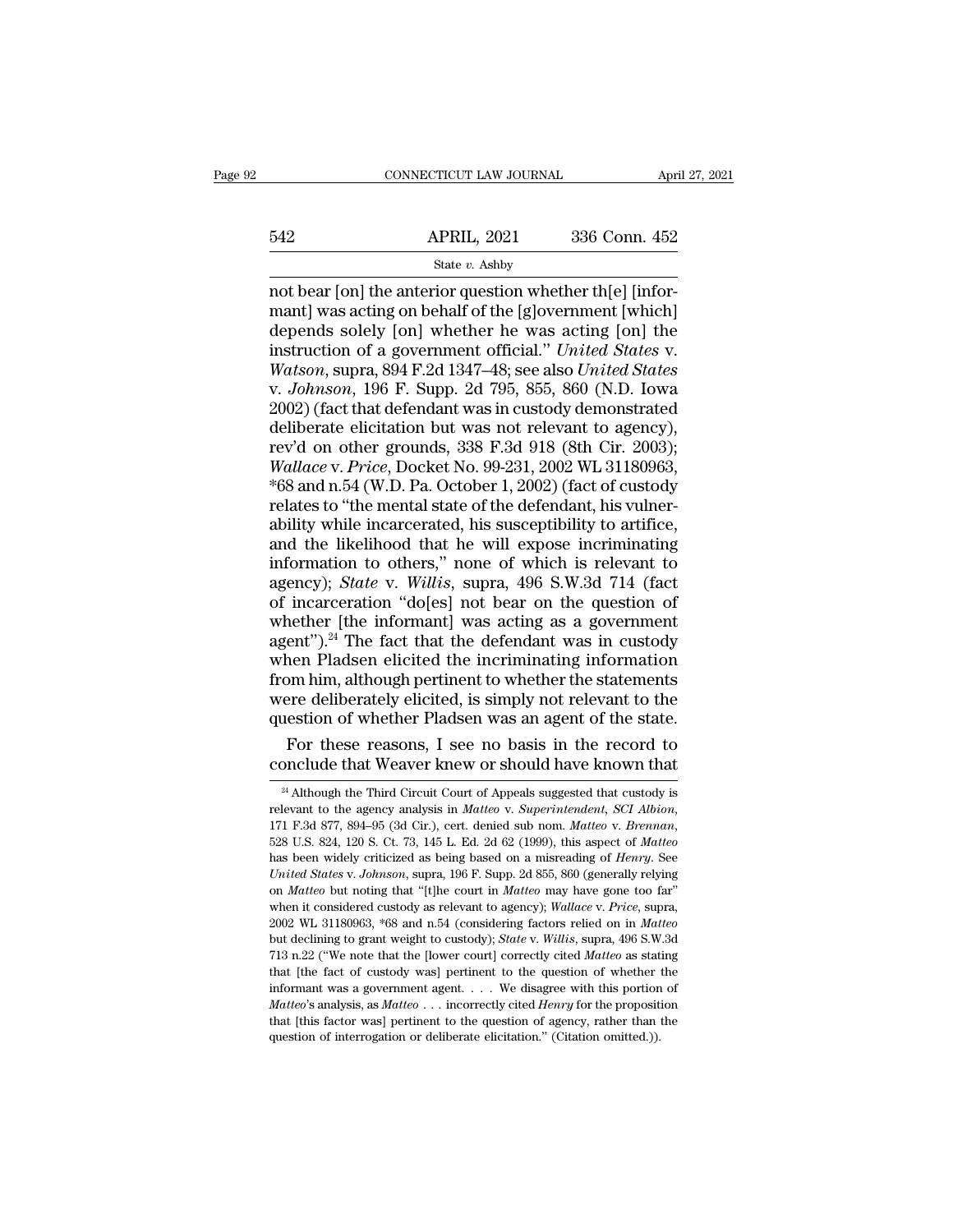not bear [on] the anterior question whether th[e] [informant] was acting on behalf of the [g]overnment [which] depends solely [on] whether he was acting [on] the instruction of a government official." *United States* v. *Watson*, supra, 894 F.2d 1347–48; see also *United States* v. *Johnson*, 196 F. Supp. 2d 795, 855, 860 (N.D. Iowa 2002) (fact that defendant was in custody demonstrated deliberate elicitation but was not relevant to agency), rev'd on other grounds, 338 F.3d 918 (8th Cir. 2003); *Wallace* v. *Price*, Docket No. 99-231, 2002 WL 31180963, *68 and n.54 (W.D. Pa. October 1, 2002) (fact of custody relates to "the mental state of the defendant, his vulnerability while incarcerated, his susceptibility to artifice, and the likelihood that he will expose incriminating information to others," none of which is relevant to agency); *State* v. *Willis*, supra, 496 S.W.3d 714 (fact of incarceration "do[es] not bear on the question of whether [the informant] was acting as a government agent").[24] The fact that the defendant was in custody when Pladsen elicited the incriminating information from him, although pertinent to whether the statements were deliberately elicited, is simply not relevant to the question of whether Pladsen was an agent of the state.

For these reasons, I see no basis in the record to conclude that Weaver knew or should have known that

---

[24] Although the Third Circuit Court of Appeals suggested that custody is relevant to the agency analysis in *Matteo* v. *Superintendent, SCI Albion*, 171 F.3d 877, 894–95 (3d Cir.), cert. denied sub nom. *Matteo* v. *Brennan*, 528 U.S. 824, 120 S. Ct. 73, 145 L. Ed. 2d 62 (1999), this aspect of *Matteo* has been widely criticized as being based on a misreading of *Henry*. See *United States* v. *Johnson*, supra, 196 F. Supp. 2d 855, 860 (generally relying on *Matteo* but noting that "[t]he court in *Matteo* may have gone too far" when it considered custody as relevant to agency); *Wallace* v. *Price*, supra, 2002 WL 31180963, *68 and n.54 (considering factors relied on in *Matteo* but declining to grant weight to custody); *State* v. *Willis*, supra, 496 S.W.3d 713 n.22 ("We note that the [lower court] correctly cited *Matteo* as stating that [the fact of custody was] pertinent to the question of whether the informant was a government agent. . . . We disagree with this portion of *Matteo*'s analysis, as *Matteo* . . . incorrectly cited *Henry* for the proposition that [this factor was] pertinent to the question of agency, rather than the question of interrogation or deliberate elicitation." (Citation omitted.)).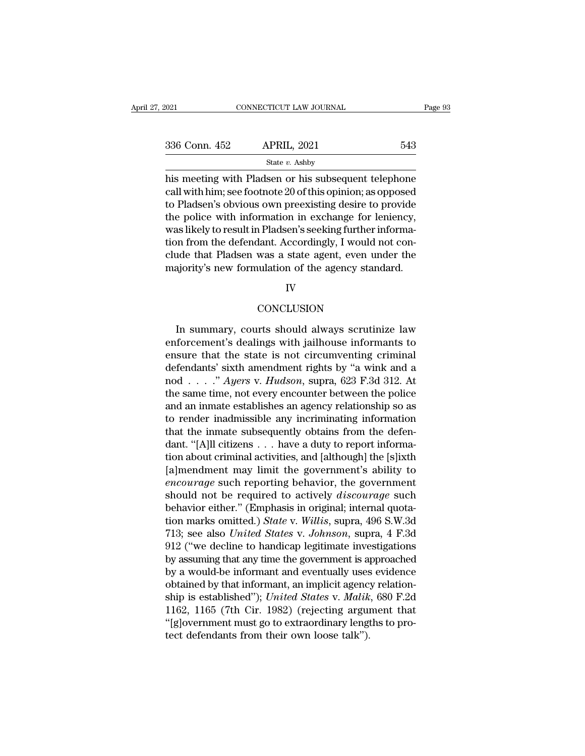his meeting with Pladsen or his subsequent telephone call with him; see footnote 20 of this opinion; as opposed to Pladsen's obvious own preexisting desire to provide the police with information in exchange for leniency, was likely to result in Pladsen's seeking further information from the defendant. Accordingly, I would not conclude that Pladsen was a state agent, even under the majority's new formulation of the agency standard.

## IV

## CONCLUSION

In summary, courts should always scrutinize law enforcement's dealings with jailhouse informants to ensure that the state is not circumventing criminal defendants' sixth amendment rights by "a wink and a nod . . . ." *Ayers* v. *Hudson*, supra, 623 F.3d 312. At the same time, not every encounter between the police and an inmate establishes an agency relationship so as to render inadmissible any incriminating information that the inmate subsequently obtains from the defendant. "[A]ll citizens . . . have a duty to report information about criminal activities, and [although] the [s]ixth [a]mendment may limit the government's ability to *encourage* such reporting behavior, the government should not be required to actively *discourage* such behavior either." (Emphasis in original; internal quotation marks omitted.) *State* v. *Willis*, supra, 496 S.W.3d 713; see also *United States* v. *Johnson*, supra, 4 F.3d 912 ("we decline to handicap legitimate investigations by assuming that any time the government is approached by a would-be informant and eventually uses evidence obtained by that informant, an implicit agency relationship is established"); *United States* v. *Malik*, 680 F.2d 1162, 1165 (7th Cir. 1982) (rejecting argument that "[g]overnment must go to extraordinary lengths to protect defendants from their own loose talk").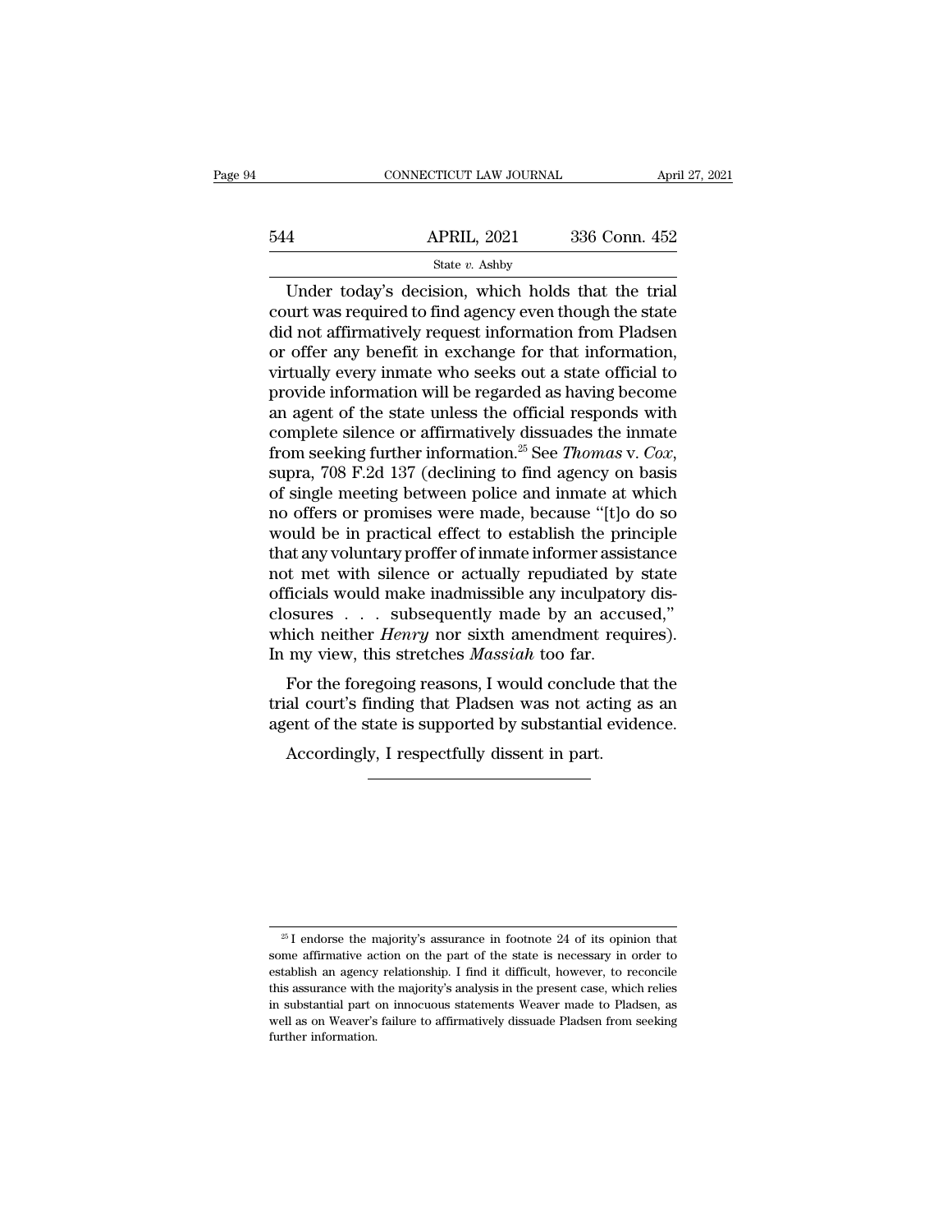Under today's decision, which holds that the trial court was required to find agency even though the state did not affirmatively request information from Pladsen or offer any benefit in exchange for that information, virtually every inmate who seeks out a state official to provide information will be regarded as having become an agent of the state unless the official responds with complete silence or affirmatively dissuades the inmate from seeking further information.[25] See *Thomas* v. *Cox*, supra, 708 F.2d 137 (declining to find agency on basis of single meeting between police and inmate at which no offers or promises were made, because "[t]o do so would be in practical effect to establish the principle that any voluntary proffer of inmate informer assistance not met with silence or actually repudiated by state officials would make inadmissible any inculpatory disclosures . . . subsequently made by an accused," which neither *Henry* nor sixth amendment requires). In my view, this stretches *Massiah* too far.

For the foregoing reasons, I would conclude that the trial court's finding that Pladsen was not acting as an agent of the state is supported by substantial evidence.

Accordingly, I respectfully dissent in part.

---

[25] I endorse the majority's assurance in footnote 24 of its opinion that some affirmative action on the part of the state is necessary in order to establish an agency relationship. I find it difficult, however, to reconcile this assurance with the majority's analysis in the present case, which relies in substantial part on innocuous statements Weaver made to Pladsen, as well as on Weaver's failure to affirmatively dissuade Pladsen from seeking further information.